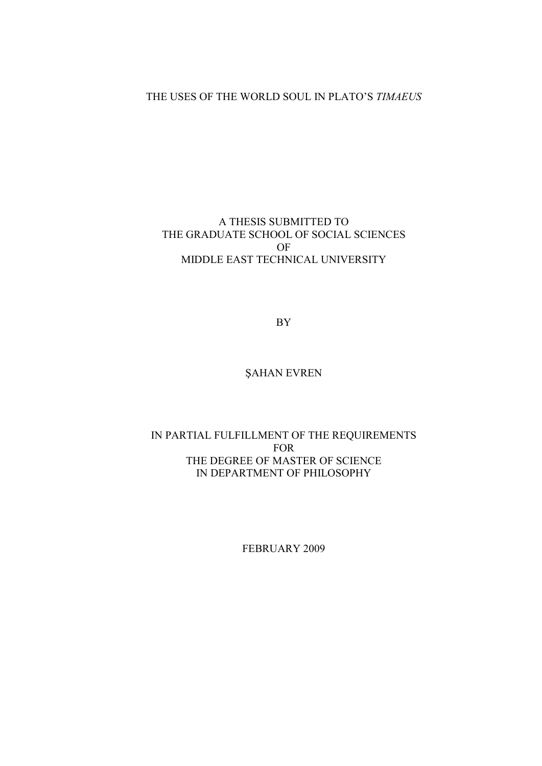# THE USES OF THE WORLD SOUL IN PLATO'S *TIMAEUS*

## A THESIS SUBMITTED TO THE GRADUATE SCHOOL OF SOCIAL SCIENCES OF MIDDLE EAST TECHNICAL UNIVERSITY

BY

# ŞAHAN EVREN

# IN PARTIAL FULFILLMENT OF THE REQUIREMENTS FOR THE DEGREE OF MASTER OF SCIENCE IN DEPARTMENT OF PHILOSOPHY

FEBRUARY 2009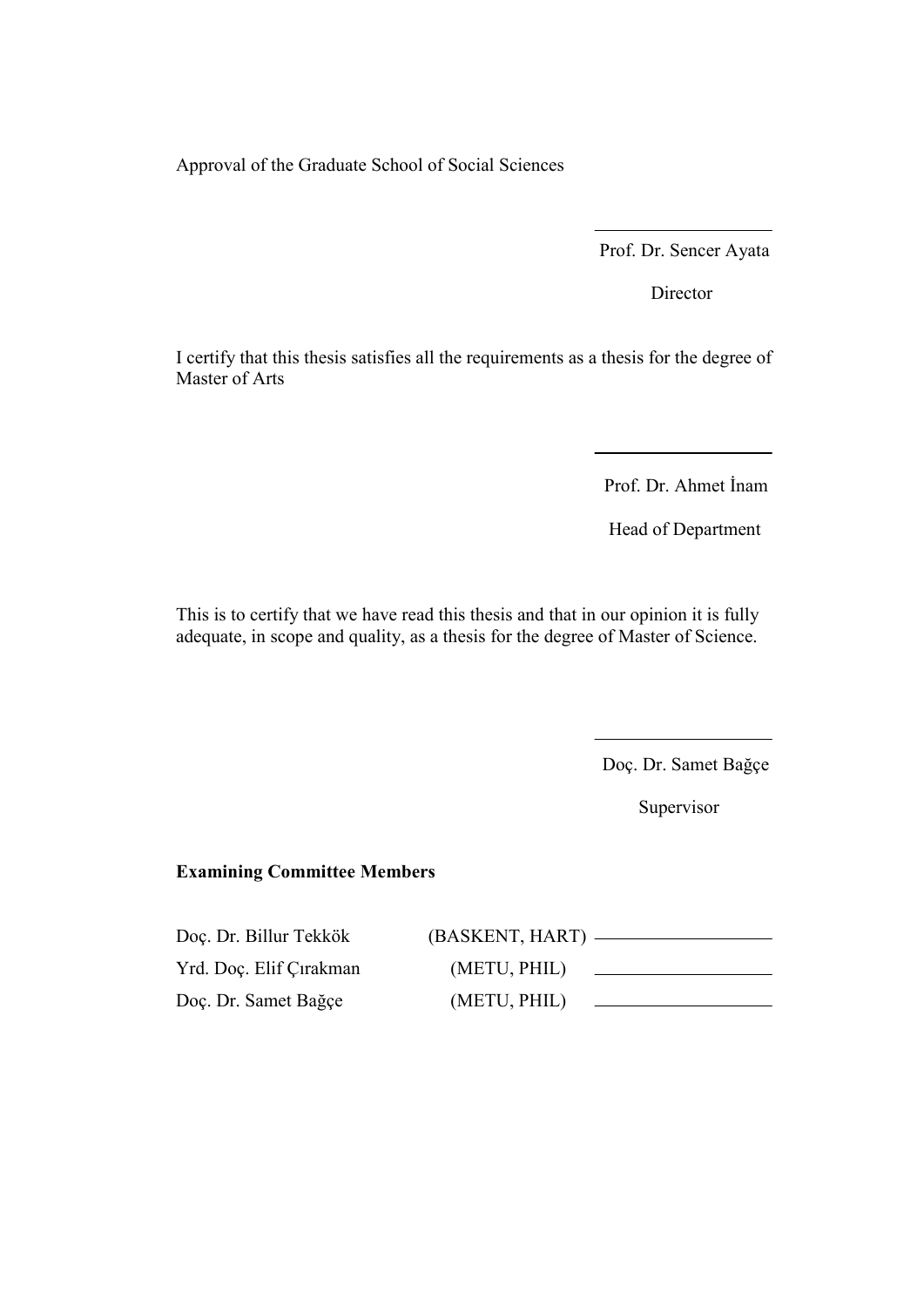Approval of the Graduate School of Social Sciences

Prof. Dr. Sencer Ayata

Director

I certify that this thesis satisfies all the requirements as a thesis for the degree of Master of Arts

Prof. Dr. Ahmet İnam

Head of Department

This is to certify that we have read this thesis and that in our opinion it is fully adequate, in scope and quality, as a thesis for the degree of Master of Science.

Doç. Dr. Samet Bağçe

Supervisor

## **Examining Committee Members**

| Doç. Dr. Billur Tekkök  | (BASKENT, HART) |
|-------------------------|-----------------|
| Yrd. Doç. Elif Çırakman | (METU, PHIL)    |
| Doç. Dr. Samet Bağçe    | (METU, PHIL)    |

| (BASKENT, HART) - |  |
|-------------------|--|
| (METU, PHIL)      |  |
| (METU, PHIL)      |  |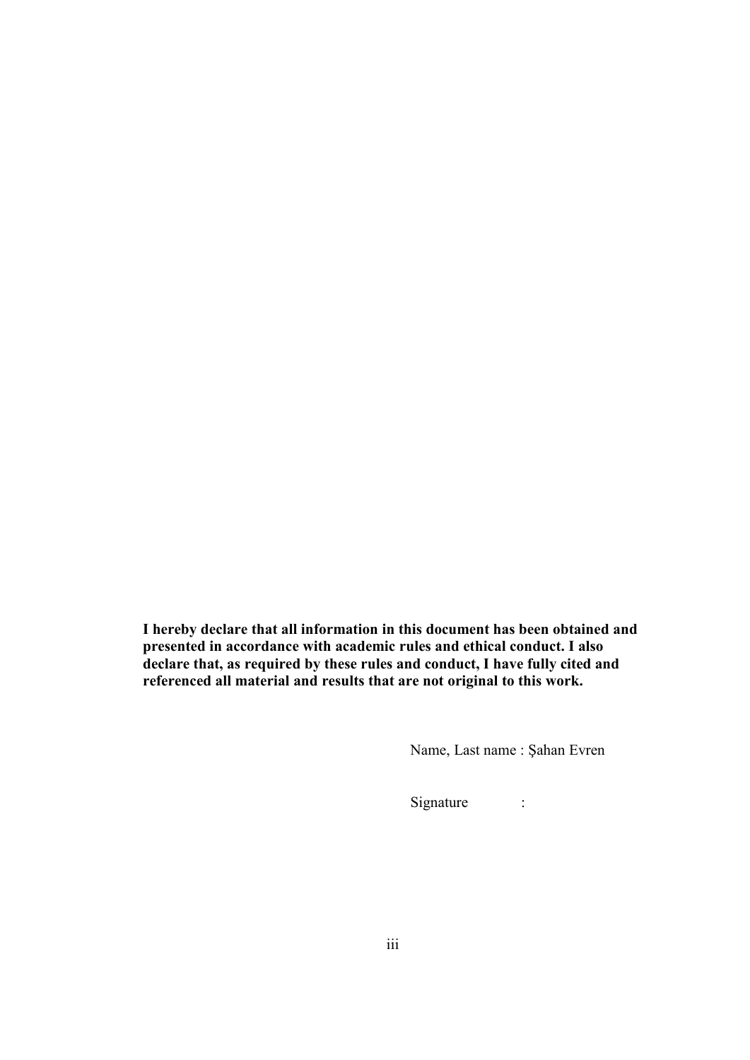**I hereby declare that all information in this document has been obtained and presented in accordance with academic rules and ethical conduct. I also declare that, as required by these rules and conduct, I have fully cited and referenced all material and results that are not original to this work.** 

Name, Last name : Şahan Evren

Signature :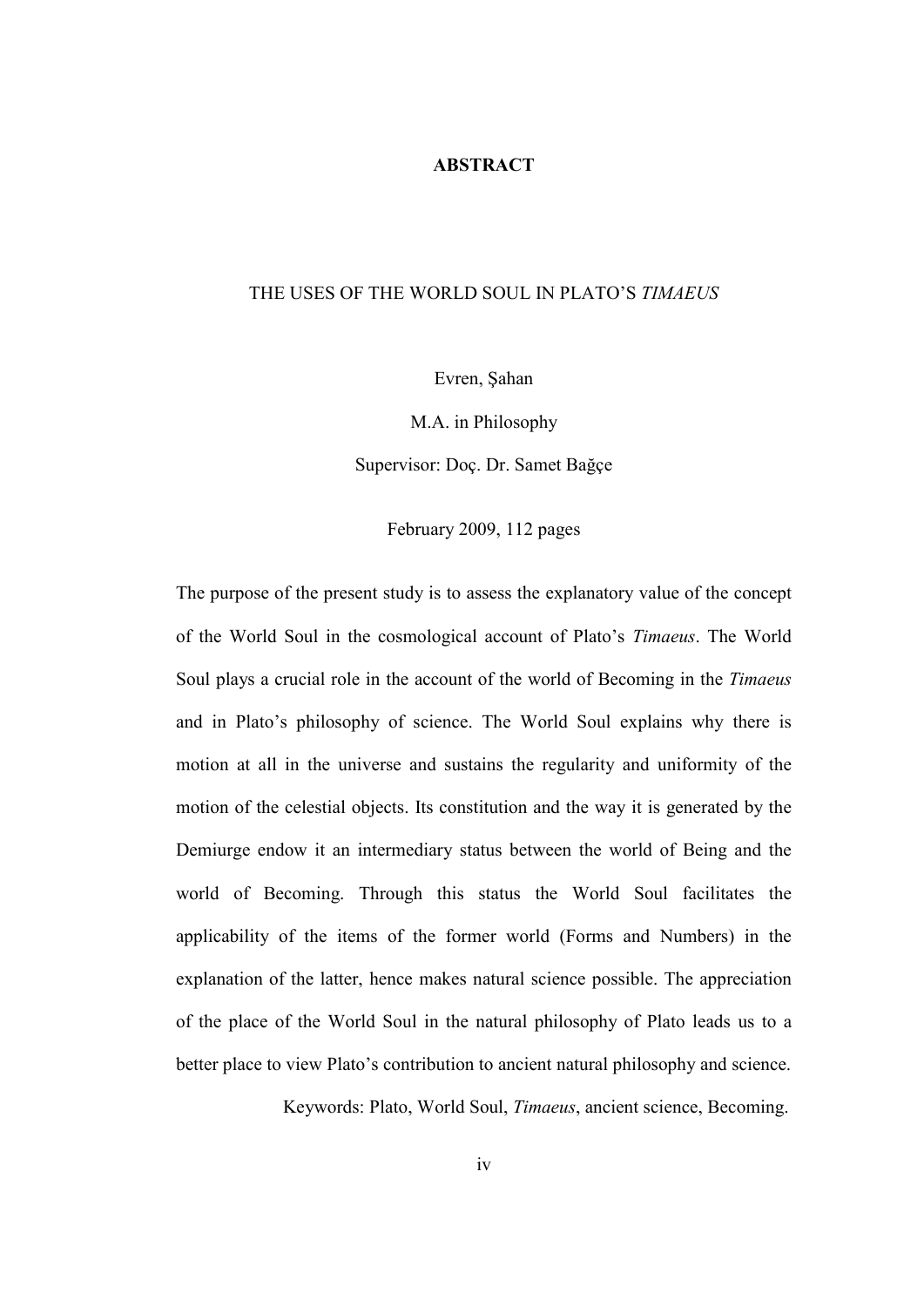## **ABSTRACT**

#### THE USES OF THE WORLD SOUL IN PLATO'S *TIMAEUS*

Evren, Şahan

M.A. in Philosophy

Supervisor: Doç. Dr. Samet Bağçe

February 2009, 112 pages

The purpose of the present study is to assess the explanatory value of the concept of the World Soul in the cosmological account of Plato's *Timaeus*. The World Soul plays a crucial role in the account of the world of Becoming in the *Timaeus* and in Plato's philosophy of science. The World Soul explains why there is motion at all in the universe and sustains the regularity and uniformity of the motion of the celestial objects. Its constitution and the way it is generated by the Demiurge endow it an intermediary status between the world of Being and the world of Becoming. Through this status the World Soul facilitates the applicability of the items of the former world (Forms and Numbers) in the explanation of the latter, hence makes natural science possible. The appreciation of the place of the World Soul in the natural philosophy of Plato leads us to a better place to view Plato's contribution to ancient natural philosophy and science.

Keywords: Plato, World Soul, *Timaeus*, ancient science, Becoming.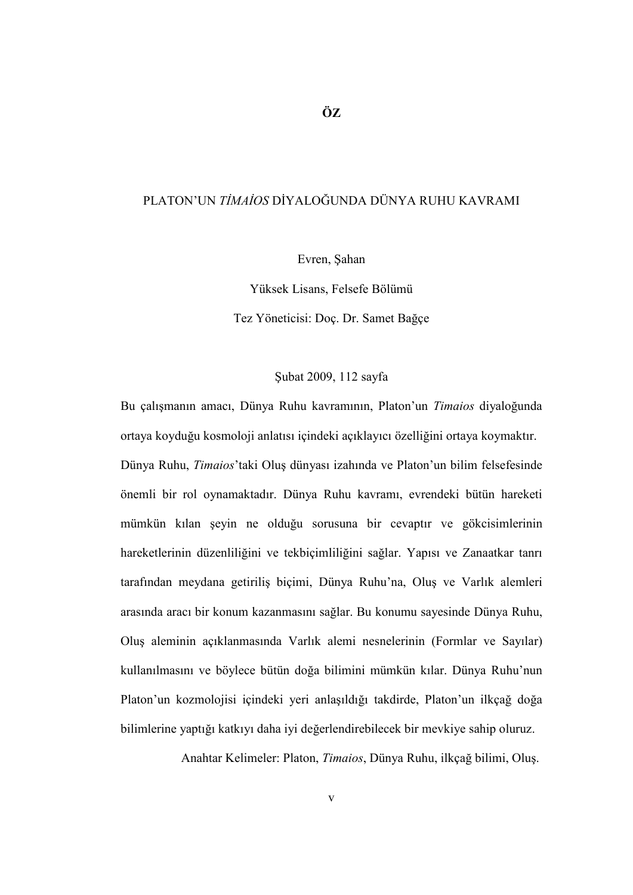## PLATON'UN *TİMAİOS* DİYALOĞUNDA DÜNYA RUHU KAVRAMI

Evren, Şahan

Yüksek Lisans, Felsefe Bölümü Tez Yöneticisi: Doç. Dr. Samet Bağçe

#### Şubat 2009, 112 sayfa

Bu çalışmanın amacı, Dünya Ruhu kavramının, Platon'un *Timaios* diyaloğunda ortaya koyduğu kosmoloji anlatısı içindeki açıklayıcı özelliğini ortaya koymaktır. Dünya Ruhu, *Timaios*'taki Oluş dünyası izahında ve Platon'un bilim felsefesinde önemli bir rol oynamaktadır. Dünya Ruhu kavramı, evrendeki bütün hareketi mümkün kılan şeyin ne olduğu sorusuna bir cevaptır ve gökcisimlerinin hareketlerinin düzenliliğini ve tekbiçimliliğini sağlar. Yapısı ve Zanaatkar tanrı tarafından meydana getiriliş biçimi, Dünya Ruhu'na, Oluş ve Varlık alemleri arasında aracı bir konum kazanmasını sağlar. Bu konumu sayesinde Dünya Ruhu, Oluş aleminin açıklanmasında Varlık alemi nesnelerinin (Formlar ve Sayılar) kullanılmasını ve böylece bütün doğa bilimini mümkün kılar. Dünya Ruhu'nun Platon'un kozmolojisi içindeki yeri anlaşıldığı takdirde, Platon'un ilkçağ doğa bilimlerine yaptığı katkıyı daha iyi değerlendirebilecek bir mevkiye sahip oluruz.

Anahtar Kelimeler: Platon, *Timaios*, Dünya Ruhu, ilkçağ bilimi, Oluş.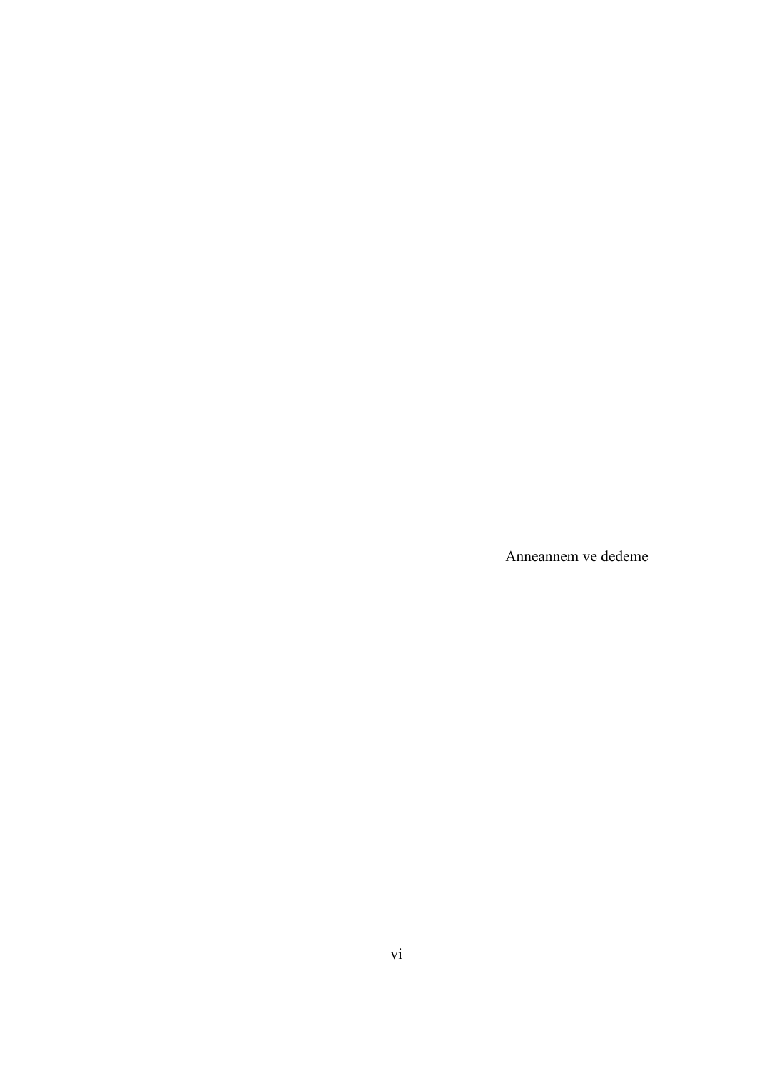Anneannem ve dedeme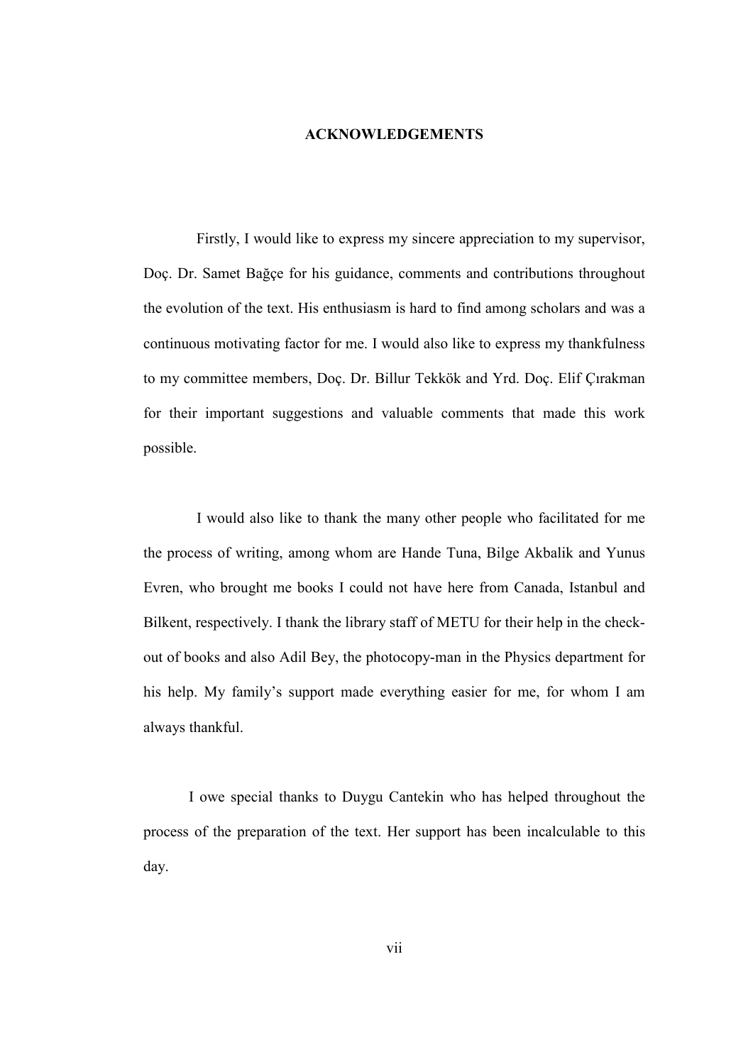### **ACKNOWLEDGEMENTS**

 Firstly, I would like to express my sincere appreciation to my supervisor, Doç. Dr. Samet Bağçe for his guidance, comments and contributions throughout the evolution of the text. His enthusiasm is hard to find among scholars and was a continuous motivating factor for me. I would also like to express my thankfulness to my committee members, Doç. Dr. Billur Tekkök and Yrd. Doç. Elif Çırakman for their important suggestions and valuable comments that made this work possible.

 I would also like to thank the many other people who facilitated for me the process of writing, among whom are Hande Tuna, Bilge Akbalik and Yunus Evren, who brought me books I could not have here from Canada, Istanbul and Bilkent, respectively. I thank the library staff of METU for their help in the checkout of books and also Adil Bey, the photocopy-man in the Physics department for his help. My family's support made everything easier for me, for whom I am always thankful.

I owe special thanks to Duygu Cantekin who has helped throughout the process of the preparation of the text. Her support has been incalculable to this day.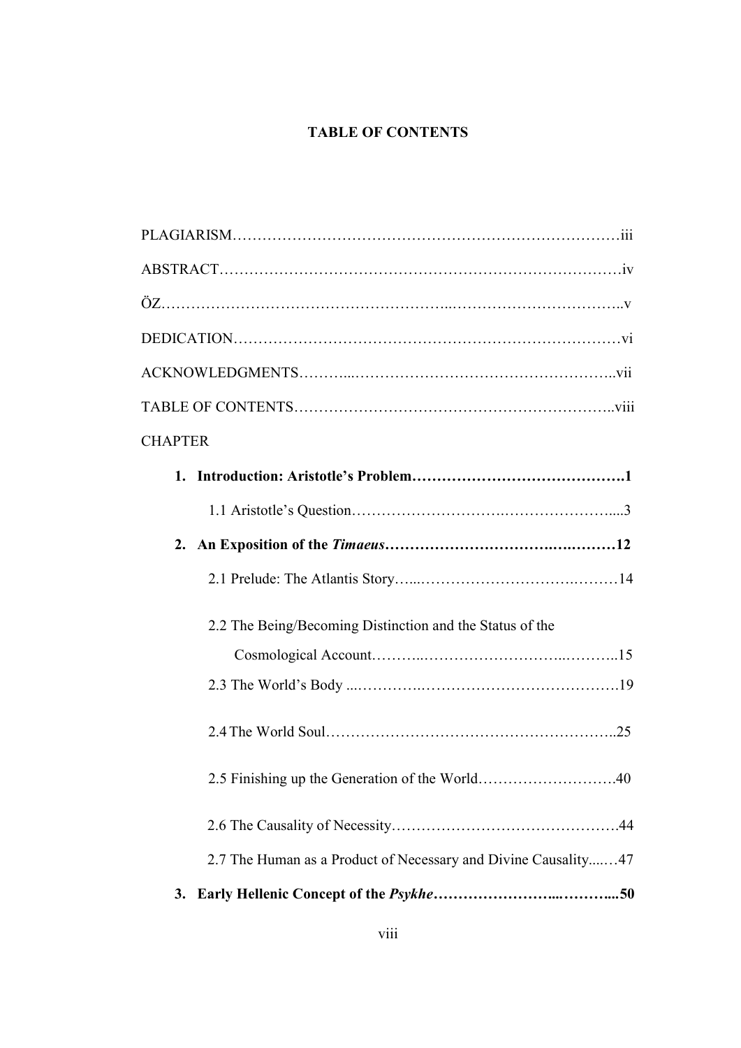# **TABLE OF CONTENTS**

| <b>CHAPTER</b>                                                 |
|----------------------------------------------------------------|
|                                                                |
|                                                                |
|                                                                |
|                                                                |
| 2.2 The Being/Becoming Distinction and the Status of the       |
|                                                                |
|                                                                |
|                                                                |
| 2.5 Finishing up the Generation of the World<br>. 40           |
|                                                                |
| 2.7 The Human as a Product of Necessary and Divine Causality47 |
|                                                                |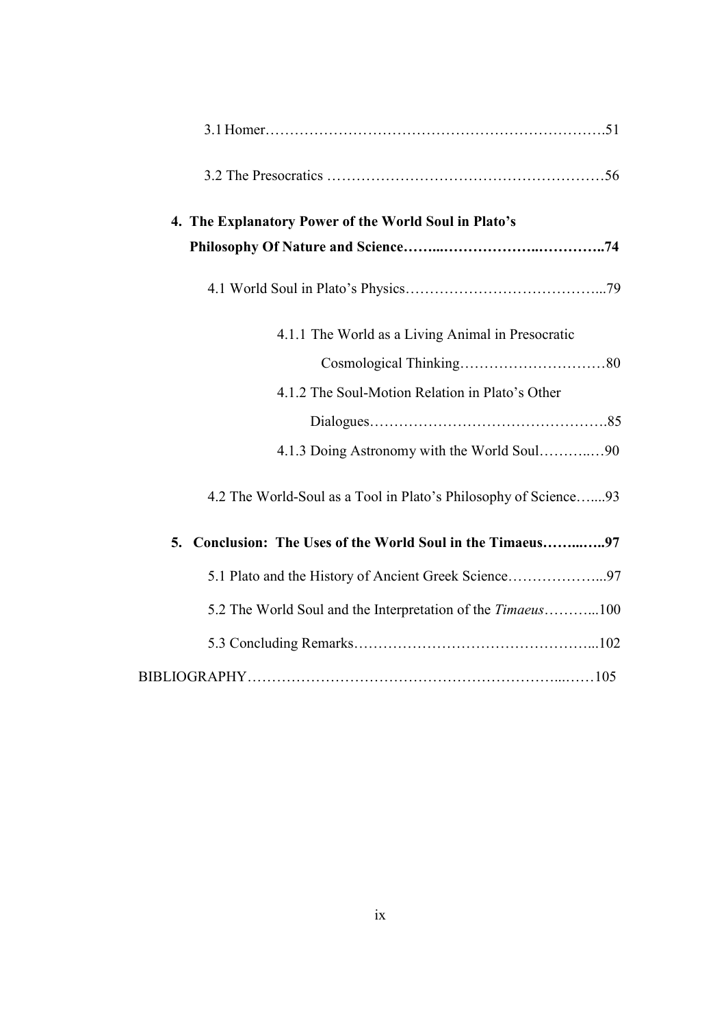| 4. The Explanatory Power of the World Soul in Plato's           |
|-----------------------------------------------------------------|
|                                                                 |
|                                                                 |
| 4.1.1 The World as a Living Animal in Presocratic               |
|                                                                 |
| 4.1.2 The Soul-Motion Relation in Plato's Other                 |
|                                                                 |
|                                                                 |
| 4.2 The World-Soul as a Tool in Plato's Philosophy of Science93 |
| 5. Conclusion: The Uses of the World Soul in the Timaeus97      |
| 5.1 Plato and the History of Ancient Greek Science97            |
| 5.2 The World Soul and the Interpretation of the Timaeus100     |
|                                                                 |
|                                                                 |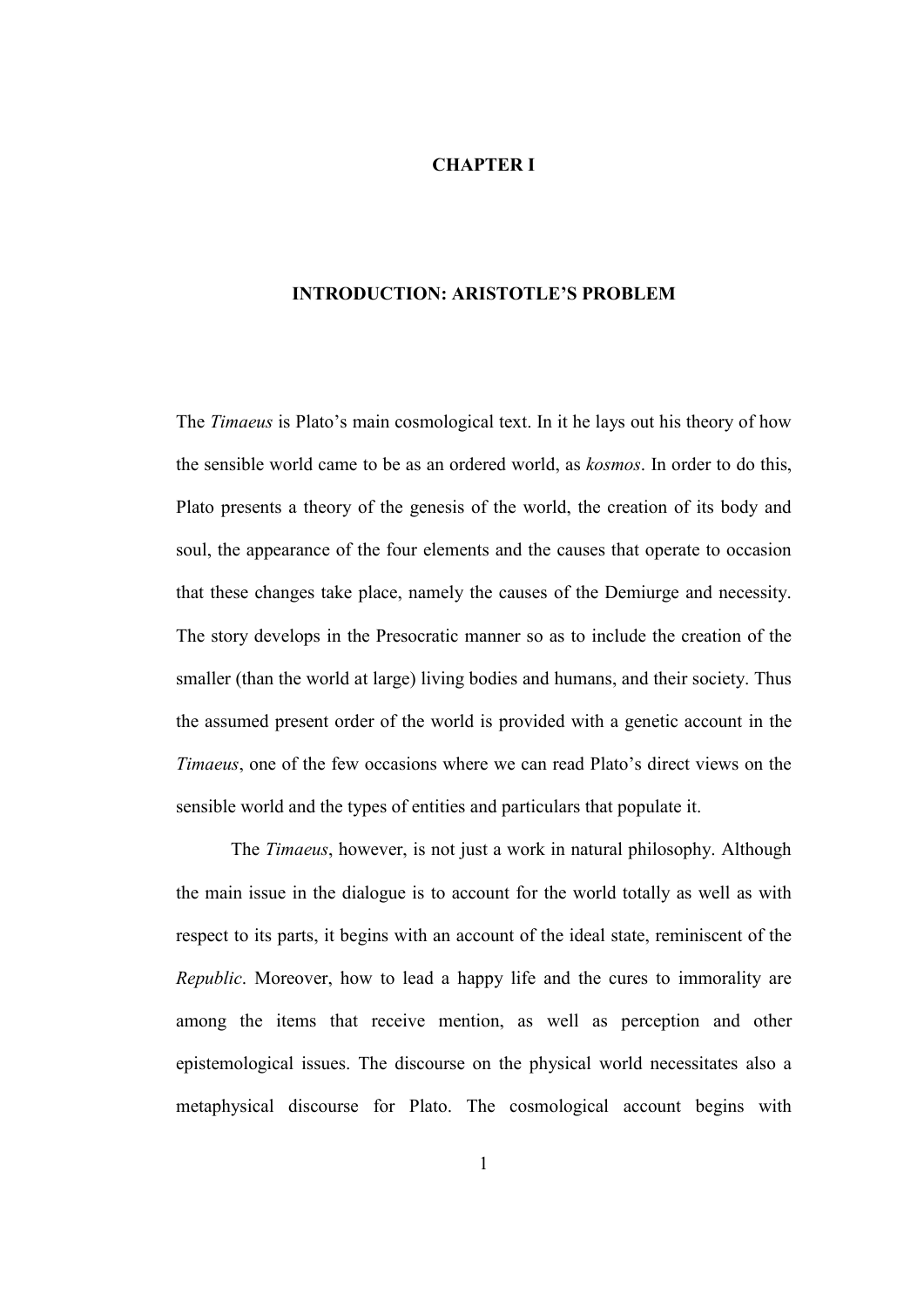## **CHAPTER I**

#### **INTRODUCTION: ARISTOTLE'S PROBLEM**

The *Timaeus* is Plato's main cosmological text. In it he lays out his theory of how the sensible world came to be as an ordered world, as *kosmos*. In order to do this, Plato presents a theory of the genesis of the world, the creation of its body and soul, the appearance of the four elements and the causes that operate to occasion that these changes take place, namely the causes of the Demiurge and necessity. The story develops in the Presocratic manner so as to include the creation of the smaller (than the world at large) living bodies and humans, and their society. Thus the assumed present order of the world is provided with a genetic account in the *Timaeus*, one of the few occasions where we can read Plato's direct views on the sensible world and the types of entities and particulars that populate it.

 The *Timaeus*, however, is not just a work in natural philosophy. Although the main issue in the dialogue is to account for the world totally as well as with respect to its parts, it begins with an account of the ideal state, reminiscent of the *Republic*. Moreover, how to lead a happy life and the cures to immorality are among the items that receive mention, as well as perception and other epistemological issues. The discourse on the physical world necessitates also a metaphysical discourse for Plato. The cosmological account begins with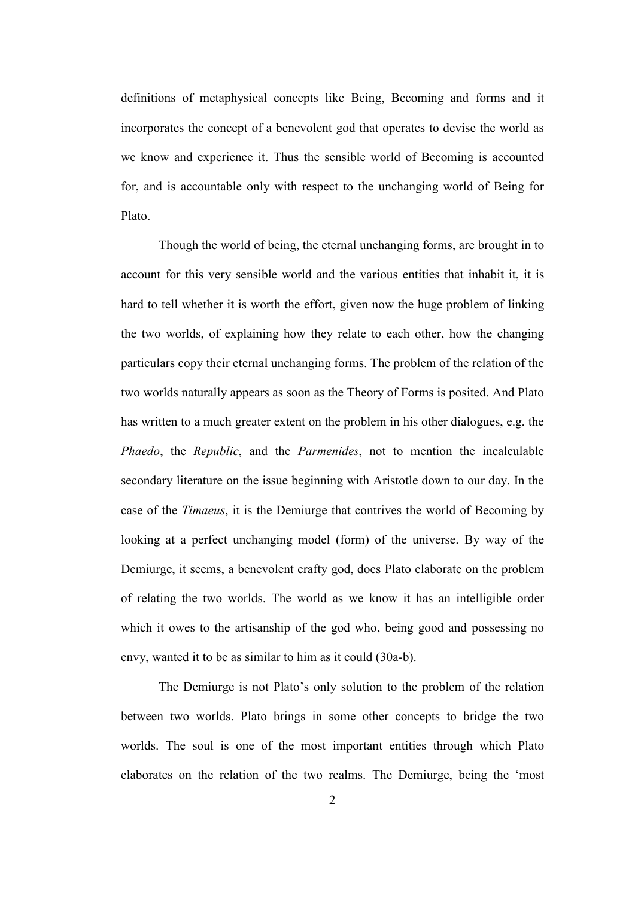definitions of metaphysical concepts like Being, Becoming and forms and it incorporates the concept of a benevolent god that operates to devise the world as we know and experience it. Thus the sensible world of Becoming is accounted for, and is accountable only with respect to the unchanging world of Being for Plato.

 Though the world of being, the eternal unchanging forms, are brought in to account for this very sensible world and the various entities that inhabit it, it is hard to tell whether it is worth the effort, given now the huge problem of linking the two worlds, of explaining how they relate to each other, how the changing particulars copy their eternal unchanging forms. The problem of the relation of the two worlds naturally appears as soon as the Theory of Forms is posited. And Plato has written to a much greater extent on the problem in his other dialogues, e.g. the *Phaedo*, the *Republic*, and the *Parmenides*, not to mention the incalculable secondary literature on the issue beginning with Aristotle down to our day. In the case of the *Timaeus*, it is the Demiurge that contrives the world of Becoming by looking at a perfect unchanging model (form) of the universe. By way of the Demiurge, it seems, a benevolent crafty god, does Plato elaborate on the problem of relating the two worlds. The world as we know it has an intelligible order which it owes to the artisanship of the god who, being good and possessing no envy, wanted it to be as similar to him as it could (30a-b).

 The Demiurge is not Plato's only solution to the problem of the relation between two worlds. Plato brings in some other concepts to bridge the two worlds. The soul is one of the most important entities through which Plato elaborates on the relation of the two realms. The Demiurge, being the 'most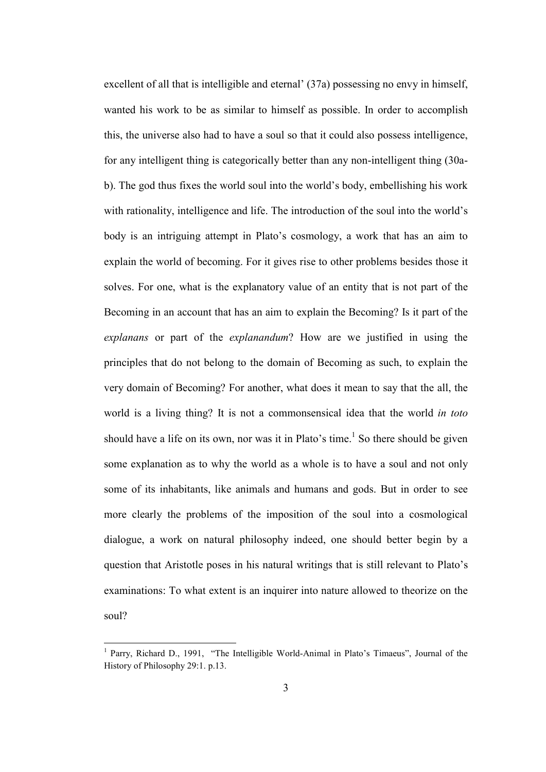excellent of all that is intelligible and eternal' (37a) possessing no envy in himself, wanted his work to be as similar to himself as possible. In order to accomplish this, the universe also had to have a soul so that it could also possess intelligence, for any intelligent thing is categorically better than any non-intelligent thing (30ab). The god thus fixes the world soul into the world's body, embellishing his work with rationality, intelligence and life. The introduction of the soul into the world's body is an intriguing attempt in Plato's cosmology, a work that has an aim to explain the world of becoming. For it gives rise to other problems besides those it solves. For one, what is the explanatory value of an entity that is not part of the Becoming in an account that has an aim to explain the Becoming? Is it part of the *explanans* or part of the *explanandum*? How are we justified in using the principles that do not belong to the domain of Becoming as such, to explain the very domain of Becoming? For another, what does it mean to say that the all, the world is a living thing? It is not a commonsensical idea that the world *in toto* should have a life on its own, nor was it in Plato's time.<sup>1</sup> So there should be given some explanation as to why the world as a whole is to have a soul and not only some of its inhabitants, like animals and humans and gods. But in order to see more clearly the problems of the imposition of the soul into a cosmological dialogue, a work on natural philosophy indeed, one should better begin by a question that Aristotle poses in his natural writings that is still relevant to Plato's examinations: To what extent is an inquirer into nature allowed to theorize on the soul?

 1 Parry, Richard D., 1991, "The Intelligible World-Animal in Plato's Timaeus", Journal of the History of Philosophy 29:1. p.13.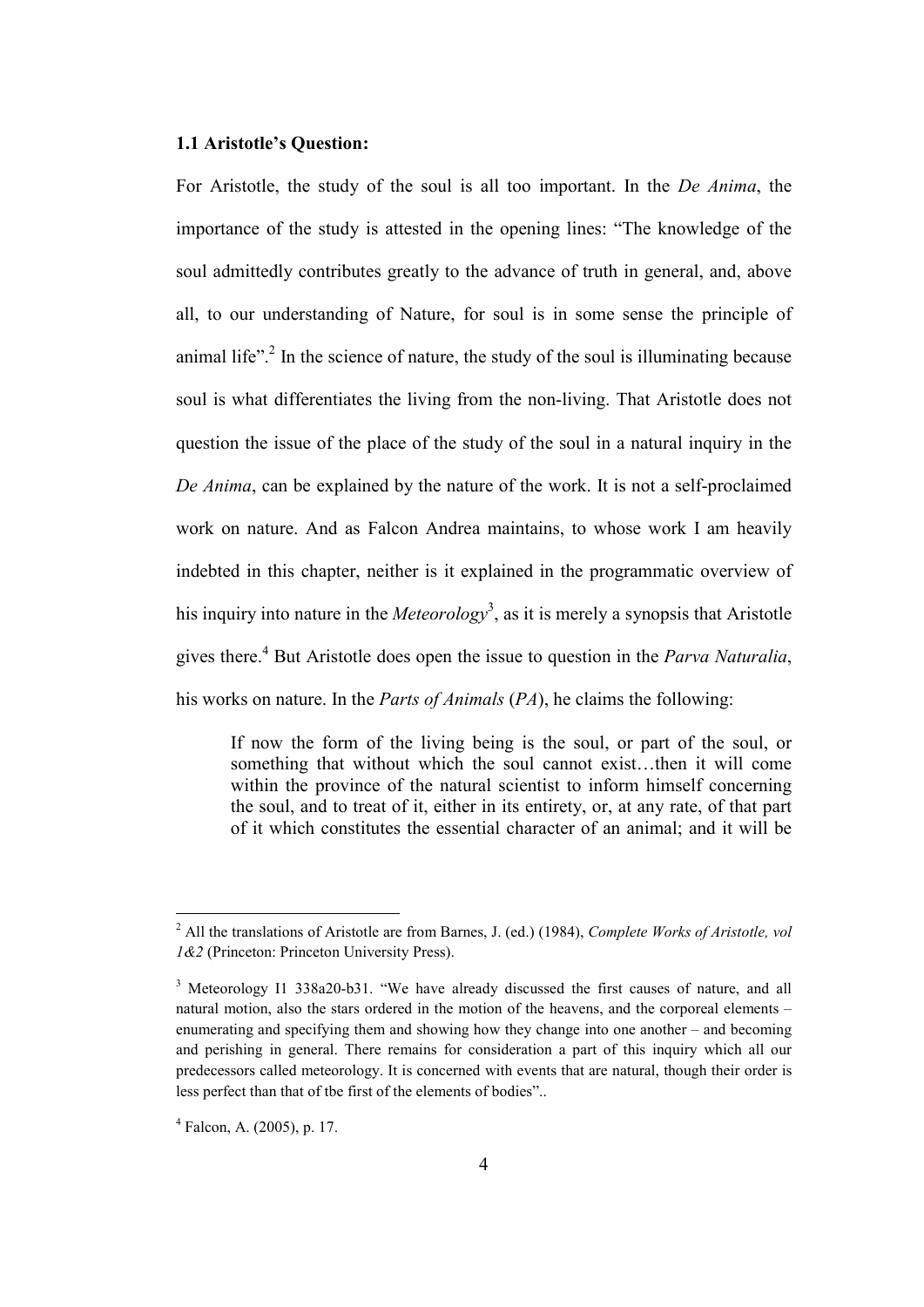#### **1.1 Aristotle's Question:**

For Aristotle, the study of the soul is all too important. In the *De Anima*, the importance of the study is attested in the opening lines: "The knowledge of the soul admittedly contributes greatly to the advance of truth in general, and, above all, to our understanding of Nature, for soul is in some sense the principle of animal life".<sup>2</sup> In the science of nature, the study of the soul is illuminating because soul is what differentiates the living from the non-living. That Aristotle does not question the issue of the place of the study of the soul in a natural inquiry in the *De Anima*, can be explained by the nature of the work. It is not a self-proclaimed work on nature. And as Falcon Andrea maintains, to whose work I am heavily indebted in this chapter, neither is it explained in the programmatic overview of his inquiry into nature in the *Meteorology*<sup>3</sup> , as it is merely a synopsis that Aristotle gives there.<sup>4</sup> But Aristotle does open the issue to question in the *Parva Naturalia*, his works on nature. In the *Parts of Animals* (*PA*), he claims the following:

If now the form of the living being is the soul, or part of the soul, or something that without which the soul cannot exist…then it will come within the province of the natural scientist to inform himself concerning the soul, and to treat of it, either in its entirety, or, at any rate, of that part of it which constitutes the essential character of an animal; and it will be

 2 All the translations of Aristotle are from Barnes, J. (ed.) (1984), *Complete Works of Aristotle, vol 1&2* (Princeton: Princeton University Press).

<sup>&</sup>lt;sup>3</sup> Meteorology I1 338a20-b31. "We have already discussed the first causes of nature, and all natural motion, also the stars ordered in the motion of the heavens, and the corporeal elements – enumerating and specifying them and showing how they change into one another – and becoming and perishing in general. There remains for consideration a part of this inquiry which all our predecessors called meteorology. It is concerned with events that are natural, though their order is less perfect than that of tbe first of the elements of bodies"..

<sup>4</sup> Falcon, A. (2005), p. 17.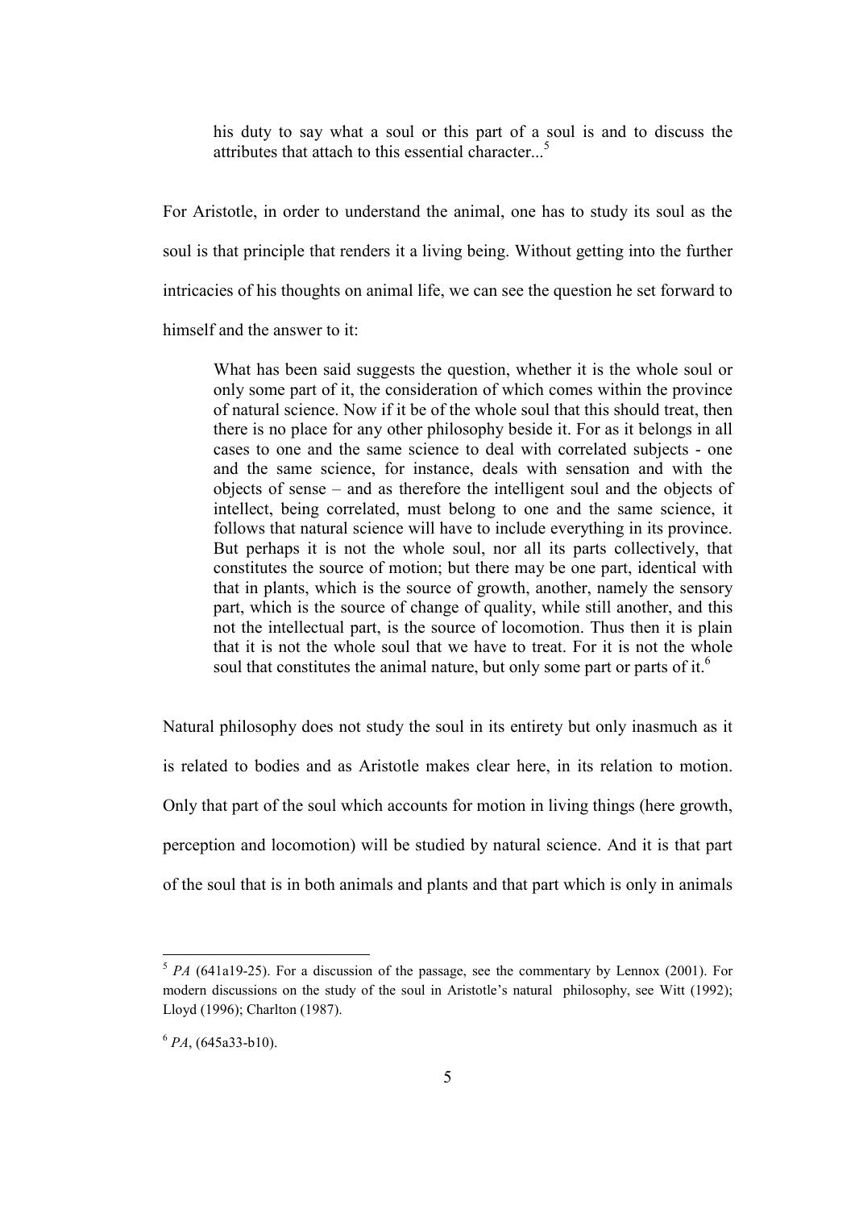his duty to say what a soul or this part of a soul is and to discuss the attributes that attach to this essential character...<sup>5</sup>

For Aristotle, in order to understand the animal, one has to study its soul as the soul is that principle that renders it a living being. Without getting into the further intricacies of his thoughts on animal life, we can see the question he set forward to himself and the answer to it:

What has been said suggests the question, whether it is the whole soul or only some part of it, the consideration of which comes within the province of natural science. Now if it be of the whole soul that this should treat, then there is no place for any other philosophy beside it. For as it belongs in all cases to one and the same science to deal with correlated subjects - one and the same science, for instance, deals with sensation and with the objects of sense – and as therefore the intelligent soul and the objects of intellect, being correlated, must belong to one and the same science, it follows that natural science will have to include everything in its province. But perhaps it is not the whole soul, nor all its parts collectively, that constitutes the source of motion; but there may be one part, identical with that in plants, which is the source of growth, another, namely the sensory part, which is the source of change of quality, while still another, and this not the intellectual part, is the source of locomotion. Thus then it is plain that it is not the whole soul that we have to treat. For it is not the whole soul that constitutes the animal nature, but only some part or parts of it.<sup>6</sup>

Natural philosophy does not study the soul in its entirety but only inasmuch as it is related to bodies and as Aristotle makes clear here, in its relation to motion. Only that part of the soul which accounts for motion in living things (here growth, perception and locomotion) will be studied by natural science. And it is that part of the soul that is in both animals and plants and that part which is only in animals

<sup>&</sup>lt;sup>5</sup> *PA* (641a19-25). For a discussion of the passage, see the commentary by Lennox (2001). For modern discussions on the study of the soul in Aristotle's natural philosophy, see Witt (1992); Lloyd (1996); Charlton (1987).

 $6$  *PA*, (645a33-b10).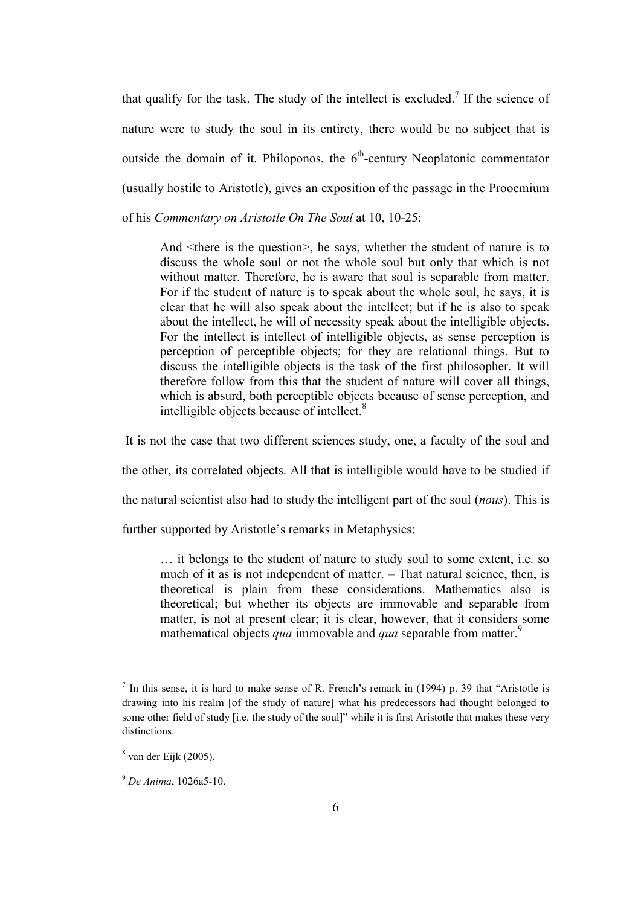that qualify for the task. The study of the intellect is excluded.<sup>7</sup> If the science of nature were to study the soul in its entirety, there would be no subject that is outside the domain of it. Philoponos, the  $6<sup>th</sup>$ -century Neoplatonic commentator (usually hostile to Aristotle), gives an exposition of the passage in the Prooemium of his *Commentary on Aristotle On The Soul* at 10, 10-25:

And <there is the question>, he says, whether the student of nature is to discuss the whole soul or not the whole soul but only that which is not without matter. Therefore, he is aware that soul is separable from matter. For if the student of nature is to speak about the whole soul, he says, it is clear that he will also speak about the intellect; but if he is also to speak about the intellect, he will of necessity speak about the intelligible objects. For the intellect is intellect of intelligible objects, as sense perception is perception of perceptible objects; for they are relational things. But to discuss the intelligible objects is the task of the first philosopher. It will therefore follow from this that the student of nature will cover all things, which is absurd, both perceptible objects because of sense perception, and intelligible objects because of intellect.<sup>8</sup>

It is not the case that two different sciences study, one, a faculty of the soul and

the other, its correlated objects. All that is intelligible would have to be studied if

the natural scientist also had to study the intelligent part of the soul (*nous*). This is

further supported by Aristotle's remarks in Metaphysics:

… it belongs to the student of nature to study soul to some extent, i.e. so much of it as is not independent of matter. – That natural science, then, is theoretical is plain from these considerations. Mathematics also is theoretical; but whether its objects are immovable and separable from matter, is not at present clear; it is clear, however, that it considers some mathematical objects *qua* immovable and *qua* separable from matter.<sup>9</sup>

<sup>&</sup>lt;sup>7</sup> In this sense, it is hard to make sense of R. French's remark in (1994) p. 39 that "Aristotle is drawing into his realm [of the study of nature] what his predecessors had thought belonged to some other field of study [i.e. the study of the soul]" while it is first Aristotle that makes these very distinctions.

 $8$  van der Eijk (2005).

<sup>9</sup> *De Anima*, 1026a5-10.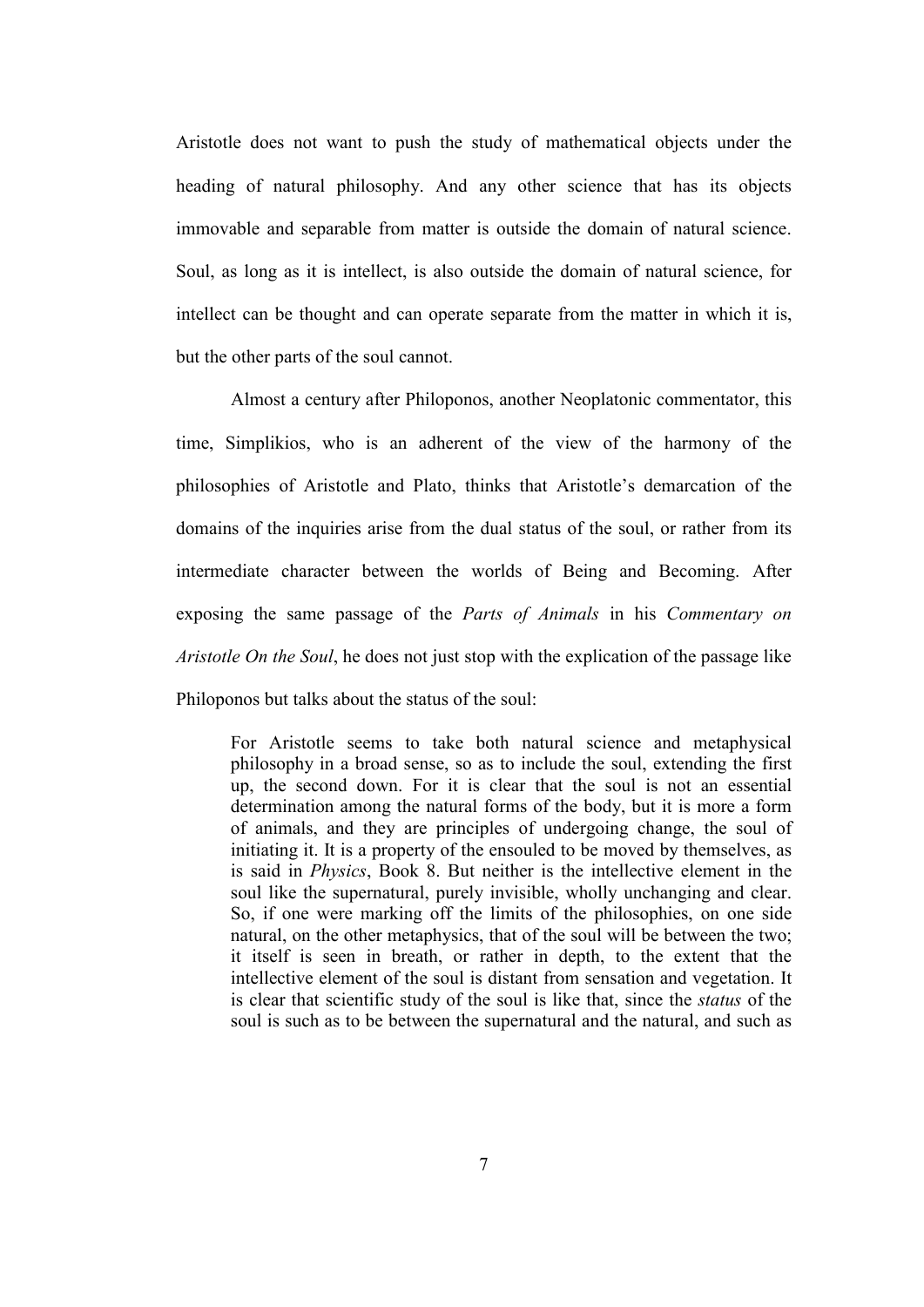Aristotle does not want to push the study of mathematical objects under the heading of natural philosophy. And any other science that has its objects immovable and separable from matter is outside the domain of natural science. Soul, as long as it is intellect, is also outside the domain of natural science, for intellect can be thought and can operate separate from the matter in which it is, but the other parts of the soul cannot.

 Almost a century after Philoponos, another Neoplatonic commentator, this time, Simplikios, who is an adherent of the view of the harmony of the philosophies of Aristotle and Plato, thinks that Aristotle's demarcation of the domains of the inquiries arise from the dual status of the soul, or rather from its intermediate character between the worlds of Being and Becoming. After exposing the same passage of the *Parts of Animals* in his *Commentary on Aristotle On the Soul*, he does not just stop with the explication of the passage like Philoponos but talks about the status of the soul:

For Aristotle seems to take both natural science and metaphysical philosophy in a broad sense, so as to include the soul, extending the first up, the second down. For it is clear that the soul is not an essential determination among the natural forms of the body, but it is more a form of animals, and they are principles of undergoing change, the soul of initiating it. It is a property of the ensouled to be moved by themselves, as is said in *Physics*, Book 8. But neither is the intellective element in the soul like the supernatural, purely invisible, wholly unchanging and clear. So, if one were marking off the limits of the philosophies, on one side natural, on the other metaphysics, that of the soul will be between the two; it itself is seen in breath, or rather in depth, to the extent that the intellective element of the soul is distant from sensation and vegetation. It is clear that scientific study of the soul is like that, since the *status* of the soul is such as to be between the supernatural and the natural, and such as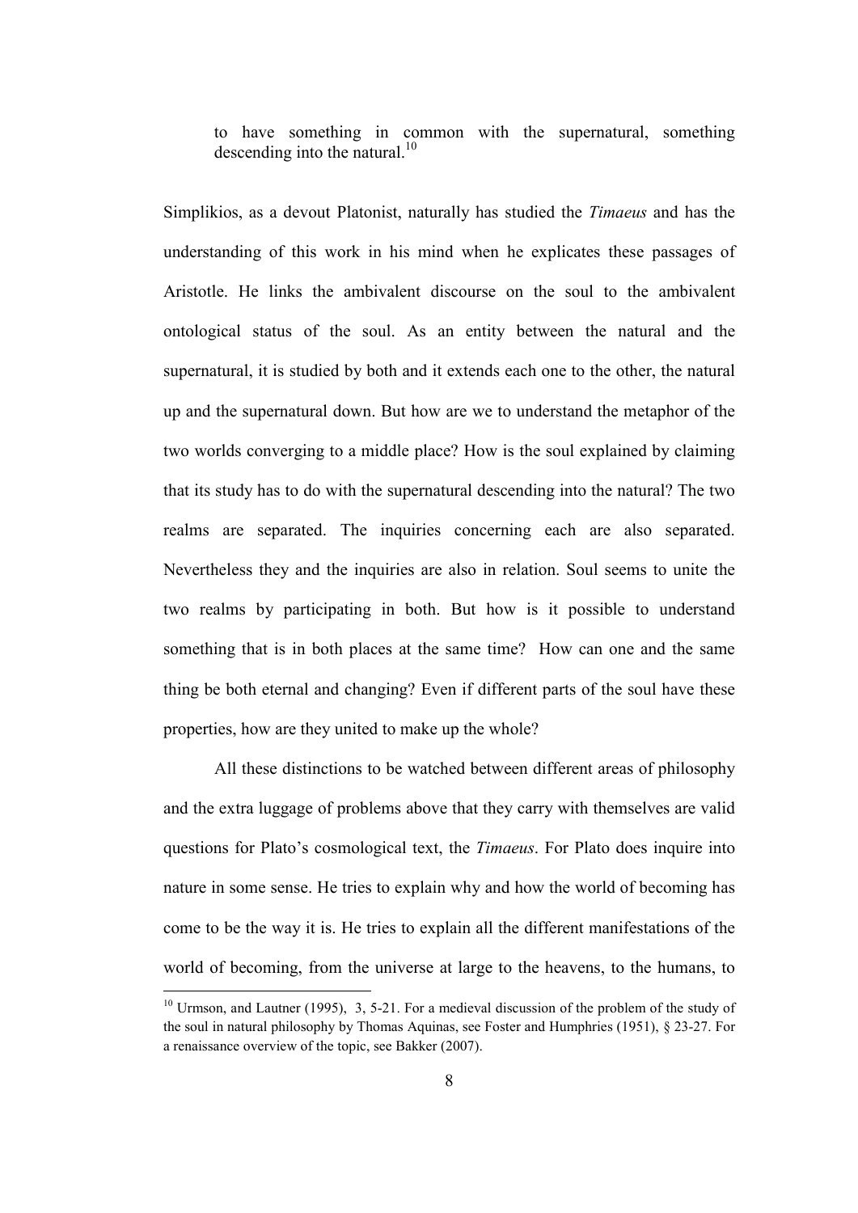to have something in common with the supernatural, something descending into the natural. $^{10}$ 

Simplikios, as a devout Platonist, naturally has studied the *Timaeus* and has the understanding of this work in his mind when he explicates these passages of Aristotle. He links the ambivalent discourse on the soul to the ambivalent ontological status of the soul. As an entity between the natural and the supernatural, it is studied by both and it extends each one to the other, the natural up and the supernatural down. But how are we to understand the metaphor of the two worlds converging to a middle place? How is the soul explained by claiming that its study has to do with the supernatural descending into the natural? The two realms are separated. The inquiries concerning each are also separated. Nevertheless they and the inquiries are also in relation. Soul seems to unite the two realms by participating in both. But how is it possible to understand something that is in both places at the same time? How can one and the same thing be both eternal and changing? Even if different parts of the soul have these properties, how are they united to make up the whole?

 All these distinctions to be watched between different areas of philosophy and the extra luggage of problems above that they carry with themselves are valid questions for Plato's cosmological text, the *Timaeus*. For Plato does inquire into nature in some sense. He tries to explain why and how the world of becoming has come to be the way it is. He tries to explain all the different manifestations of the world of becoming, from the universe at large to the heavens, to the humans, to

<sup>&</sup>lt;sup>10</sup> Urmson, and Lautner (1995), 3, 5-21. For a medieval discussion of the problem of the study of the soul in natural philosophy by Thomas Aquinas, see Foster and Humphries (1951), § 23-27. For a renaissance overview of the topic, see Bakker (2007).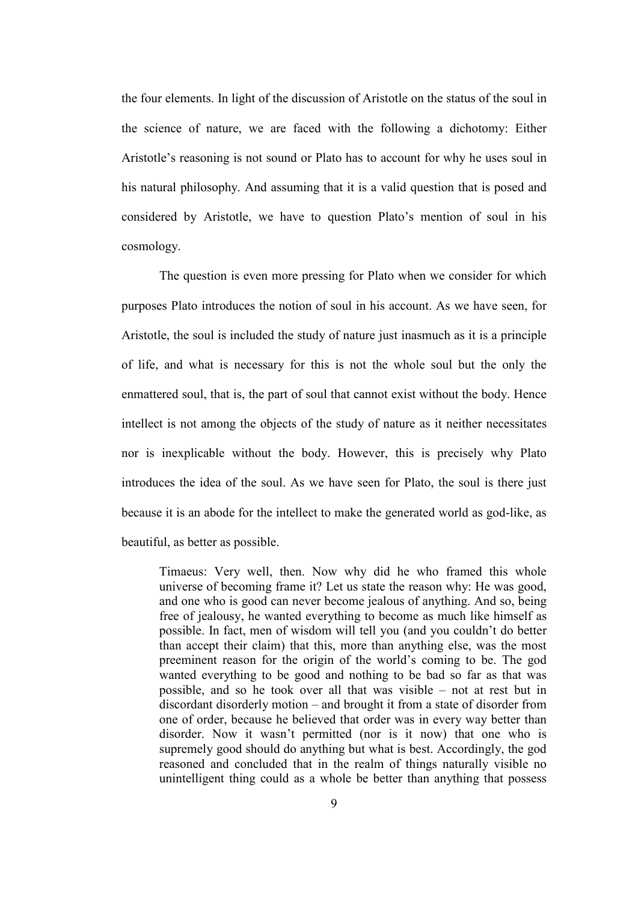the four elements. In light of the discussion of Aristotle on the status of the soul in the science of nature, we are faced with the following a dichotomy: Either Aristotle's reasoning is not sound or Plato has to account for why he uses soul in his natural philosophy. And assuming that it is a valid question that is posed and considered by Aristotle, we have to question Plato's mention of soul in his cosmology.

 The question is even more pressing for Plato when we consider for which purposes Plato introduces the notion of soul in his account. As we have seen, for Aristotle, the soul is included the study of nature just inasmuch as it is a principle of life, and what is necessary for this is not the whole soul but the only the enmattered soul, that is, the part of soul that cannot exist without the body. Hence intellect is not among the objects of the study of nature as it neither necessitates nor is inexplicable without the body. However, this is precisely why Plato introduces the idea of the soul. As we have seen for Plato, the soul is there just because it is an abode for the intellect to make the generated world as god-like, as beautiful, as better as possible.

Timaeus: Very well, then. Now why did he who framed this whole universe of becoming frame it? Let us state the reason why: He was good, and one who is good can never become jealous of anything. And so, being free of jealousy, he wanted everything to become as much like himself as possible. In fact, men of wisdom will tell you (and you couldn't do better than accept their claim) that this, more than anything else, was the most preeminent reason for the origin of the world's coming to be. The god wanted everything to be good and nothing to be bad so far as that was possible, and so he took over all that was visible – not at rest but in discordant disorderly motion – and brought it from a state of disorder from one of order, because he believed that order was in every way better than disorder. Now it wasn't permitted (nor is it now) that one who is supremely good should do anything but what is best. Accordingly, the god reasoned and concluded that in the realm of things naturally visible no unintelligent thing could as a whole be better than anything that possess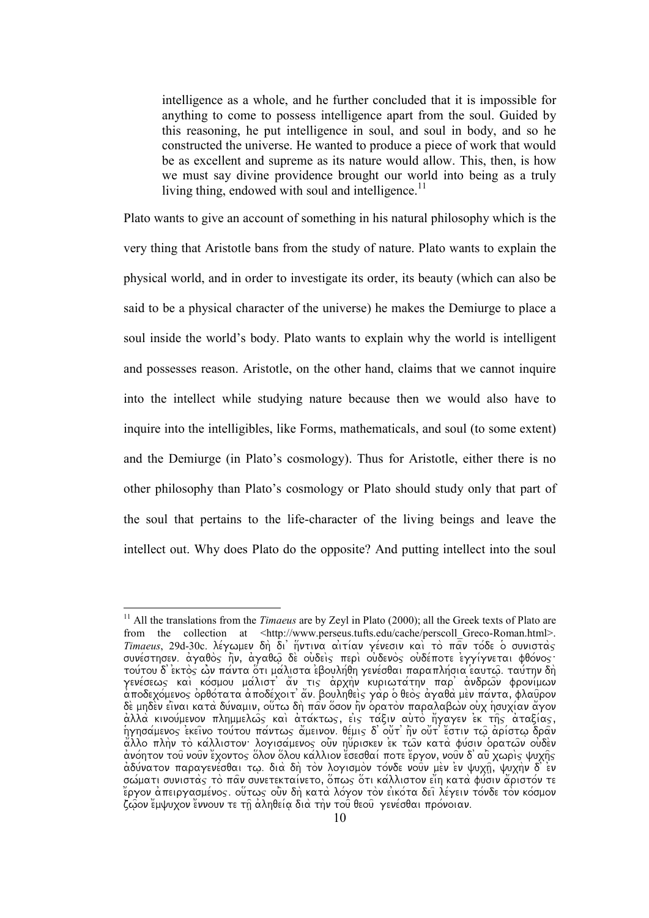intelligence as a whole, and he further concluded that it is impossible for anything to come to possess intelligence apart from the soul. Guided by this reasoning, he put intelligence in soul, and soul in body, and so he constructed the universe. He wanted to produce a piece of work that would be as excellent and supreme as its nature would allow. This, then, is how we must say divine providence brought our world into being as a truly living thing, endowed with soul and intelligence. $11$ 

Plato wants to give an account of something in his natural philosophy which is the very thing that Aristotle bans from the study of nature. Plato wants to explain the physical world, and in order to investigate its order, its beauty (which can also be said to be a physical character of the universe) he makes the Demiurge to place a soul inside the world's body. Plato wants to explain why the world is intelligent and possesses reason. Aristotle, on the other hand, claims that we cannot inquire into the intellect while studying nature because then we would also have to inquire into the intelligibles, like Forms, mathematicals, and soul (to some extent) and the Demiurge (in Plato's cosmology). Thus for Aristotle, either there is no other philosophy than Plato's cosmology or Plato should study only that part of the soul that pertains to the life-character of the living beings and leave the intellect out. Why does Plato do the opposite? And putting intellect into the soul

<sup>&</sup>lt;sup>11</sup> All the translations from the *Timaeus* are by Zeyl in Plato (2000); all the Greek texts of Plato are from the collection at <http://www.perseus.tufts.edu/cache/perscoll Greco-Roman.html>. *Timaeus*, 29d-30c. λέγωμεν δη δι' ήντινα αιτίαν γένεσιν και το παν τόδε ο συνιστας *sune/sthsen. a)gaqo\j h)=n, a)gaqw=| de\ ou)dei\j peri\ ou)deno\j ou)de/pote e)ggi/gnetai fqo/noj: τ*ούτου δ' εκτός ών πάντα ότι μάλιστα εβουλήθη γενέσθαι παραπλήσια εαυτώ. ταύτην δη *gene/sewj kai\ ko/smou ma/list' a)/n tij a)rxh\n kuriwta/thn par' a)ndrw=n froni/mwn*   $\alpha$ ποδεχόμενος ὀρθότατα αποδέχοιτ' αν. βουληθεὶς γὰρ ὁ θεὸς ἀγαθὰ μὲν πάντα, φλαῦρον *de\ mhde\n ei)=nai kata\ du/namin, ou(/tw dh\ pa=n o(/son h)=n o(rato\n paralabw\n ou)x h(suxi/an a)/gon a)lla\ kinou/menon plhmmelw=j kai\ a)ta/ktwj, ei)j ta/cin au)to\ h)/gagen e)k th=j a)taci/aj, hγησάμενος εκείνο τούτου πάντως ἄμεινον. θέμις δ' ούτ' ήν ούτ' έστιν τω αρίστω δραν a)/llo plh\n to\ ka/lliston: logisa/menoj ou)=n hu(/risken e)k tw=n kata\ fu/sin o(ratw=n ou)de\n a)no/hton tou= nou=n e)/xontoj o(/lon o(/lou ka/llion e)/sesqai/ pote e)/rgon, nou=n d' au)= xwri\j yuxh=j a)du/naton paragene/sqai tw|. dia\ dh\ to\n logismo\n to/nde nou=n me\n e)n yuxh=|, yuxh\n d' e)n sw/mati sunista\j to\ pa=n sunetektai/neto, o(/pwj o(/ti ka/lliston ei)/h kata\ fu/sin a)/risto/n te e)/rgon a)peirgasme/noj. ou(/twj ou)=n dh\ kata\ lo/gon to\n ei)ko/ta dei= le/gein to/nde to\n ko/smon*  ζωον έμψυχον έννουν τε τη αληθεία δια την του θεου γενέσθαι πρόνοιαν.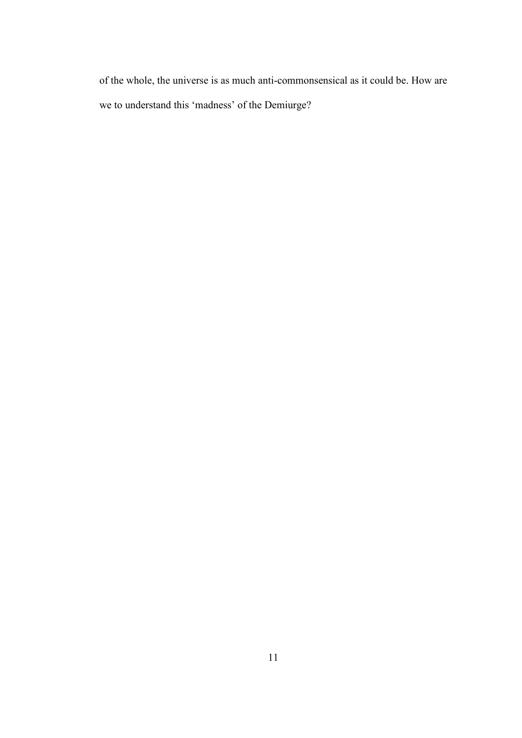of the whole, the universe is as much anti-commonsensical as it could be. How are we to understand this 'madness' of the Demiurge?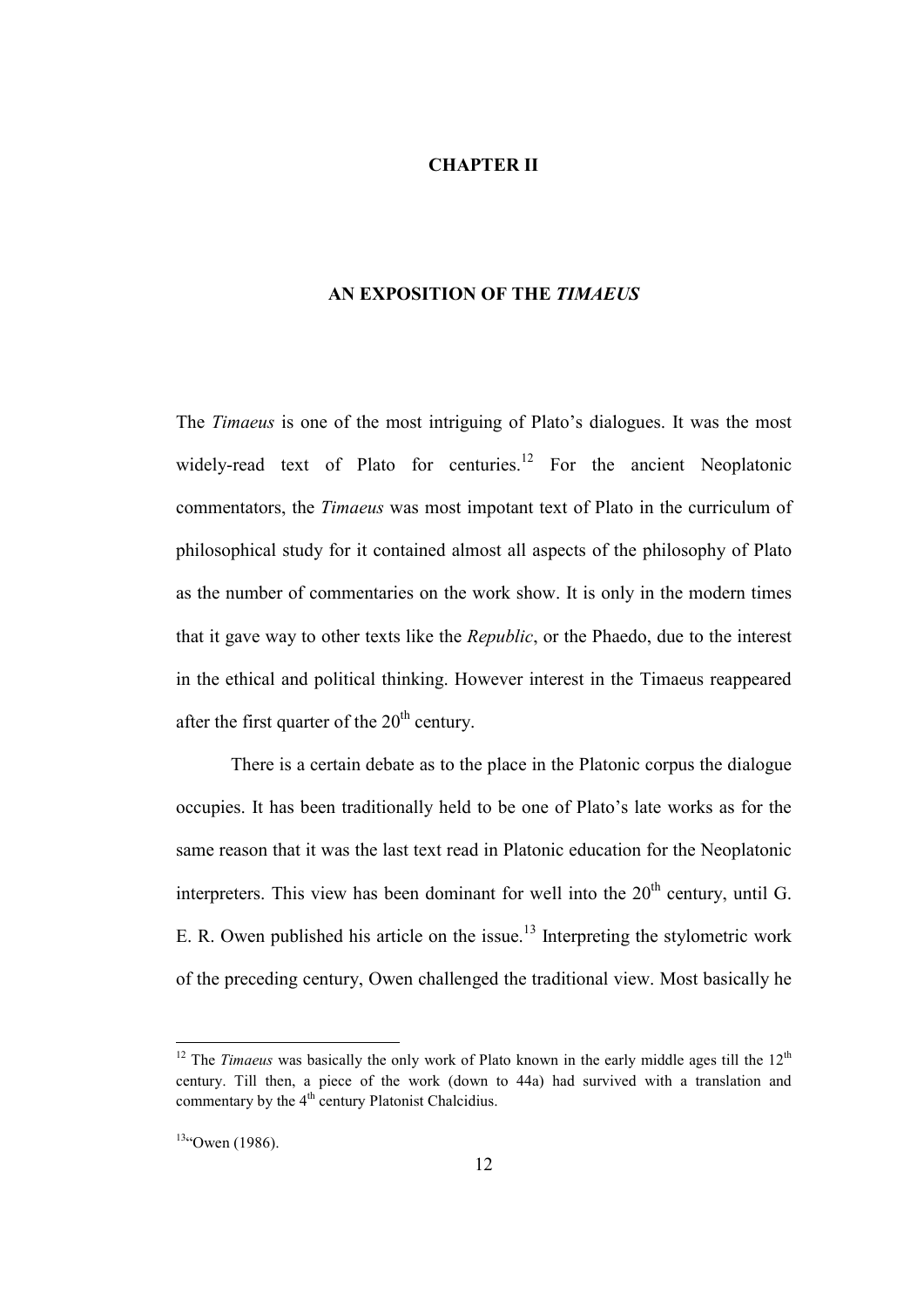## **CHAPTER II**

#### **AN EXPOSITION OF THE** *TIMAEUS*

The *Timaeus* is one of the most intriguing of Plato's dialogues. It was the most widely-read text of Plato for centuries.<sup>12</sup> For the ancient Neoplatonic commentators, the *Timaeus* was most impotant text of Plato in the curriculum of philosophical study for it contained almost all aspects of the philosophy of Plato as the number of commentaries on the work show. It is only in the modern times that it gave way to other texts like the *Republic*, or the Phaedo, due to the interest in the ethical and political thinking. However interest in the Timaeus reappeared after the first quarter of the  $20<sup>th</sup>$  century.

There is a certain debate as to the place in the Platonic corpus the dialogue occupies. It has been traditionally held to be one of Plato's late works as for the same reason that it was the last text read in Platonic education for the Neoplatonic interpreters. This view has been dominant for well into the  $20<sup>th</sup>$  century, until G. E. R. Owen published his article on the issue.<sup>13</sup> Interpreting the stylometric work of the preceding century, Owen challenged the traditional view. Most basically he

<sup>&</sup>lt;sup>12</sup> The *Timaeus* was basically the only work of Plato known in the early middle ages till the  $12<sup>th</sup>$ century. Till then, a piece of the work (down to 44a) had survived with a translation and commentary by the  $4<sup>th</sup>$  century Platonist Chalcidius.

 $13^{13}$  Owen (1986).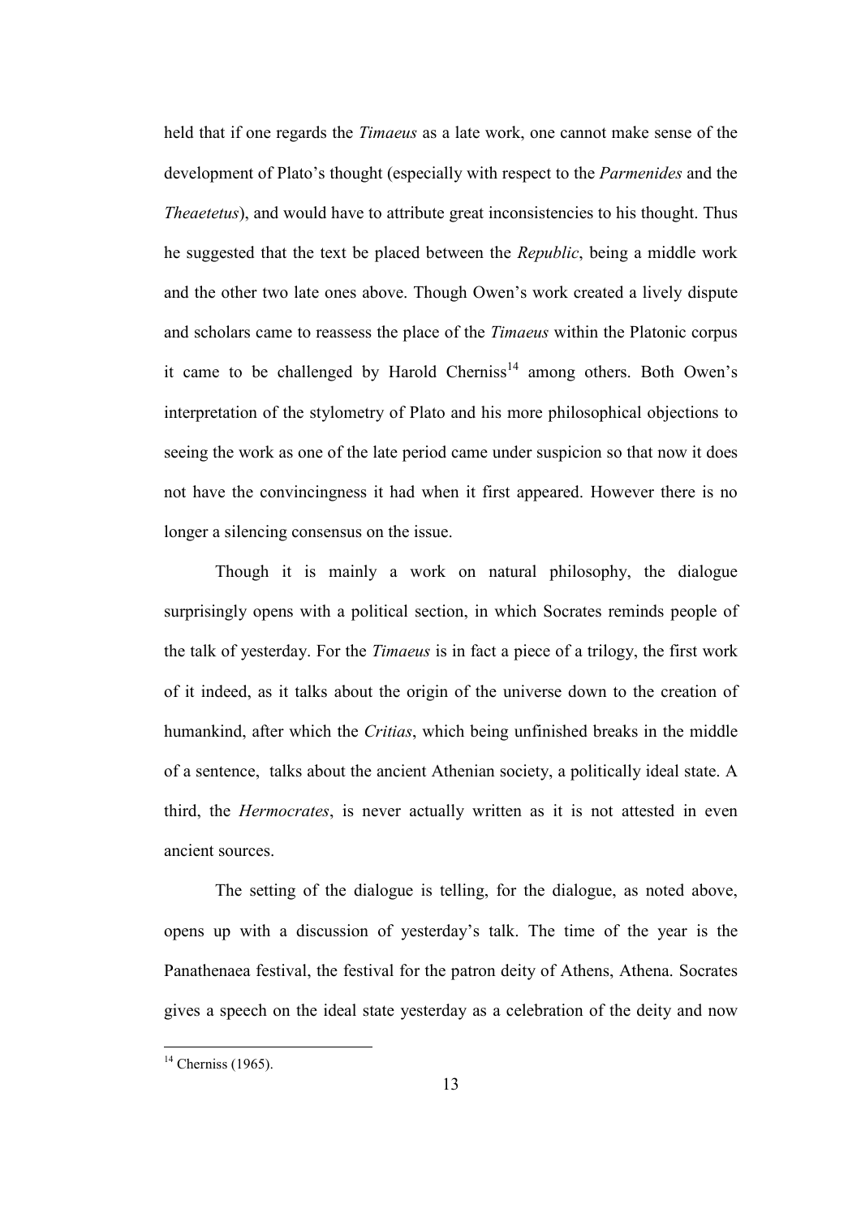held that if one regards the *Timaeus* as a late work, one cannot make sense of the development of Plato's thought (especially with respect to the *Parmenides* and the *Theaetetus*), and would have to attribute great inconsistencies to his thought. Thus he suggested that the text be placed between the *Republic*, being a middle work and the other two late ones above. Though Owen's work created a lively dispute and scholars came to reassess the place of the *Timaeus* within the Platonic corpus it came to be challenged by Harold Cherniss<sup>14</sup> among others. Both Owen's interpretation of the stylometry of Plato and his more philosophical objections to seeing the work as one of the late period came under suspicion so that now it does not have the convincingness it had when it first appeared. However there is no longer a silencing consensus on the issue.

Though it is mainly a work on natural philosophy, the dialogue surprisingly opens with a political section, in which Socrates reminds people of the talk of yesterday. For the *Timaeus* is in fact a piece of a trilogy, the first work of it indeed, as it talks about the origin of the universe down to the creation of humankind, after which the *Critias*, which being unfinished breaks in the middle of a sentence, talks about the ancient Athenian society, a politically ideal state. A third, the *Hermocrates*, is never actually written as it is not attested in even ancient sources.

The setting of the dialogue is telling, for the dialogue, as noted above, opens up with a discussion of yesterday's talk. The time of the year is the Panathenaea festival, the festival for the patron deity of Athens, Athena. Socrates gives a speech on the ideal state yesterday as a celebration of the deity and now

 $14$  Cherniss (1965).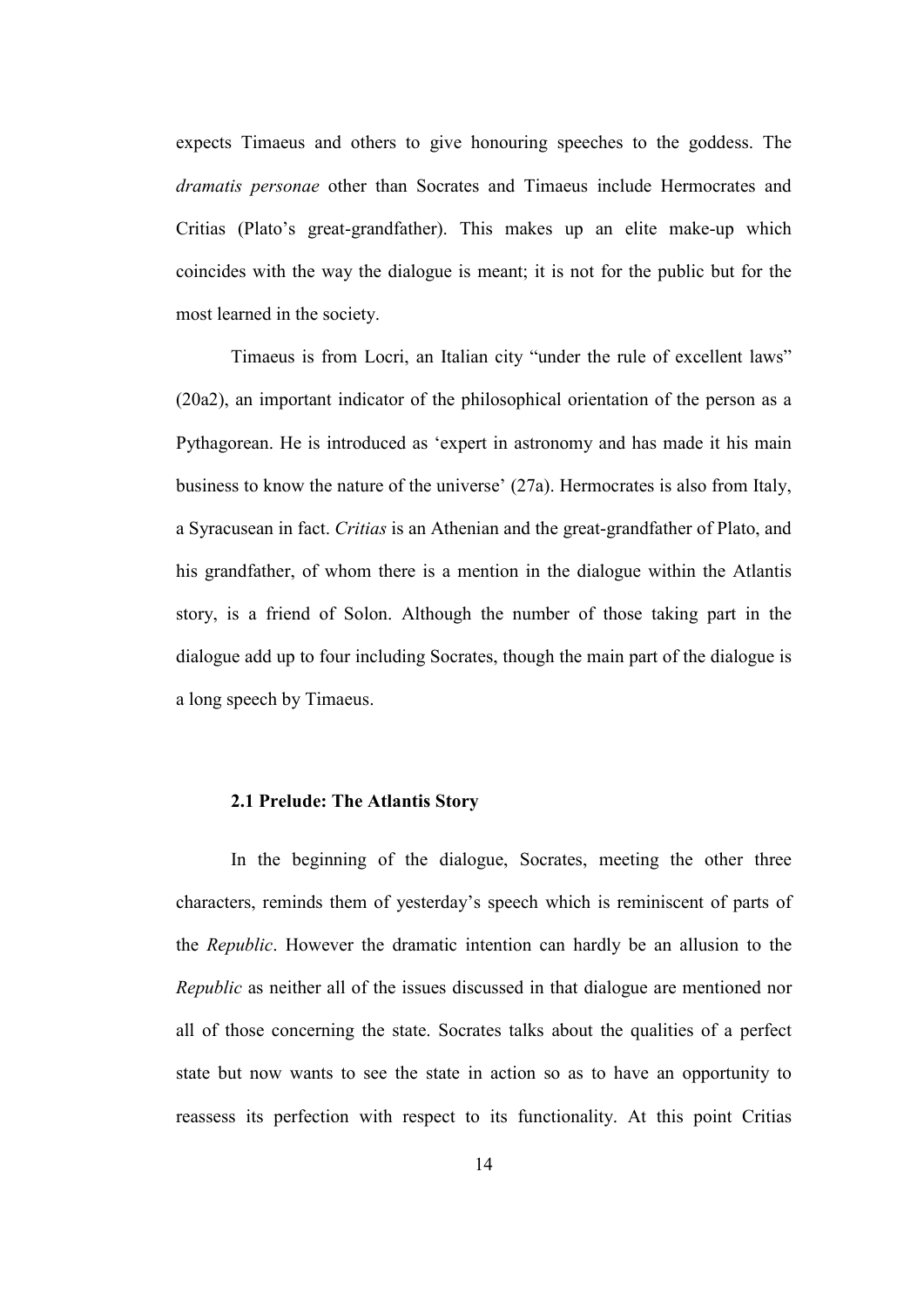expects Timaeus and others to give honouring speeches to the goddess. The *dramatis personae* other than Socrates and Timaeus include Hermocrates and Critias (Plato's great-grandfather). This makes up an elite make-up which coincides with the way the dialogue is meant; it is not for the public but for the most learned in the society.

Timaeus is from Locri, an Italian city "under the rule of excellent laws" (20a2), an important indicator of the philosophical orientation of the person as a Pythagorean. He is introduced as 'expert in astronomy and has made it his main business to know the nature of the universe' (27a). Hermocrates is also from Italy, a Syracusean in fact. *Critias* is an Athenian and the great-grandfather of Plato, and his grandfather, of whom there is a mention in the dialogue within the Atlantis story, is a friend of Solon. Although the number of those taking part in the dialogue add up to four including Socrates, though the main part of the dialogue is a long speech by Timaeus.

#### **2.1 Prelude: The Atlantis Story**

In the beginning of the dialogue, Socrates, meeting the other three characters, reminds them of yesterday's speech which is reminiscent of parts of the *Republic*. However the dramatic intention can hardly be an allusion to the *Republic* as neither all of the issues discussed in that dialogue are mentioned nor all of those concerning the state. Socrates talks about the qualities of a perfect state but now wants to see the state in action so as to have an opportunity to reassess its perfection with respect to its functionality. At this point Critias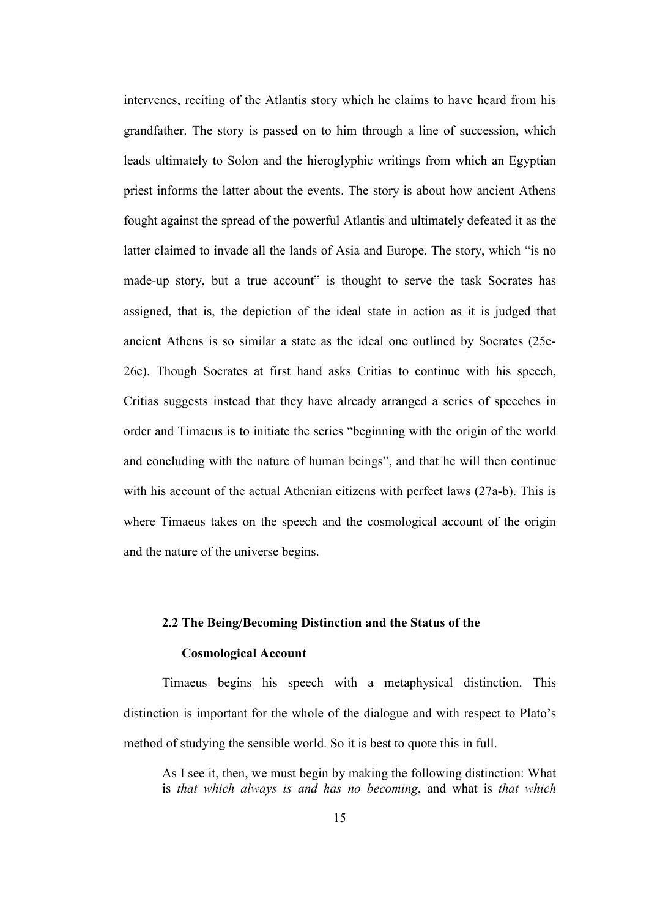intervenes, reciting of the Atlantis story which he claims to have heard from his grandfather. The story is passed on to him through a line of succession, which leads ultimately to Solon and the hieroglyphic writings from which an Egyptian priest informs the latter about the events. The story is about how ancient Athens fought against the spread of the powerful Atlantis and ultimately defeated it as the latter claimed to invade all the lands of Asia and Europe. The story, which "is no made-up story, but a true account" is thought to serve the task Socrates has assigned, that is, the depiction of the ideal state in action as it is judged that ancient Athens is so similar a state as the ideal one outlined by Socrates (25e-26e). Though Socrates at first hand asks Critias to continue with his speech, Critias suggests instead that they have already arranged a series of speeches in order and Timaeus is to initiate the series "beginning with the origin of the world and concluding with the nature of human beings", and that he will then continue with his account of the actual Athenian citizens with perfect laws (27a-b). This is where Timaeus takes on the speech and the cosmological account of the origin and the nature of the universe begins.

### **2.2 The Being/Becoming Distinction and the Status of the**

## **Cosmological Account**

Timaeus begins his speech with a metaphysical distinction. This distinction is important for the whole of the dialogue and with respect to Plato's method of studying the sensible world. So it is best to quote this in full.

As I see it, then, we must begin by making the following distinction: What is *that which always is and has no becoming*, and what is *that which*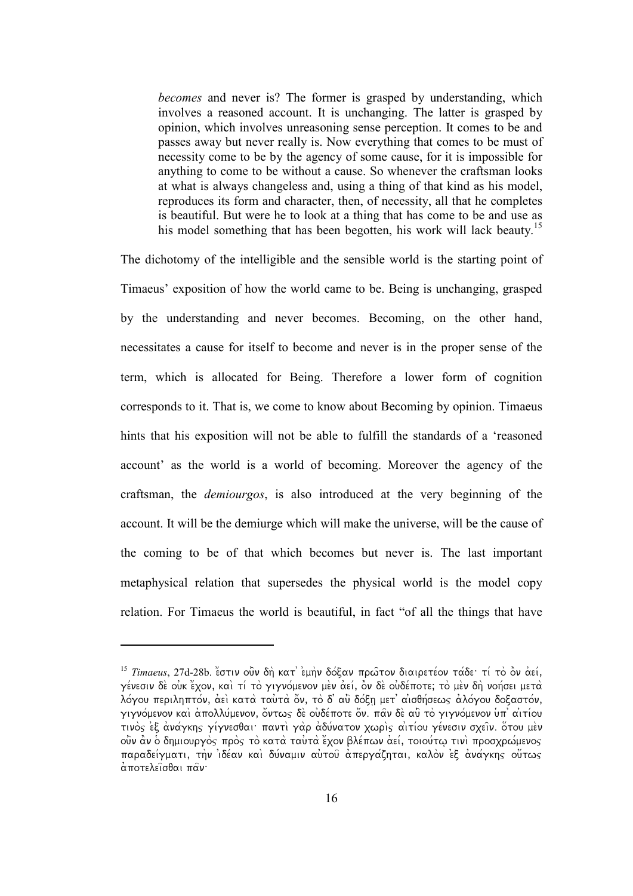*becomes* and never is? The former is grasped by understanding, which involves a reasoned account. It is unchanging. The latter is grasped by opinion, which involves unreasoning sense perception. It comes to be and passes away but never really is. Now everything that comes to be must of necessity come to be by the agency of some cause, for it is impossible for anything to come to be without a cause. So whenever the craftsman looks at what is always changeless and, using a thing of that kind as his model, reproduces its form and character, then, of necessity, all that he completes is beautiful. But were he to look at a thing that has come to be and use as his model something that has been begotten, his work will lack beauty.<sup>15</sup>

The dichotomy of the intelligible and the sensible world is the starting point of Timaeus' exposition of how the world came to be. Being is unchanging, grasped by the understanding and never becomes. Becoming, on the other hand, necessitates a cause for itself to become and never is in the proper sense of the term, which is allocated for Being. Therefore a lower form of cognition corresponds to it. That is, we come to know about Becoming by opinion. Timaeus hints that his exposition will not be able to fulfill the standards of a 'reasoned account' as the world is a world of becoming. Moreover the agency of the craftsman, the *demiourgos*, is also introduced at the very beginning of the account. It will be the demiurge which will make the universe, will be the cause of the coming to be of that which becomes but never is. The last important metaphysical relation that supersedes the physical world is the model copy relation. For Timaeus the world is beautiful, in fact "of all the things that have

<sup>15</sup> *Timaeus, 27*d-28b. <sup>2</sup>στιν ούν δη κατ' εμην δόξαν πρωτον διαιρετέον τάδε· τί το όν αεί, *ge/nesin de\ ou)k e)/xon, kai\ ti/ to\ gigno/menon me\n a)ei/, o)\n de\ ou)de/pote; to\ me\n dh\ noh/sei meta\*  λόγου περιληπτόν, άει κατα ταυτα όν, το δ' αυ δόξη μετ' αισθήσεως αλόγου δοξαστόν, *gigno/menon kai\ a)pollu/menon, o)/ntwj de\ ou)de/pote o)/n. pa=n de\ au)= to\ gigno/menon u(p' ai)ti/ou τιν*ός εξ ανάγκης γίγνεσθαι· παντι γαρ αδύνατον χωρις αιτίου γένεσιν σχειν. ότου μεν *ou)=n a)\n o( dhmiourgo\j pro\j to\ kata\ tau)ta\ e)/xon ble/pwn a)ei/, toiou/tw| tini\ prosxrw/menoj παραδείγματι, την ιδέαν και δύναμιν αυτου απεργαζηται, καλον εξ ανάγκης ούτως*  $\alpha$ ποτελεισθαι παν<sup>.</sup>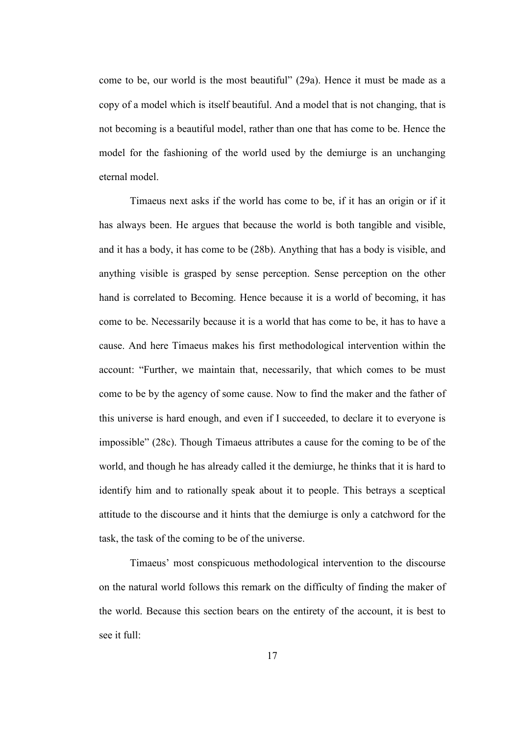come to be, our world is the most beautiful" (29a). Hence it must be made as a copy of a model which is itself beautiful. And a model that is not changing, that is not becoming is a beautiful model, rather than one that has come to be. Hence the model for the fashioning of the world used by the demiurge is an unchanging eternal model.

 Timaeus next asks if the world has come to be, if it has an origin or if it has always been. He argues that because the world is both tangible and visible, and it has a body, it has come to be (28b). Anything that has a body is visible, and anything visible is grasped by sense perception. Sense perception on the other hand is correlated to Becoming. Hence because it is a world of becoming, it has come to be. Necessarily because it is a world that has come to be, it has to have a cause. And here Timaeus makes his first methodological intervention within the account: "Further, we maintain that, necessarily, that which comes to be must come to be by the agency of some cause. Now to find the maker and the father of this universe is hard enough, and even if I succeeded, to declare it to everyone is impossible" (28c). Though Timaeus attributes a cause for the coming to be of the world, and though he has already called it the demiurge, he thinks that it is hard to identify him and to rationally speak about it to people. This betrays a sceptical attitude to the discourse and it hints that the demiurge is only a catchword for the task, the task of the coming to be of the universe.

 Timaeus' most conspicuous methodological intervention to the discourse on the natural world follows this remark on the difficulty of finding the maker of the world. Because this section bears on the entirety of the account, it is best to see it full: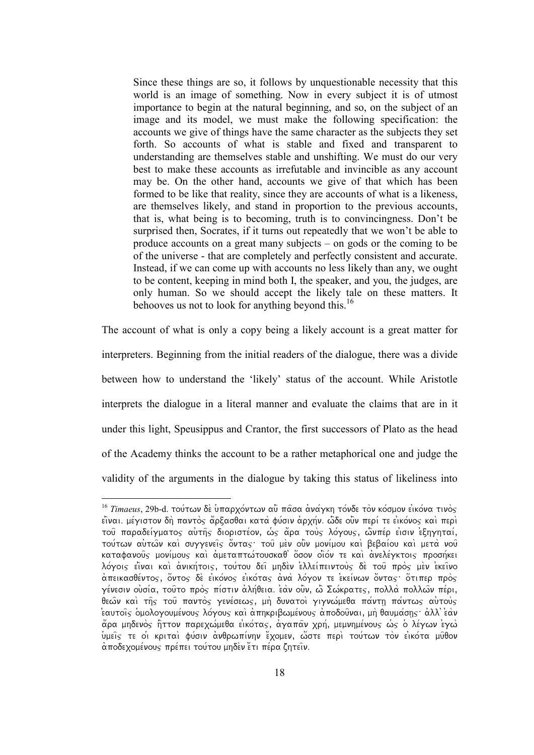Since these things are so, it follows by unquestionable necessity that this world is an image of something. Now in every subject it is of utmost importance to begin at the natural beginning, and so, on the subject of an image and its model, we must make the following specification: the accounts we give of things have the same character as the subjects they set forth. So accounts of what is stable and fixed and transparent to understanding are themselves stable and unshifting. We must do our very best to make these accounts as irrefutable and invincible as any account may be. On the other hand, accounts we give of that which has been formed to be like that reality, since they are accounts of what is a likeness, are themselves likely, and stand in proportion to the previous accounts, that is, what being is to becoming, truth is to convincingness. Don't be surprised then, Socrates, if it turns out repeatedly that we won't be able to produce accounts on a great many subjects – on gods or the coming to be of the universe - that are completely and perfectly consistent and accurate. Instead, if we can come up with accounts no less likely than any, we ought to be content, keeping in mind both I, the speaker, and you, the judges, are only human. So we should accept the likely tale on these matters. It behooves us not to look for anything beyond this.<sup>16</sup>

The account of what is only a copy being a likely account is a great matter for interpreters. Beginning from the initial readers of the dialogue, there was a divide between how to understand the 'likely' status of the account. While Aristotle interprets the dialogue in a literal manner and evaluate the claims that are in it under this light, Speusippus and Crantor, the first successors of Plato as the head of the Academy thinks the account to be a rather metaphorical one and judge the validity of the arguments in the dialogue by taking this status of likeliness into

<sup>&</sup>lt;sup>16</sup> *Timaeus*, 29b-d. τούτων δε υπαρχόντων αυ πασα ανάγκη τόνδε τον κόσμον εικόνα τινος *ei)=nai. me/giston dh\ panto\j a)/rcasqai kata\ fu/sin a)rxh/n. w(=de ou)=n peri/ te ei)ko/noj kai\ peri\*  τού παραδείγματος αυτής διοριστέον, ώς άρα τους λόγους, ώνπέρ εισιν εξηγηταί, *τούτων αυτών και συγγενεις όντας του μεν ούν μονίμου και βεβαίου και μετά νου* καταφανούς μονίμους και αμεταπτωτουσκαθ' όσον οιον τε και ανελέγκτοις προσήκει *lo/goij ei)=nai kai\ a)nikh/toij, tou/tou dei= mhde\n e)llei/peintou\j de\ tou= pro\j me\n e)kei=no a)peikasqe/ntoj, o)/ntoj de\ ei)ko/noj ei)ko/taj a)na\ lo/gon te e)kei/nwn o)/ntaj: o(/tiper pro\j*  γένεσιν ουσία, τούτο προς πίστιν αλήθεια. εαν ούν, ω Σωκρατες, πολλα πολλων πέρι, *qew=n kai\ th=j tou= panto\j gene/sewj, mh\ dunatoi\ gignw/meqa pa/nth| pa/ntwj au)tou\j e(autoi=j o(mologoume/nouj lo/gouj kai\ a)phkribwme/nouj a)podou=nai, mh\ qauma/sh|j: a)ll' e)a\n a)/ra mhdeno\j h(=tton parexw/meqa ei)ko/taj, a)gapa=n xrh/, memnhme/nouj w(j o( le/gwn e)gw\ u(mei=j te oi( kritai\ fu/sin a)nqrwpi/nhn e)/xomen, w(/ste peri\ tou/twn to\n ei)ko/ta mu=qon a)podexome/nouj pre/pei tou/tou mhde\n e)/ti pe/ra zhtei=n.*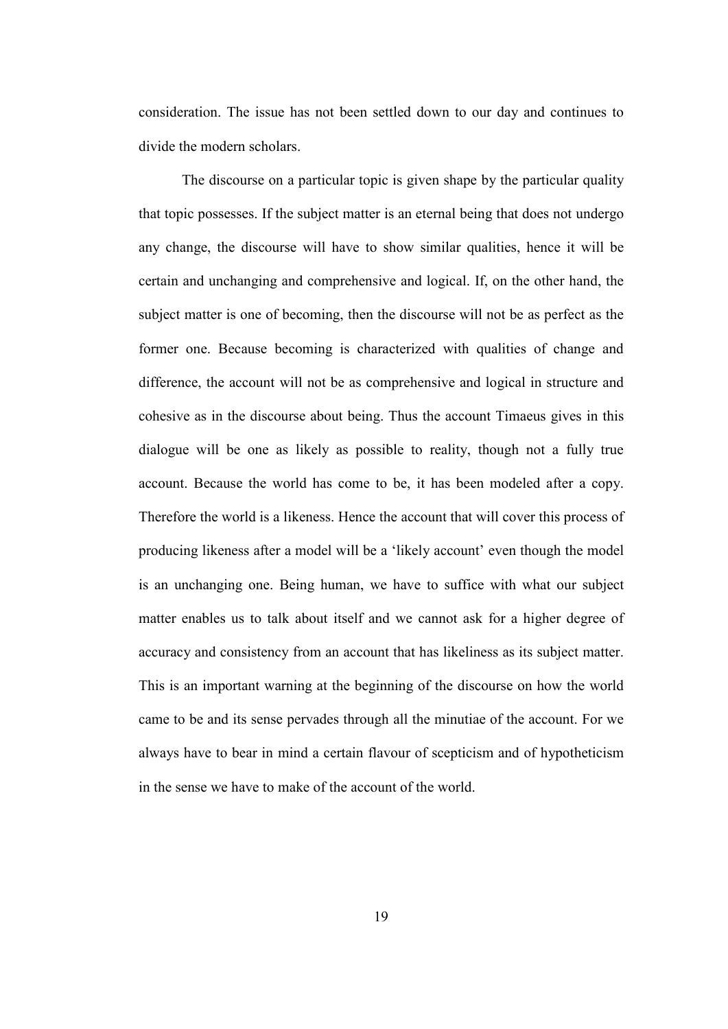consideration. The issue has not been settled down to our day and continues to divide the modern scholars.

 The discourse on a particular topic is given shape by the particular quality that topic possesses. If the subject matter is an eternal being that does not undergo any change, the discourse will have to show similar qualities, hence it will be certain and unchanging and comprehensive and logical. If, on the other hand, the subject matter is one of becoming, then the discourse will not be as perfect as the former one. Because becoming is characterized with qualities of change and difference, the account will not be as comprehensive and logical in structure and cohesive as in the discourse about being. Thus the account Timaeus gives in this dialogue will be one as likely as possible to reality, though not a fully true account. Because the world has come to be, it has been modeled after a copy. Therefore the world is a likeness. Hence the account that will cover this process of producing likeness after a model will be a 'likely account' even though the model is an unchanging one. Being human, we have to suffice with what our subject matter enables us to talk about itself and we cannot ask for a higher degree of accuracy and consistency from an account that has likeliness as its subject matter. This is an important warning at the beginning of the discourse on how the world came to be and its sense pervades through all the minutiae of the account. For we always have to bear in mind a certain flavour of scepticism and of hypotheticism in the sense we have to make of the account of the world.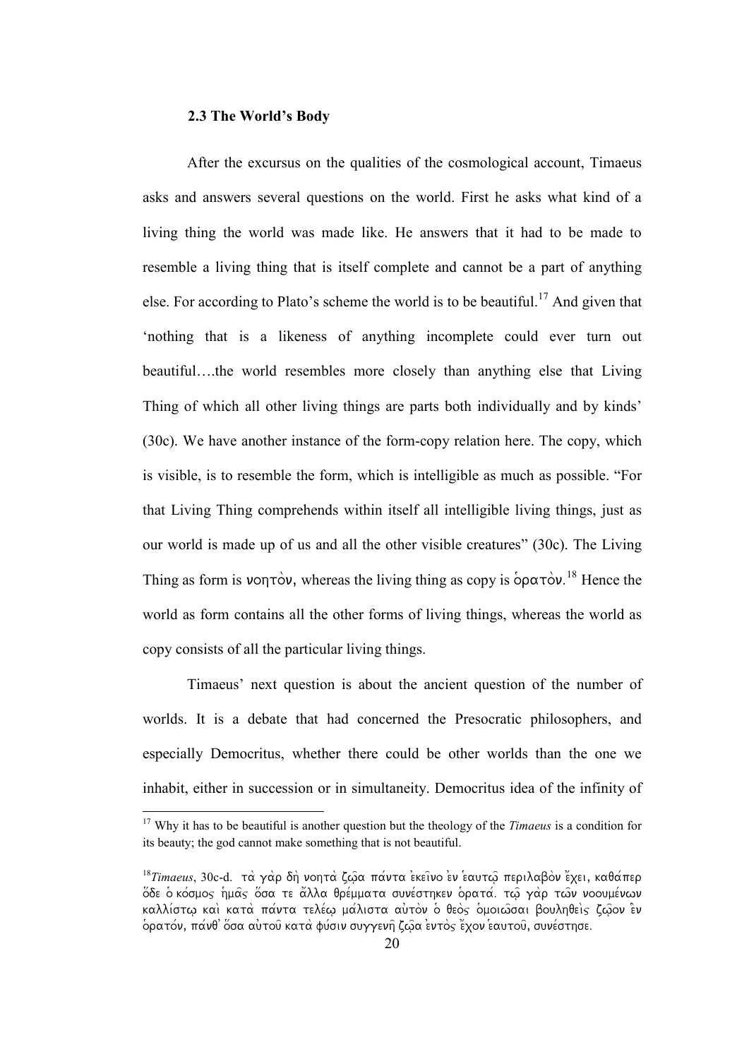### **2.3 The World's Body**

 $\overline{a}$ 

After the excursus on the qualities of the cosmological account, Timaeus asks and answers several questions on the world. First he asks what kind of a living thing the world was made like. He answers that it had to be made to resemble a living thing that is itself complete and cannot be a part of anything else. For according to Plato's scheme the world is to be beautiful.<sup>17</sup> And given that 'nothing that is a likeness of anything incomplete could ever turn out beautiful….the world resembles more closely than anything else that Living Thing of which all other living things are parts both individually and by kinds' (30c). We have another instance of the form-copy relation here. The copy, which is visible, is to resemble the form, which is intelligible as much as possible. "For that Living Thing comprehends within itself all intelligible living things, just as our world is made up of us and all the other visible creatures" (30c). The Living Thing as form is vontow, whereas the living thing as copy is  $\delta \rho \alpha \tau \delta \nu$ .<sup>18</sup> Hence the world as form contains all the other forms of living things, whereas the world as copy consists of all the particular living things.

 Timaeus' next question is about the ancient question of the number of worlds. It is a debate that had concerned the Presocratic philosophers, and especially Democritus, whether there could be other worlds than the one we inhabit, either in succession or in simultaneity. Democritus idea of the infinity of

<sup>17</sup> Why it has to be beautiful is another question but the theology of the *Timaeus* is a condition for its beauty; the god cannot make something that is not beautiful.

<sup>18</sup>*Timaeus*, 30c-d. *τ*ά γάρ δή νοητά ζώα πάντα εκείνο εν εαυτώ περιλαβόν έχει, καθάπερ *o(/de o( ko/smoj h(ma=j o(/sa te a)/lla qre/mmata sune/sthken o(rata/. tw=| ga\r tw=n nooume/nwn kalli/stw| kai\ kata\ pa/nta tele/w| ma/lista au)to\n o( qeo\j o(moiw=sai boulhqei\j zw=|on e(\n o(rato/n, pa/nq' o(/sa au)tou= kata\ fu/sin suggenh= zw=|a e)nto\j e)/xon e(autou=, sune/sthse.*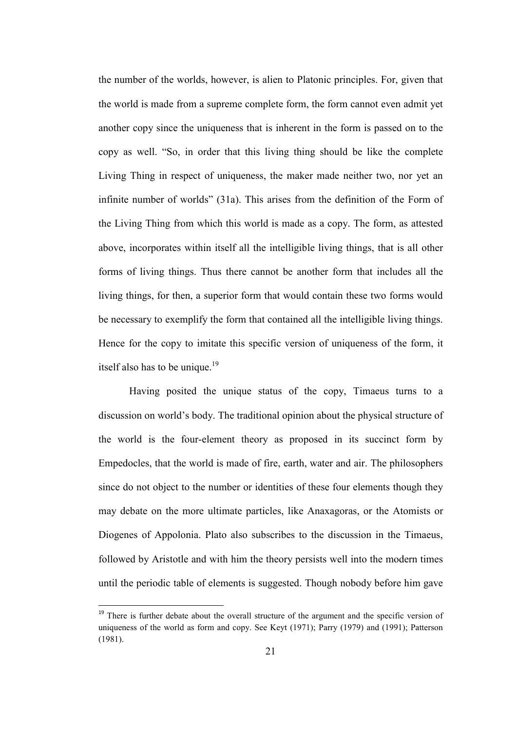the number of the worlds, however, is alien to Platonic principles. For, given that the world is made from a supreme complete form, the form cannot even admit yet another copy since the uniqueness that is inherent in the form is passed on to the copy as well. "So, in order that this living thing should be like the complete Living Thing in respect of uniqueness, the maker made neither two, nor yet an infinite number of worlds" (31a). This arises from the definition of the Form of the Living Thing from which this world is made as a copy. The form, as attested above, incorporates within itself all the intelligible living things, that is all other forms of living things. Thus there cannot be another form that includes all the living things, for then, a superior form that would contain these two forms would be necessary to exemplify the form that contained all the intelligible living things. Hence for the copy to imitate this specific version of uniqueness of the form, it itself also has to be unique.<sup>19</sup>

Having posited the unique status of the copy, Timaeus turns to a discussion on world's body. The traditional opinion about the physical structure of the world is the four-element theory as proposed in its succinct form by Empedocles, that the world is made of fire, earth, water and air. The philosophers since do not object to the number or identities of these four elements though they may debate on the more ultimate particles, like Anaxagoras, or the Atomists or Diogenes of Appolonia. Plato also subscribes to the discussion in the Timaeus, followed by Aristotle and with him the theory persists well into the modern times until the periodic table of elements is suggested. Though nobody before him gave

<sup>&</sup>lt;sup>19</sup> There is further debate about the overall structure of the argument and the specific version of uniqueness of the world as form and copy. See Keyt (1971); Parry (1979) and (1991); Patterson (1981).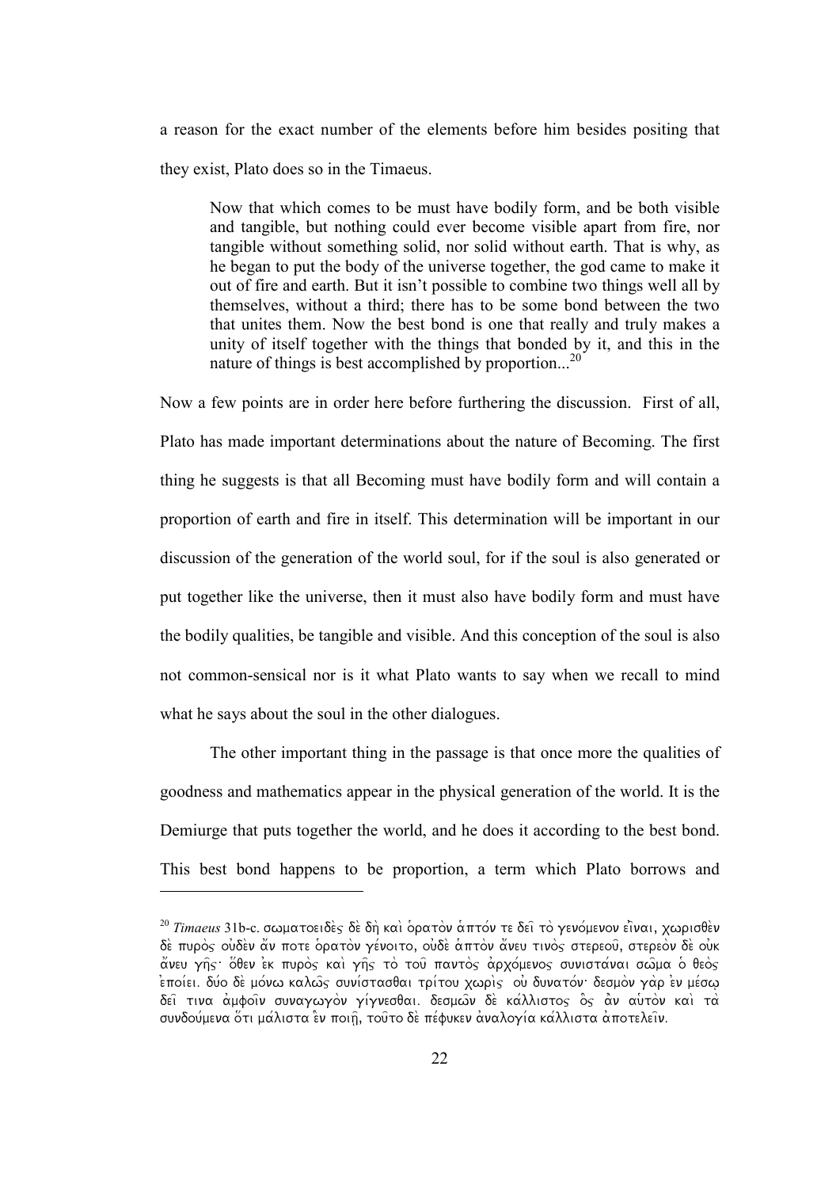a reason for the exact number of the elements before him besides positing that they exist, Plato does so in the Timaeus.

Now that which comes to be must have bodily form, and be both visible and tangible, but nothing could ever become visible apart from fire, nor tangible without something solid, nor solid without earth. That is why, as he began to put the body of the universe together, the god came to make it out of fire and earth. But it isn't possible to combine two things well all by themselves, without a third; there has to be some bond between the two that unites them. Now the best bond is one that really and truly makes a unity of itself together with the things that bonded by it, and this in the nature of things is best accomplished by proportion...<sup>20</sup>

Now a few points are in order here before furthering the discussion. First of all, Plato has made important determinations about the nature of Becoming. The first thing he suggests is that all Becoming must have bodily form and will contain a proportion of earth and fire in itself. This determination will be important in our discussion of the generation of the world soul, for if the soul is also generated or put together like the universe, then it must also have bodily form and must have the bodily qualities, be tangible and visible. And this conception of the soul is also not common-sensical nor is it what Plato wants to say when we recall to mind what he says about the soul in the other dialogues.

 The other important thing in the passage is that once more the qualities of goodness and mathematics appear in the physical generation of the world. It is the Demiurge that puts together the world, and he does it according to the best bond. This best bond happens to be proportion, a term which Plato borrows and

<sup>&</sup>lt;sup>20</sup> *Timaeus* 31b-c. σωματοειδές δέ δή και ορατον απτόν τε δει το γενόμενον είναι, χωρισθεν *de\ puro\j ou)de\n a)/n pote o(rato\n ge/noito, ou)de\ a(pto\n a)/neu tino\j stereou=, stereo\n de\ ou)k a)/neu gh=j: o(/qen e)k puro\j kai\ gh=j to\ tou= panto\j a)rxo/menoj sunista/nai sw=ma o( qeo\j e)poi/ei. du/o de\ mo/nw kalw=j suni/stasqai tri/tou xwri\j ou) dunato/n: desmo\n ga\r e)n me/sw|*  δει τινα αμφοιν συναγωγον γίγνεσθαι. δεσμων δε καλλιστος ος αν αυτον και τα *sundou/mena o(/ti ma/lista e(\n poih=|, tou=to de\ pe/fuken a)nalogi/a ka/llista a)potelei=n.*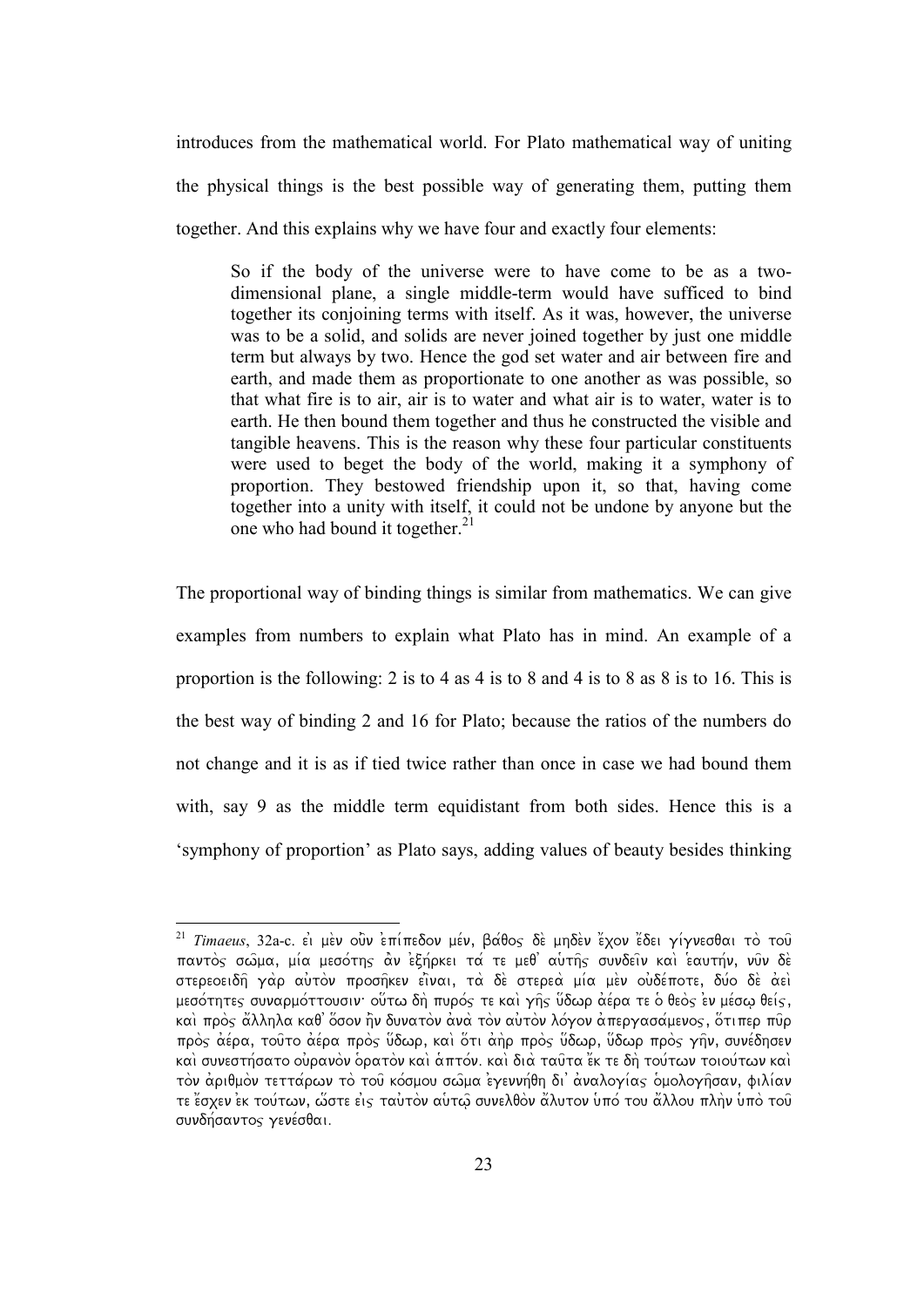introduces from the mathematical world. For Plato mathematical way of uniting the physical things is the best possible way of generating them, putting them together. And this explains why we have four and exactly four elements:

So if the body of the universe were to have come to be as a twodimensional plane, a single middle-term would have sufficed to bind together its conjoining terms with itself. As it was, however, the universe was to be a solid, and solids are never joined together by just one middle term but always by two. Hence the god set water and air between fire and earth, and made them as proportionate to one another as was possible, so that what fire is to air, air is to water and what air is to water, water is to earth. He then bound them together and thus he constructed the visible and tangible heavens. This is the reason why these four particular constituents were used to beget the body of the world, making it a symphony of proportion. They bestowed friendship upon it, so that, having come together into a unity with itself, it could not be undone by anyone but the one who had bound it together.<sup>21</sup>

The proportional way of binding things is similar from mathematics. We can give examples from numbers to explain what Plato has in mind. An example of a proportion is the following: 2 is to 4 as 4 is to 8 and 4 is to 8 as 8 is to 16. This is the best way of binding 2 and 16 for Plato; because the ratios of the numbers do not change and it is as if tied twice rather than once in case we had bound them with, say 9 as the middle term equidistant from both sides. Hence this is a 'symphony of proportion' as Plato says, adding values of beauty besides thinking

<sup>&</sup>lt;sup>21</sup> *Timaeus,* 32a-c. εἰ μὲν οὖν ἐπίπεδον μέν, βάθος δὲ μηδὲν ἔχον ἔδει γίγνεσθαι τὸ τοῦ *παντός σώμα, μία μεσότης αν εξήρκει τα τε μεθ' αυτής συνδειν και εαυτήν, νυν δε stereoeidh= ga\r au)to\n prosh=ken ei)=nai, ta\ de\ sterea\ mi/a me\n ou)de/pote, du/o de\ a)ei\ meso/thtej sunarmo/ttousin: ou(/tw dh\ puro/j te kai\ gh=j u(/dwr a)e/ra te o( qeo\j e)n me/sw| qei/j, k*αι προς άλληλα καθ' όσον ην δυνατον ανα τον αυτον λόγον απεργασάμενος, ότιπερ πυρ *πρ*ός αέρα, τούτο αέρα πρός ύδωρ, και ότι αηρ πρός ύδωρ, ύδωρ πρός γην, συνέδησεν *kai\ sunesth/sato ou)rano\n o(rato\n kai\ a(pto/n. kai\ dia\ tau=ta e)/k te dh\ tou/twn toiou/twn kai\ to\n a)riqmo\n tetta/rwn to\ tou= ko/smou sw=ma e)gennh/qh di' a)nalogi/aj o(mologh=san, fili/an τε* έσχεν εκ τούτων, ώστε εις ταυτον αυτώ συνελθον άλυτον υπό του άλλου πλην υπό του *sundh/santoj gene/sqai.*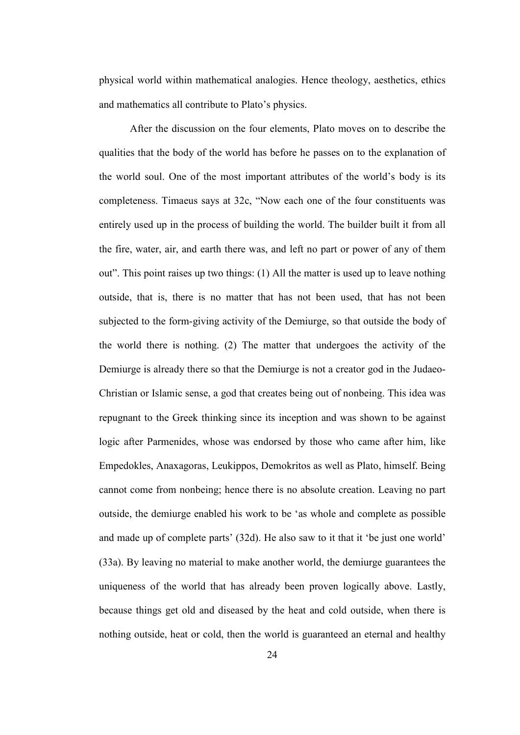physical world within mathematical analogies. Hence theology, aesthetics, ethics and mathematics all contribute to Plato's physics.

 After the discussion on the four elements, Plato moves on to describe the qualities that the body of the world has before he passes on to the explanation of the world soul. One of the most important attributes of the world's body is its completeness. Timaeus says at 32c, "Now each one of the four constituents was entirely used up in the process of building the world. The builder built it from all the fire, water, air, and earth there was, and left no part or power of any of them out". This point raises up two things: (1) All the matter is used up to leave nothing outside, that is, there is no matter that has not been used, that has not been subjected to the form-giving activity of the Demiurge, so that outside the body of the world there is nothing. (2) The matter that undergoes the activity of the Demiurge is already there so that the Demiurge is not a creator god in the Judaeo-Christian or Islamic sense, a god that creates being out of nonbeing. This idea was repugnant to the Greek thinking since its inception and was shown to be against logic after Parmenides, whose was endorsed by those who came after him, like Empedokles, Anaxagoras, Leukippos, Demokritos as well as Plato, himself. Being cannot come from nonbeing; hence there is no absolute creation. Leaving no part outside, the demiurge enabled his work to be 'as whole and complete as possible and made up of complete parts' (32d). He also saw to it that it 'be just one world' (33a). By leaving no material to make another world, the demiurge guarantees the uniqueness of the world that has already been proven logically above. Lastly, because things get old and diseased by the heat and cold outside, when there is nothing outside, heat or cold, then the world is guaranteed an eternal and healthy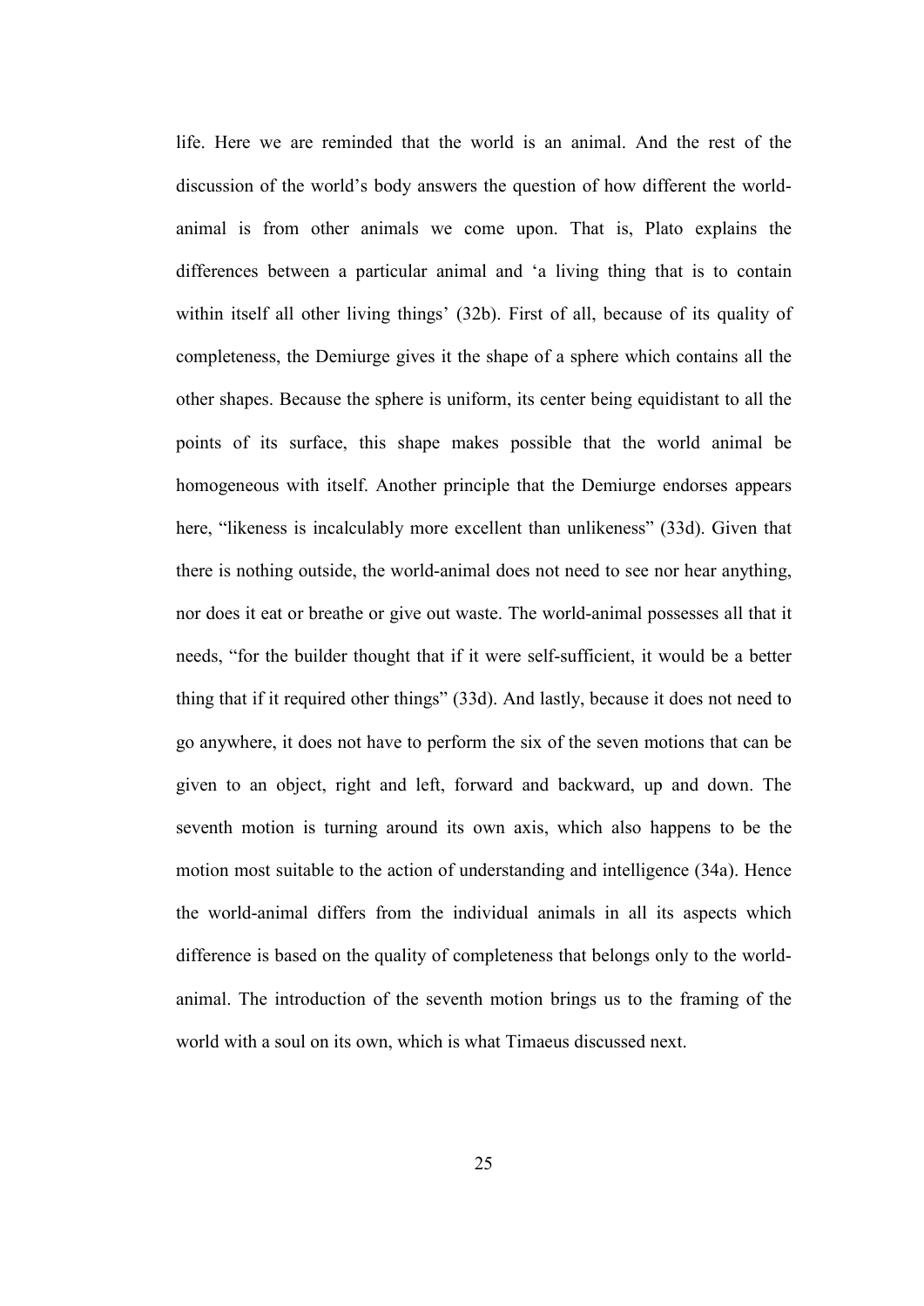life. Here we are reminded that the world is an animal. And the rest of the discussion of the world's body answers the question of how different the worldanimal is from other animals we come upon. That is, Plato explains the differences between a particular animal and 'a living thing that is to contain within itself all other living things' (32b). First of all, because of its quality of completeness, the Demiurge gives it the shape of a sphere which contains all the other shapes. Because the sphere is uniform, its center being equidistant to all the points of its surface, this shape makes possible that the world animal be homogeneous with itself. Another principle that the Demiurge endorses appears here, "likeness is incalculably more excellent than unlikeness" (33d). Given that there is nothing outside, the world-animal does not need to see nor hear anything, nor does it eat or breathe or give out waste. The world-animal possesses all that it needs, "for the builder thought that if it were self-sufficient, it would be a better thing that if it required other things" (33d). And lastly, because it does not need to go anywhere, it does not have to perform the six of the seven motions that can be given to an object, right and left, forward and backward, up and down. The seventh motion is turning around its own axis, which also happens to be the motion most suitable to the action of understanding and intelligence (34a). Hence the world-animal differs from the individual animals in all its aspects which difference is based on the quality of completeness that belongs only to the worldanimal. The introduction of the seventh motion brings us to the framing of the world with a soul on its own, which is what Timaeus discussed next.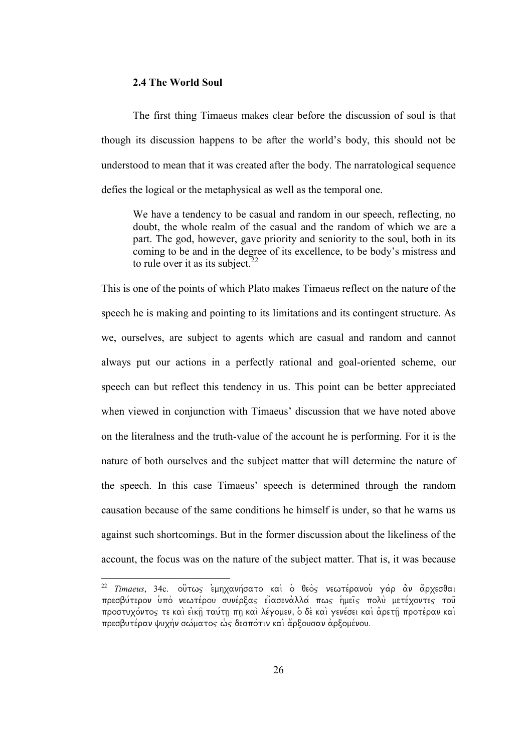#### **2.4 The World Soul**

 $\overline{a}$ 

 The first thing Timaeus makes clear before the discussion of soul is that though its discussion happens to be after the world's body, this should not be understood to mean that it was created after the body. The narratological sequence defies the logical or the metaphysical as well as the temporal one.

We have a tendency to be casual and random in our speech, reflecting, no doubt, the whole realm of the casual and the random of which we are a part. The god, however, gave priority and seniority to the soul, both in its coming to be and in the degree of its excellence, to be body's mistress and to rule over it as its subject.<sup>22</sup>

This is one of the points of which Plato makes Timaeus reflect on the nature of the speech he is making and pointing to its limitations and its contingent structure. As we, ourselves, are subject to agents which are casual and random and cannot always put our actions in a perfectly rational and goal-oriented scheme, our speech can but reflect this tendency in us. This point can be better appreciated when viewed in conjunction with Timaeus' discussion that we have noted above on the literalness and the truth-value of the account he is performing. For it is the nature of both ourselves and the subject matter that will determine the nature of the speech. In this case Timaeus' speech is determined through the random causation because of the same conditions he himself is under, so that he warns us against such shortcomings. But in the former discussion about the likeliness of the account, the focus was on the nature of the subject matter. That is, it was because

<sup>&</sup>lt;sup>22</sup> *Timaeus,* 34c. οὕτως ἐμηχανήσατο καὶ ὁ θεὸς νεωτέρανοὐ γὰρ ἀν ἄρχεσθαι *πρεσβύτερον υπό νεωτέρου συνέρξας είασενάλλά πως ημείς πολύ μετέχοντες του* prostuxovtos τε και εική ταύτη πη και λέγομεν, ο δε και γενέσει και αρετή προτέραν και *πρεσβυτέραν ψυχὴν σώματος ως δεσπότιν και ἄρξουσαν αρξομένου.*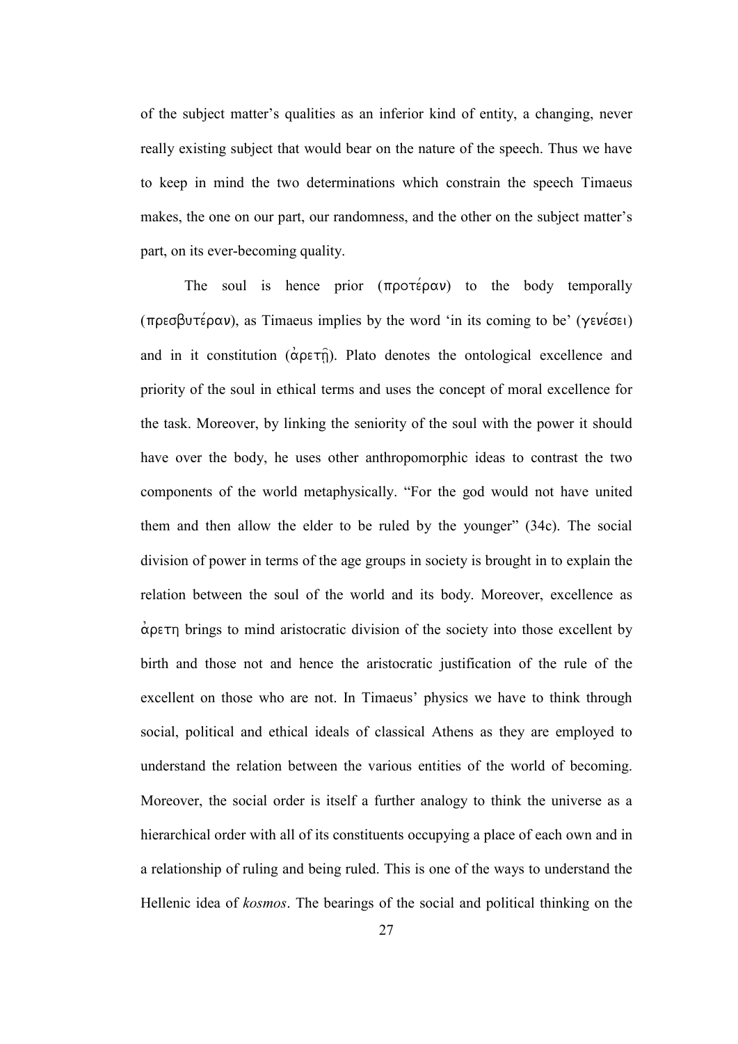of the subject matter's qualities as an inferior kind of entity, a changing, never really existing subject that would bear on the nature of the speech. Thus we have to keep in mind the two determinations which constrain the speech Timaeus makes, the one on our part, our randomness, and the other on the subject matter's part, on its ever-becoming quality.

The soul is hence prior  $(\pi \rho \circ \pi \circ \rho \circ \psi)$  to the body temporally (*presbute/ran*), as Timaeus implies by the word 'in its coming to be' (*gene/sei*) and in it constitution  $(\alpha \rho \epsilon \tau \hat{n})$ . Plato denotes the ontological excellence and priority of the soul in ethical terms and uses the concept of moral excellence for the task. Moreover, by linking the seniority of the soul with the power it should have over the body, he uses other anthropomorphic ideas to contrast the two components of the world metaphysically. "For the god would not have united them and then allow the elder to be ruled by the younger" (34c). The social division of power in terms of the age groups in society is brought in to explain the relation between the soul of the world and its body. Moreover, excellence as  $\alpha$ <sup>o</sup>  $\alpha$ <sup>2</sup>  $\alpha$ <sup>2</sup>  $\alpha$ <sup>2</sup>  $\alpha$ <sup>2</sup>  $\alpha$ <sup>2</sup>  $\alpha$ <sup>2</sup>  $\alpha$ <sup>2</sup>  $\alpha$ <sup>2</sup>  $\alpha$ <sup>2</sup>  $\alpha$ <sup>2</sup>  $\alpha$ <sup>2</sup>  $\alpha$ <sup>2</sup>  $\alpha$ <sup>2</sup>  $\alpha$ <sup>2</sup>  $\alpha$ <sup>2</sup>  $\alpha$ <sup>2</sup>  $\alpha$ <sup>2</sup>  $\alpha$ <sup>2</sup>  $\alpha$ <sup>2</sup>  $\alpha$ <sup>2</sup>  $\alpha$ <sup>2</sup>  $\alpha$ <sup>2</sup>  $\alpha$ <sup>2</sup>  $\alpha$ <sup>2</sup>  $\alpha$ <sup>2</sup>  $\alpha$ <sup>2</sup>  $\alpha$ <sup></sup> birth and those not and hence the aristocratic justification of the rule of the excellent on those who are not. In Timaeus' physics we have to think through social, political and ethical ideals of classical Athens as they are employed to understand the relation between the various entities of the world of becoming. Moreover, the social order is itself a further analogy to think the universe as a hierarchical order with all of its constituents occupying a place of each own and in a relationship of ruling and being ruled. This is one of the ways to understand the Hellenic idea of *kosmos*. The bearings of the social and political thinking on the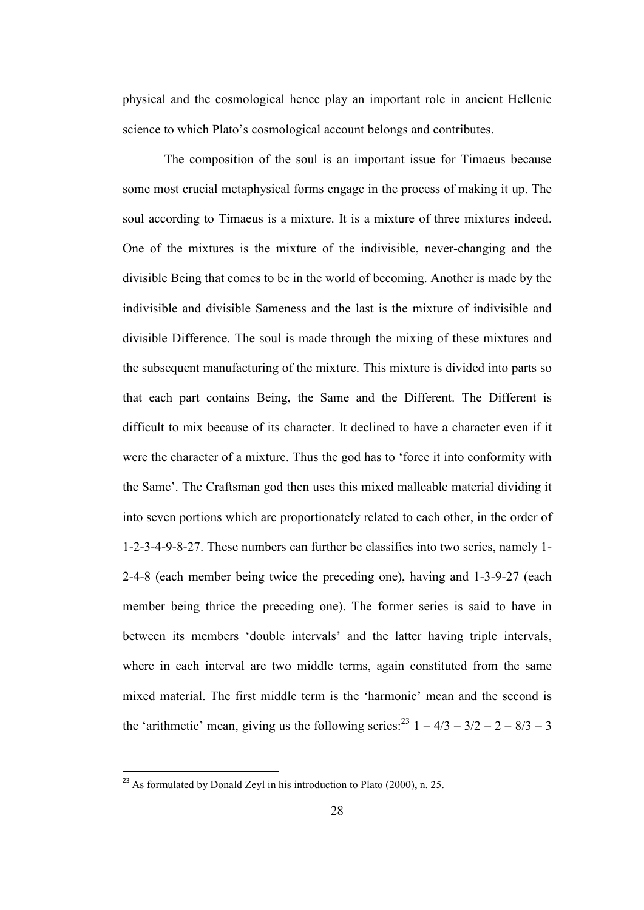physical and the cosmological hence play an important role in ancient Hellenic science to which Plato's cosmological account belongs and contributes.

 The composition of the soul is an important issue for Timaeus because some most crucial metaphysical forms engage in the process of making it up. The soul according to Timaeus is a mixture. It is a mixture of three mixtures indeed. One of the mixtures is the mixture of the indivisible, never-changing and the divisible Being that comes to be in the world of becoming. Another is made by the indivisible and divisible Sameness and the last is the mixture of indivisible and divisible Difference. The soul is made through the mixing of these mixtures and the subsequent manufacturing of the mixture. This mixture is divided into parts so that each part contains Being, the Same and the Different. The Different is difficult to mix because of its character. It declined to have a character even if it were the character of a mixture. Thus the god has to 'force it into conformity with the Same'. The Craftsman god then uses this mixed malleable material dividing it into seven portions which are proportionately related to each other, in the order of 1-2-3-4-9-8-27. These numbers can further be classifies into two series, namely 1- 2-4-8 (each member being twice the preceding one), having and 1-3-9-27 (each member being thrice the preceding one). The former series is said to have in between its members 'double intervals' and the latter having triple intervals, where in each interval are two middle terms, again constituted from the same mixed material. The first middle term is the 'harmonic' mean and the second is the 'arithmetic' mean, giving us the following series:<sup>23</sup>  $1 - 4/3 - 3/2 - 2 - 8/3 - 3$ 

 $^{23}$  As formulated by Donald Zeyl in his introduction to Plato (2000), n. 25.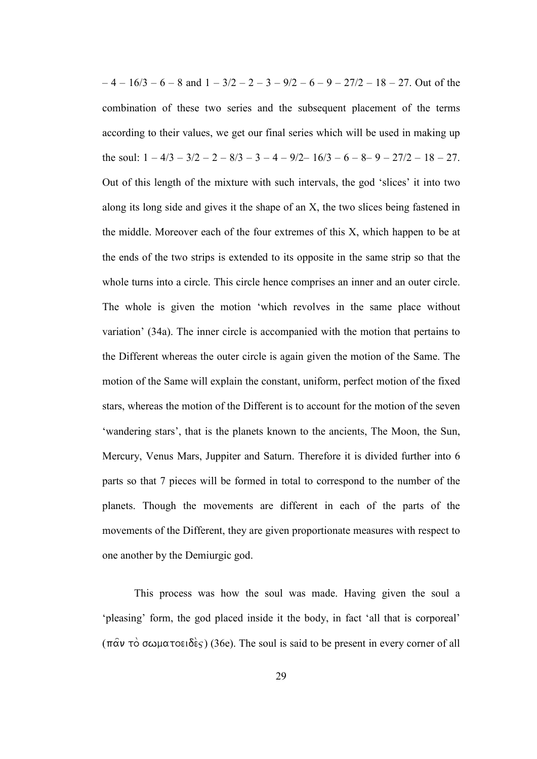$-4 - 16/3 - 6 - 8$  and  $1 - 3/2 - 2 - 3 - 9/2 - 6 - 9 - 27/2 - 18 - 27$ . Out of the combination of these two series and the subsequent placement of the terms according to their values, we get our final series which will be used in making up the soul:  $1 - 4/3 - 3/2 - 2 - 8/3 - 3 - 4 - 9/2 - 16/3 - 6 - 8 - 9 - 27/2 - 18 - 27$ . Out of this length of the mixture with such intervals, the god 'slices' it into two along its long side and gives it the shape of an X, the two slices being fastened in the middle. Moreover each of the four extremes of this X, which happen to be at the ends of the two strips is extended to its opposite in the same strip so that the whole turns into a circle. This circle hence comprises an inner and an outer circle. The whole is given the motion 'which revolves in the same place without variation' (34a). The inner circle is accompanied with the motion that pertains to the Different whereas the outer circle is again given the motion of the Same. The motion of the Same will explain the constant, uniform, perfect motion of the fixed stars, whereas the motion of the Different is to account for the motion of the seven 'wandering stars', that is the planets known to the ancients, The Moon, the Sun, Mercury, Venus Mars, Juppiter and Saturn. Therefore it is divided further into 6 parts so that 7 pieces will be formed in total to correspond to the number of the planets. Though the movements are different in each of the parts of the movements of the Different, they are given proportionate measures with respect to one another by the Demiurgic god.

 This process was how the soul was made. Having given the soul a 'pleasing' form, the god placed inside it the body, in fact 'all that is corporeal'  $(\pi \hat{\alpha} \nu \hat{\alpha})$   $\sigma \omega \mu \alpha \tau$  o  $\delta \hat{\epsilon}$  (36e). The soul is said to be present in every corner of all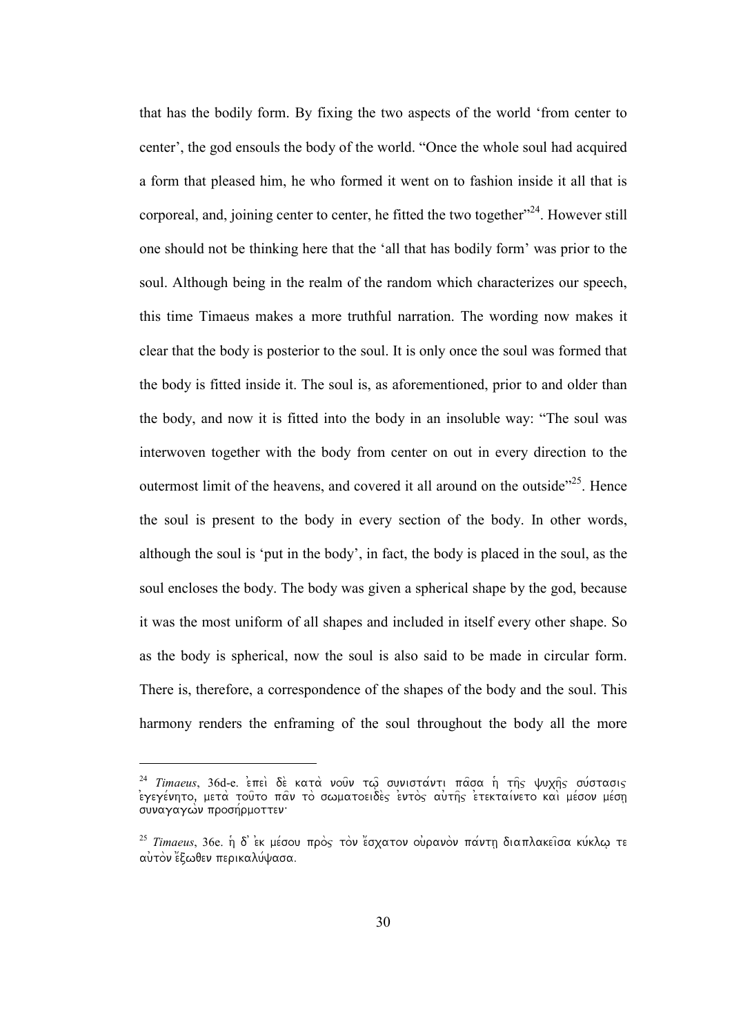that has the bodily form. By fixing the two aspects of the world 'from center to center', the god ensouls the body of the world. "Once the whole soul had acquired a form that pleased him, he who formed it went on to fashion inside it all that is corporeal, and, joining center to center, he fitted the two together $"^{24}$ . However still one should not be thinking here that the 'all that has bodily form' was prior to the soul. Although being in the realm of the random which characterizes our speech, this time Timaeus makes a more truthful narration. The wording now makes it clear that the body is posterior to the soul. It is only once the soul was formed that the body is fitted inside it. The soul is, as aforementioned, prior to and older than the body, and now it is fitted into the body in an insoluble way: "The soul was interwoven together with the body from center on out in every direction to the outermost limit of the heavens, and covered it all around on the outside $^{325}$ . Hence the soul is present to the body in every section of the body. In other words, although the soul is 'put in the body', in fact, the body is placed in the soul, as the soul encloses the body. The body was given a spherical shape by the god, because it was the most uniform of all shapes and included in itself every other shape. So as the body is spherical, now the soul is also said to be made in circular form. There is, therefore, a correspondence of the shapes of the body and the soul. This harmony renders the enframing of the soul throughout the body all the more

<sup>&</sup>lt;sup>24</sup> *Timaeus*, 36d-e. ἐπεὶ δὲ κατὰ νοῦν τῳ συνιστάντι πάσα ἡ τῆς ψυχῆς σύστασις *e)gege/nhto, meta\ tou=to pa=n to\ swmatoeide\j e)nto\j au)th=j e)tektai/neto kai\ me/son me/sh| sunagagw\n prosh/rmotten:* 

<sup>&</sup>lt;sup>25</sup> *Timaeus*, 36e. η δ' εκ μέσου πρός τον έσχατον ουρανον πάντη διαπλακείσα κύκλω τε *au)to\n e)/cwqen perikalu/yasa.*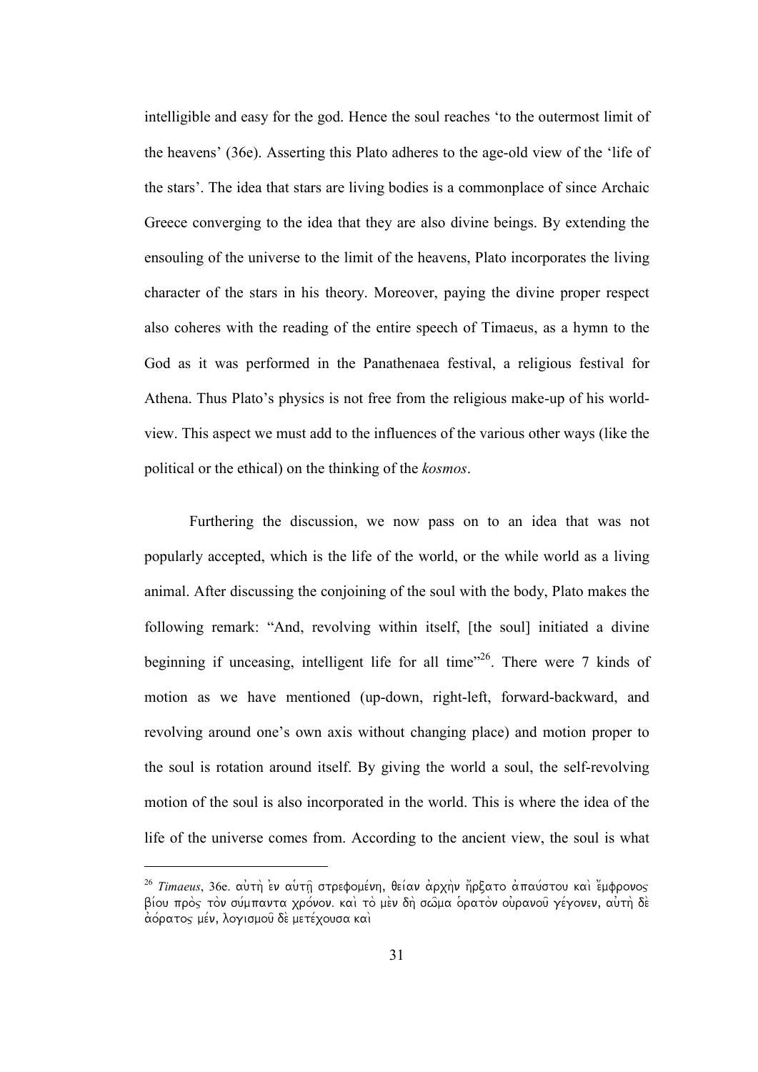intelligible and easy for the god. Hence the soul reaches 'to the outermost limit of the heavens' (36e). Asserting this Plato adheres to the age-old view of the 'life of the stars'. The idea that stars are living bodies is a commonplace of since Archaic Greece converging to the idea that they are also divine beings. By extending the ensouling of the universe to the limit of the heavens, Plato incorporates the living character of the stars in his theory. Moreover, paying the divine proper respect also coheres with the reading of the entire speech of Timaeus, as a hymn to the God as it was performed in the Panathenaea festival, a religious festival for Athena. Thus Plato's physics is not free from the religious make-up of his worldview. This aspect we must add to the influences of the various other ways (like the political or the ethical) on the thinking of the *kosmos*.

 Furthering the discussion, we now pass on to an idea that was not popularly accepted, which is the life of the world, or the while world as a living animal. After discussing the conjoining of the soul with the body, Plato makes the following remark: "And, revolving within itself, [the soul] initiated a divine beginning if unceasing, intelligent life for all time $^{226}$ . There were 7 kinds of motion as we have mentioned (up-down, right-left, forward-backward, and revolving around one's own axis without changing place) and motion proper to the soul is rotation around itself. By giving the world a soul, the self-revolving motion of the soul is also incorporated in the world. This is where the idea of the life of the universe comes from. According to the ancient view, the soul is what

<sup>&</sup>lt;sup>26</sup> *Timaeus*, 36e. αυτή εν αυτή στρεφομένη, θείαν αρχήν ἤρξατο απαύστου και έμφρονος *βίου πρ*ός τον σύμπαντα χρόνον. και το μεν δη σωμα ορατον ουρανου γέγονεν, αυτη δε *a)o/ratoj me/n, logismou= de\ mete/xousa kai\*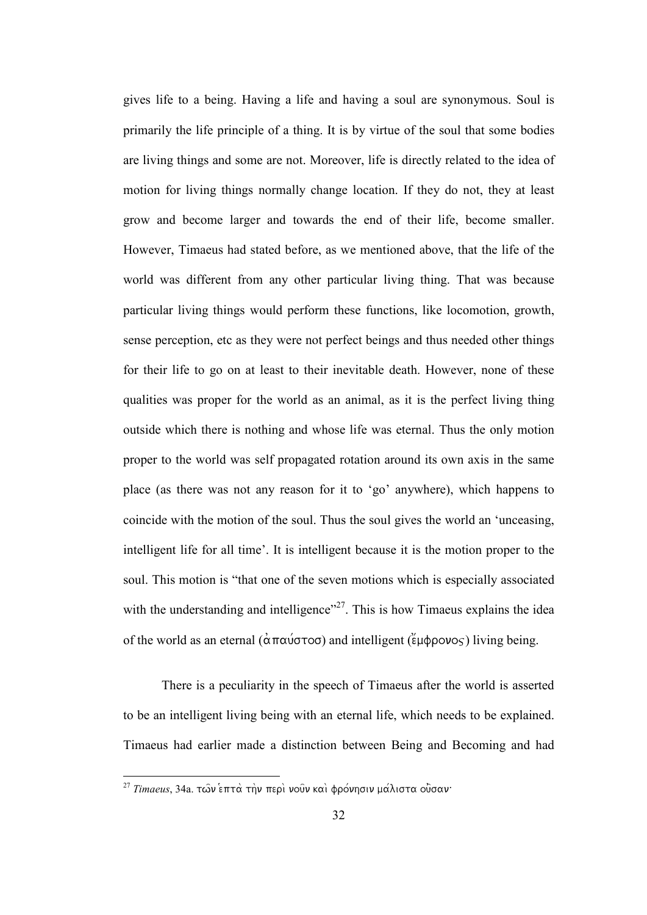gives life to a being. Having a life and having a soul are synonymous. Soul is primarily the life principle of a thing. It is by virtue of the soul that some bodies are living things and some are not. Moreover, life is directly related to the idea of motion for living things normally change location. If they do not, they at least grow and become larger and towards the end of their life, become smaller. However, Timaeus had stated before, as we mentioned above, that the life of the world was different from any other particular living thing. That was because particular living things would perform these functions, like locomotion, growth, sense perception, etc as they were not perfect beings and thus needed other things for their life to go on at least to their inevitable death. However, none of these qualities was proper for the world as an animal, as it is the perfect living thing outside which there is nothing and whose life was eternal. Thus the only motion proper to the world was self propagated rotation around its own axis in the same place (as there was not any reason for it to 'go' anywhere), which happens to coincide with the motion of the soul. Thus the soul gives the world an 'unceasing, intelligent life for all time'. It is intelligent because it is the motion proper to the soul. This motion is "that one of the seven motions which is especially associated with the understanding and intelligence"<sup>27</sup>. This is how Timaeus explains the idea of the world as an eternal  $(\alpha \pi \alpha \nu \sigma \tau \circ \sigma)$  and intelligent  $(\epsilon \nu \phi \circ \sigma)$  living being.

 There is a peculiarity in the speech of Timaeus after the world is asserted to be an intelligent living being with an eternal life, which needs to be explained. Timaeus had earlier made a distinction between Being and Becoming and had

<sup>&</sup>lt;sup>27</sup> *Timaeus,* 34a. των επτά τὴν περὶ νοῦν καὶ φρόνησιν μάλιστα οὖσαν<sup>.</sup>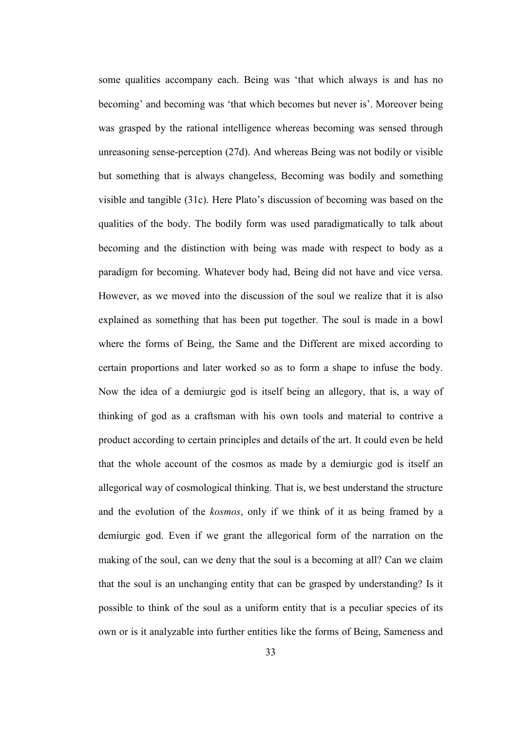some qualities accompany each. Being was 'that which always is and has no becoming' and becoming was 'that which becomes but never is'. Moreover being was grasped by the rational intelligence whereas becoming was sensed through unreasoning sense-perception (27d). And whereas Being was not bodily or visible but something that is always changeless, Becoming was bodily and something visible and tangible (31c). Here Plato's discussion of becoming was based on the qualities of the body. The bodily form was used paradigmatically to talk about becoming and the distinction with being was made with respect to body as a paradigm for becoming. Whatever body had, Being did not have and vice versa. However, as we moved into the discussion of the soul we realize that it is also explained as something that has been put together. The soul is made in a bowl where the forms of Being, the Same and the Different are mixed according to certain proportions and later worked so as to form a shape to infuse the body. Now the idea of a demiurgic god is itself being an allegory, that is, a way of thinking of god as a craftsman with his own tools and material to contrive a product according to certain principles and details of the art. It could even be held that the whole account of the cosmos as made by a demiurgic god is itself an allegorical way of cosmological thinking. That is, we best understand the structure and the evolution of the *kosmos*, only if we think of it as being framed by a demiurgic god. Even if we grant the allegorical form of the narration on the making of the soul, can we deny that the soul is a becoming at all? Can we claim that the soul is an unchanging entity that can be grasped by understanding? Is it possible to think of the soul as a uniform entity that is a peculiar species of its own or is it analyzable into further entities like the forms of Being, Sameness and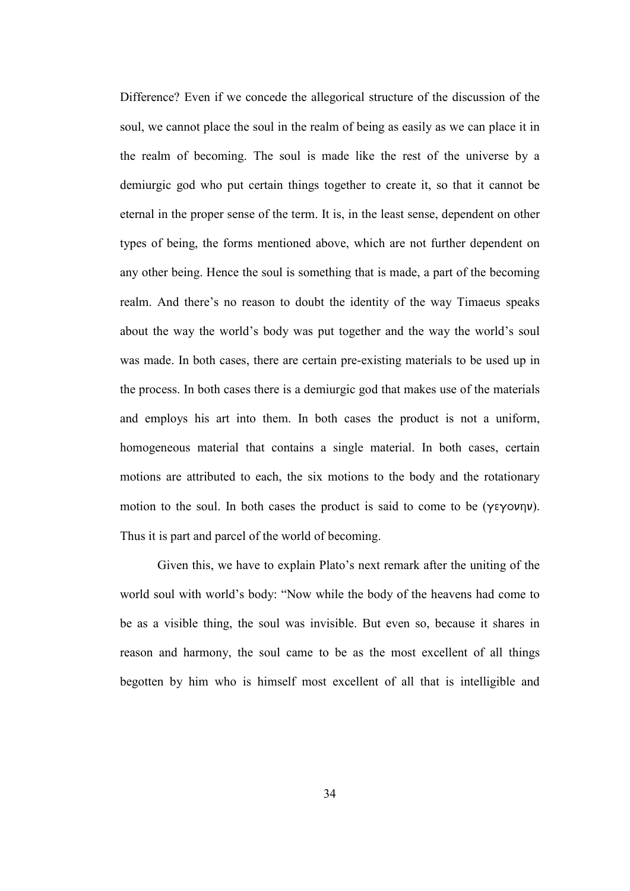Difference? Even if we concede the allegorical structure of the discussion of the soul, we cannot place the soul in the realm of being as easily as we can place it in the realm of becoming. The soul is made like the rest of the universe by a demiurgic god who put certain things together to create it, so that it cannot be eternal in the proper sense of the term. It is, in the least sense, dependent on other types of being, the forms mentioned above, which are not further dependent on any other being. Hence the soul is something that is made, a part of the becoming realm. And there's no reason to doubt the identity of the way Timaeus speaks about the way the world's body was put together and the way the world's soul was made. In both cases, there are certain pre-existing materials to be used up in the process. In both cases there is a demiurgic god that makes use of the materials and employs his art into them. In both cases the product is not a uniform, homogeneous material that contains a single material. In both cases, certain motions are attributed to each, the six motions to the body and the rotationary motion to the soul. In both cases the product is said to come to be (γεγονην). Thus it is part and parcel of the world of becoming.

 Given this, we have to explain Plato's next remark after the uniting of the world soul with world's body: "Now while the body of the heavens had come to be as a visible thing, the soul was invisible. But even so, because it shares in reason and harmony, the soul came to be as the most excellent of all things begotten by him who is himself most excellent of all that is intelligible and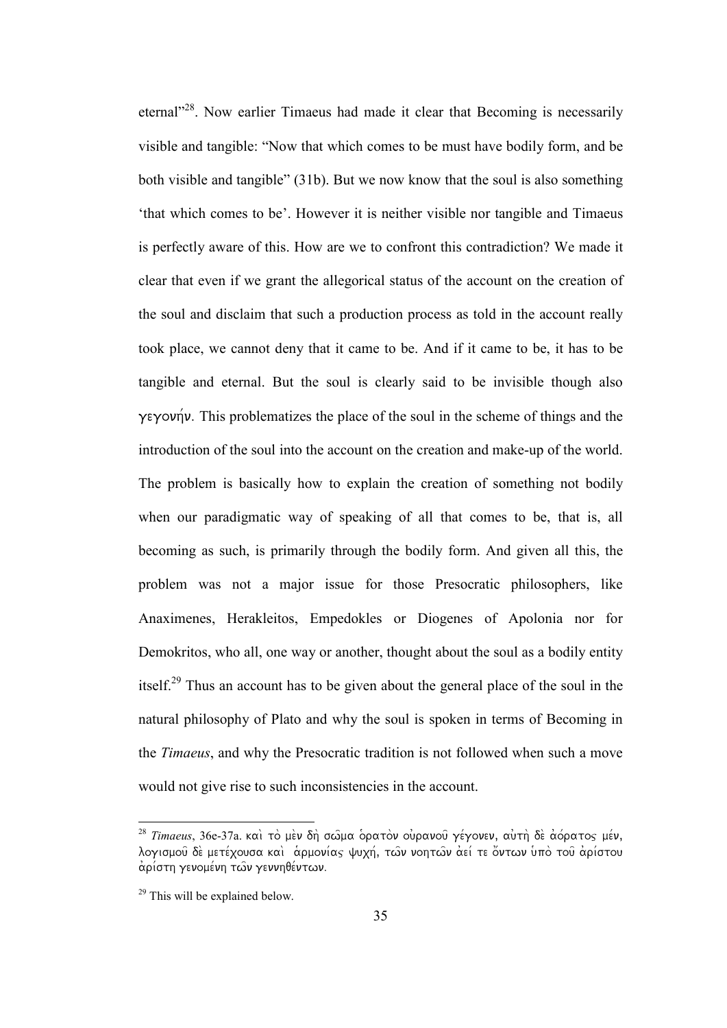eternal<sup>228</sup>. Now earlier Timaeus had made it clear that Becoming is necessarily visible and tangible: "Now that which comes to be must have bodily form, and be both visible and tangible" (31b). But we now know that the soul is also something 'that which comes to be'. However it is neither visible nor tangible and Timaeus is perfectly aware of this. How are we to confront this contradiction? We made it clear that even if we grant the allegorical status of the account on the creation of the soul and disclaim that such a production process as told in the account really took place, we cannot deny that it came to be. And if it came to be, it has to be tangible and eternal. But the soul is clearly said to be invisible though also  $\gamma$ e $\gamma$ ov $\eta$ <sup>v</sup>. This problematizes the place of the soul in the scheme of things and the introduction of the soul into the account on the creation and make-up of the world. The problem is basically how to explain the creation of something not bodily when our paradigmatic way of speaking of all that comes to be, that is, all becoming as such, is primarily through the bodily form. And given all this, the problem was not a major issue for those Presocratic philosophers, like Anaximenes, Herakleitos, Empedokles or Diogenes of Apolonia nor for Demokritos, who all, one way or another, thought about the soul as a bodily entity itself.<sup>29</sup> Thus an account has to be given about the general place of the soul in the natural philosophy of Plato and why the soul is spoken in terms of Becoming in the *Timaeus*, and why the Presocratic tradition is not followed when such a move would not give rise to such inconsistencies in the account.

<sup>28</sup> *Timaeus*, 36e-37a. *kai\ to\ me\n dh\ sw=ma o(rato\n ou)ranou= ge/gonen, au)th\ de\ a)o/ratoj me/n,*  λογισμοῦ δὲ μετέχουσα και άρμονίας ψυχή, των νοητων αεί τε ὄντων υπο τοῦ ἀρίστου  $\alpha$ ρίστη γενομένη των γεννηθέντων.

 $29$  This will be explained below.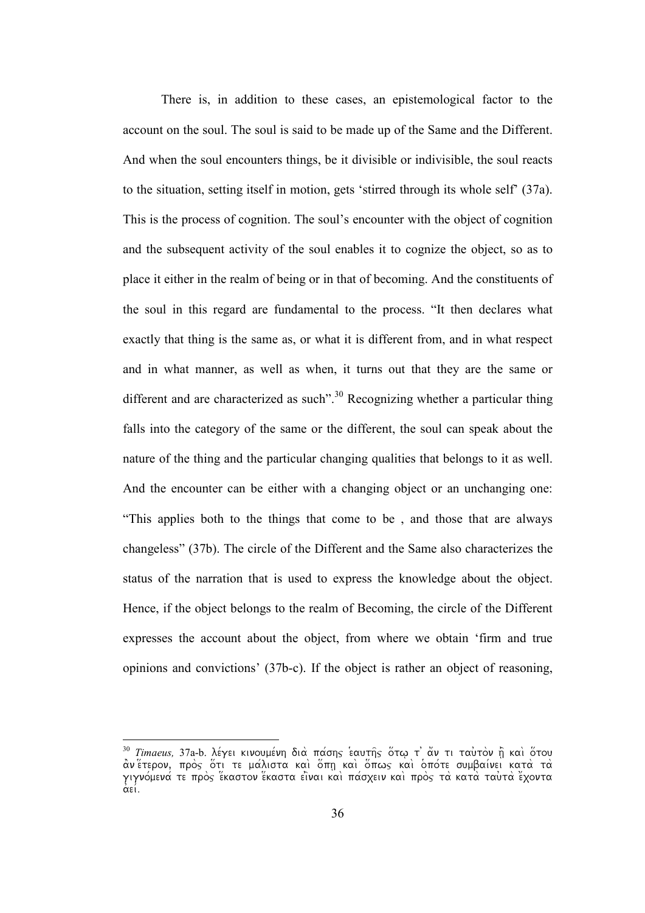There is, in addition to these cases, an epistemological factor to the account on the soul. The soul is said to be made up of the Same and the Different. And when the soul encounters things, be it divisible or indivisible, the soul reacts to the situation, setting itself in motion, gets 'stirred through its whole self' (37a). This is the process of cognition. The soul's encounter with the object of cognition and the subsequent activity of the soul enables it to cognize the object, so as to place it either in the realm of being or in that of becoming. And the constituents of the soul in this regard are fundamental to the process. "It then declares what exactly that thing is the same as, or what it is different from, and in what respect and in what manner, as well as when, it turns out that they are the same or different and are characterized as such<sup>", 30</sup> Recognizing whether a particular thing falls into the category of the same or the different, the soul can speak about the nature of the thing and the particular changing qualities that belongs to it as well. And the encounter can be either with a changing object or an unchanging one: "This applies both to the things that come to be , and those that are always changeless" (37b). The circle of the Different and the Same also characterizes the status of the narration that is used to express the knowledge about the object. Hence, if the object belongs to the realm of Becoming, the circle of the Different expresses the account about the object, from where we obtain 'firm and true opinions and convictions' (37b-c). If the object is rather an object of reasoning,

 $\overline{a}$ <sup>30</sup> *Timaeus, 37a-b. λέγει κινουμένη διά πάσης εαυτής ότω τ' άν τι ταυτον ή και ότου a)\n e(/teron, pro\j o(/ti te ma/lista kai\ o(/ph| kai\ o(/pwj kai\ o(po/te sumbai/nei kata\ ta\ gigno/mena/ te pro\j e(/kaston e(/kasta ei)=nai kai\ pa/sxein kai\ pro\j ta\ kata\ tau)ta\ e)/xonta*  άεί.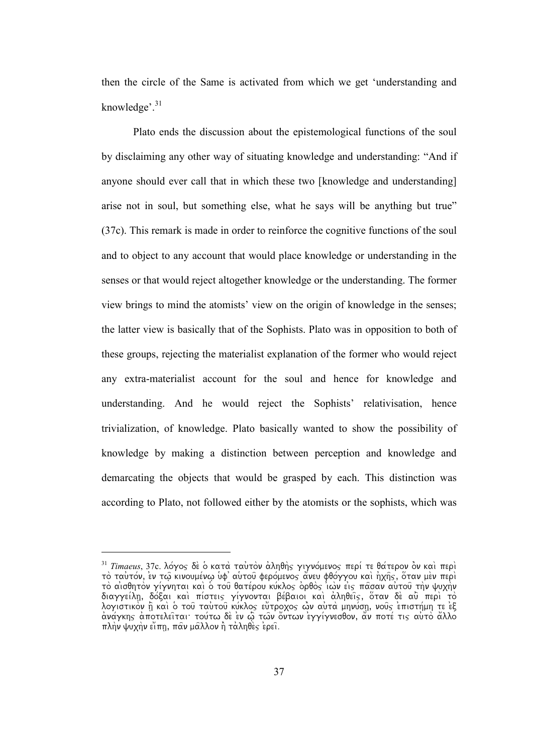then the circle of the Same is activated from which we get 'understanding and knowledge'.<sup>31</sup>

 Plato ends the discussion about the epistemological functions of the soul by disclaiming any other way of situating knowledge and understanding: "And if anyone should ever call that in which these two [knowledge and understanding] arise not in soul, but something else, what he says will be anything but true" (37c). This remark is made in order to reinforce the cognitive functions of the soul and to object to any account that would place knowledge or understanding in the senses or that would reject altogether knowledge or the understanding. The former view brings to mind the atomists' view on the origin of knowledge in the senses; the latter view is basically that of the Sophists. Plato was in opposition to both of these groups, rejecting the materialist explanation of the former who would reject any extra-materialist account for the soul and hence for knowledge and understanding. And he would reject the Sophists' relativisation, hence trivialization, of knowledge. Plato basically wanted to show the possibility of knowledge by making a distinction between perception and knowledge and demarcating the objects that would be grasped by each. This distinction was according to Plato, not followed either by the atomists or the sophists, which was

<sup>31</sup> *Timaeus*, 37c. λόγος δε ο κατα ταυτον αληθής γιγνόμενος περί τε θατερον ον και περι *τ*ό ταὐτόν, εν τω κινουμένω υφ' αυτου φερόμενος άνευ φθόγγου και ήχης, όταν μεν περι *to\ ai)sqhto\n gi/gnhtai kai\ o( tou= qate/rou ku/kloj o)rqo\j i)w\n ei)j pa=san au)tou= th\n yuxh\n diaggei/lh|, do/cai kai\ pi/steij gi/gnontai be/baioi kai\ a)lhqei=j, o(/tan de\ au)= peri\ to\ logistiko\n h)=| kai\ o( tou= tau)tou= ku/kloj eu)/troxoj w)\n au)ta\ mhnu/sh|, nou=j e)pisth/mh te e)c a)na/gkhj a)potelei=tai: tou/tw de\ e)n w(=| tw=n o)/ntwn e)ggi/gnesqon, a)/n pote/ tij au)to\ a)/llo plht puxhv είπη, παν μαλλον η ταληθες ερεί.*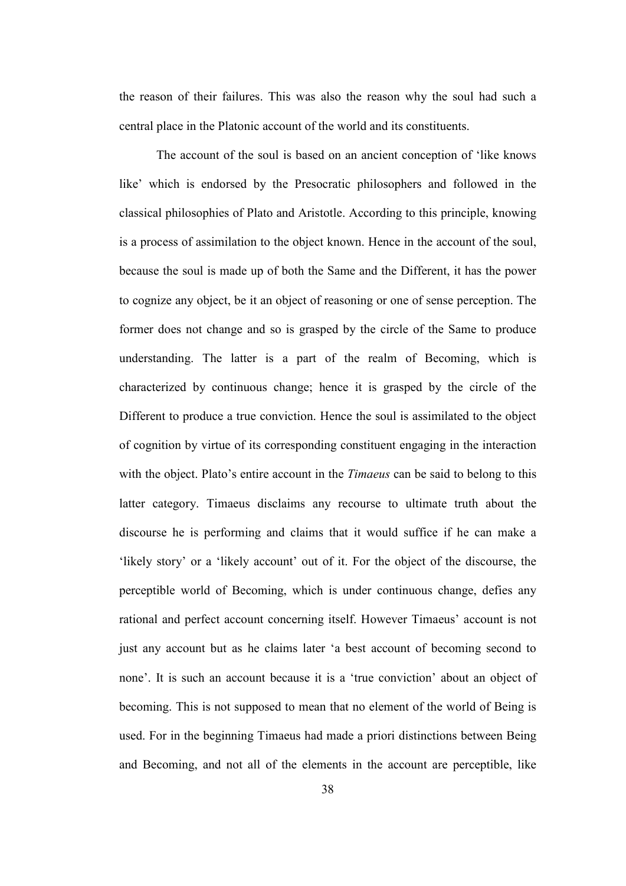the reason of their failures. This was also the reason why the soul had such a central place in the Platonic account of the world and its constituents.

 The account of the soul is based on an ancient conception of 'like knows like' which is endorsed by the Presocratic philosophers and followed in the classical philosophies of Plato and Aristotle. According to this principle, knowing is a process of assimilation to the object known. Hence in the account of the soul, because the soul is made up of both the Same and the Different, it has the power to cognize any object, be it an object of reasoning or one of sense perception. The former does not change and so is grasped by the circle of the Same to produce understanding. The latter is a part of the realm of Becoming, which is characterized by continuous change; hence it is grasped by the circle of the Different to produce a true conviction. Hence the soul is assimilated to the object of cognition by virtue of its corresponding constituent engaging in the interaction with the object. Plato's entire account in the *Timaeus* can be said to belong to this latter category. Timaeus disclaims any recourse to ultimate truth about the discourse he is performing and claims that it would suffice if he can make a 'likely story' or a 'likely account' out of it. For the object of the discourse, the perceptible world of Becoming, which is under continuous change, defies any rational and perfect account concerning itself. However Timaeus' account is not just any account but as he claims later 'a best account of becoming second to none'. It is such an account because it is a 'true conviction' about an object of becoming. This is not supposed to mean that no element of the world of Being is used. For in the beginning Timaeus had made a priori distinctions between Being and Becoming, and not all of the elements in the account are perceptible, like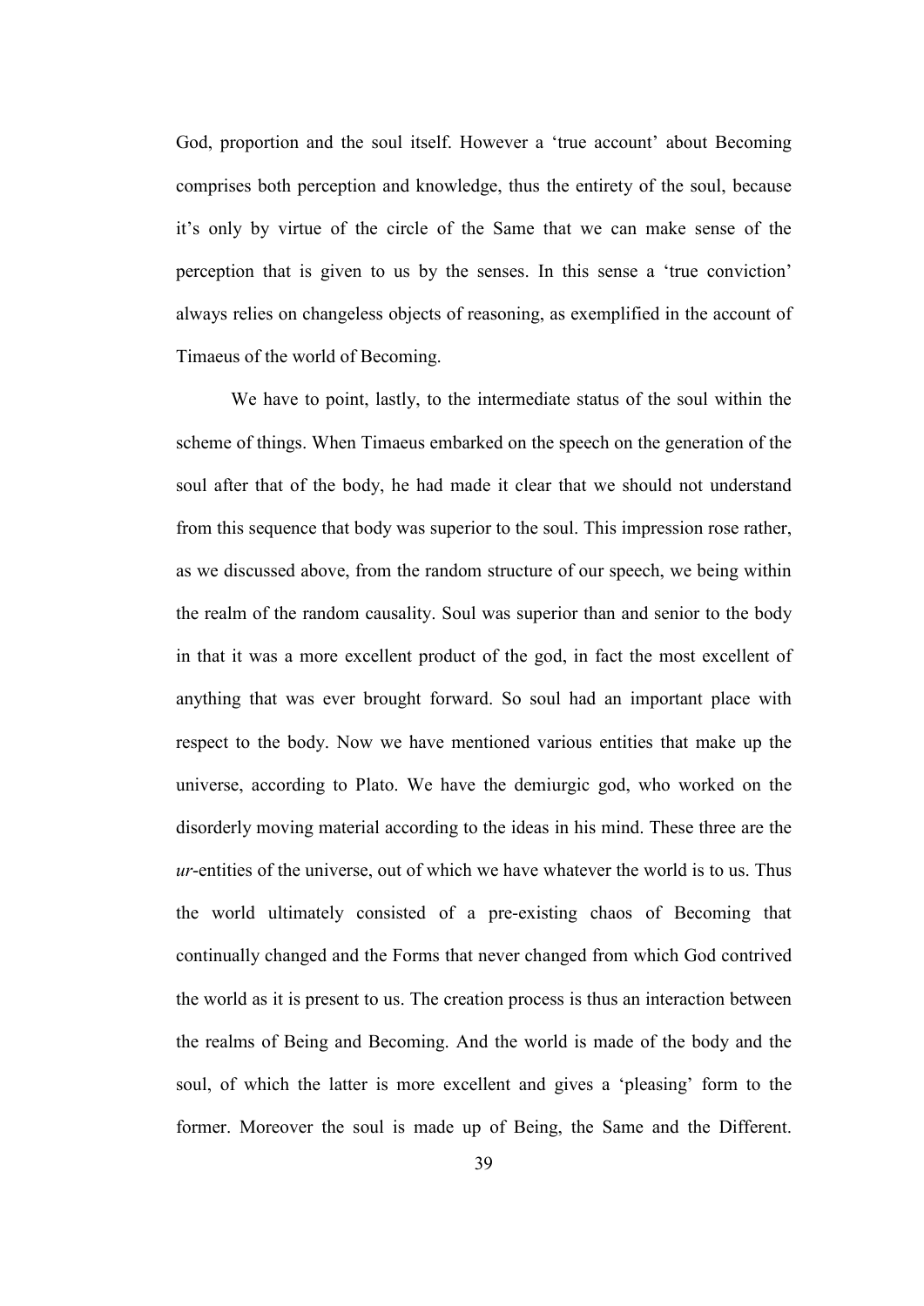God, proportion and the soul itself. However a 'true account' about Becoming comprises both perception and knowledge, thus the entirety of the soul, because it's only by virtue of the circle of the Same that we can make sense of the perception that is given to us by the senses. In this sense a 'true conviction' always relies on changeless objects of reasoning, as exemplified in the account of Timaeus of the world of Becoming.

We have to point, lastly, to the intermediate status of the soul within the scheme of things. When Timaeus embarked on the speech on the generation of the soul after that of the body, he had made it clear that we should not understand from this sequence that body was superior to the soul. This impression rose rather, as we discussed above, from the random structure of our speech, we being within the realm of the random causality. Soul was superior than and senior to the body in that it was a more excellent product of the god, in fact the most excellent of anything that was ever brought forward. So soul had an important place with respect to the body. Now we have mentioned various entities that make up the universe, according to Plato. We have the demiurgic god, who worked on the disorderly moving material according to the ideas in his mind. These three are the *ur*-entities of the universe, out of which we have whatever the world is to us. Thus the world ultimately consisted of a pre-existing chaos of Becoming that continually changed and the Forms that never changed from which God contrived the world as it is present to us. The creation process is thus an interaction between the realms of Being and Becoming. And the world is made of the body and the soul, of which the latter is more excellent and gives a 'pleasing' form to the former. Moreover the soul is made up of Being, the Same and the Different.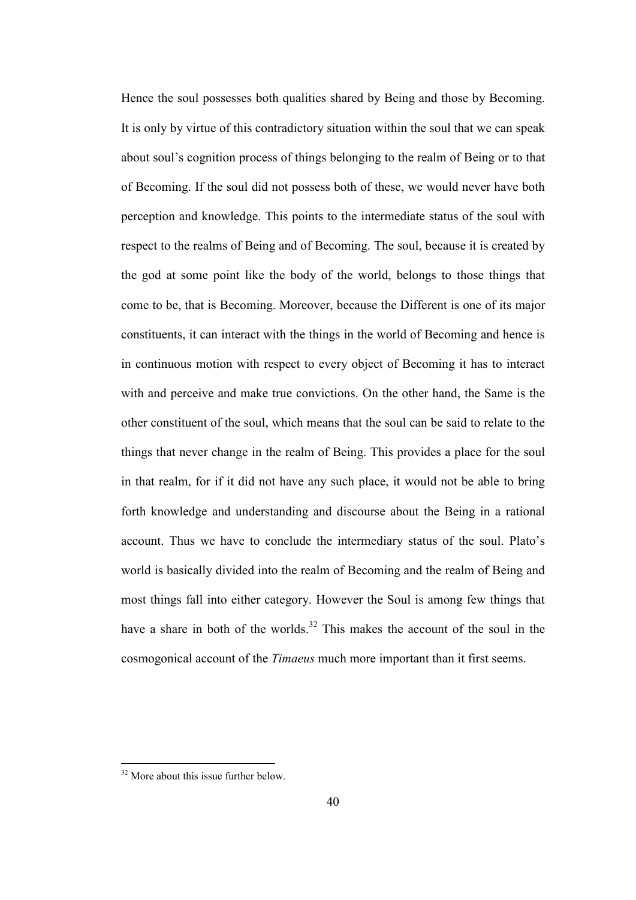Hence the soul possesses both qualities shared by Being and those by Becoming. It is only by virtue of this contradictory situation within the soul that we can speak about soul's cognition process of things belonging to the realm of Being or to that of Becoming. If the soul did not possess both of these, we would never have both perception and knowledge. This points to the intermediate status of the soul with respect to the realms of Being and of Becoming. The soul, because it is created by the god at some point like the body of the world, belongs to those things that come to be, that is Becoming. Moreover, because the Different is one of its major constituents, it can interact with the things in the world of Becoming and hence is in continuous motion with respect to every object of Becoming it has to interact with and perceive and make true convictions. On the other hand, the Same is the other constituent of the soul, which means that the soul can be said to relate to the things that never change in the realm of Being. This provides a place for the soul in that realm, for if it did not have any such place, it would not be able to bring forth knowledge and understanding and discourse about the Being in a rational account. Thus we have to conclude the intermediary status of the soul. Plato's world is basically divided into the realm of Becoming and the realm of Being and most things fall into either category. However the Soul is among few things that have a share in both of the worlds.<sup>32</sup> This makes the account of the soul in the cosmogonical account of the *Timaeus* much more important than it first seems.

<sup>&</sup>lt;sup>32</sup> More about this issue further below.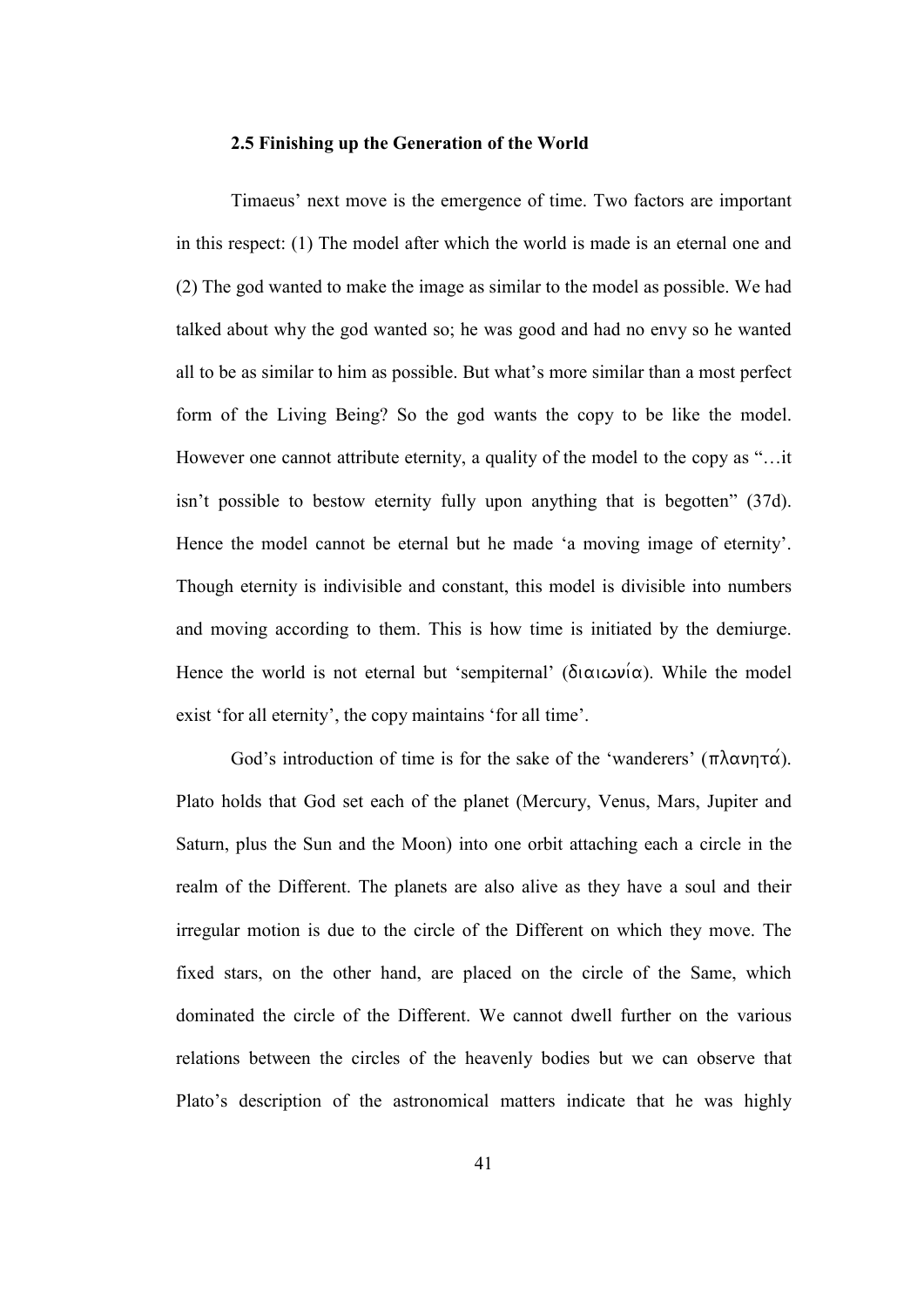### **2.5 Finishing up the Generation of the World**

Timaeus' next move is the emergence of time. Two factors are important in this respect: (1) The model after which the world is made is an eternal one and (2) The god wanted to make the image as similar to the model as possible. We had talked about why the god wanted so; he was good and had no envy so he wanted all to be as similar to him as possible. But what's more similar than a most perfect form of the Living Being? So the god wants the copy to be like the model. However one cannot attribute eternity, a quality of the model to the copy as "…it isn't possible to bestow eternity fully upon anything that is begotten" (37d). Hence the model cannot be eternal but he made 'a moving image of eternity'. Though eternity is indivisible and constant, this model is divisible into numbers and moving according to them. This is how time is initiated by the demiurge. Hence the world is not eternal but 'sempiternal' ( $\delta$ i $\alpha$ i $\omega$ vi $\alpha$ ). While the model exist 'for all eternity', the copy maintains 'for all time'.

God's introduction of time is for the sake of the 'wanderers'  $(\pi \lambda \alpha \nu \eta \tau \alpha)$ . Plato holds that God set each of the planet (Mercury, Venus, Mars, Jupiter and Saturn, plus the Sun and the Moon) into one orbit attaching each a circle in the realm of the Different. The planets are also alive as they have a soul and their irregular motion is due to the circle of the Different on which they move. The fixed stars, on the other hand, are placed on the circle of the Same, which dominated the circle of the Different. We cannot dwell further on the various relations between the circles of the heavenly bodies but we can observe that Plato's description of the astronomical matters indicate that he was highly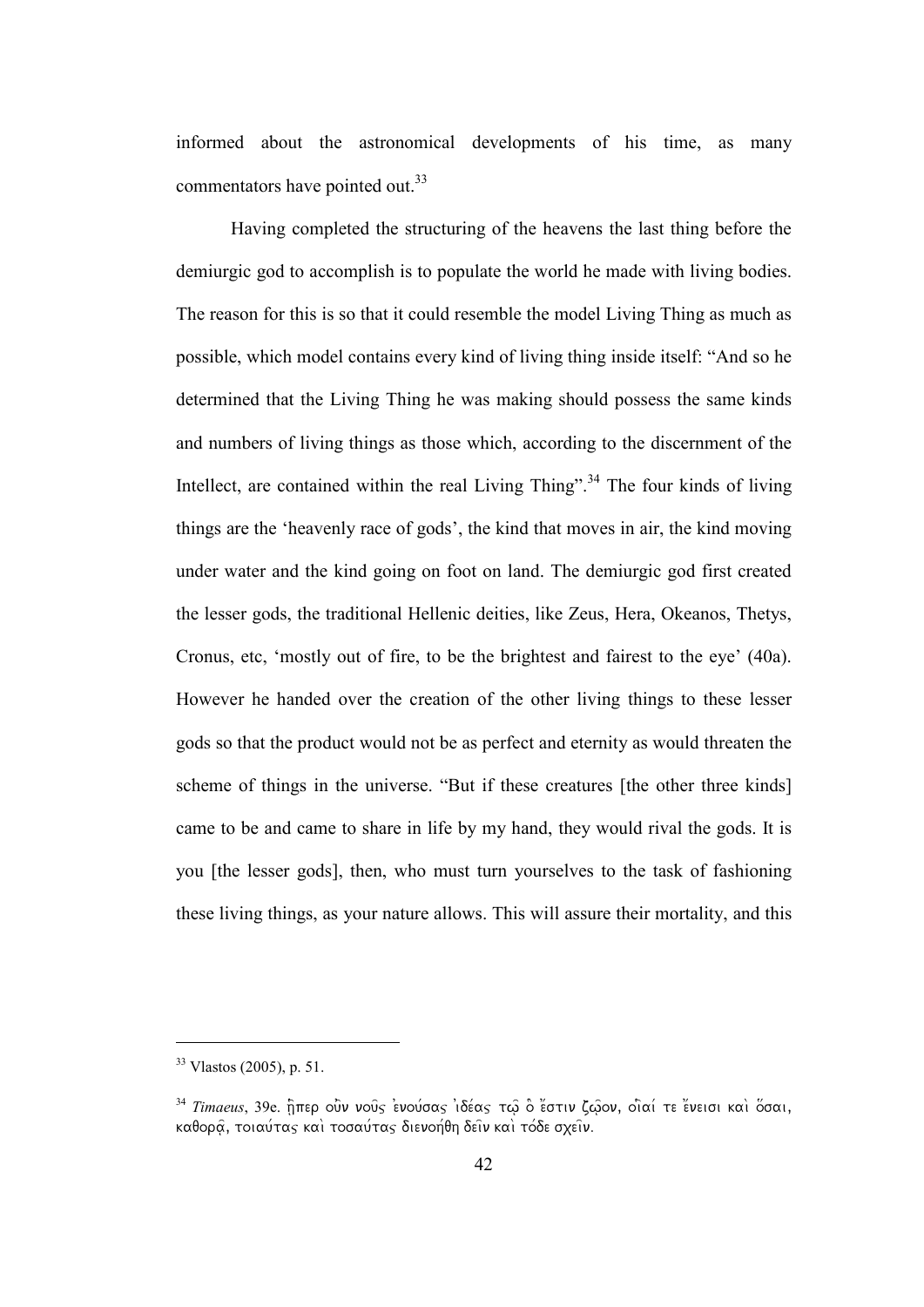informed about the astronomical developments of his time, as many commentators have pointed out.<sup>33</sup>

Having completed the structuring of the heavens the last thing before the demiurgic god to accomplish is to populate the world he made with living bodies. The reason for this is so that it could resemble the model Living Thing as much as possible, which model contains every kind of living thing inside itself: "And so he determined that the Living Thing he was making should possess the same kinds and numbers of living things as those which, according to the discernment of the Intellect, are contained within the real Living Thing".<sup>34</sup> The four kinds of living things are the 'heavenly race of gods', the kind that moves in air, the kind moving under water and the kind going on foot on land. The demiurgic god first created the lesser gods, the traditional Hellenic deities, like Zeus, Hera, Okeanos, Thetys, Cronus, etc, 'mostly out of fire, to be the brightest and fairest to the eye' (40a). However he handed over the creation of the other living things to these lesser gods so that the product would not be as perfect and eternity as would threaten the scheme of things in the universe. "But if these creatures [the other three kinds] came to be and came to share in life by my hand, they would rival the gods. It is you [the lesser gods], then, who must turn yourselves to the task of fashioning these living things, as your nature allows. This will assure their mortality, and this

<sup>33</sup> Vlastos (2005), p. 51.

<sup>&</sup>lt;sup>34</sup> *Timaeus*, 39e. *hπερ ούν νους ενούσας ιδέας τω* δ έστιν ζώον, οιαί τε ένεισι και *δ*σαι,  $k\alpha\beta$ ορα, τοιαύτας και τοσαύτας διενοήθη δειν και τόδε σχειν.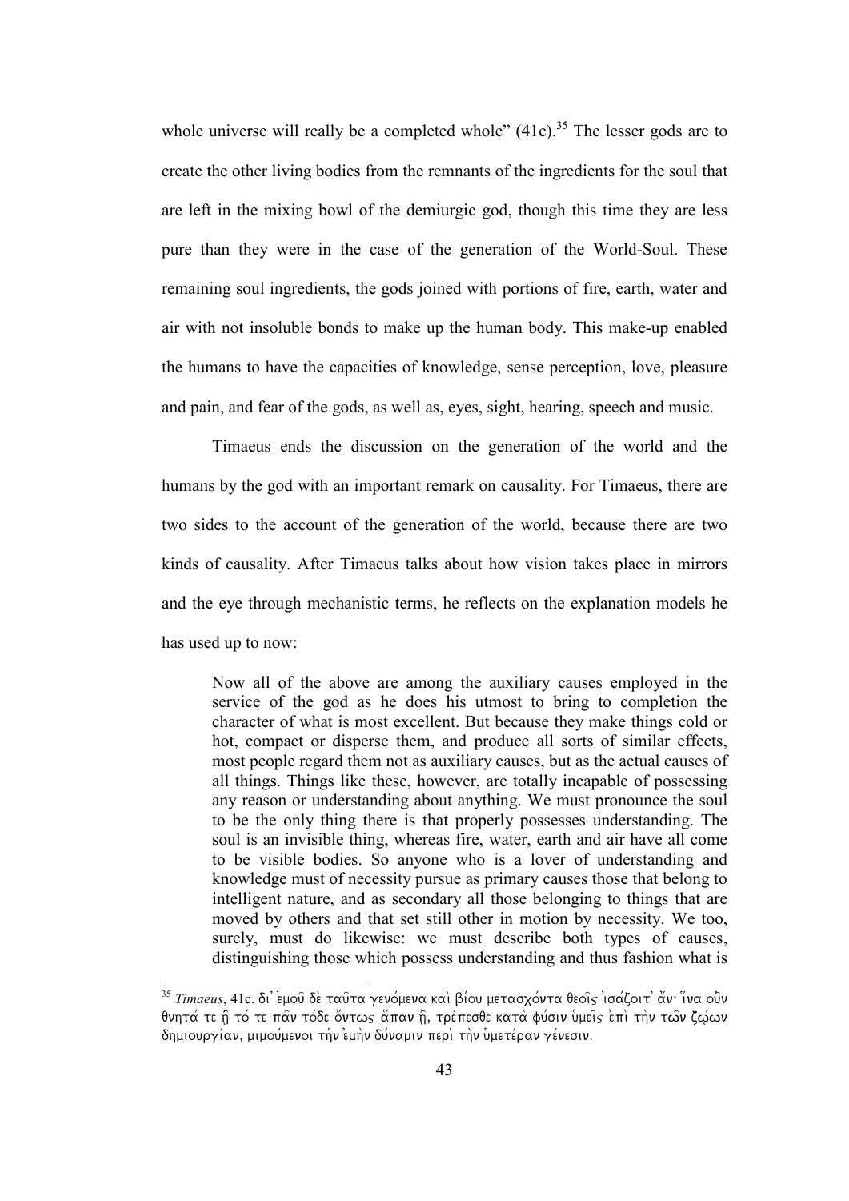whole universe will really be a completed whole"  $(41c)$ <sup>35</sup>. The lesser gods are to create the other living bodies from the remnants of the ingredients for the soul that are left in the mixing bowl of the demiurgic god, though this time they are less pure than they were in the case of the generation of the World-Soul. These remaining soul ingredients, the gods joined with portions of fire, earth, water and air with not insoluble bonds to make up the human body. This make-up enabled the humans to have the capacities of knowledge, sense perception, love, pleasure and pain, and fear of the gods, as well as, eyes, sight, hearing, speech and music.

 Timaeus ends the discussion on the generation of the world and the humans by the god with an important remark on causality. For Timaeus, there are two sides to the account of the generation of the world, because there are two kinds of causality. After Timaeus talks about how vision takes place in mirrors and the eye through mechanistic terms, he reflects on the explanation models he has used up to now:

Now all of the above are among the auxiliary causes employed in the service of the god as he does his utmost to bring to completion the character of what is most excellent. But because they make things cold or hot, compact or disperse them, and produce all sorts of similar effects, most people regard them not as auxiliary causes, but as the actual causes of all things. Things like these, however, are totally incapable of possessing any reason or understanding about anything. We must pronounce the soul to be the only thing there is that properly possesses understanding. The soul is an invisible thing, whereas fire, water, earth and air have all come to be visible bodies. So anyone who is a lover of understanding and knowledge must of necessity pursue as primary causes those that belong to intelligent nature, and as secondary all those belonging to things that are moved by others and that set still other in motion by necessity. We too, surely, must do likewise: we must describe both types of causes, distinguishing those which possess understanding and thus fashion what is

<sup>&</sup>lt;sup>35</sup> *Timaeus*, 41c. δι' εμοῦ δὲ ταῦτα γενόμενα καὶ βίου μετασχόντα θεοῖς ἰσάζοιτ' ἄν· ἵνα οῢν *θνητά τε ή τό τε παν τόδε ὄντως ἅπαν ή, τρέπεσθε κατα φύσιν υμεις επι την των ζώων dhmiourgi/an, mimou/menoi th\n e)mh\n du/namin peri\ th\n u(mete/ran ge/nesin.*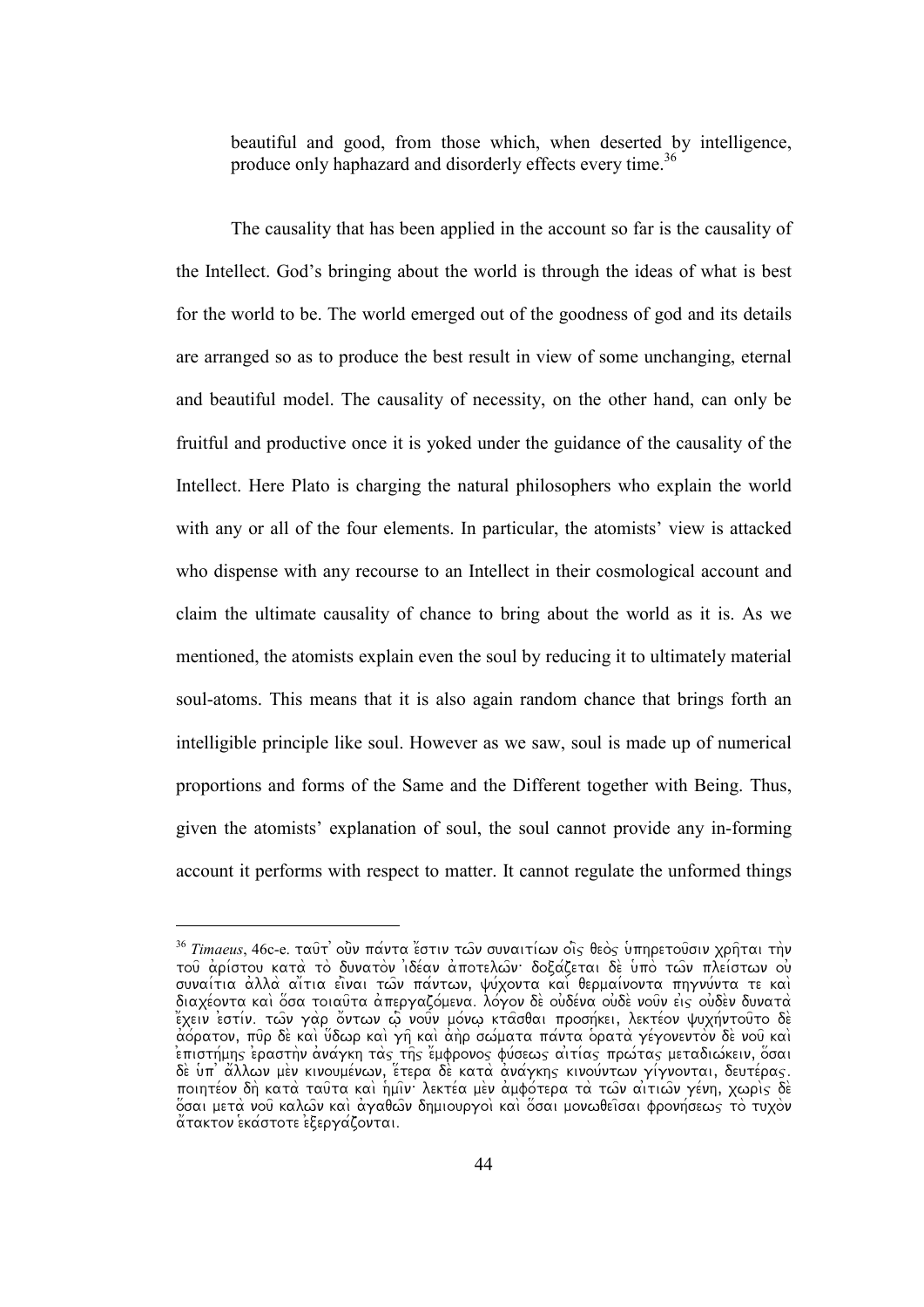beautiful and good, from those which, when deserted by intelligence, produce only haphazard and disorderly effects every time.<sup>36</sup>

The causality that has been applied in the account so far is the causality of the Intellect. God's bringing about the world is through the ideas of what is best for the world to be. The world emerged out of the goodness of god and its details are arranged so as to produce the best result in view of some unchanging, eternal and beautiful model. The causality of necessity, on the other hand, can only be fruitful and productive once it is yoked under the guidance of the causality of the Intellect. Here Plato is charging the natural philosophers who explain the world with any or all of the four elements. In particular, the atomists' view is attacked who dispense with any recourse to an Intellect in their cosmological account and claim the ultimate causality of chance to bring about the world as it is. As we mentioned, the atomists explain even the soul by reducing it to ultimately material soul-atoms. This means that it is also again random chance that brings forth an intelligible principle like soul. However as we saw, soul is made up of numerical proportions and forms of the Same and the Different together with Being. Thus, given the atomists' explanation of soul, the soul cannot provide any in-forming account it performs with respect to matter. It cannot regulate the unformed things

<sup>&</sup>lt;sup>36</sup> Timaeus, 46c-e. ταυτ' ούν πάντα έστιν των συναιτίων οις θεός υπηρετουσιν χρηται την *thilicas*, του c. tout set not be tout the test from the comparable in de under πλείστων ου *sunai/tia a)lla\ ai)/tia ei)=nai tw=n pa/ntwn, yu/xonta kai\ qermai/nonta phgnu/nta te kai\ diaxe/onta kai\ o(/sa toiau=ta a)pergazo/mena. lo/gon de\ ou)de/na ou)de\ nou=n ei)j ou)de\n dunata\ e)/xein e)sti/n. tw=n ga\r o)/ntwn w(=| nou=n mo/nw| kta=sqai prosh/kei, lekte/on yuxh/ntou=to de\ a)o/raton, pu=r de\ kai\ u(/dwr kai\ gh= kai\ a)h\r sw/mata pa/nta o(rata\ ge/gonento\n de\ nou= kai\ e)pisth/mhj e)rasth\n a)na/gkh ta\j th=j e)/mfronoj fu/sewj ai)ti/aj prw/taj metadiw/kein, o(/sai de\ u(p' a)/llwn me\n kinoume/nwn, e(/tera de\ kata\ a)na/gkhj kinou/ntwn gi/gnontai, deute/raj. ποιητέον δη κατα ταυτα και ημιν λεκτέα μεν αμφότερα τα των αιτιών γένη, χωρις δε o(/sai meta\ nou= kalw=n kai\ a)gaqw=n dhmiourgoi\ kai\ o(/sai monwqei=sai fronh/sewj to\ tuxo\n*   $\alpha$ τακτον εκάστοτε εξεργάζονται.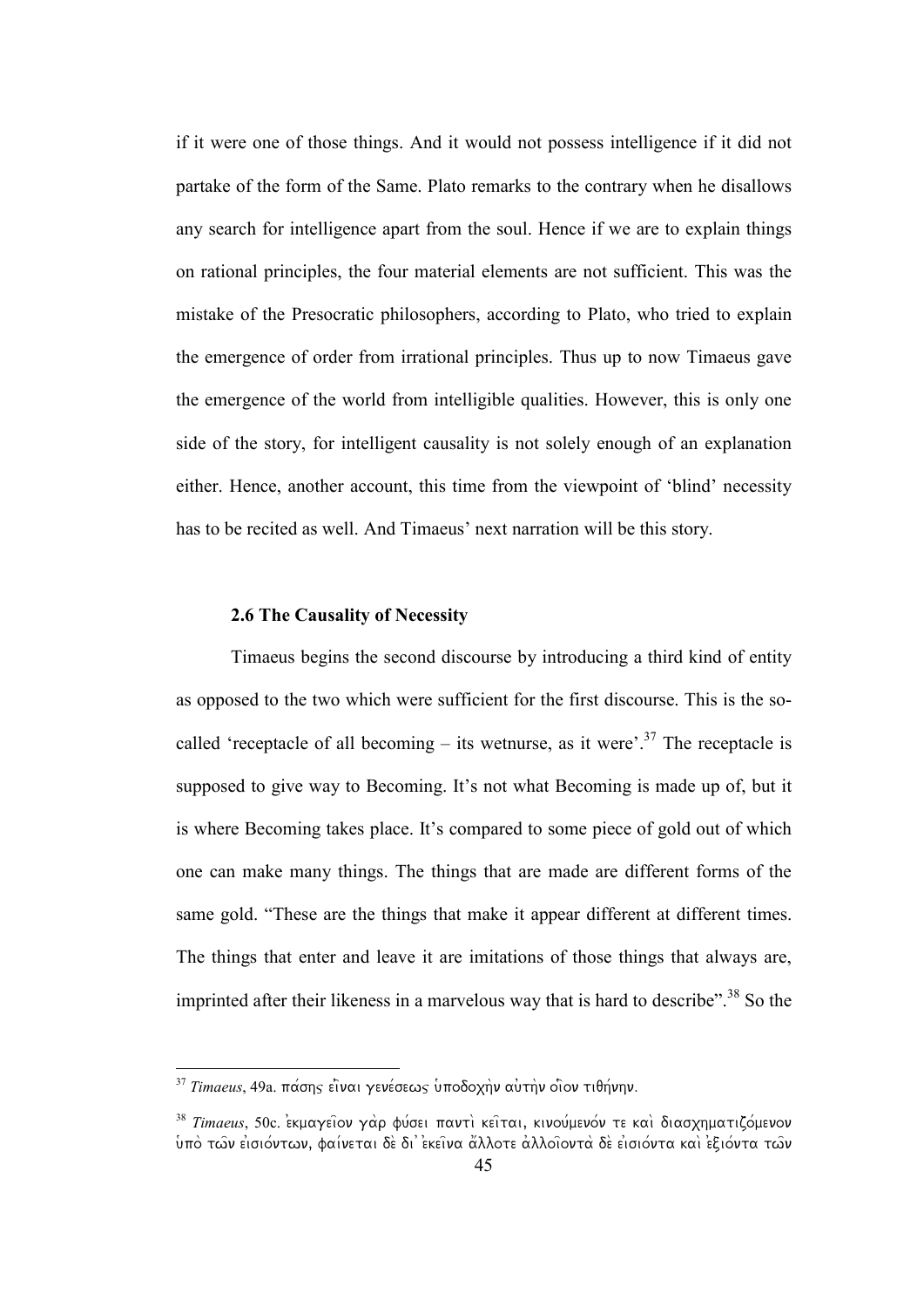if it were one of those things. And it would not possess intelligence if it did not partake of the form of the Same. Plato remarks to the contrary when he disallows any search for intelligence apart from the soul. Hence if we are to explain things on rational principles, the four material elements are not sufficient. This was the mistake of the Presocratic philosophers, according to Plato, who tried to explain the emergence of order from irrational principles. Thus up to now Timaeus gave the emergence of the world from intelligible qualities. However, this is only one side of the story, for intelligent causality is not solely enough of an explanation either. Hence, another account, this time from the viewpoint of 'blind' necessity has to be recited as well. And Timaeus' next narration will be this story.

## **2.6 The Causality of Necessity**

Timaeus begins the second discourse by introducing a third kind of entity as opposed to the two which were sufficient for the first discourse. This is the socalled 'receptacle of all becoming – its wetnurse, as it were'.<sup>37</sup> The receptacle is supposed to give way to Becoming. It's not what Becoming is made up of, but it is where Becoming takes place. It's compared to some piece of gold out of which one can make many things. The things that are made are different forms of the same gold. "These are the things that make it appear different at different times. The things that enter and leave it are imitations of those things that always are, imprinted after their likeness in a marvelous way that is hard to describe".<sup>38</sup> So the

<sup>&</sup>lt;sup>37</sup> *Timaeus,* 49a. πάσης εἶναι γενέσεως ὑποδοχὴν αὐτὴν οἳον τιθήνην.

<sup>&</sup>lt;sup>38</sup> *Timaeus*, 50c. εκμαγείον γάρ φύσει παντι κείται, κινούμενόν τε και διασχηματιζόμενον *u(po\ tw=n ei)sio/ntwn, fai/netai de\ di' e)kei=na a)/llote a)lloi=onta\ de\ ei)sio/nta kai\ e)cio/nta tw=n*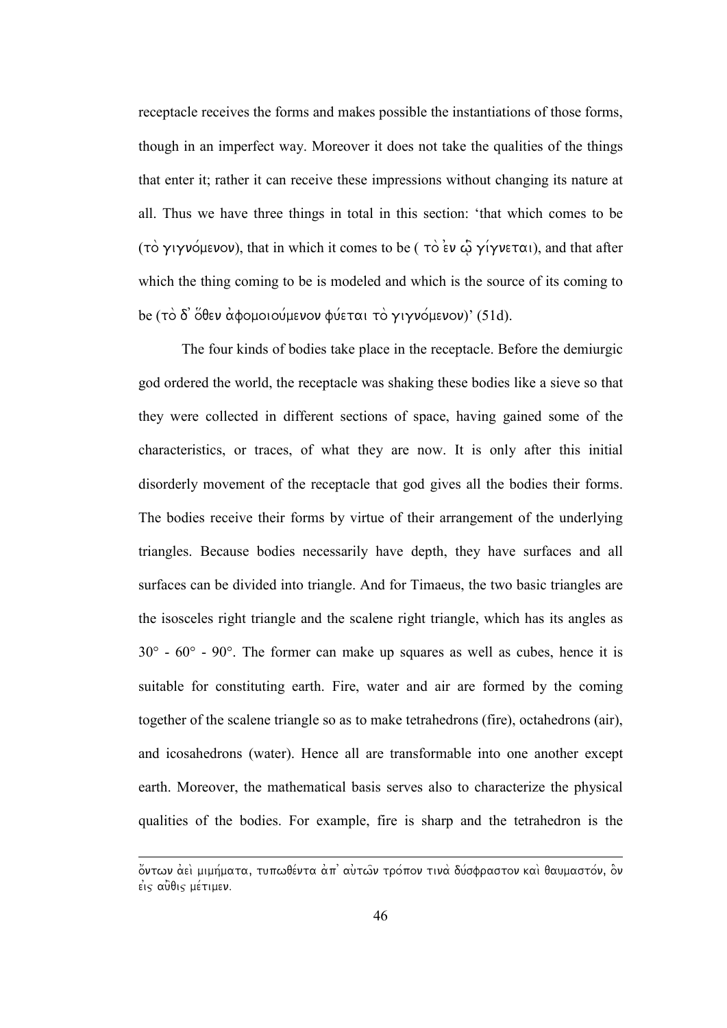receptacle receives the forms and makes possible the instantiations of those forms, though in an imperfect way. Moreover it does not take the qualities of the things that enter it; rather it can receive these impressions without changing its nature at all. Thus we have three things in total in this section: 'that which comes to be (*to\ gigno/menon*), that in which it comes to be ( *to\ e)n w(=| gi/gnetai*), and that after which the thing coming to be is modeled and which is the source of its coming to be (τὸ δ' <u></u>όθεν ἀφομοιούμενον φύεται τὸ γιγνόμενον)' (51d).

The four kinds of bodies take place in the receptacle. Before the demiurgic god ordered the world, the receptacle was shaking these bodies like a sieve so that they were collected in different sections of space, having gained some of the characteristics, or traces, of what they are now. It is only after this initial disorderly movement of the receptacle that god gives all the bodies their forms. The bodies receive their forms by virtue of their arrangement of the underlying triangles. Because bodies necessarily have depth, they have surfaces and all surfaces can be divided into triangle. And for Timaeus, the two basic triangles are the isosceles right triangle and the scalene right triangle, which has its angles as  $30^\circ$  -  $60^\circ$  -  $90^\circ$ . The former can make up squares as well as cubes, hence it is suitable for constituting earth. Fire, water and air are formed by the coming together of the scalene triangle so as to make tetrahedrons (fire), octahedrons (air), and icosahedrons (water). Hence all are transformable into one another except earth. Moreover, the mathematical basis serves also to characterize the physical qualities of the bodies. For example, fire is sharp and the tetrahedron is the

 $\breve{\rm o}$ ντων ἀεὶ μιμήματα, τυπωθέντα ἀπ' αὐτων τρόπον τινὰ δύσφραστον καὶ θαυμαστόν, ὃν  $\epsilon$ *iς αυθις μέτιμεν.*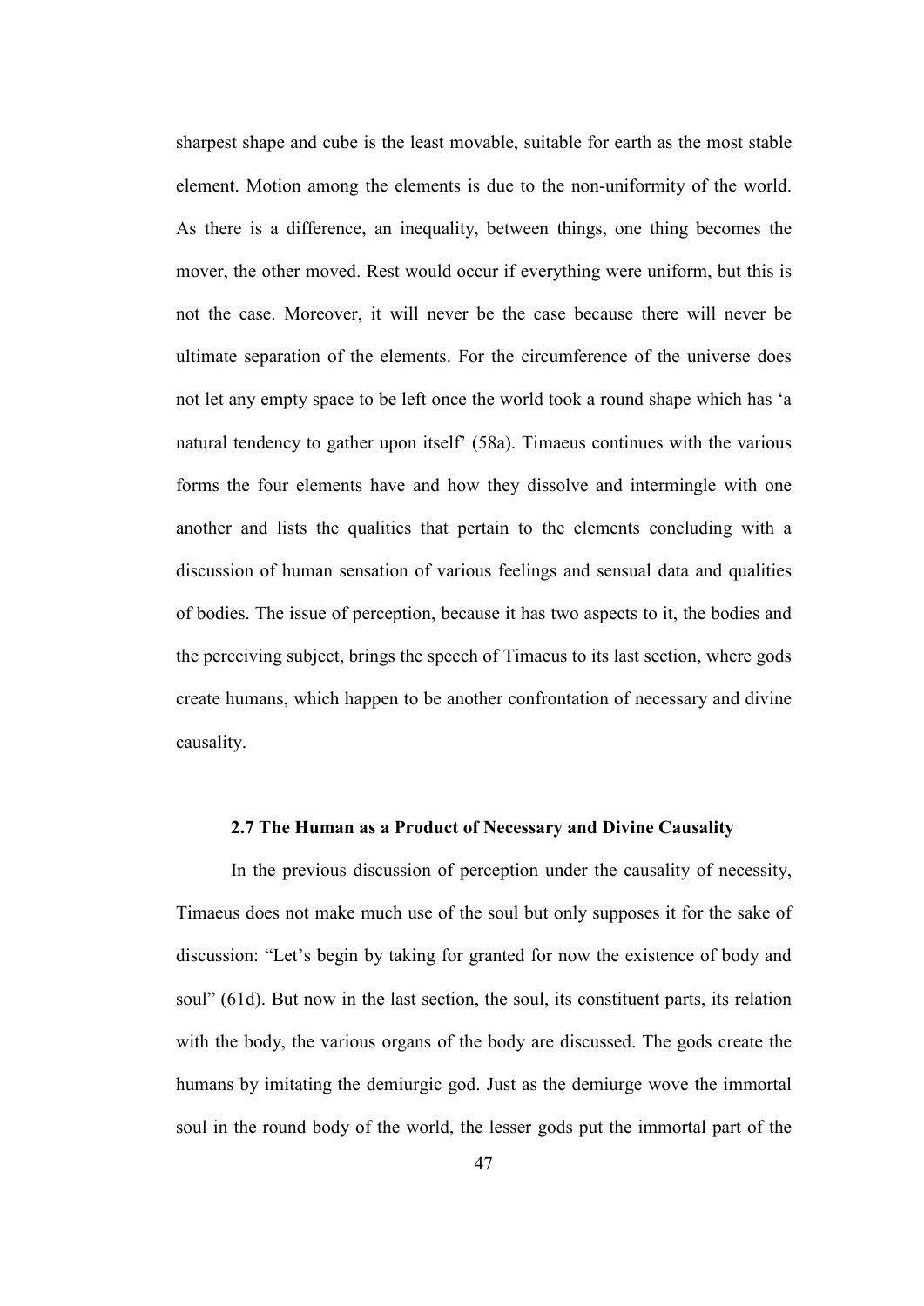sharpest shape and cube is the least movable, suitable for earth as the most stable element. Motion among the elements is due to the non-uniformity of the world. As there is a difference, an inequality, between things, one thing becomes the mover, the other moved. Rest would occur if everything were uniform, but this is not the case. Moreover, it will never be the case because there will never be ultimate separation of the elements. For the circumference of the universe does not let any empty space to be left once the world took a round shape which has 'a natural tendency to gather upon itself' (58a). Timaeus continues with the various forms the four elements have and how they dissolve and intermingle with one another and lists the qualities that pertain to the elements concluding with a discussion of human sensation of various feelings and sensual data and qualities of bodies. The issue of perception, because it has two aspects to it, the bodies and the perceiving subject, brings the speech of Timaeus to its last section, where gods create humans, which happen to be another confrontation of necessary and divine causality.

# **2.7 The Human as a Product of Necessary and Divine Causality**

 In the previous discussion of perception under the causality of necessity, Timaeus does not make much use of the soul but only supposes it for the sake of discussion: "Let's begin by taking for granted for now the existence of body and soul" (61d). But now in the last section, the soul, its constituent parts, its relation with the body, the various organs of the body are discussed. The gods create the humans by imitating the demiurgic god. Just as the demiurge wove the immortal soul in the round body of the world, the lesser gods put the immortal part of the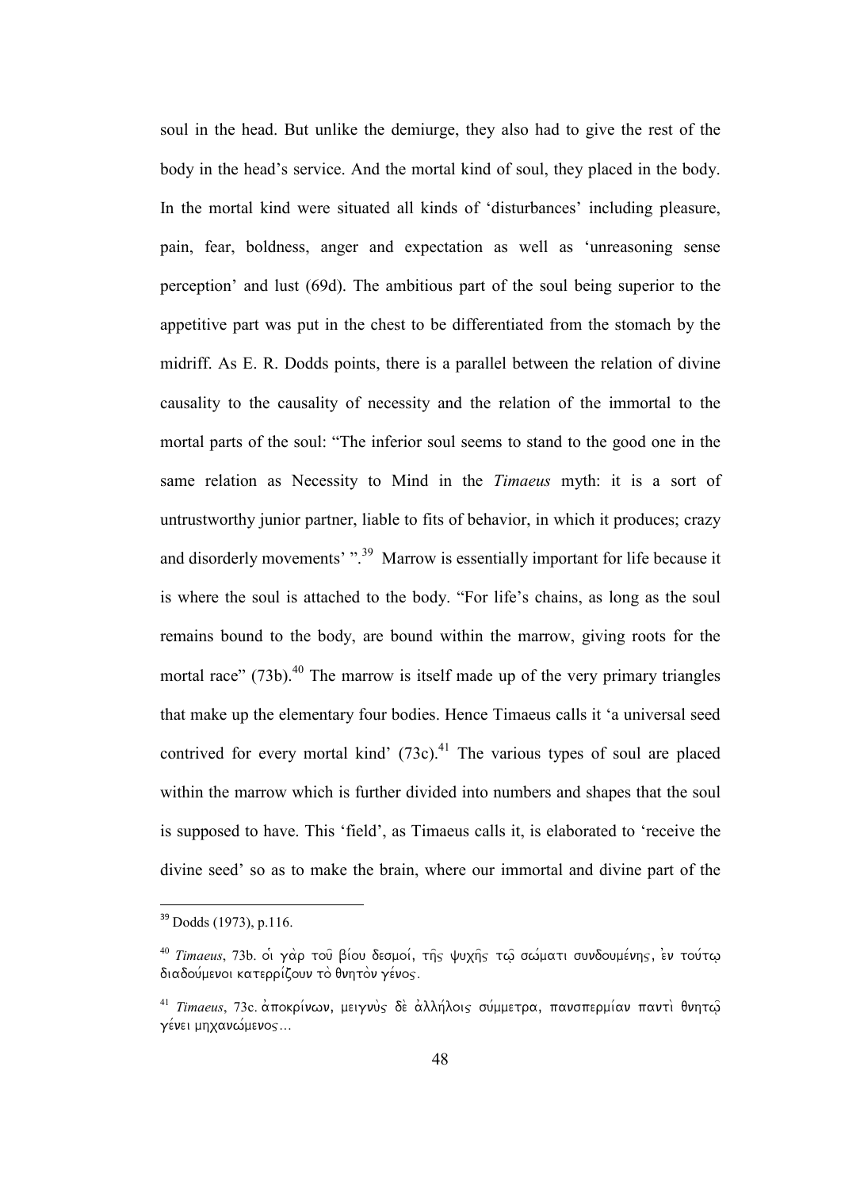soul in the head. But unlike the demiurge, they also had to give the rest of the body in the head's service. And the mortal kind of soul, they placed in the body. In the mortal kind were situated all kinds of 'disturbances' including pleasure, pain, fear, boldness, anger and expectation as well as 'unreasoning sense perception' and lust (69d). The ambitious part of the soul being superior to the appetitive part was put in the chest to be differentiated from the stomach by the midriff. As E. R. Dodds points, there is a parallel between the relation of divine causality to the causality of necessity and the relation of the immortal to the mortal parts of the soul: "The inferior soul seems to stand to the good one in the same relation as Necessity to Mind in the *Timaeus* myth: it is a sort of untrustworthy junior partner, liable to fits of behavior, in which it produces; crazy and disorderly movements' ".<sup>39</sup> Marrow is essentially important for life because it is where the soul is attached to the body. "For life's chains, as long as the soul remains bound to the body, are bound within the marrow, giving roots for the mortal race" (73b). $40$  The marrow is itself made up of the very primary triangles that make up the elementary four bodies. Hence Timaeus calls it 'a universal seed contrived for every mortal kind'  $(73c)$ .<sup>41</sup> The various types of soul are placed within the marrow which is further divided into numbers and shapes that the soul is supposed to have. This 'field', as Timaeus calls it, is elaborated to 'receive the divine seed' so as to make the brain, where our immortal and divine part of the

 $39$  Dodds (1973), p.116.

<sup>&</sup>lt;sup>40</sup> *Timaeus*, 73b. oi γάρ του βίου δεσμοί, της ψυχης τω σωματι συνδουμένης, εν τούτω  $\delta$ ιαδούμενοι κατερρίζουν τὸ θνητὸν γένος.

<sup>&</sup>lt;sup>41</sup> *Timaeus*, 73c. αποκρίνων, μειγνύς δε αλλήλοις σύμμετρα, πανσπερμίαν παντι θνητω *ge/nei mhxanw/menoj...*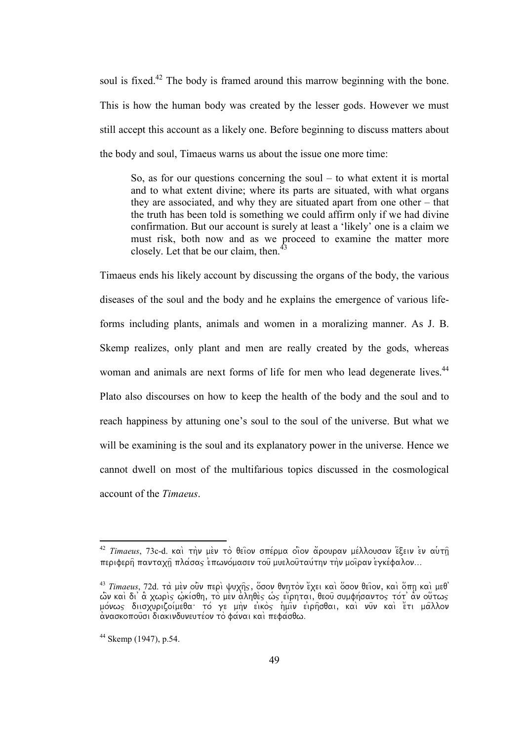soul is fixed.<sup>42</sup> The body is framed around this marrow beginning with the bone. This is how the human body was created by the lesser gods. However we must still accept this account as a likely one. Before beginning to discuss matters about the body and soul, Timaeus warns us about the issue one more time:

So, as for our questions concerning the soul  $-$  to what extent it is mortal and to what extent divine; where its parts are situated, with what organs they are associated, and why they are situated apart from one other – that the truth has been told is something we could affirm only if we had divine confirmation. But our account is surely at least a 'likely' one is a claim we must risk, both now and as we proceed to examine the matter more closely. Let that be our claim, then.<sup>4</sup>

Timaeus ends his likely account by discussing the organs of the body, the various diseases of the soul and the body and he explains the emergence of various lifeforms including plants, animals and women in a moralizing manner. As J. B. Skemp realizes, only plant and men are really created by the gods, whereas woman and animals are next forms of life for men who lead degenerate lives.<sup>44</sup> Plato also discourses on how to keep the health of the body and the soul and to reach happiness by attuning one's soul to the soul of the universe. But what we will be examining is the soul and its explanatory power in the universe. Hence we cannot dwell on most of the multifarious topics discussed in the cosmological account of the *Timaeus*.

<sup>&</sup>lt;sup>42</sup> *Timaeus*, 73c-d. και την μεν το θείον σπέρμα οιον άρουραν μέλλουσαν έξειν εν αυτή *περιφερή πανταχή πλάσας επωνόμασεν του μυελουταύτην την μοιραν εγκέφαλον...* 

<sup>&</sup>lt;sup>43</sup> *Timaeus,* 72d. τὰ μὲν οὖν περὶ ψυχῆς, ὅσον θνητὸν ἔχει καὶ ὅσον θεῖον, καὶ ὅπῃ καὶ μεθ'  $\hat{\omega}$ ν καὶ δι' ἂ χωρὶς ὦκίσθη, τὸ μὲν ἀληθὲς ὡς εἴρηται, θεοῦ συμφήσαντος τότ' ἀν οὕτως *mo/nwj diisxurizoi/meqa: to/ ge mh\n ei)ko\j h(mi=n ei)rh=sqai, kai\ nu=n kai\ e)/ti ma=llon a)naskopou=si diakinduneute/on to\ fa/nai kai\ pefa/sqw.* 

<sup>44</sup> Skemp (1947), p.54.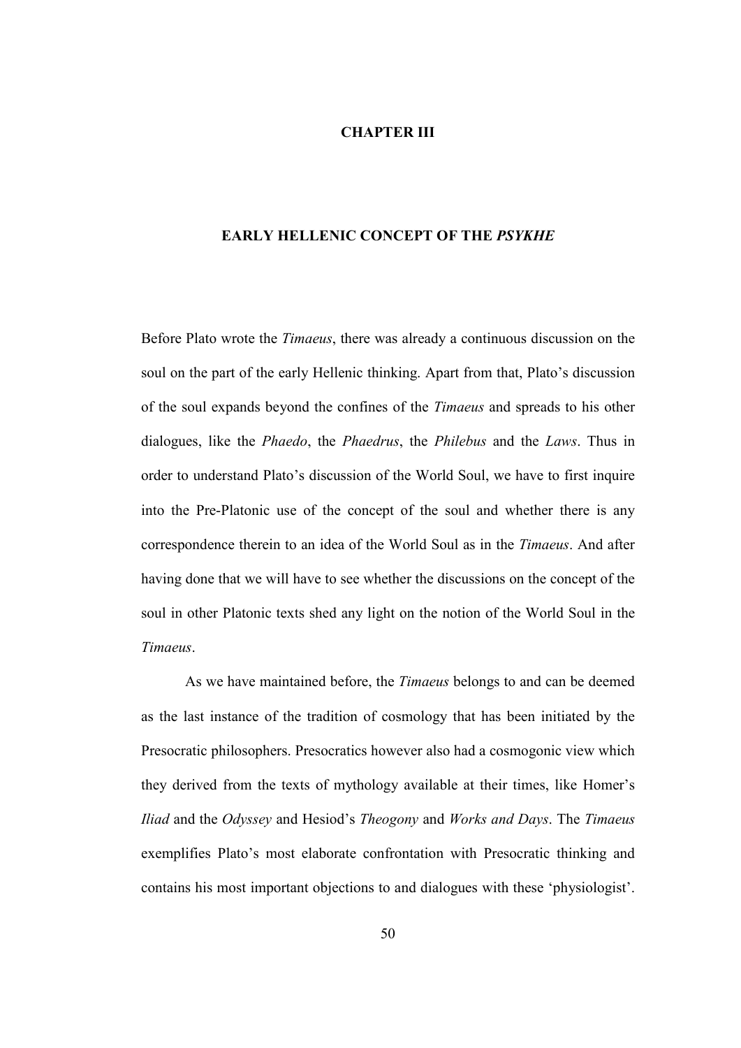# **CHAPTER III**

#### **EARLY HELLENIC CONCEPT OF THE** *PSYKHE*

Before Plato wrote the *Timaeus*, there was already a continuous discussion on the soul on the part of the early Hellenic thinking. Apart from that, Plato's discussion of the soul expands beyond the confines of the *Timaeus* and spreads to his other dialogues, like the *Phaedo*, the *Phaedrus*, the *Philebus* and the *Laws*. Thus in order to understand Plato's discussion of the World Soul, we have to first inquire into the Pre-Platonic use of the concept of the soul and whether there is any correspondence therein to an idea of the World Soul as in the *Timaeus*. And after having done that we will have to see whether the discussions on the concept of the soul in other Platonic texts shed any light on the notion of the World Soul in the *Timaeus*.

As we have maintained before, the *Timaeus* belongs to and can be deemed as the last instance of the tradition of cosmology that has been initiated by the Presocratic philosophers. Presocratics however also had a cosmogonic view which they derived from the texts of mythology available at their times, like Homer's *Iliad* and the *Odyssey* and Hesiod's *Theogony* and *Works and Days*. The *Timaeus* exemplifies Plato's most elaborate confrontation with Presocratic thinking and contains his most important objections to and dialogues with these 'physiologist'.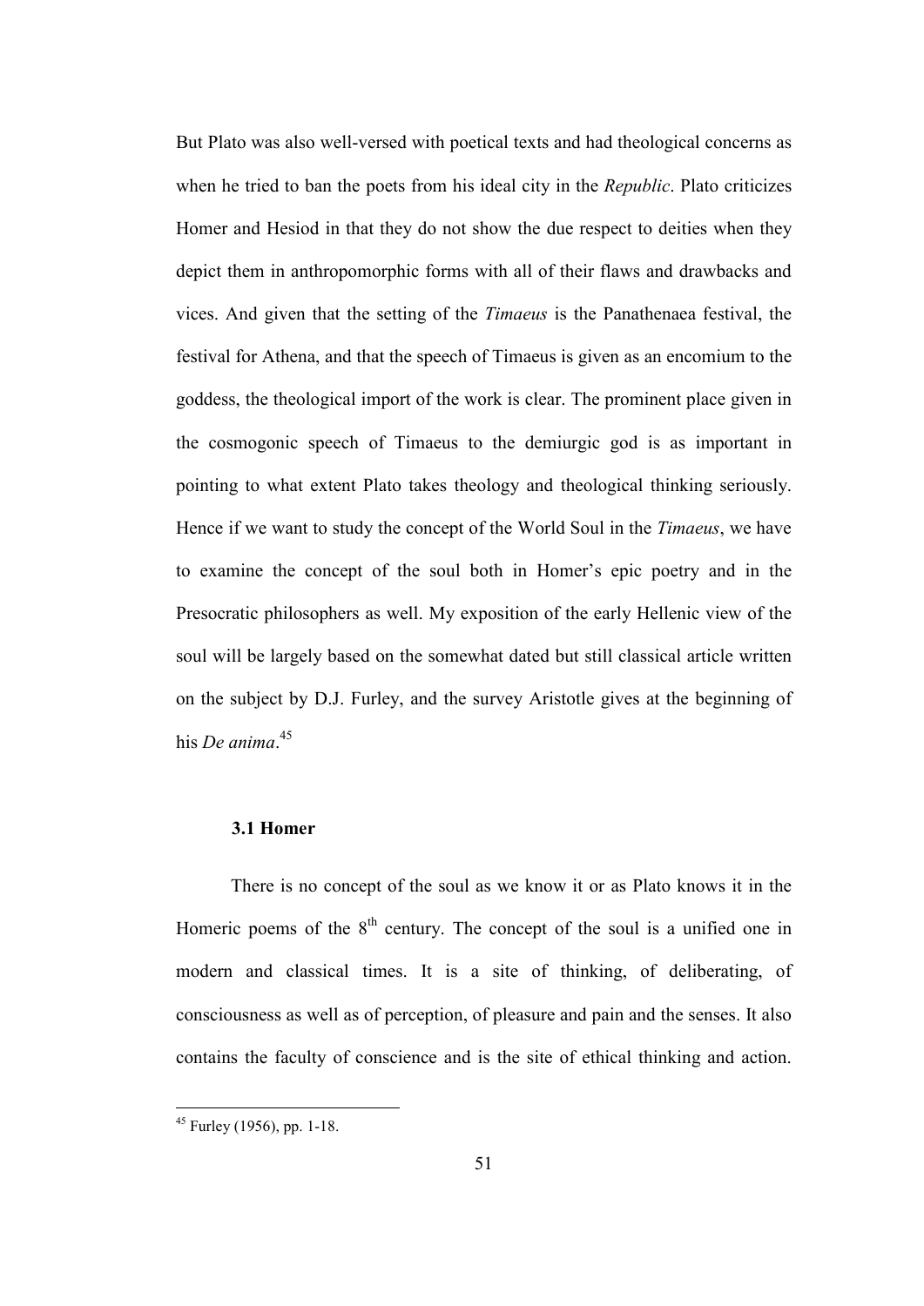But Plato was also well-versed with poetical texts and had theological concerns as when he tried to ban the poets from his ideal city in the *Republic*. Plato criticizes Homer and Hesiod in that they do not show the due respect to deities when they depict them in anthropomorphic forms with all of their flaws and drawbacks and vices. And given that the setting of the *Timaeus* is the Panathenaea festival, the festival for Athena, and that the speech of Timaeus is given as an encomium to the goddess, the theological import of the work is clear. The prominent place given in the cosmogonic speech of Timaeus to the demiurgic god is as important in pointing to what extent Plato takes theology and theological thinking seriously. Hence if we want to study the concept of the World Soul in the *Timaeus*, we have to examine the concept of the soul both in Homer's epic poetry and in the Presocratic philosophers as well. My exposition of the early Hellenic view of the soul will be largely based on the somewhat dated but still classical article written on the subject by D.J. Furley, and the survey Aristotle gives at the beginning of his *De anima*. 45

# **3.1 Homer**

There is no concept of the soul as we know it or as Plato knows it in the Homeric poems of the  $8<sup>th</sup>$  century. The concept of the soul is a unified one in modern and classical times. It is a site of thinking, of deliberating, of consciousness as well as of perception, of pleasure and pain and the senses. It also contains the faculty of conscience and is the site of ethical thinking and action.

 $45$  Furley (1956), pp. 1-18.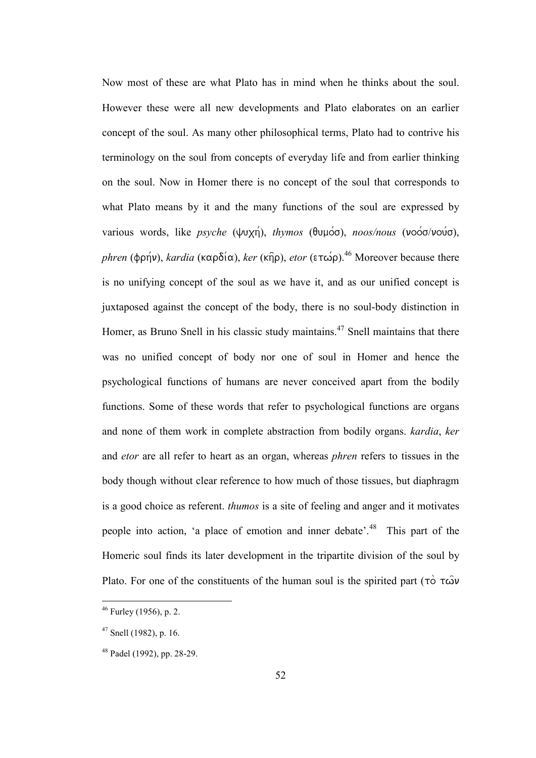Now most of these are what Plato has in mind when he thinks about the soul. However these were all new developments and Plato elaborates on an earlier concept of the soul. As many other philosophical terms, Plato had to contrive his terminology on the soul from concepts of everyday life and from earlier thinking on the soul. Now in Homer there is no concept of the soul that corresponds to what Plato means by it and the many functions of the soul are expressed by various words, like *psyche* (*yuxh/*), *thymos* (*qumo/s*), *noos/nous* (*noo/s*/*nou/s*), *phren* (φρήν), *kardia* (καρδία), *ker* (κῆρ), *etor* (ετώρ).<sup>46</sup> Moreover because there is no unifying concept of the soul as we have it, and as our unified concept is juxtaposed against the concept of the body, there is no soul-body distinction in Homer, as Bruno Snell in his classic study maintains.<sup>47</sup> Snell maintains that there was no unified concept of body nor one of soul in Homer and hence the psychological functions of humans are never conceived apart from the bodily functions. Some of these words that refer to psychological functions are organs and none of them work in complete abstraction from bodily organs. *kardia*, *ker* and *etor* are all refer to heart as an organ, whereas *phren* refers to tissues in the body though without clear reference to how much of those tissues, but diaphragm is a good choice as referent. *thumos* is a site of feeling and anger and it motivates people into action, 'a place of emotion and inner debate'.<sup>48</sup> This part of the Homeric soul finds its later development in the tripartite division of the soul by Plato. For one of the constituents of the human soul is the spirited part ( $\tau$ )  $\tau$  $\omega$  $\nu$ 

 $46$  Furley (1956), p. 2.

 $47$  Snell (1982), p. 16.

<sup>48</sup> Padel (1992), pp. 28-29.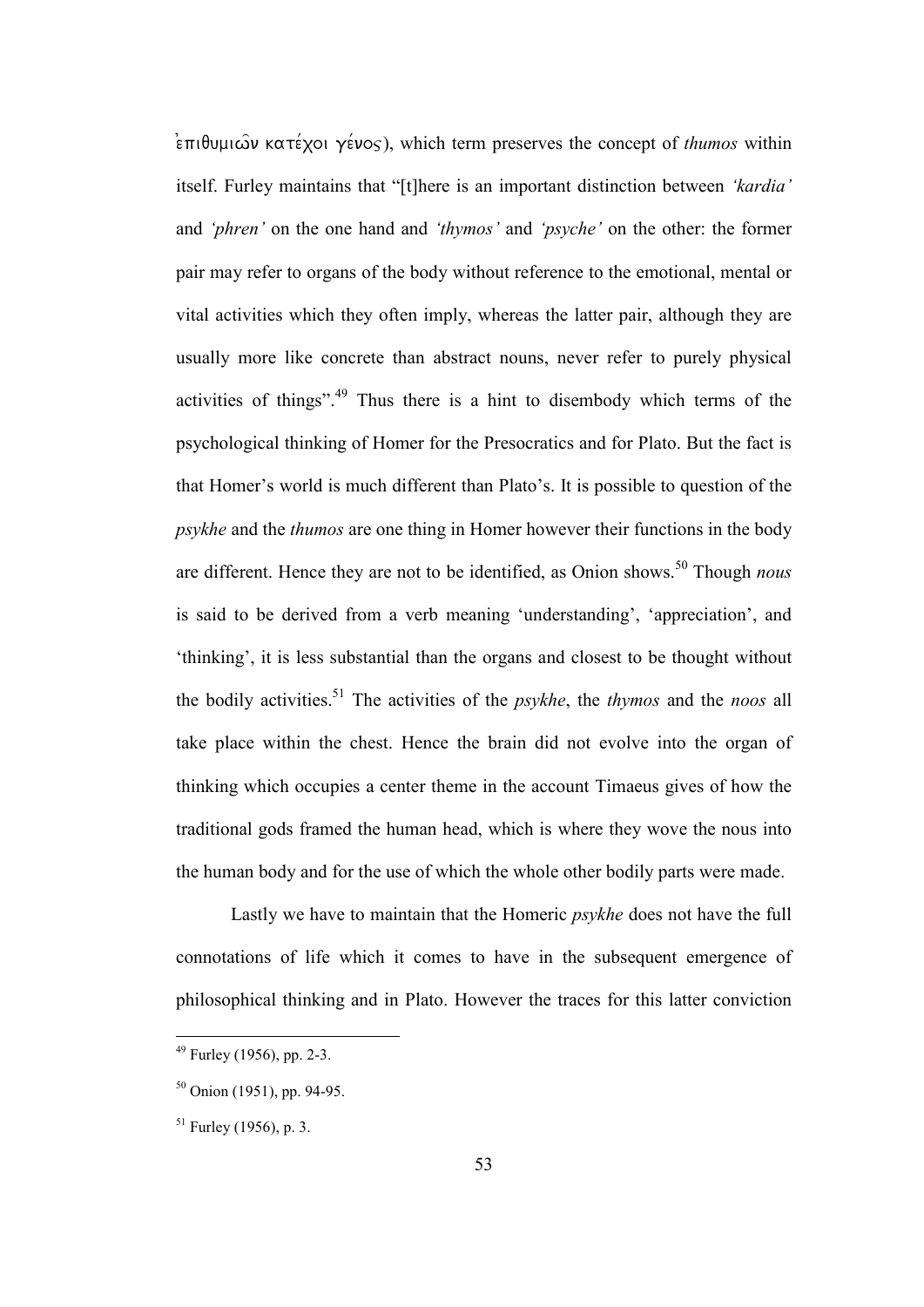$\int_{0}^{1}$ <sub>E</sub>  $\pi$ <sub>1</sub> $\theta$ <sub>V</sub> $\mu$ <sub>1</sub> $\omega$ <sup>2</sup> ( $\pi$ <sub>2</sub>), which term preserves the concept of *thumos* within itself. Furley maintains that "[t]here is an important distinction between *'kardia'*  and *'phren'* on the one hand and *'thymos'* and *'psyche'* on the other: the former pair may refer to organs of the body without reference to the emotional, mental or vital activities which they often imply, whereas the latter pair, although they are usually more like concrete than abstract nouns, never refer to purely physical activities of things".<sup>49</sup> Thus there is a hint to disembody which terms of the psychological thinking of Homer for the Presocratics and for Plato. But the fact is that Homer's world is much different than Plato's. It is possible to question of the *psykhe* and the *thumos* are one thing in Homer however their functions in the body are different. Hence they are not to be identified, as Onion shows.<sup>50</sup> Though *nous* is said to be derived from a verb meaning 'understanding', 'appreciation', and 'thinking', it is less substantial than the organs and closest to be thought without the bodily activities.<sup>51</sup> The activities of the *psykhe*, the *thymos* and the *noos* all take place within the chest. Hence the brain did not evolve into the organ of thinking which occupies a center theme in the account Timaeus gives of how the traditional gods framed the human head, which is where they wove the nous into the human body and for the use of which the whole other bodily parts were made.

Lastly we have to maintain that the Homeric *psykhe* does not have the full connotations of life which it comes to have in the subsequent emergence of philosophical thinking and in Plato. However the traces for this latter conviction

 $49$  Furley (1956), pp. 2-3.

 $50$  Onion (1951), pp. 94-95.

 $51$  Furley (1956), p. 3.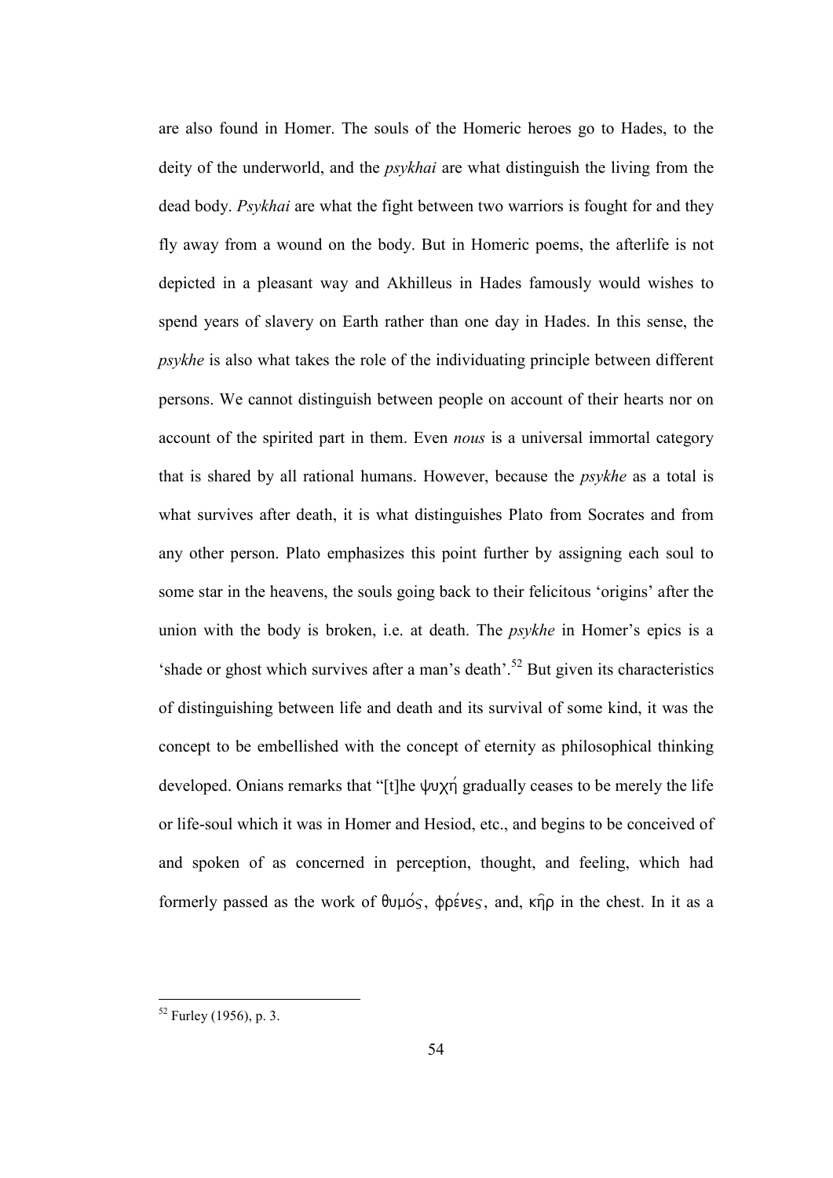are also found in Homer. The souls of the Homeric heroes go to Hades, to the deity of the underworld, and the *psykhai* are what distinguish the living from the dead body. *Psykhai* are what the fight between two warriors is fought for and they fly away from a wound on the body. But in Homeric poems, the afterlife is not depicted in a pleasant way and Akhilleus in Hades famously would wishes to spend years of slavery on Earth rather than one day in Hades. In this sense, the *psykhe* is also what takes the role of the individuating principle between different persons. We cannot distinguish between people on account of their hearts nor on account of the spirited part in them. Even *nous* is a universal immortal category that is shared by all rational humans. However, because the *psykhe* as a total is what survives after death, it is what distinguishes Plato from Socrates and from any other person. Plato emphasizes this point further by assigning each soul to some star in the heavens, the souls going back to their felicitous 'origins' after the union with the body is broken, i.e. at death. The *psykhe* in Homer's epics is a 'shade or ghost which survives after a man's death'. <sup>52</sup> But given its characteristics of distinguishing between life and death and its survival of some kind, it was the concept to be embellished with the concept of eternity as philosophical thinking developed. Onians remarks that "[t]he ψυχή gradually ceases to be merely the life or life-soul which it was in Homer and Hesiod, etc., and begins to be conceived of and spoken of as concerned in perception, thought, and feeling, which had formerly passed as the work of  $\theta$ uµo's,  $\phi$ pe'ues, and,  $\kappa$  $\hat{\eta}$  in the chest. In it as a

 $52$  Furley (1956), p. 3.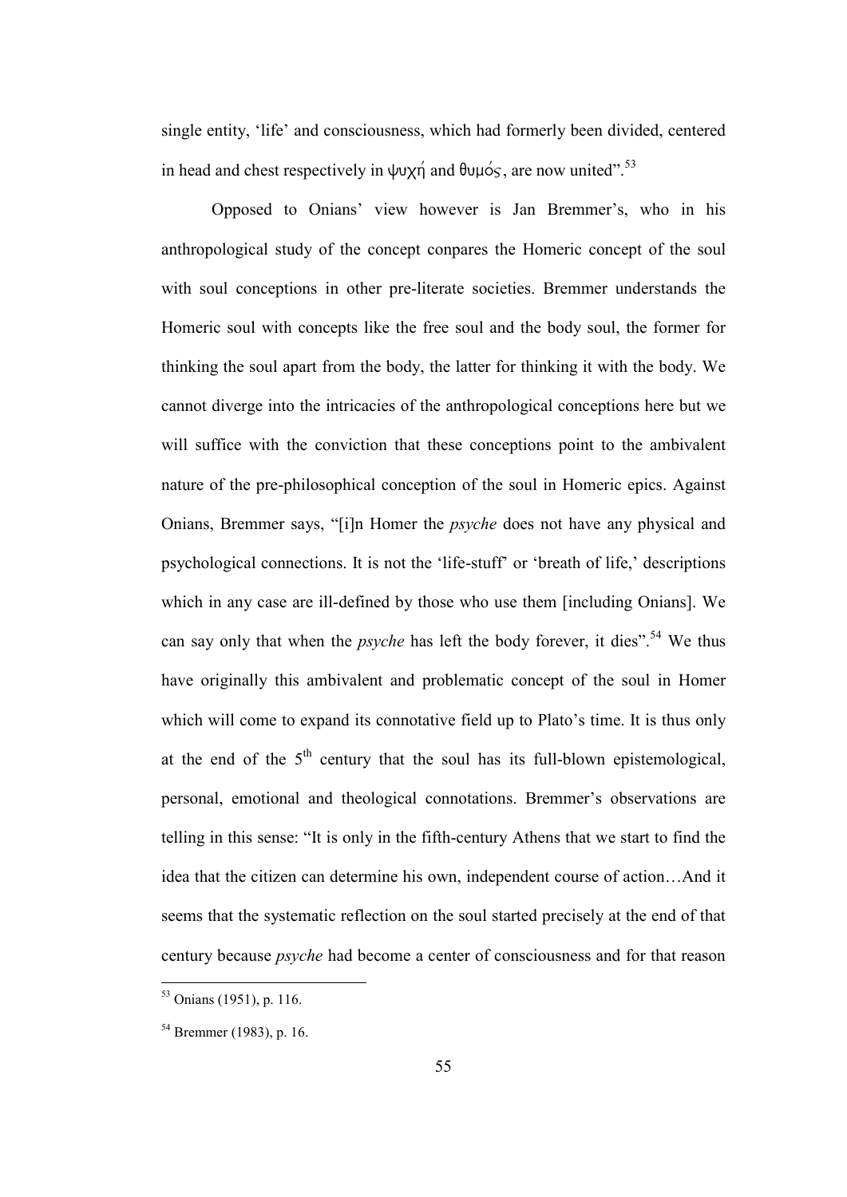single entity, 'life' and consciousness, which had formerly been divided, centered in head and chest respectively in  $\psi \chi \eta'$  and  $\theta \psi \chi$  are now united".<sup>53</sup>

Opposed to Onians' view however is Jan Bremmer's, who in his anthropological study of the concept conpares the Homeric concept of the soul with soul conceptions in other pre-literate societies. Bremmer understands the Homeric soul with concepts like the free soul and the body soul, the former for thinking the soul apart from the body, the latter for thinking it with the body. We cannot diverge into the intricacies of the anthropological conceptions here but we will suffice with the conviction that these conceptions point to the ambivalent nature of the pre-philosophical conception of the soul in Homeric epics. Against Onians, Bremmer says, "[i]n Homer the *psyche* does not have any physical and psychological connections. It is not the 'life-stuff' or 'breath of life,' descriptions which in any case are ill-defined by those who use them [including Onians]. We can say only that when the *psyche* has left the body forever, it dies".<sup>54</sup> We thus have originally this ambivalent and problematic concept of the soul in Homer which will come to expand its connotative field up to Plato's time. It is thus only at the end of the  $5<sup>th</sup>$  century that the soul has its full-blown epistemological. personal, emotional and theological connotations. Bremmer's observations are telling in this sense: "It is only in the fifth-century Athens that we start to find the idea that the citizen can determine his own, independent course of action…And it seems that the systematic reflection on the soul started precisely at the end of that century because *psyche* had become a center of consciousness and for that reason

<sup>&</sup>lt;sup>53</sup> Onians (1951), p. 116.

<sup>54</sup> Bremmer (1983), p. 16.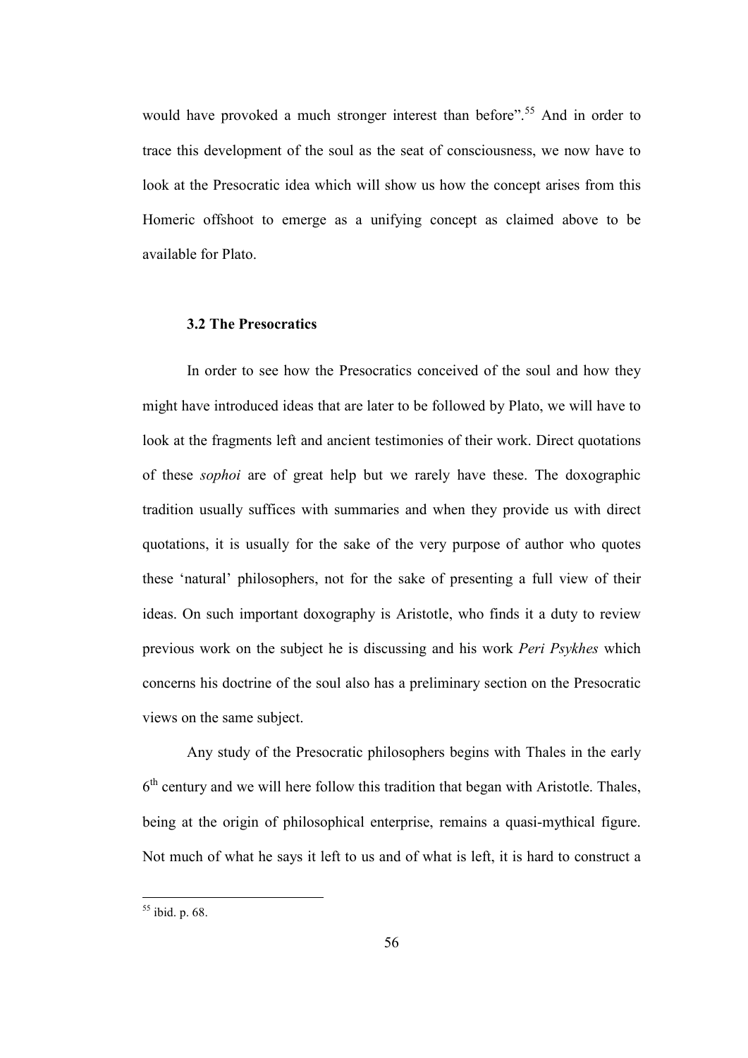would have provoked a much stronger interest than before".<sup>55</sup> And in order to trace this development of the soul as the seat of consciousness, we now have to look at the Presocratic idea which will show us how the concept arises from this Homeric offshoot to emerge as a unifying concept as claimed above to be available for Plato.

## **3.2 The Presocratics**

In order to see how the Presocratics conceived of the soul and how they might have introduced ideas that are later to be followed by Plato, we will have to look at the fragments left and ancient testimonies of their work. Direct quotations of these *sophoi* are of great help but we rarely have these. The doxographic tradition usually suffices with summaries and when they provide us with direct quotations, it is usually for the sake of the very purpose of author who quotes these 'natural' philosophers, not for the sake of presenting a full view of their ideas. On such important doxography is Aristotle, who finds it a duty to review previous work on the subject he is discussing and his work *Peri Psykhes* which concerns his doctrine of the soul also has a preliminary section on the Presocratic views on the same subject.

Any study of the Presocratic philosophers begins with Thales in the early 6<sup>th</sup> century and we will here follow this tradition that began with Aristotle. Thales, being at the origin of philosophical enterprise, remains a quasi-mythical figure. Not much of what he says it left to us and of what is left, it is hard to construct a

 $55$  ibid. p. 68.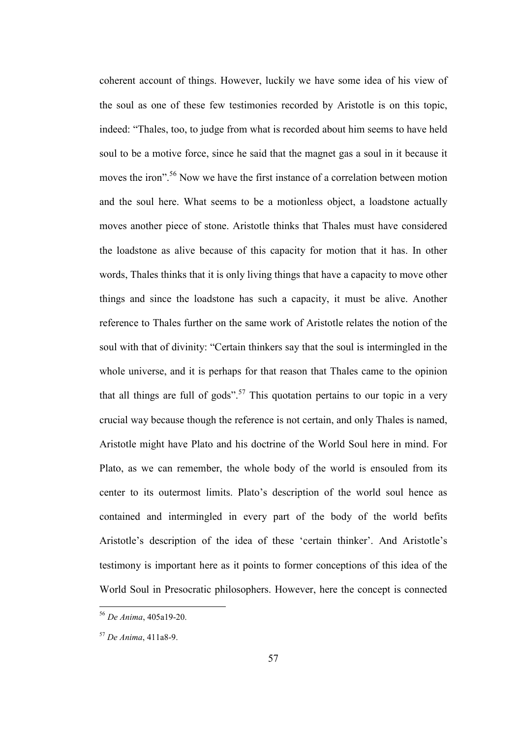coherent account of things. However, luckily we have some idea of his view of the soul as one of these few testimonies recorded by Aristotle is on this topic, indeed: "Thales, too, to judge from what is recorded about him seems to have held soul to be a motive force, since he said that the magnet gas a soul in it because it moves the iron".<sup>56</sup> Now we have the first instance of a correlation between motion and the soul here. What seems to be a motionless object, a loadstone actually moves another piece of stone. Aristotle thinks that Thales must have considered the loadstone as alive because of this capacity for motion that it has. In other words, Thales thinks that it is only living things that have a capacity to move other things and since the loadstone has such a capacity, it must be alive. Another reference to Thales further on the same work of Aristotle relates the notion of the soul with that of divinity: "Certain thinkers say that the soul is intermingled in the whole universe, and it is perhaps for that reason that Thales came to the opinion that all things are full of gods".<sup>57</sup> This quotation pertains to our topic in a very crucial way because though the reference is not certain, and only Thales is named, Aristotle might have Plato and his doctrine of the World Soul here in mind. For Plato, as we can remember, the whole body of the world is ensouled from its center to its outermost limits. Plato's description of the world soul hence as contained and intermingled in every part of the body of the world befits Aristotle's description of the idea of these 'certain thinker'. And Aristotle's testimony is important here as it points to former conceptions of this idea of the World Soul in Presocratic philosophers. However, here the concept is connected

<sup>56</sup> *De Anima*, 405a19-20.

<sup>57</sup> *De Anima*, 411a8-9.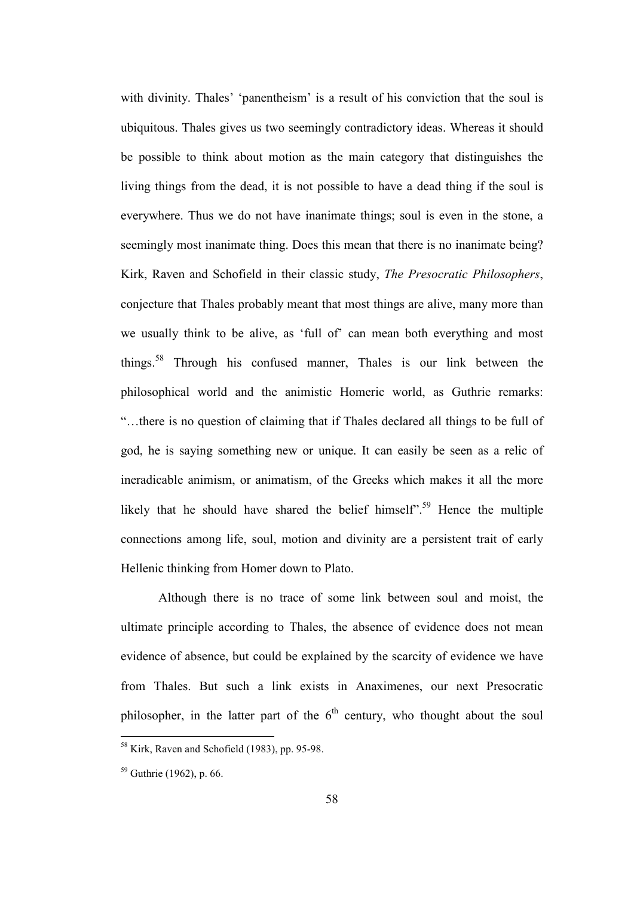with divinity. Thales' 'panentheism' is a result of his conviction that the soul is ubiquitous. Thales gives us two seemingly contradictory ideas. Whereas it should be possible to think about motion as the main category that distinguishes the living things from the dead, it is not possible to have a dead thing if the soul is everywhere. Thus we do not have inanimate things; soul is even in the stone, a seemingly most inanimate thing. Does this mean that there is no inanimate being? Kirk, Raven and Schofield in their classic study, *The Presocratic Philosophers*, conjecture that Thales probably meant that most things are alive, many more than we usually think to be alive, as 'full of' can mean both everything and most things.<sup>58</sup> Through his confused manner, Thales is our link between the philosophical world and the animistic Homeric world, as Guthrie remarks: "…there is no question of claiming that if Thales declared all things to be full of god, he is saying something new or unique. It can easily be seen as a relic of ineradicable animism, or animatism, of the Greeks which makes it all the more likely that he should have shared the belief himself'.<sup>59</sup> Hence the multiple connections among life, soul, motion and divinity are a persistent trait of early Hellenic thinking from Homer down to Plato.

Although there is no trace of some link between soul and moist, the ultimate principle according to Thales, the absence of evidence does not mean evidence of absence, but could be explained by the scarcity of evidence we have from Thales. But such a link exists in Anaximenes, our next Presocratic philosopher, in the latter part of the  $6<sup>th</sup>$  century, who thought about the soul

 $<sup>58</sup>$  Kirk, Raven and Schofield (1983), pp. 95-98.</sup>

 $59$  Guthrie (1962), p. 66.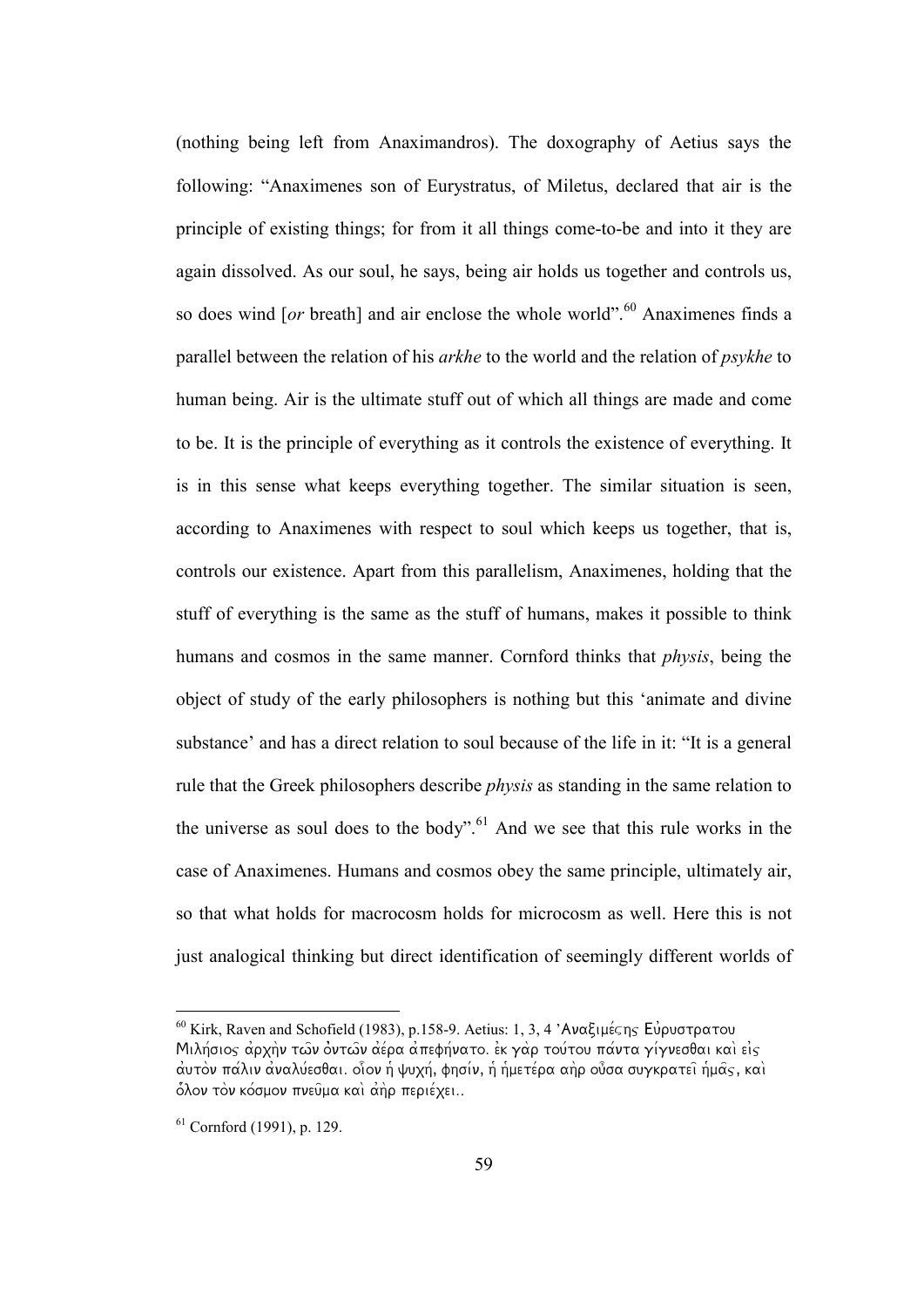(nothing being left from Anaximandros). The doxography of Aetius says the following: "Anaximenes son of Eurystratus, of Miletus, declared that air is the principle of existing things; for from it all things come-to-be and into it they are again dissolved. As our soul, he says, being air holds us together and controls us, so does wind [*or* breath] and air enclose the whole world".<sup>60</sup> Anaximenes finds a parallel between the relation of his *arkhe* to the world and the relation of *psykhe* to human being. Air is the ultimate stuff out of which all things are made and come to be. It is the principle of everything as it controls the existence of everything. It is in this sense what keeps everything together. The similar situation is seen, according to Anaximenes with respect to soul which keeps us together, that is, controls our existence. Apart from this parallelism, Anaximenes, holding that the stuff of everything is the same as the stuff of humans, makes it possible to think humans and cosmos in the same manner. Cornford thinks that *physis*, being the object of study of the early philosophers is nothing but this 'animate and divine substance' and has a direct relation to soul because of the life in it: "It is a general rule that the Greek philosophers describe *physis* as standing in the same relation to the universe as soul does to the body".<sup>61</sup> And we see that this rule works in the case of Anaximenes. Humans and cosmos obey the same principle, ultimately air, so that what holds for macrocosm holds for microcosm as well. Here this is not just analogical thinking but direct identification of seemingly different worlds of

<sup>&</sup>lt;sup>60</sup> Kirk, Raven and Schofield (1983), p.158-9. Aetius: 1, 3, 4 'Αναξιμές ης Εὐρυστρατου Miλήσιος αρχην των οντων αέρα απεφήνατο, εκ γαρ τούτου πάντα γίγνεσθαι και είς *a0uto\n pa/lin a0nalu/esqai. oi[on h9 yuxh/, fhsi/n, h9 h9mete/ra ah\r ou]sa sugkratei= h9ma=j, kai\ δλον τὸν κόσμον πνε*υμα καὶ ἀὴρ περιέχει..

<sup>61</sup> Cornford (1991), p. 129.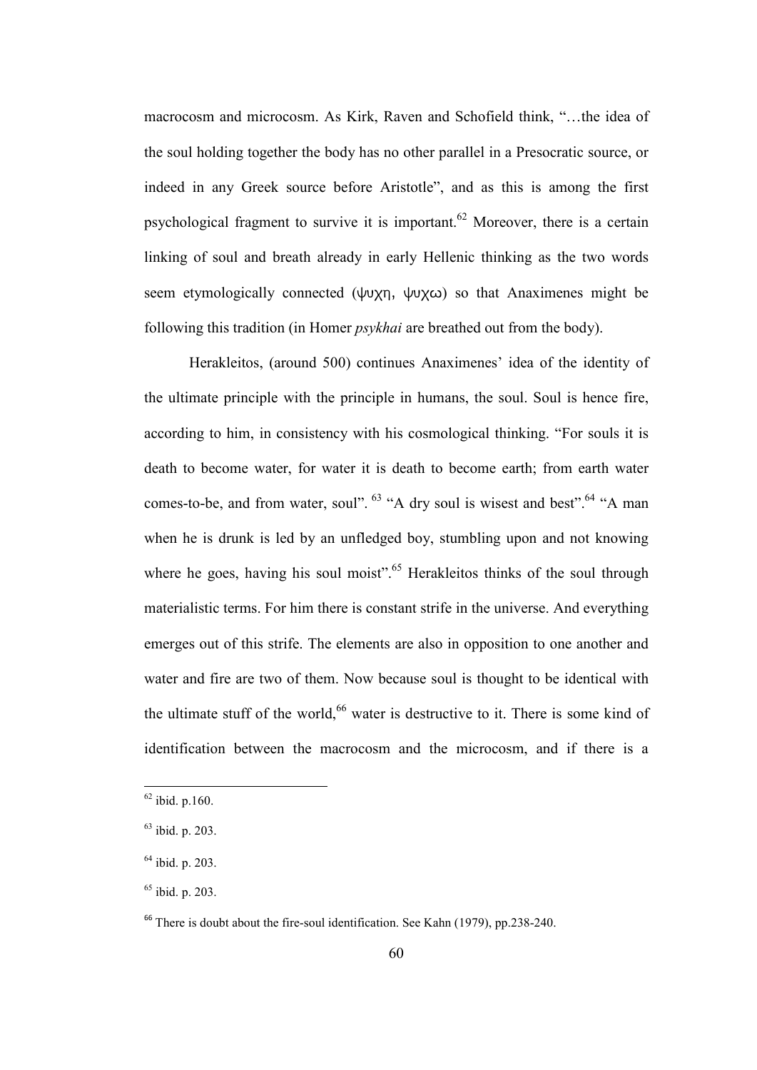macrocosm and microcosm. As Kirk, Raven and Schofield think, "…the idea of the soul holding together the body has no other parallel in a Presocratic source, or indeed in any Greek source before Aristotle", and as this is among the first psychological fragment to survive it is important.<sup>62</sup> Moreover, there is a certain linking of soul and breath already in early Hellenic thinking as the two words seem etymologically connected (*yuxh, yuxw*) so that Anaximenes might be following this tradition (in Homer *psykhai* are breathed out from the body).

Herakleitos, (around 500) continues Anaximenes' idea of the identity of the ultimate principle with the principle in humans, the soul. Soul is hence fire, according to him, in consistency with his cosmological thinking. "For souls it is death to become water, for water it is death to become earth; from earth water comes-to-be, and from water, soul".  $^{63}$  "A dry soul is wisest and best".  $^{64}$  "A man when he is drunk is led by an unfledged boy, stumbling upon and not knowing where he goes, having his soul moist".<sup>65</sup> Herakleitos thinks of the soul through materialistic terms. For him there is constant strife in the universe. And everything emerges out of this strife. The elements are also in opposition to one another and water and fire are two of them. Now because soul is thought to be identical with the ultimate stuff of the world, $66$  water is destructive to it. There is some kind of identification between the macrocosm and the microcosm, and if there is a

 $62$  ibid. p.160.

<sup>63</sup> ibid. p. 203.

<sup>64</sup> ibid. p. 203.

 $65$  ibid. p. 203.

<sup>&</sup>lt;sup>66</sup> There is doubt about the fire-soul identification. See Kahn (1979), pp.238-240.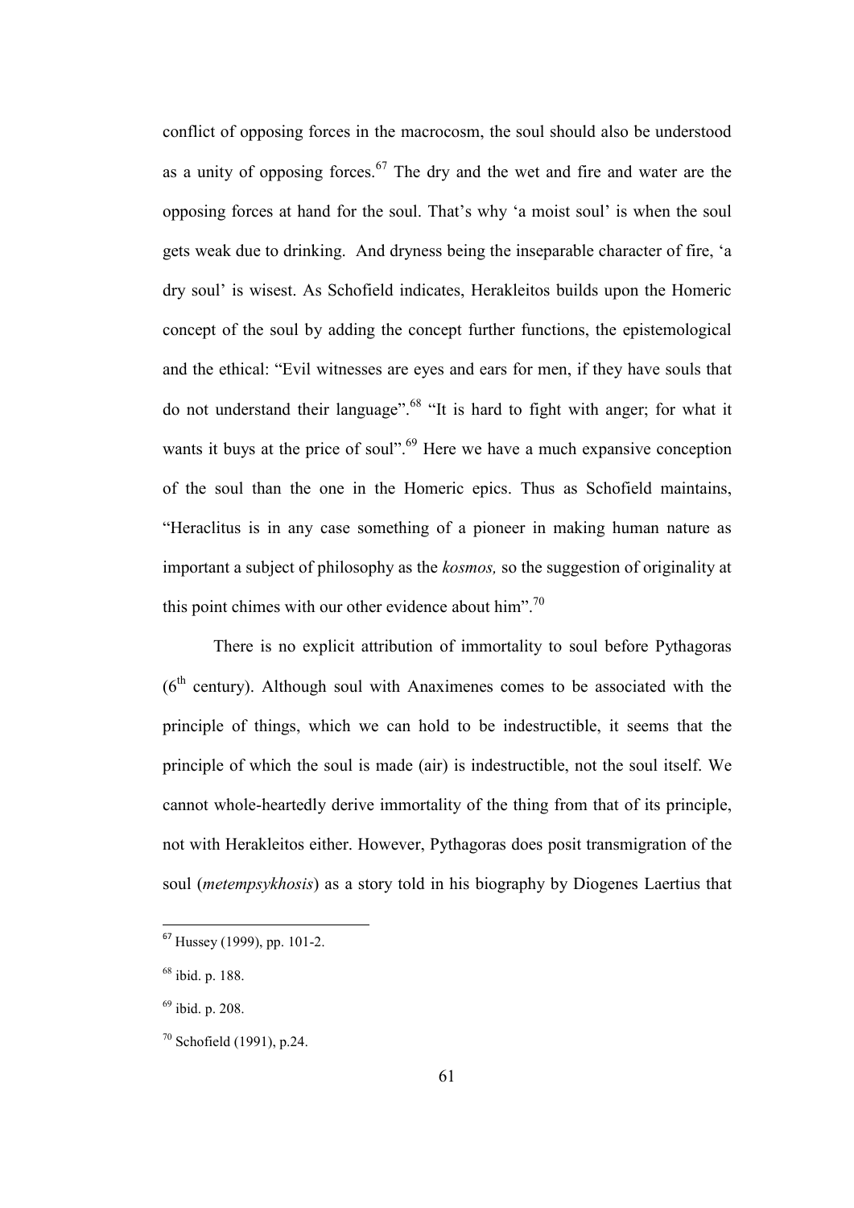conflict of opposing forces in the macrocosm, the soul should also be understood as a unity of opposing forces.<sup>67</sup> The dry and the wet and fire and water are the opposing forces at hand for the soul. That's why 'a moist soul' is when the soul gets weak due to drinking. And dryness being the inseparable character of fire, 'a dry soul' is wisest. As Schofield indicates, Herakleitos builds upon the Homeric concept of the soul by adding the concept further functions, the epistemological and the ethical: "Evil witnesses are eyes and ears for men, if they have souls that do not understand their language".<sup>68</sup> "It is hard to fight with anger; for what it wants it buys at the price of soul".<sup>69</sup> Here we have a much expansive conception of the soul than the one in the Homeric epics. Thus as Schofield maintains, "Heraclitus is in any case something of a pioneer in making human nature as important a subject of philosophy as the *kosmos,* so the suggestion of originality at this point chimes with our other evidence about him".<sup>70</sup>

There is no explicit attribution of immortality to soul before Pythagoras  $(6<sup>th</sup>$  century). Although soul with Anaximenes comes to be associated with the principle of things, which we can hold to be indestructible, it seems that the principle of which the soul is made (air) is indestructible, not the soul itself. We cannot whole-heartedly derive immortality of the thing from that of its principle, not with Herakleitos either. However, Pythagoras does posit transmigration of the soul (*metempsykhosis*) as a story told in his biography by Diogenes Laertius that

<sup>&</sup>lt;sup>67</sup> Hussey (1999), pp. 101-2.

<sup>68</sup> ibid. p. 188.

<sup>69</sup> ibid. p. 208.

 $70$  Schofield (1991), p.24.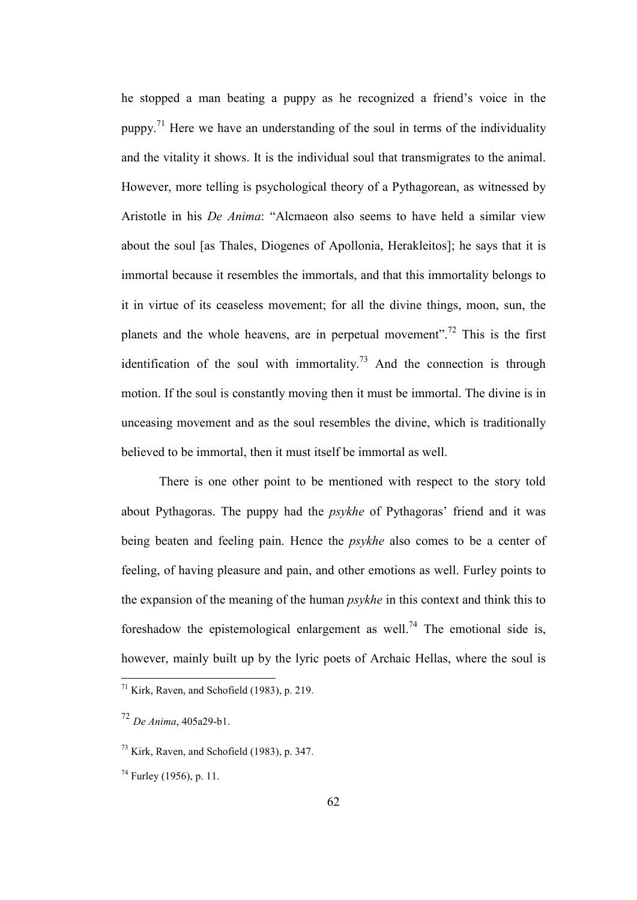he stopped a man beating a puppy as he recognized a friend's voice in the puppy.<sup>71</sup> Here we have an understanding of the soul in terms of the individuality and the vitality it shows. It is the individual soul that transmigrates to the animal. However, more telling is psychological theory of a Pythagorean, as witnessed by Aristotle in his *De Anima*: "Alcmaeon also seems to have held a similar view about the soul [as Thales, Diogenes of Apollonia, Herakleitos]; he says that it is immortal because it resembles the immortals, and that this immortality belongs to it in virtue of its ceaseless movement; for all the divine things, moon, sun, the planets and the whole heavens, are in perpetual movement".<sup>72</sup> This is the first identification of the soul with immortality.<sup>73</sup> And the connection is through motion. If the soul is constantly moving then it must be immortal. The divine is in unceasing movement and as the soul resembles the divine, which is traditionally believed to be immortal, then it must itself be immortal as well.

There is one other point to be mentioned with respect to the story told about Pythagoras. The puppy had the *psykhe* of Pythagoras' friend and it was being beaten and feeling pain. Hence the *psykhe* also comes to be a center of feeling, of having pleasure and pain, and other emotions as well. Furley points to the expansion of the meaning of the human *psykhe* in this context and think this to foreshadow the epistemological enlargement as well.<sup>74</sup> The emotional side is, however, mainly built up by the lyric poets of Archaic Hellas, where the soul is

 $71$  Kirk, Raven, and Schofield (1983), p. 219.

<sup>72</sup> *De Anima*, 405a29-b1.

<sup>73</sup> Kirk, Raven, and Schofield (1983), p. 347.

 $74$  Furley (1956), p. 11.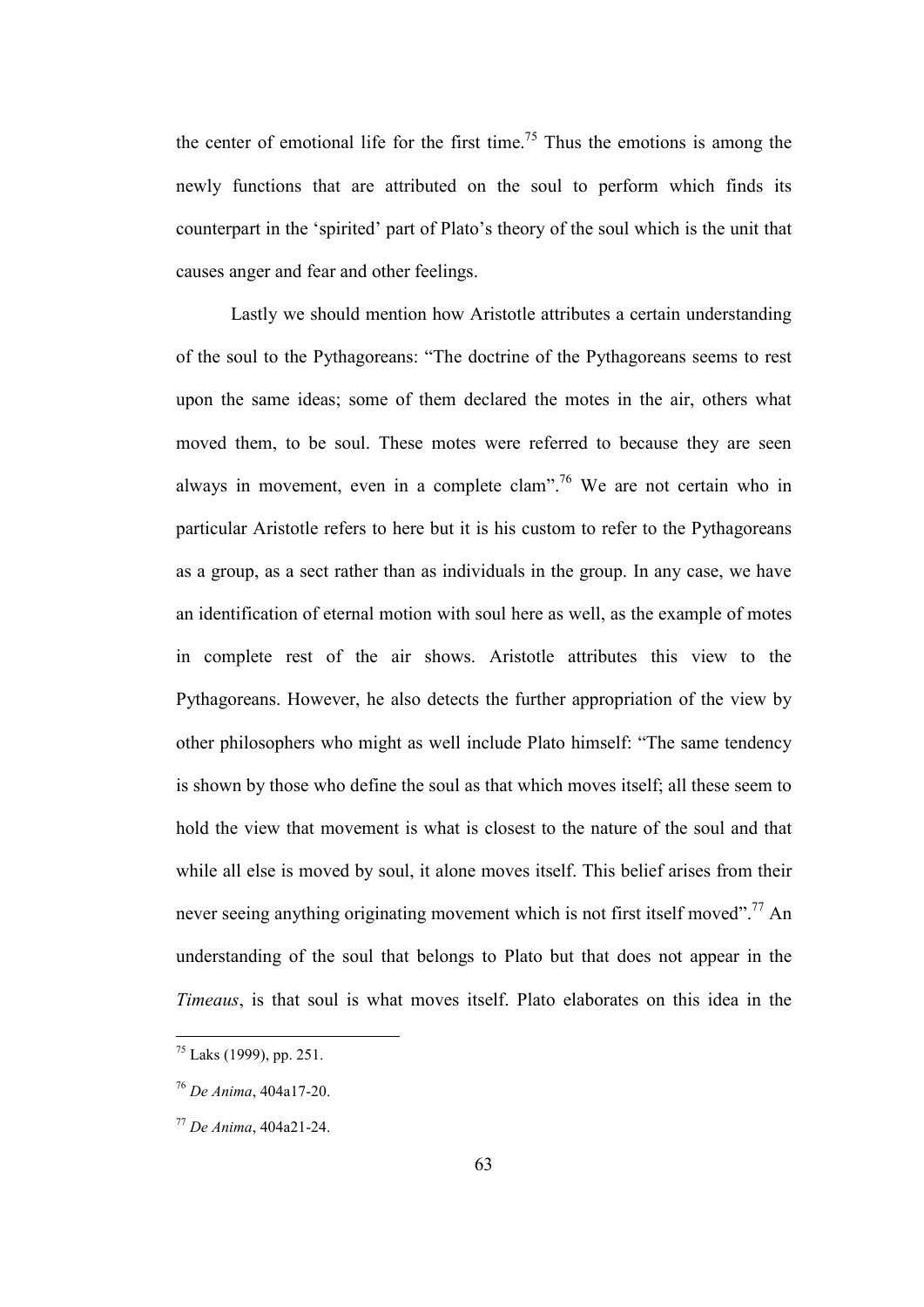the center of emotional life for the first time.<sup>75</sup> Thus the emotions is among the newly functions that are attributed on the soul to perform which finds its counterpart in the 'spirited' part of Plato's theory of the soul which is the unit that causes anger and fear and other feelings.

Lastly we should mention how Aristotle attributes a certain understanding of the soul to the Pythagoreans: "The doctrine of the Pythagoreans seems to rest upon the same ideas; some of them declared the motes in the air, others what moved them, to be soul. These motes were referred to because they are seen always in movement, even in a complete clam".<sup>76</sup> We are not certain who in particular Aristotle refers to here but it is his custom to refer to the Pythagoreans as a group, as a sect rather than as individuals in the group. In any case, we have an identification of eternal motion with soul here as well, as the example of motes in complete rest of the air shows. Aristotle attributes this view to the Pythagoreans. However, he also detects the further appropriation of the view by other philosophers who might as well include Plato himself: "The same tendency is shown by those who define the soul as that which moves itself; all these seem to hold the view that movement is what is closest to the nature of the soul and that while all else is moved by soul, it alone moves itself. This belief arises from their never seeing anything originating movement which is not first itself moved".<sup>77</sup> An understanding of the soul that belongs to Plato but that does not appear in the *Timeaus*, is that soul is what moves itself. Plato elaborates on this idea in the

 $^{75}$  Laks (1999), pp. 251.

<sup>76</sup> *De Anima*, 404a17-20.

<sup>77</sup> *De Anima*, 404a21-24.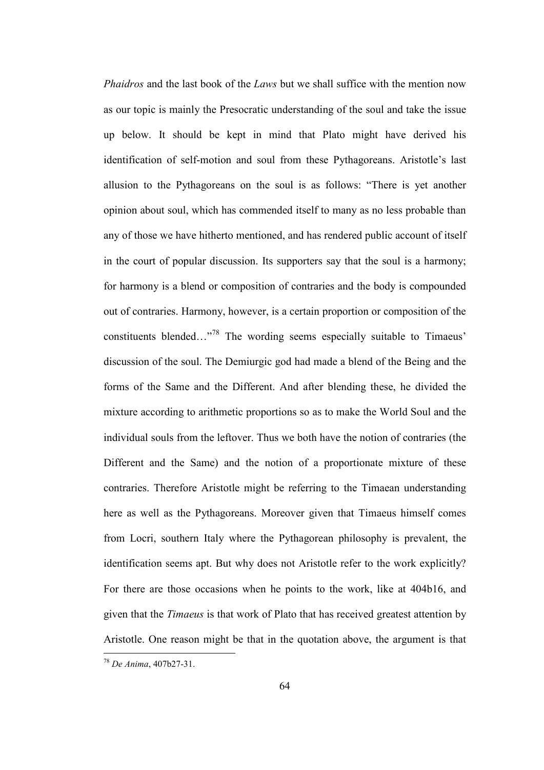*Phaidros* and the last book of the *Laws* but we shall suffice with the mention now as our topic is mainly the Presocratic understanding of the soul and take the issue up below. It should be kept in mind that Plato might have derived his identification of self-motion and soul from these Pythagoreans. Aristotle's last allusion to the Pythagoreans on the soul is as follows: "There is yet another opinion about soul, which has commended itself to many as no less probable than any of those we have hitherto mentioned, and has rendered public account of itself in the court of popular discussion. Its supporters say that the soul is a harmony; for harmony is a blend or composition of contraries and the body is compounded out of contraries. Harmony, however, is a certain proportion or composition of the constituents blended…"<sup>78</sup> The wording seems especially suitable to Timaeus' discussion of the soul. The Demiurgic god had made a blend of the Being and the forms of the Same and the Different. And after blending these, he divided the mixture according to arithmetic proportions so as to make the World Soul and the individual souls from the leftover. Thus we both have the notion of contraries (the Different and the Same) and the notion of a proportionate mixture of these contraries. Therefore Aristotle might be referring to the Timaean understanding here as well as the Pythagoreans. Moreover given that Timaeus himself comes from Locri, southern Italy where the Pythagorean philosophy is prevalent, the identification seems apt. But why does not Aristotle refer to the work explicitly? For there are those occasions when he points to the work, like at 404b16, and given that the *Timaeus* is that work of Plato that has received greatest attention by Aristotle. One reason might be that in the quotation above, the argument is that  $\overline{a}$ 

<sup>78</sup> *De Anima*, 407b27-31.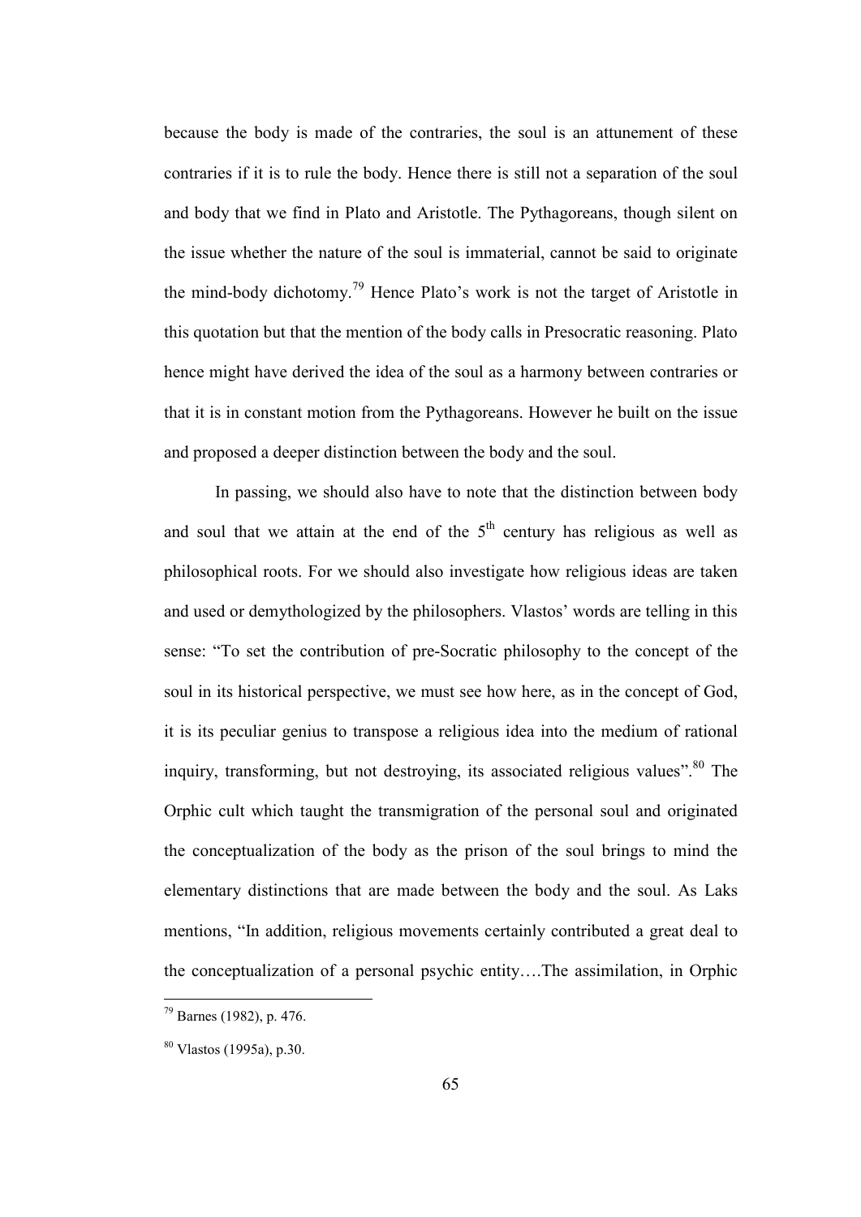because the body is made of the contraries, the soul is an attunement of these contraries if it is to rule the body. Hence there is still not a separation of the soul and body that we find in Plato and Aristotle. The Pythagoreans, though silent on the issue whether the nature of the soul is immaterial, cannot be said to originate the mind-body dichotomy.<sup>79</sup> Hence Plato's work is not the target of Aristotle in this quotation but that the mention of the body calls in Presocratic reasoning. Plato hence might have derived the idea of the soul as a harmony between contraries or that it is in constant motion from the Pythagoreans. However he built on the issue and proposed a deeper distinction between the body and the soul.

In passing, we should also have to note that the distinction between body and soul that we attain at the end of the  $5<sup>th</sup>$  century has religious as well as philosophical roots. For we should also investigate how religious ideas are taken and used or demythologized by the philosophers. Vlastos' words are telling in this sense: "To set the contribution of pre-Socratic philosophy to the concept of the soul in its historical perspective, we must see how here, as in the concept of God, it is its peculiar genius to transpose a religious idea into the medium of rational inquiry, transforming, but not destroying, its associated religious values".<sup>80</sup> The Orphic cult which taught the transmigration of the personal soul and originated the conceptualization of the body as the prison of the soul brings to mind the elementary distinctions that are made between the body and the soul. As Laks mentions, "In addition, religious movements certainly contributed a great deal to the conceptualization of a personal psychic entity….The assimilation, in Orphic

 $79$  Barnes (1982), p. 476.

<sup>80</sup> Vlastos (1995a), p.30.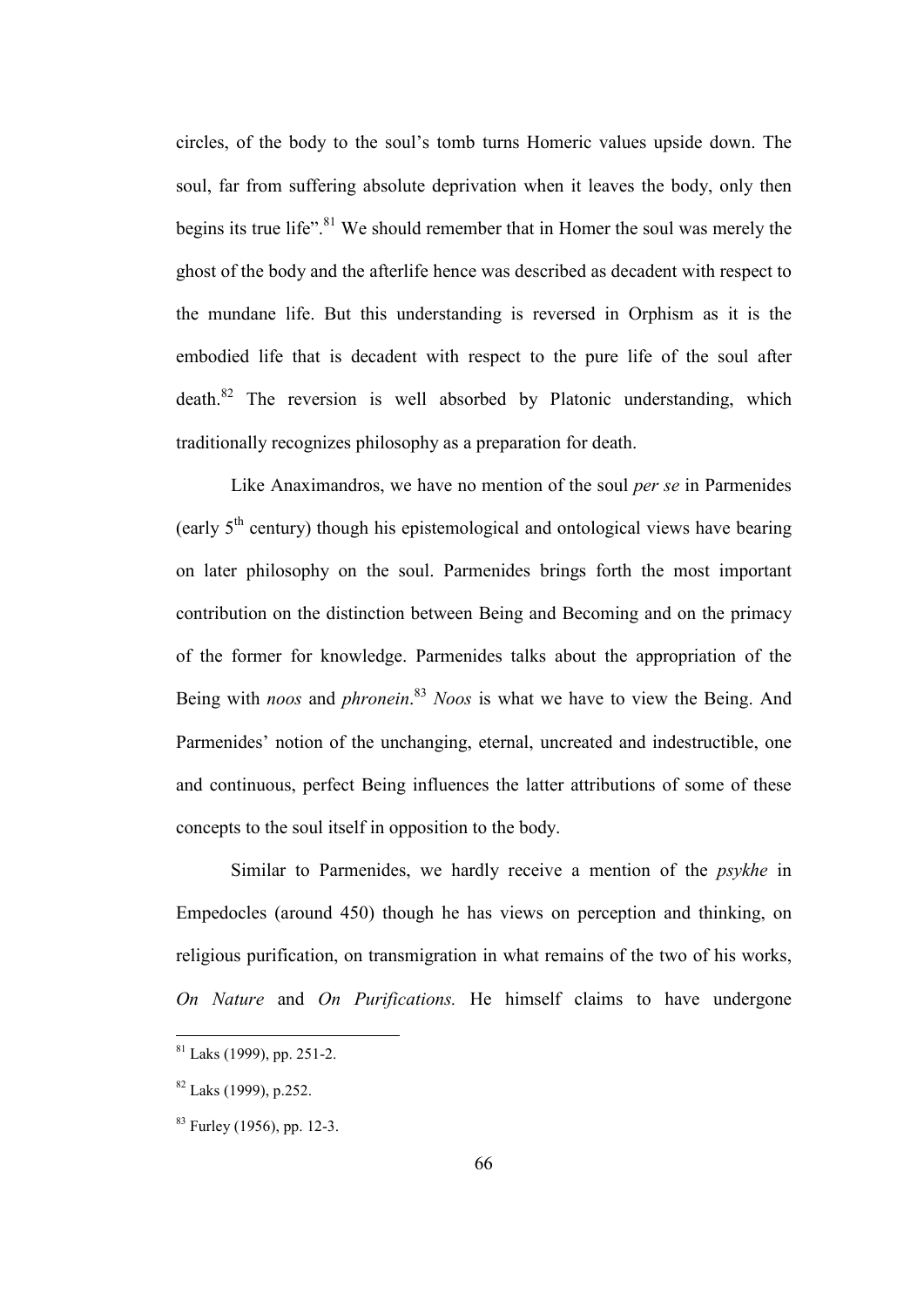circles, of the body to the soul's tomb turns Homeric values upside down. The soul, far from suffering absolute deprivation when it leaves the body, only then begins its true life".<sup>81</sup> We should remember that in Homer the soul was merely the ghost of the body and the afterlife hence was described as decadent with respect to the mundane life. But this understanding is reversed in Orphism as it is the embodied life that is decadent with respect to the pure life of the soul after death.<sup>82</sup> The reversion is well absorbed by Platonic understanding, which traditionally recognizes philosophy as a preparation for death.

Like Anaximandros, we have no mention of the soul *per se* in Parmenides (early 5th century) though his epistemological and ontological views have bearing on later philosophy on the soul. Parmenides brings forth the most important contribution on the distinction between Being and Becoming and on the primacy of the former for knowledge. Parmenides talks about the appropriation of the Being with *noos* and *phronein*. <sup>83</sup> *Noos* is what we have to view the Being. And Parmenides' notion of the unchanging, eternal, uncreated and indestructible, one and continuous, perfect Being influences the latter attributions of some of these concepts to the soul itself in opposition to the body.

Similar to Parmenides, we hardly receive a mention of the *psykhe* in Empedocles (around 450) though he has views on perception and thinking, on religious purification, on transmigration in what remains of the two of his works, *On Nature* and *On Purifications.* He himself claims to have undergone

 $81$  Laks (1999), pp. 251-2.

<sup>82</sup> Laks (1999), p.252.

<sup>83</sup> Furley (1956), pp. 12-3.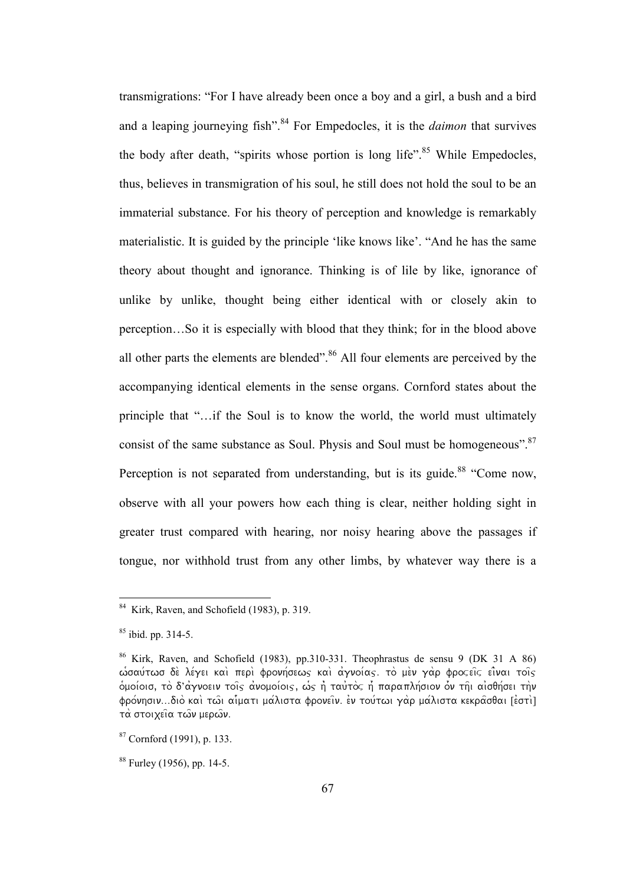transmigrations: "For I have already been once a boy and a girl, a bush and a bird and a leaping journeying fish".<sup>84</sup> For Empedocles, it is the *daimon* that survives the body after death, "spirits whose portion is long life".<sup>85</sup> While Empedocles, thus, believes in transmigration of his soul, he still does not hold the soul to be an immaterial substance. For his theory of perception and knowledge is remarkably materialistic. It is guided by the principle 'like knows like'. "And he has the same theory about thought and ignorance. Thinking is of lile by like, ignorance of unlike by unlike, thought being either identical with or closely akin to perception…So it is especially with blood that they think; for in the blood above all other parts the elements are blended".<sup>86</sup> All four elements are perceived by the accompanying identical elements in the sense organs. Cornford states about the principle that "…if the Soul is to know the world, the world must ultimately consist of the same substance as Soul. Physis and Soul must be homogeneous".<sup>87</sup> Perception is not separated from understanding, but is its guide.<sup>88</sup> "Come now, observe with all your powers how each thing is clear, neither holding sight in greater trust compared with hearing, nor noisy hearing above the passages if tongue, nor withhold trust from any other limbs, by whatever way there is a

 $\overline{a}$  $84$  Kirk, Raven, and Schofield (1983), p. 319.

 $85$  ibid. pp. 314-5.

<sup>86</sup> Kirk, Raven, and Schofield (1983), pp.310-331. Theophrastus de sensu 9 (DK 31 A 86) woαύτωσ δε λέγει και περι φρονήσεως και αγνοίας. το μεν γαρ φροςεις είναι τοις *o*μοίοισ, το *δ'αγνοειν τοις ανομοίοις, ώς η ταύτος η παραπλήσιον ον τηι αισθήσει την fro/nhsin...dio\ kai\ tw=i ai9/mati ma/lista fronei=n. e0n tou/twi ga\r ma/lista kekra=sqai* [*e0sti\*] *ta\ stoixei=a tw=n merw=n.* 

 $87$  Cornford (1991), p. 133.

<sup>88</sup> Furley (1956), pp. 14-5.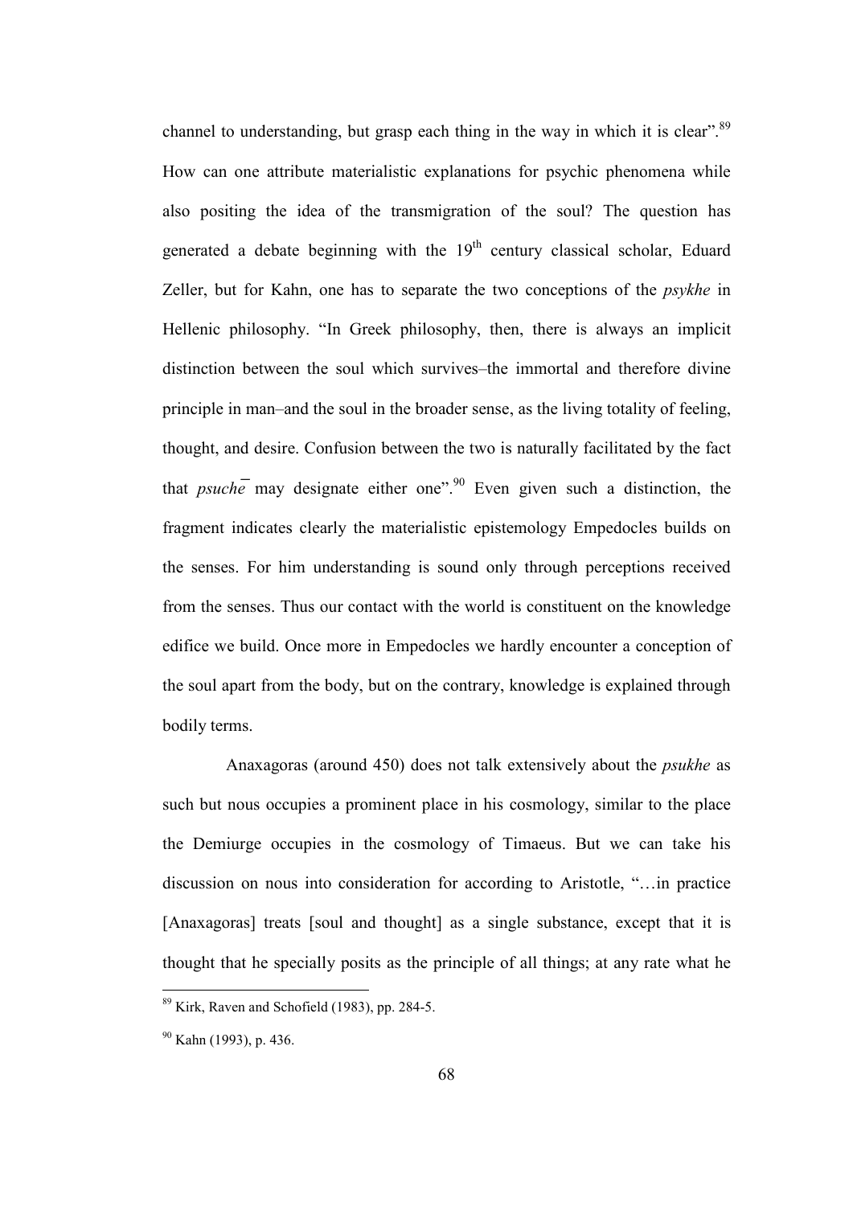channel to understanding, but grasp each thing in the way in which it is clear".<sup>89</sup> How can one attribute materialistic explanations for psychic phenomena while also positing the idea of the transmigration of the soul? The question has generated a debate beginning with the  $19<sup>th</sup>$  century classical scholar, Eduard Zeller, but for Kahn, one has to separate the two conceptions of the *psykhe* in Hellenic philosophy. "In Greek philosophy, then, there is always an implicit distinction between the soul which survives–the immortal and therefore divine principle in man–and the soul in the broader sense, as the living totality of feeling, thought, and desire. Confusion between the two is naturally facilitated by the fact that *psuche* may designate either one".<sup>90</sup> Even given such a distinction, the fragment indicates clearly the materialistic epistemology Empedocles builds on the senses. For him understanding is sound only through perceptions received from the senses. Thus our contact with the world is constituent on the knowledge edifice we build. Once more in Empedocles we hardly encounter a conception of the soul apart from the body, but on the contrary, knowledge is explained through bodily terms.

 Anaxagoras (around 450) does not talk extensively about the *psukhe* as such but nous occupies a prominent place in his cosmology, similar to the place the Demiurge occupies in the cosmology of Timaeus. But we can take his discussion on nous into consideration for according to Aristotle, "…in practice [Anaxagoras] treats [soul and thought] as a single substance, except that it is thought that he specially posits as the principle of all things; at any rate what he

 $89$  Kirk, Raven and Schofield (1983), pp. 284-5.

 $90$  Kahn (1993), p. 436.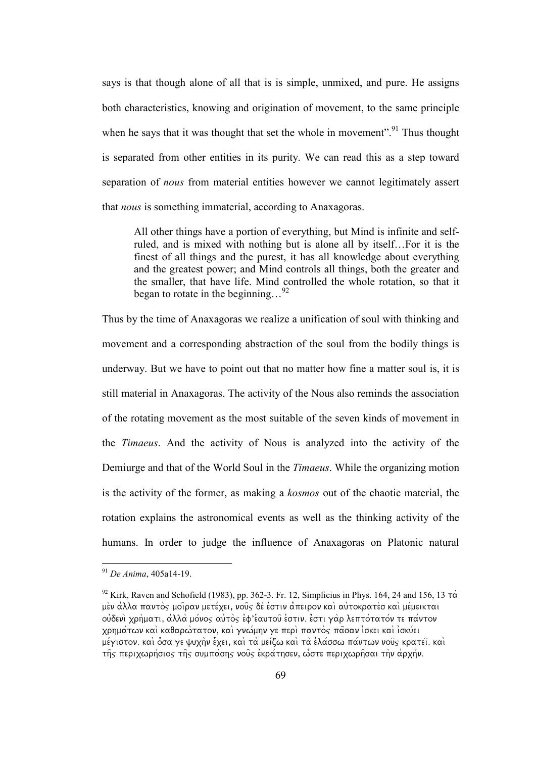says is that though alone of all that is is simple, unmixed, and pure. He assigns both characteristics, knowing and origination of movement, to the same principle when he says that it was thought that set the whole in movement". <sup>91</sup> Thus thought is separated from other entities in its purity. We can read this as a step toward separation of *nous* from material entities however we cannot legitimately assert that *nous* is something immaterial, according to Anaxagoras.

All other things have a portion of everything, but Mind is infinite and selfruled, and is mixed with nothing but is alone all by itself…For it is the finest of all things and the purest, it has all knowledge about everything and the greatest power; and Mind controls all things, both the greater and the smaller, that have life. Mind controlled the whole rotation, so that it began to rotate in the beginning... $^{92}$ 

Thus by the time of Anaxagoras we realize a unification of soul with thinking and movement and a corresponding abstraction of the soul from the bodily things is underway. But we have to point out that no matter how fine a matter soul is, it is still material in Anaxagoras. The activity of the Nous also reminds the association of the rotating movement as the most suitable of the seven kinds of movement in the *Timaeus*. And the activity of Nous is analyzed into the activity of the Demiurge and that of the World Soul in the *Timaeus*. While the organizing motion is the activity of the former, as making a *kosmos* out of the chaotic material, the rotation explains the astronomical events as well as the thinking activity of the humans. In order to judge the influence of Anaxagoras on Platonic natural

<sup>91</sup> *De Anima*, 405a14-19.

<sup>&</sup>lt;sup>92</sup> Kirk, Raven and Schofield (1983), pp. 362-3. Fr. 12, Simplicius in Phys. 164, 24 and 156, 13 ταλ *me\n a0\lla panto\j moi=ran mete/xei, nou=j de/ e0stin a0\peiron kai\ au0tokrate\s kai\ me/meiktai ou0deni\ xrh\mati, a0lla\ mo/noj au0to\j e0f*'*e9autou= e0stin. e0\sti ga\r lepto/tato/n te pa/nton xrhma/twn kai\ kaqarw\taton, kai\ gnw/mhn ge peri\ panto\j pa=san i0\skei kai\ i0sku/ei me/giston. kai\ o9/sa ge yuxh\n e0/xei, kai\ ta\ mei/zw kai\ ta\ e0la/ssw pa/ntwn nou=j kratei=. kai\ της περιχωρήσιος της συμπάσης νους εκράτησεν, ώστε περιχωρήσαι την αρχήν.*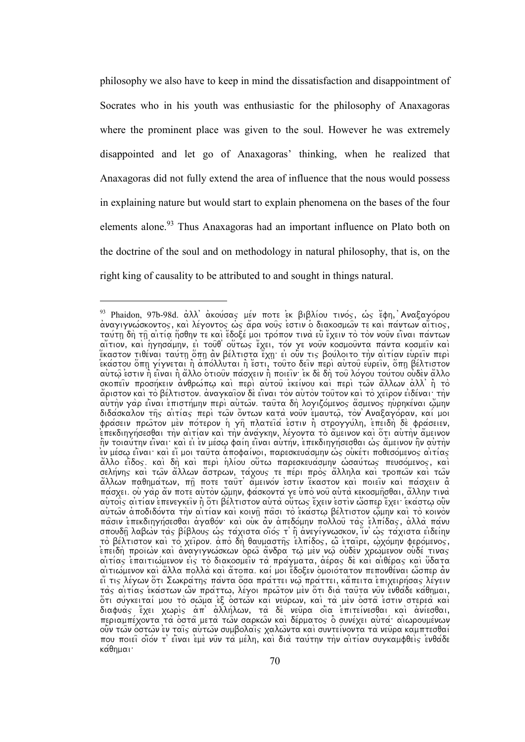philosophy we also have to keep in mind the dissatisfaction and disappointment of Socrates who in his youth was enthusiastic for the philosophy of Anaxagoras where the prominent place was given to the soul. However he was extremely disappointed and let go of Anaxagoras' thinking, when he realized that Anaxagoras did not fully extend the area of influence that the nous would possess in explaining nature but would start to explain phenomena on the bases of the four elements alone.<sup>93</sup> Thus Anaxagoras had an important influence on Plato both on the doctrine of the soul and on methodology in natural philosophy, that is, on the right king of causality to be attributed to and sought in things natural.

<sup>93</sup> Phaidon, 97b-98d. άλλ' άκούσας μέν ποτε εκ βιβλίου τινός, ώς έφη, Αναξαγόρου *a)nagignw/skontoj, kai\ le/gontoj w(j a)/ra nou=j e)stin o( diakosmw=n te kai\ pa/ntwn ai)/tioj, ταύτη δη τη αιτία ήσθην τε και έδοξέ μοι τρόπον τινα ευ έχειν το τον νουν ειναι πάντων ai)/tion, kai\ h(ghsa/mhn, ei) tou=q' ou(/twj e)/xei, to/n ge nou=n kosmou=nta pa/nta kosmei=n kai\ e(/kaston tiqe/nai tau/th| o(/ph| a)\n be/ltista e)/xh|: ei) ou)=n tij bou/loito th\n ai)ti/an eu(rei=n peri\ e(ka/stou o(/ph| gi/gnetai h)\ a)po/llutai h)\ e)/sti, tou=to dei=n peri\ au)tou= eu(rei=n, o(/ph| be/ltiston*  aὐτῳ εστιν ή είναι ή άλλο οτιούν πάσχειν ή ποιείν· εκ δε δη του λόγου τούτου ουδεν άλλο *σ*κοπειν προσήκειν ανθρώπω και περι αυτού εκείνου και περι των άλλων αλλ' η το *a)/riston kai\ to\ be/ltiston. a)nagkai=on de\ ei)=nai to\n au)to\n tou=ton kai\ to\ xei=ron ei)de/nai: th\n au)th\n ga\r ei)=nai e)pisth/mhn peri\ au)tw=n. tau=ta dh\ logizo/menoj a(/smenoj hu(rhke/nai w)/|mhn*   $\delta$ ιδάσκαλον της αιτίας περ) των όντων κατα νουν εμαυτω, τον Αναξαγόραν, και μοι φράσειν πρωτον μεν πότερον η γη πλατειά εστιν η στρογγύλη, επειδη δε φράσειεν, *e)pekdihgh/sesqai th\n ai)ti/an kai\ th\n a)na/gkhn, le/gonta to\ a)/meinon kai\ o(/ti au)th\n a)/meinon hν* τοιαύτην είναι: και ει εν μέσω φαίη είναι αυτήν, επεκδιηγήσεσθαι ώς άμεινον ην αυτην *e)n me/sw| ei)=nai: kai\ ei)/ moi tau=ta a)pofai/noi, pareskeua/smhn w(j ou)ke/ti poqeso/menoj ai)ti/aj*   $\alpha\lambda$ λο είδος. και δη και περι ηλίου ούτω παρεσκευασμην ώσαύτως πευσόμενος, και *selh/nhj kai\ tw=n a)/llwn a)/strwn, ta/xouj te pe/ri pro\j a)/llhla kai\ tropw=n kai\ tw=n*  άλλων παθημάτων, πῆ ποτε ταῦτ' ἄμεινόν ἐστιν ἕκαστον καὶ ποιεῖν καὶ πάσχειν ἃ *πάσχει. ου γαρ άν ποτε αυτον ώμην, φάσ*κοντα γε υπο νου αυτα κεκοσμησθαι, άλλην τινα aυτοίς αιτίαν επενεγκειν ή ότι βέλτιστον αυτα ούτως έχειν εστιν ώσπερ έχει· εκάστω ουν *au)tw=n a)podido/nta th\n ai)ti/an kai\ koinh=| pa=si to\ e(ka/stw| be/ltiston w)/|mhn kai\ to\ koino\n pi*ασιν επεκδιηγήσεσθαι άγαθόν· και ουκ αν απεδόμην πολλου τας ελπίδας, αλλα πάνυ *spoudh=| labw\n ta\j bi/blouj w(j ta/xista oi(=o/j t' h)= a)negi/gnwskon, i(/n' w(j ta/xista ei)dei/hn τ*ò βέλτιστον καὶ τὸ χεῖρον. ἀπὸ δὴ θαυμαστῆς ἐλπίδος, ὡ ἑταῖρε, ὡχόμην φερόμενος, *e)peidh\ proi+w\n kai\ a)nagignw/skwn o(rw= a)/ndra tw=| me\n nw=| ou)de\n xrw/menon ou)de/ tinaj*   $\alpha$ ίτίας επαιτιώμενον εις το διακοσμείν τα πραγματα, αέρας δε και αιθέρας και ύδατα *ai)tiw/menon kai\ a)/lla polla\ kai\ a)/topa. kai/ moi e)/docen o(moio/taton peponqe/nai w(/sper a)\n ei)/ tij le/gwn o(/ti Swkra/thj pa/nta o(/sa pra/ttei nw=| pra/ttei, ka)/peita e)pixeirh/saj le/gein ta\j ai)ti/aj e(ka/stwn w(=n pra/ttw, le/goi prw=ton me\n o(/ti dia\ tau=ta nu=n e)nqa/de ka/qhmai, o(/ti su/gkeitai/ mou to\ sw=ma e)c o)stw=n kai\ neu/rwn, kai\ ta\ me\n o)sta= e)stin sterea\ kai\ diafua\j e)/xei xwri\j a)p' a)llh/lwn, ta\ de\ neu=ra oi(=a e)pitei/nesqai kai\ a)ni/esqai, periampe/xonta ta\ o)sta= meta\ tw=n sarkw=n kai\ de/rmatoj o(\ sune/xei au)ta/: ai)wroume/nwn ou)=n tw=n o)stw=n e)n tai=j au(tw=n sumbolai=j xalw=nta kai\ suntei/nonta ta\ neu=ra ka/mptesqai/ που ποιεί οιόν τ' ειναι εμε ν*υν τα μέλη, και δια ταύτην την αιτίαν συγκαμφθεις ενθάδε *ka/qhmai:*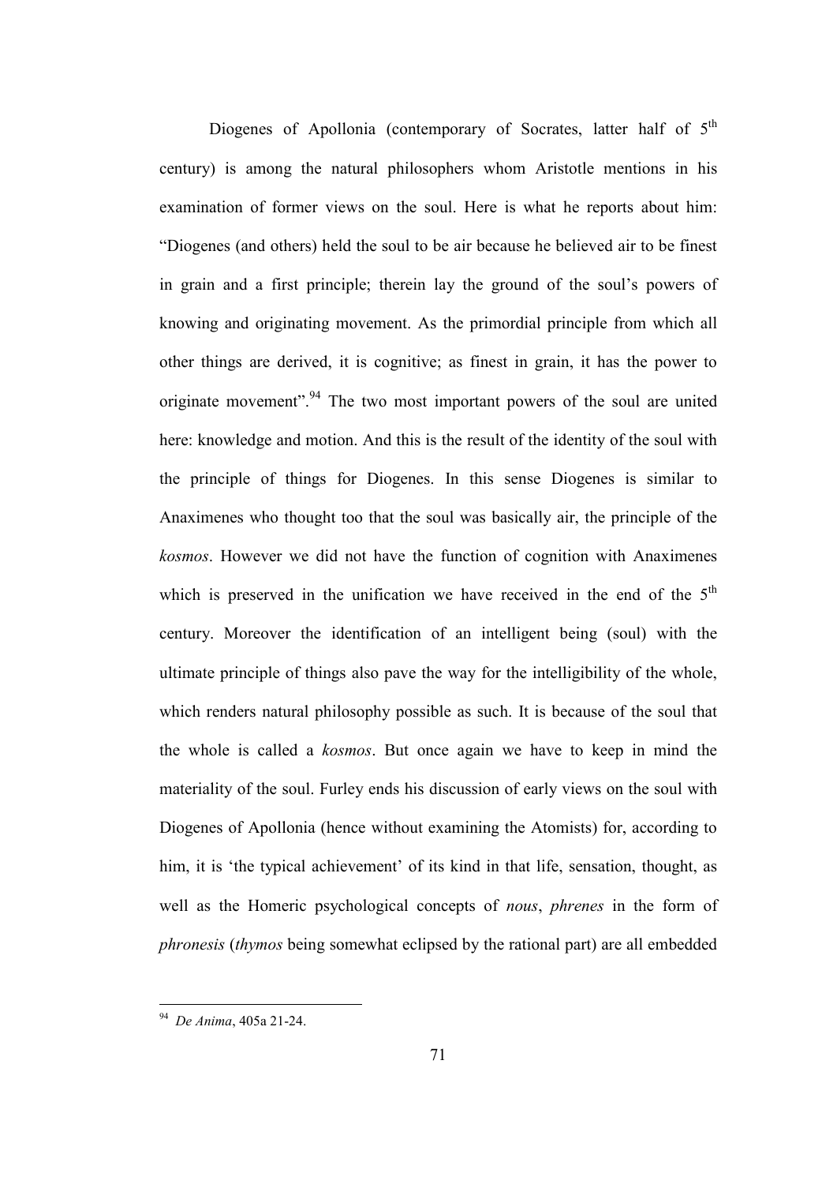Diogenes of Apollonia (contemporary of Socrates, latter half of  $5<sup>th</sup>$ century) is among the natural philosophers whom Aristotle mentions in his examination of former views on the soul. Here is what he reports about him: "Diogenes (and others) held the soul to be air because he believed air to be finest in grain and a first principle; therein lay the ground of the soul's powers of knowing and originating movement. As the primordial principle from which all other things are derived, it is cognitive; as finest in grain, it has the power to originate movement".<sup>94</sup> The two most important powers of the soul are united here: knowledge and motion. And this is the result of the identity of the soul with the principle of things for Diogenes. In this sense Diogenes is similar to Anaximenes who thought too that the soul was basically air, the principle of the *kosmos*. However we did not have the function of cognition with Anaximenes which is preserved in the unification we have received in the end of the  $5<sup>th</sup>$ century. Moreover the identification of an intelligent being (soul) with the ultimate principle of things also pave the way for the intelligibility of the whole, which renders natural philosophy possible as such. It is because of the soul that the whole is called a *kosmos*. But once again we have to keep in mind the materiality of the soul. Furley ends his discussion of early views on the soul with Diogenes of Apollonia (hence without examining the Atomists) for, according to him, it is 'the typical achievement' of its kind in that life, sensation, thought, as well as the Homeric psychological concepts of *nous*, *phrenes* in the form of *phronesis* (*thymos* being somewhat eclipsed by the rational part) are all embedded

 94 *De Anima*, 405a 21-24.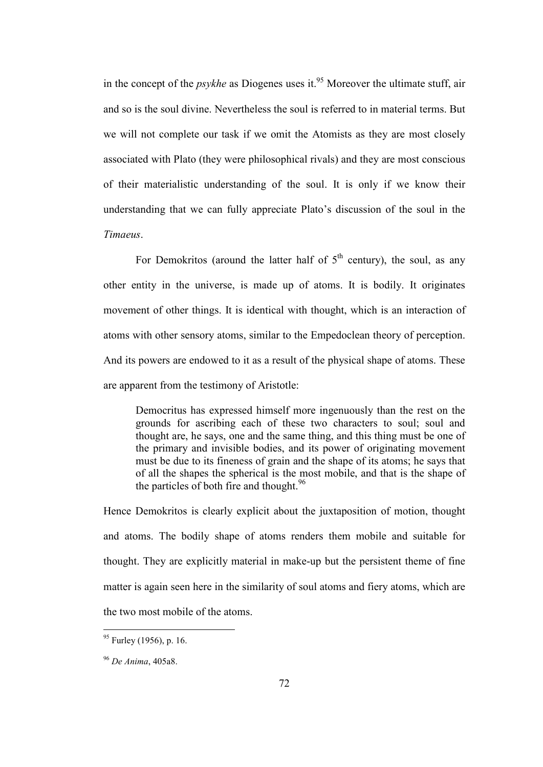in the concept of the *psykhe* as Diogenes uses it.<sup>95</sup> Moreover the ultimate stuff, air and so is the soul divine. Nevertheless the soul is referred to in material terms. But we will not complete our task if we omit the Atomists as they are most closely associated with Plato (they were philosophical rivals) and they are most conscious of their materialistic understanding of the soul. It is only if we know their understanding that we can fully appreciate Plato's discussion of the soul in the *Timaeus*.

For Demokritos (around the latter half of  $5<sup>th</sup>$  century), the soul, as any other entity in the universe, is made up of atoms. It is bodily. It originates movement of other things. It is identical with thought, which is an interaction of atoms with other sensory atoms, similar to the Empedoclean theory of perception. And its powers are endowed to it as a result of the physical shape of atoms. These are apparent from the testimony of Aristotle:

Democritus has expressed himself more ingenuously than the rest on the grounds for ascribing each of these two characters to soul; soul and thought are, he says, one and the same thing, and this thing must be one of the primary and invisible bodies, and its power of originating movement must be due to its fineness of grain and the shape of its atoms; he says that of all the shapes the spherical is the most mobile, and that is the shape of the particles of both fire and thought.  $96$ 

Hence Demokritos is clearly explicit about the juxtaposition of motion, thought and atoms. The bodily shape of atoms renders them mobile and suitable for thought. They are explicitly material in make-up but the persistent theme of fine matter is again seen here in the similarity of soul atoms and fiery atoms, which are the two most mobile of the atoms.

l

 $95$  Furley (1956), p. 16.

<sup>96</sup> *De Anima*, 405a8.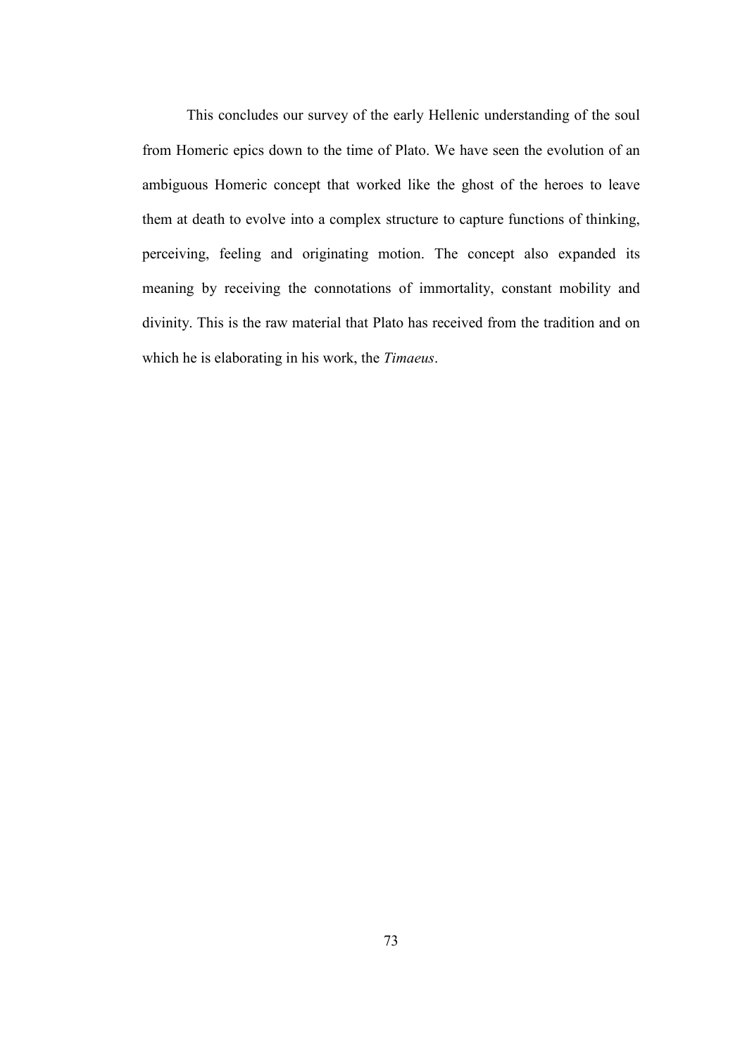This concludes our survey of the early Hellenic understanding of the soul from Homeric epics down to the time of Plato. We have seen the evolution of an ambiguous Homeric concept that worked like the ghost of the heroes to leave them at death to evolve into a complex structure to capture functions of thinking, perceiving, feeling and originating motion. The concept also expanded its meaning by receiving the connotations of immortality, constant mobility and divinity. This is the raw material that Plato has received from the tradition and on which he is elaborating in his work, the *Timaeus*.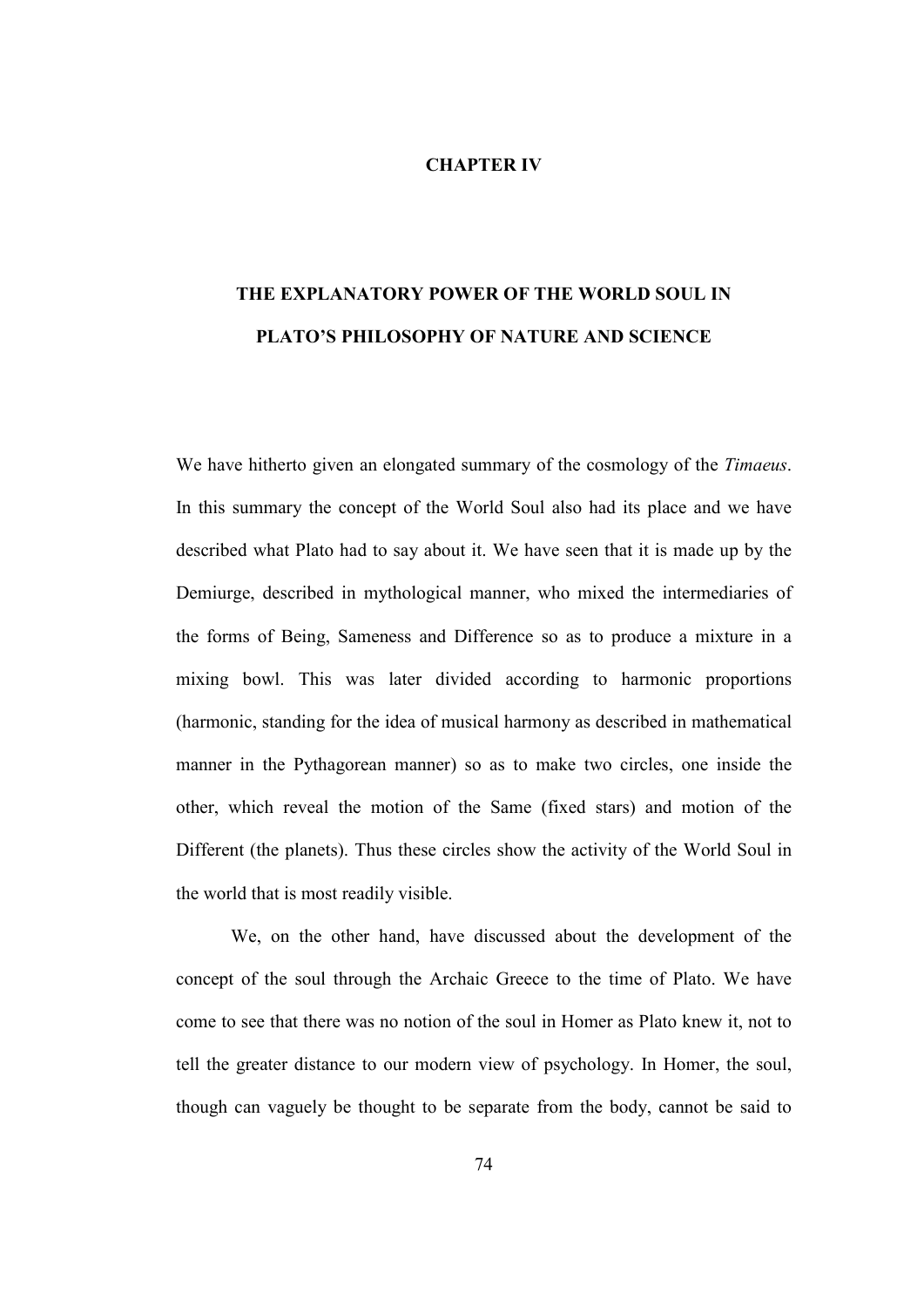## **CHAPTER IV**

# **THE EXPLANATORY POWER OF THE WORLD SOUL IN PLATO'S PHILOSOPHY OF NATURE AND SCIENCE**

We have hitherto given an elongated summary of the cosmology of the *Timaeus*. In this summary the concept of the World Soul also had its place and we have described what Plato had to say about it. We have seen that it is made up by the Demiurge, described in mythological manner, who mixed the intermediaries of the forms of Being, Sameness and Difference so as to produce a mixture in a mixing bowl. This was later divided according to harmonic proportions (harmonic, standing for the idea of musical harmony as described in mathematical manner in the Pythagorean manner) so as to make two circles, one inside the other, which reveal the motion of the Same (fixed stars) and motion of the Different (the planets). Thus these circles show the activity of the World Soul in the world that is most readily visible.

 We, on the other hand, have discussed about the development of the concept of the soul through the Archaic Greece to the time of Plato. We have come to see that there was no notion of the soul in Homer as Plato knew it, not to tell the greater distance to our modern view of psychology. In Homer, the soul, though can vaguely be thought to be separate from the body, cannot be said to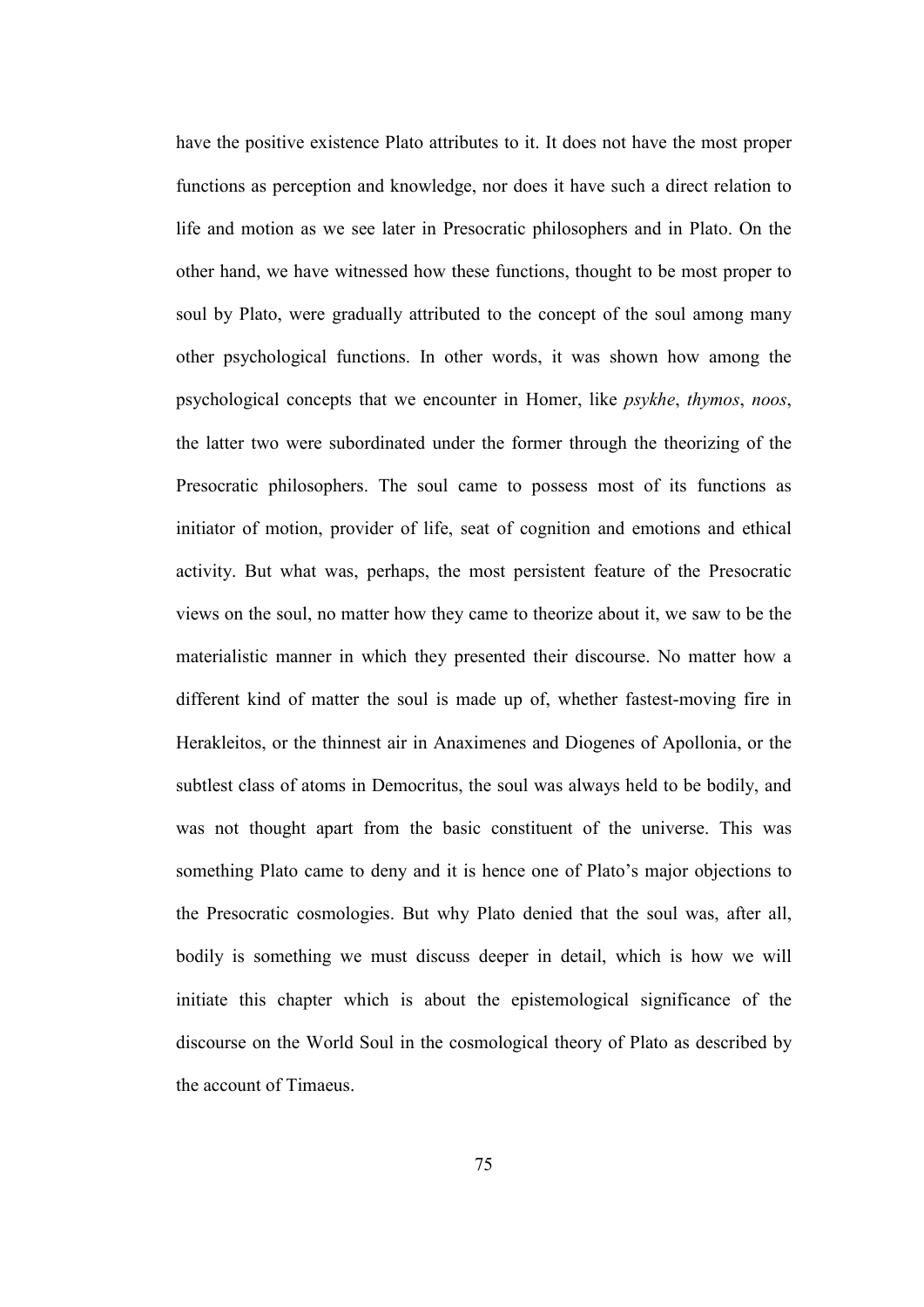have the positive existence Plato attributes to it. It does not have the most proper functions as perception and knowledge, nor does it have such a direct relation to life and motion as we see later in Presocratic philosophers and in Plato. On the other hand, we have witnessed how these functions, thought to be most proper to soul by Plato, were gradually attributed to the concept of the soul among many other psychological functions. In other words, it was shown how among the psychological concepts that we encounter in Homer, like *psykhe*, *thymos*, *noos*, the latter two were subordinated under the former through the theorizing of the Presocratic philosophers. The soul came to possess most of its functions as initiator of motion, provider of life, seat of cognition and emotions and ethical activity. But what was, perhaps, the most persistent feature of the Presocratic views on the soul, no matter how they came to theorize about it, we saw to be the materialistic manner in which they presented their discourse. No matter how a different kind of matter the soul is made up of, whether fastest-moving fire in Herakleitos, or the thinnest air in Anaximenes and Diogenes of Apollonia, or the subtlest class of atoms in Democritus, the soul was always held to be bodily, and was not thought apart from the basic constituent of the universe. This was something Plato came to deny and it is hence one of Plato's major objections to the Presocratic cosmologies. But why Plato denied that the soul was, after all, bodily is something we must discuss deeper in detail, which is how we will initiate this chapter which is about the epistemological significance of the discourse on the World Soul in the cosmological theory of Plato as described by the account of Timaeus.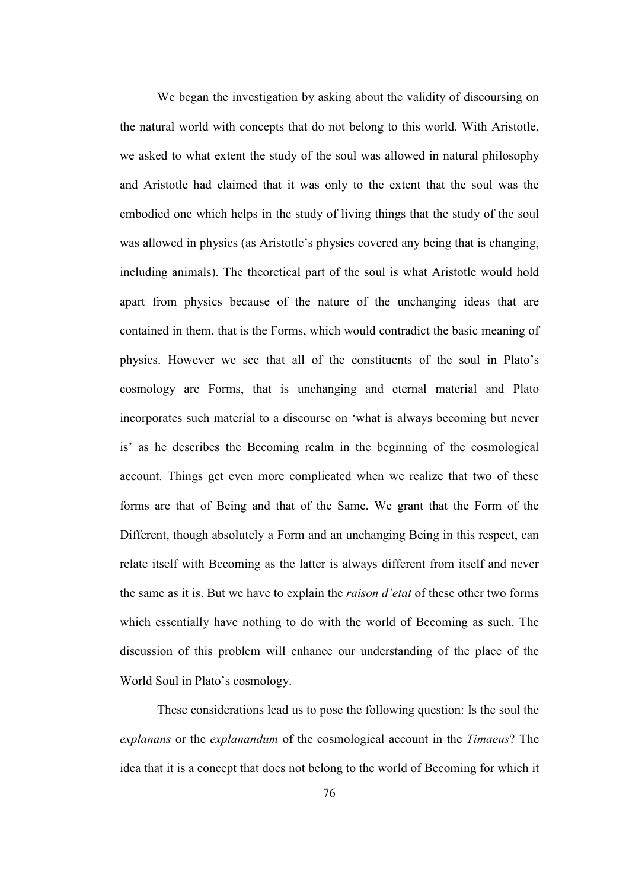We began the investigation by asking about the validity of discoursing on the natural world with concepts that do not belong to this world. With Aristotle, we asked to what extent the study of the soul was allowed in natural philosophy and Aristotle had claimed that it was only to the extent that the soul was the embodied one which helps in the study of living things that the study of the soul was allowed in physics (as Aristotle's physics covered any being that is changing, including animals). The theoretical part of the soul is what Aristotle would hold apart from physics because of the nature of the unchanging ideas that are contained in them, that is the Forms, which would contradict the basic meaning of physics. However we see that all of the constituents of the soul in Plato's cosmology are Forms, that is unchanging and eternal material and Plato incorporates such material to a discourse on 'what is always becoming but never is' as he describes the Becoming realm in the beginning of the cosmological account. Things get even more complicated when we realize that two of these forms are that of Being and that of the Same. We grant that the Form of the Different, though absolutely a Form and an unchanging Being in this respect, can relate itself with Becoming as the latter is always different from itself and never the same as it is. But we have to explain the *raison d'etat* of these other two forms which essentially have nothing to do with the world of Becoming as such. The discussion of this problem will enhance our understanding of the place of the World Soul in Plato's cosmology.

 These considerations lead us to pose the following question: Is the soul the *explanans* or the *explanandum* of the cosmological account in the *Timaeus*? The idea that it is a concept that does not belong to the world of Becoming for which it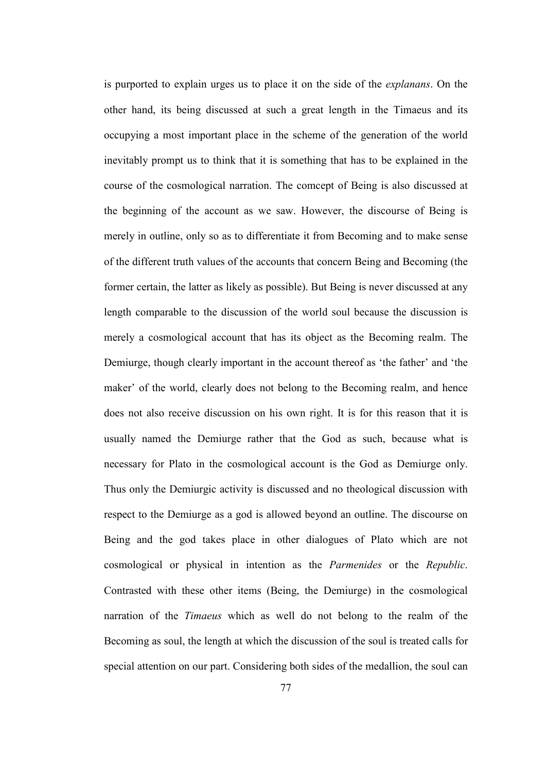is purported to explain urges us to place it on the side of the *explanans*. On the other hand, its being discussed at such a great length in the Timaeus and its occupying a most important place in the scheme of the generation of the world inevitably prompt us to think that it is something that has to be explained in the course of the cosmological narration. The comcept of Being is also discussed at the beginning of the account as we saw. However, the discourse of Being is merely in outline, only so as to differentiate it from Becoming and to make sense of the different truth values of the accounts that concern Being and Becoming (the former certain, the latter as likely as possible). But Being is never discussed at any length comparable to the discussion of the world soul because the discussion is merely a cosmological account that has its object as the Becoming realm. The Demiurge, though clearly important in the account thereof as 'the father' and 'the maker' of the world, clearly does not belong to the Becoming realm, and hence does not also receive discussion on his own right. It is for this reason that it is usually named the Demiurge rather that the God as such, because what is necessary for Plato in the cosmological account is the God as Demiurge only. Thus only the Demiurgic activity is discussed and no theological discussion with respect to the Demiurge as a god is allowed beyond an outline. The discourse on Being and the god takes place in other dialogues of Plato which are not cosmological or physical in intention as the *Parmenides* or the *Republic*. Contrasted with these other items (Being, the Demiurge) in the cosmological narration of the *Timaeus* which as well do not belong to the realm of the Becoming as soul, the length at which the discussion of the soul is treated calls for special attention on our part. Considering both sides of the medallion, the soul can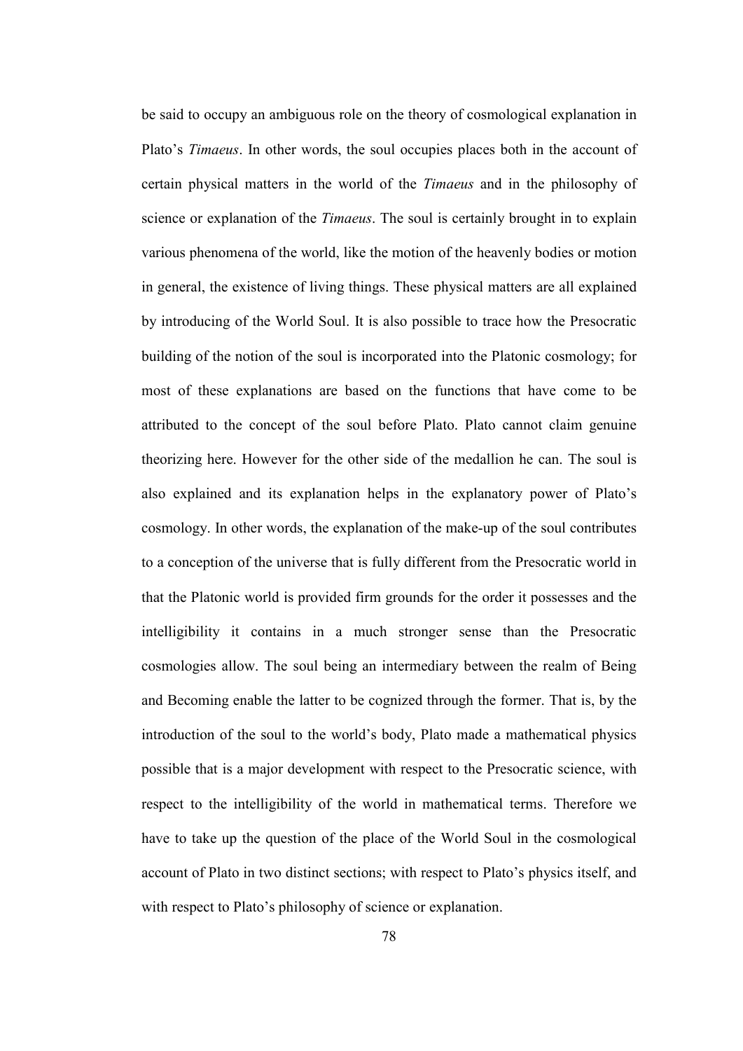be said to occupy an ambiguous role on the theory of cosmological explanation in Plato's *Timaeus*. In other words, the soul occupies places both in the account of certain physical matters in the world of the *Timaeus* and in the philosophy of science or explanation of the *Timaeus*. The soul is certainly brought in to explain various phenomena of the world, like the motion of the heavenly bodies or motion in general, the existence of living things. These physical matters are all explained by introducing of the World Soul. It is also possible to trace how the Presocratic building of the notion of the soul is incorporated into the Platonic cosmology; for most of these explanations are based on the functions that have come to be attributed to the concept of the soul before Plato. Plato cannot claim genuine theorizing here. However for the other side of the medallion he can. The soul is also explained and its explanation helps in the explanatory power of Plato's cosmology. In other words, the explanation of the make-up of the soul contributes to a conception of the universe that is fully different from the Presocratic world in that the Platonic world is provided firm grounds for the order it possesses and the intelligibility it contains in a much stronger sense than the Presocratic cosmologies allow. The soul being an intermediary between the realm of Being and Becoming enable the latter to be cognized through the former. That is, by the introduction of the soul to the world's body, Plato made a mathematical physics possible that is a major development with respect to the Presocratic science, with respect to the intelligibility of the world in mathematical terms. Therefore we have to take up the question of the place of the World Soul in the cosmological account of Plato in two distinct sections; with respect to Plato's physics itself, and with respect to Plato's philosophy of science or explanation.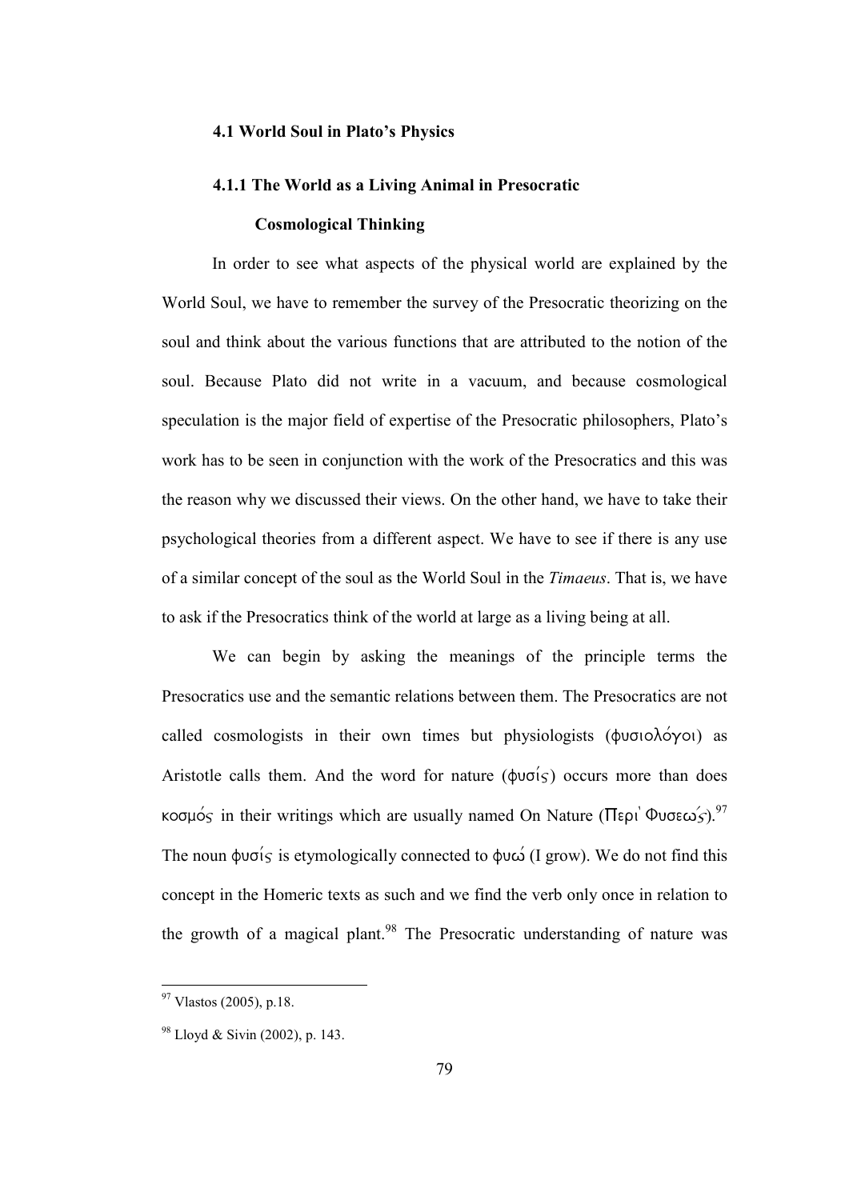### **4.1 World Soul in Plato's Physics**

#### **4.1.1 The World as a Living Animal in Presocratic**

#### **Cosmological Thinking**

In order to see what aspects of the physical world are explained by the World Soul, we have to remember the survey of the Presocratic theorizing on the soul and think about the various functions that are attributed to the notion of the soul. Because Plato did not write in a vacuum, and because cosmological speculation is the major field of expertise of the Presocratic philosophers, Plato's work has to be seen in conjunction with the work of the Presocratics and this was the reason why we discussed their views. On the other hand, we have to take their psychological theories from a different aspect. We have to see if there is any use of a similar concept of the soul as the World Soul in the *Timaeus*. That is, we have to ask if the Presocratics think of the world at large as a living being at all.

We can begin by asking the meanings of the principle terms the Presocratics use and the semantic relations between them. The Presocratics are not called cosmologists in their own times but physiologists (φυσιολόγοι) as Aristotle calls them. And the word for nature  $(\phi \circ \sigma)$  occurs more than does *kooµof* in their writings which are usually named On Nature ( $\pi$ <sub>*Fpi*</sub><sup> $\theta$ </sup>*Puo*εω $\frac{1}{2}$ ).<sup>97</sup> The noun *fusi/j* is etymologically connected to *fuw/* (I grow). We do not find this concept in the Homeric texts as such and we find the verb only once in relation to the growth of a magical plant.<sup>98</sup> The Presocratic understanding of nature was

l

 $97$  Vlastos (2005), p.18.

<sup>98</sup> Lloyd & Sivin (2002), p. 143.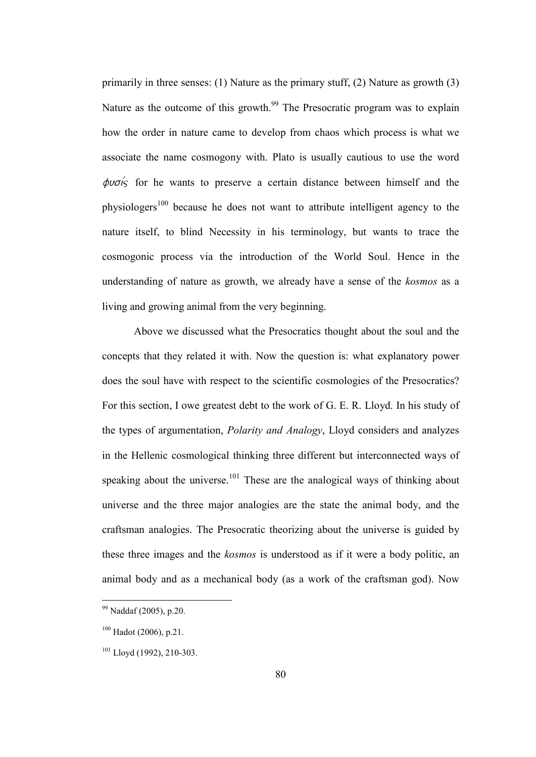primarily in three senses: (1) Nature as the primary stuff, (2) Nature as growth (3) Nature as the outcome of this growth.<sup>99</sup> The Presocratic program was to explain how the order in nature came to develop from chaos which process is what we associate the name cosmogony with. Plato is usually cautious to use the word  $\phi\nu\sigma\acute{\iota}$  for he wants to preserve a certain distance between himself and the physiologers<sup>100</sup> because he does not want to attribute intelligent agency to the nature itself, to blind Necessity in his terminology, but wants to trace the cosmogonic process via the introduction of the World Soul. Hence in the understanding of nature as growth, we already have a sense of the *kosmos* as a living and growing animal from the very beginning.

Above we discussed what the Presocratics thought about the soul and the concepts that they related it with. Now the question is: what explanatory power does the soul have with respect to the scientific cosmologies of the Presocratics? For this section, I owe greatest debt to the work of G. E. R. Lloyd. In his study of the types of argumentation, *Polarity and Analogy*, Lloyd considers and analyzes in the Hellenic cosmological thinking three different but interconnected ways of speaking about the universe.<sup>101</sup> These are the analogical ways of thinking about universe and the three major analogies are the state the animal body, and the craftsman analogies. The Presocratic theorizing about the universe is guided by these three images and the *kosmos* is understood as if it were a body politic, an animal body and as a mechanical body (as a work of the craftsman god). Now

<sup>&</sup>lt;sup>99</sup> Naddaf (2005), p.20.

 $100$  Hadot (2006), p.21.

<sup>101</sup> Lloyd (1992), 210-303.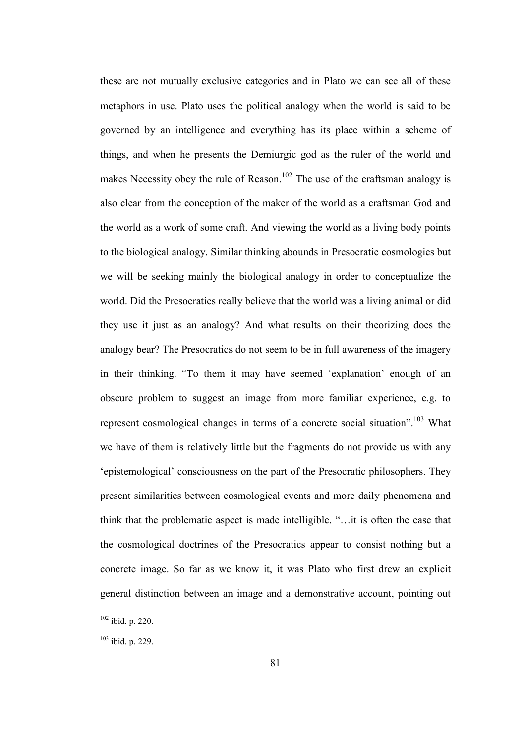these are not mutually exclusive categories and in Plato we can see all of these metaphors in use. Plato uses the political analogy when the world is said to be governed by an intelligence and everything has its place within a scheme of things, and when he presents the Demiurgic god as the ruler of the world and makes Necessity obey the rule of Reason.<sup>102</sup> The use of the craftsman analogy is also clear from the conception of the maker of the world as a craftsman God and the world as a work of some craft. And viewing the world as a living body points to the biological analogy. Similar thinking abounds in Presocratic cosmologies but we will be seeking mainly the biological analogy in order to conceptualize the world. Did the Presocratics really believe that the world was a living animal or did they use it just as an analogy? And what results on their theorizing does the analogy bear? The Presocratics do not seem to be in full awareness of the imagery in their thinking. "To them it may have seemed 'explanation' enough of an obscure problem to suggest an image from more familiar experience, e.g. to represent cosmological changes in terms of a concrete social situation".<sup>103</sup> What we have of them is relatively little but the fragments do not provide us with any 'epistemological' consciousness on the part of the Presocratic philosophers. They present similarities between cosmological events and more daily phenomena and think that the problematic aspect is made intelligible. "…it is often the case that the cosmological doctrines of the Presocratics appear to consist nothing but a concrete image. So far as we know it, it was Plato who first drew an explicit general distinction between an image and a demonstrative account, pointing out

l

 $102$  ibid. p. 220.

<sup>103</sup> ibid. p. 229.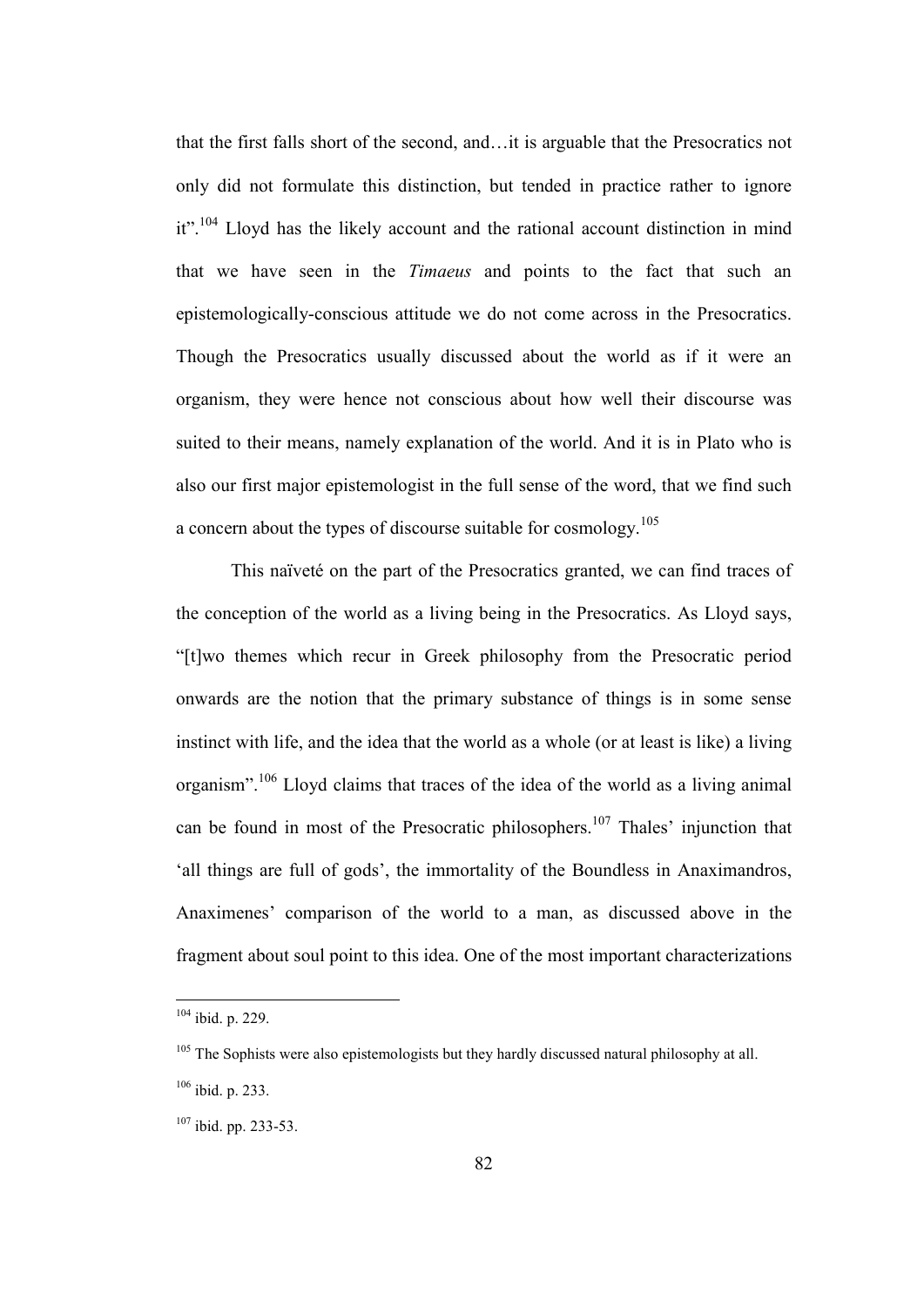that the first falls short of the second, and…it is arguable that the Presocratics not only did not formulate this distinction, but tended in practice rather to ignore it".<sup>104</sup> Lloyd has the likely account and the rational account distinction in mind that we have seen in the *Timaeus* and points to the fact that such an epistemologically-conscious attitude we do not come across in the Presocratics. Though the Presocratics usually discussed about the world as if it were an organism, they were hence not conscious about how well their discourse was suited to their means, namely explanation of the world. And it is in Plato who is also our first major epistemologist in the full sense of the word, that we find such a concern about the types of discourse suitable for cosmology.<sup>105</sup>

 This naïveté on the part of the Presocratics granted, we can find traces of the conception of the world as a living being in the Presocratics. As Lloyd says, "[t]wo themes which recur in Greek philosophy from the Presocratic period onwards are the notion that the primary substance of things is in some sense instinct with life, and the idea that the world as a whole (or at least is like) a living organism".<sup>106</sup> Lloyd claims that traces of the idea of the world as a living animal can be found in most of the Presocratic philosophers.<sup>107</sup> Thales' injunction that 'all things are full of gods', the immortality of the Boundless in Anaximandros, Anaximenes' comparison of the world to a man, as discussed above in the fragment about soul point to this idea. One of the most important characterizations

<sup>104</sup> ibid. p. 229.

 $105$  The Sophists were also epistemologists but they hardly discussed natural philosophy at all.

<sup>106</sup> ibid. p. 233.

<sup>107</sup> ibid. pp. 233-53.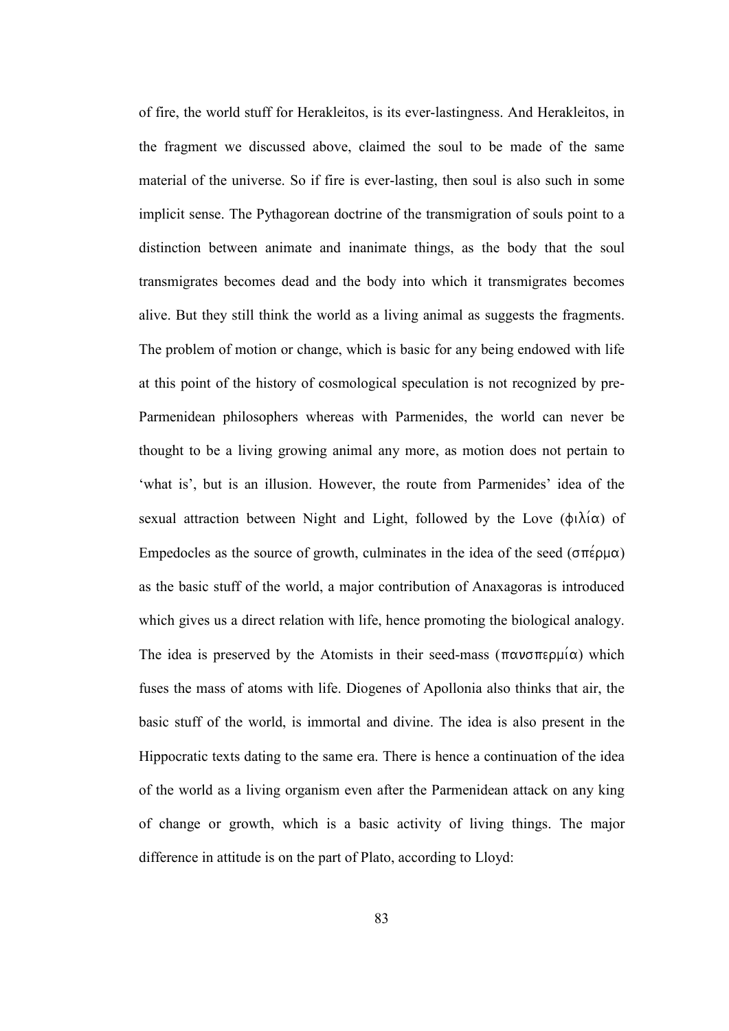of fire, the world stuff for Herakleitos, is its ever-lastingness. And Herakleitos, in the fragment we discussed above, claimed the soul to be made of the same material of the universe. So if fire is ever-lasting, then soul is also such in some implicit sense. The Pythagorean doctrine of the transmigration of souls point to a distinction between animate and inanimate things, as the body that the soul transmigrates becomes dead and the body into which it transmigrates becomes alive. But they still think the world as a living animal as suggests the fragments. The problem of motion or change, which is basic for any being endowed with life at this point of the history of cosmological speculation is not recognized by pre-Parmenidean philosophers whereas with Parmenides, the world can never be thought to be a living growing animal any more, as motion does not pertain to 'what is', but is an illusion. However, the route from Parmenides' idea of the sexual attraction between Night and Light, followed by the Love  $(\phi \Lambda)(\alpha)$  of Empedocles as the source of growth, culminates in the idea of the seed ( $\sigma \pi \acute{\epsilon} \rho \mu \alpha$ ) as the basic stuff of the world, a major contribution of Anaxagoras is introduced which gives us a direct relation with life, hence promoting the biological analogy. The idea is preserved by the Atomists in their seed-mass ( $\pi \alpha \nu \sigma \pi \epsilon \rho \mu(\alpha)$ ) which fuses the mass of atoms with life. Diogenes of Apollonia also thinks that air, the basic stuff of the world, is immortal and divine. The idea is also present in the Hippocratic texts dating to the same era. There is hence a continuation of the idea of the world as a living organism even after the Parmenidean attack on any king of change or growth, which is a basic activity of living things. The major difference in attitude is on the part of Plato, according to Lloyd: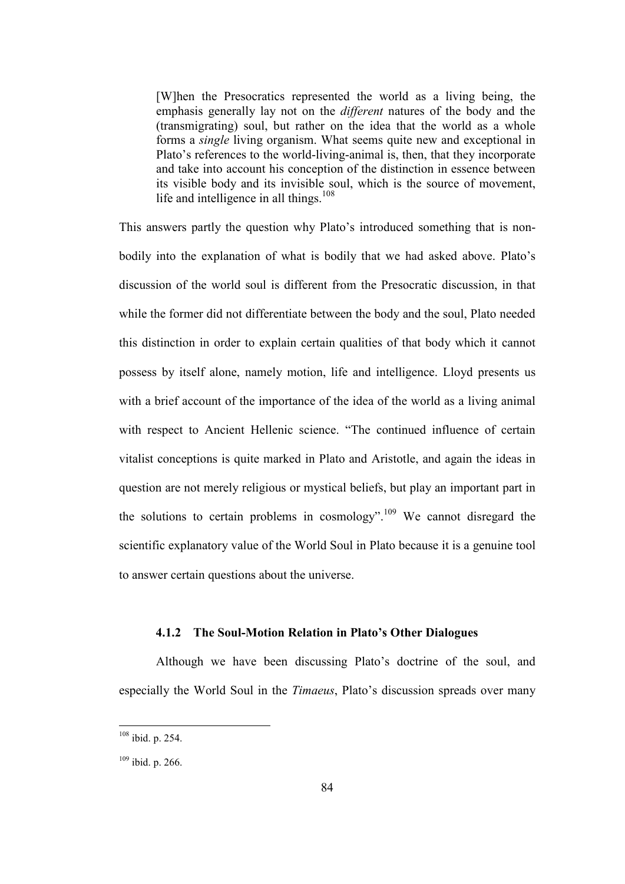[W]hen the Presocratics represented the world as a living being, the emphasis generally lay not on the *different* natures of the body and the (transmigrating) soul, but rather on the idea that the world as a whole forms a *single* living organism. What seems quite new and exceptional in Plato's references to the world-living-animal is, then, that they incorporate and take into account his conception of the distinction in essence between its visible body and its invisible soul, which is the source of movement, life and intelligence in all things.<sup>108</sup>

This answers partly the question why Plato's introduced something that is nonbodily into the explanation of what is bodily that we had asked above. Plato's discussion of the world soul is different from the Presocratic discussion, in that while the former did not differentiate between the body and the soul, Plato needed this distinction in order to explain certain qualities of that body which it cannot possess by itself alone, namely motion, life and intelligence. Lloyd presents us with a brief account of the importance of the idea of the world as a living animal with respect to Ancient Hellenic science. "The continued influence of certain vitalist conceptions is quite marked in Plato and Aristotle, and again the ideas in question are not merely religious or mystical beliefs, but play an important part in the solutions to certain problems in cosmology".<sup>109</sup> We cannot disregard the scientific explanatory value of the World Soul in Plato because it is a genuine tool to answer certain questions about the universe.

#### **4.1.2 The Soul-Motion Relation in Plato's Other Dialogues**

Although we have been discussing Plato's doctrine of the soul, and especially the World Soul in the *Timaeus*, Plato's discussion spreads over many

l

 $108$  ibid. p. 254.

<sup>109</sup> ibid. p. 266.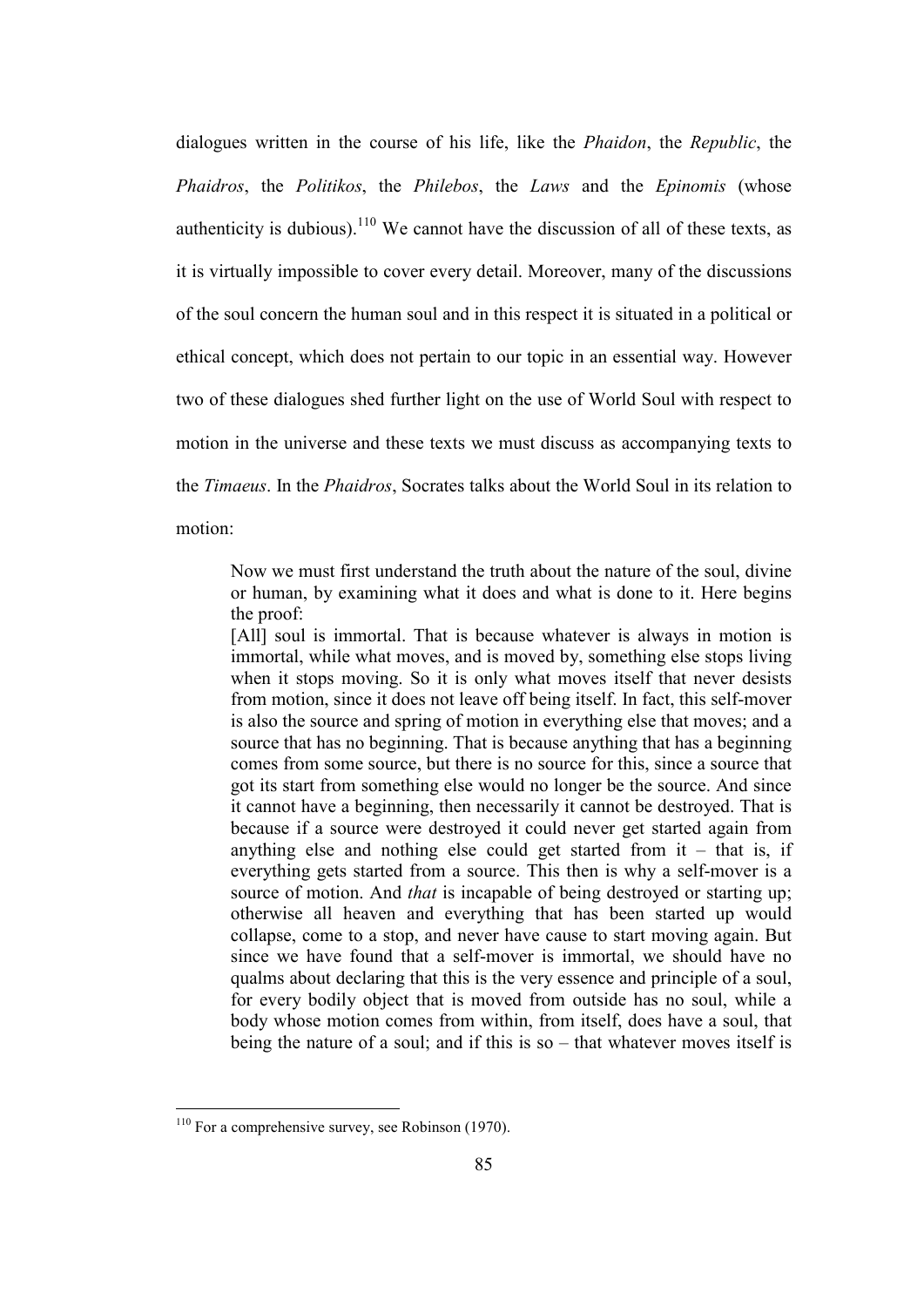dialogues written in the course of his life, like the *Phaidon*, the *Republic*, the *Phaidros*, the *Politikos*, the *Philebos*, the *Laws* and the *Epinomis* (whose authenticity is dubious).<sup>110</sup> We cannot have the discussion of all of these texts, as it is virtually impossible to cover every detail. Moreover, many of the discussions of the soul concern the human soul and in this respect it is situated in a political or ethical concept, which does not pertain to our topic in an essential way. However two of these dialogues shed further light on the use of World Soul with respect to motion in the universe and these texts we must discuss as accompanying texts to the *Timaeus*. In the *Phaidros*, Socrates talks about the World Soul in its relation to motion:

Now we must first understand the truth about the nature of the soul, divine or human, by examining what it does and what is done to it. Here begins the proof:

[All] soul is immortal. That is because whatever is always in motion is immortal, while what moves, and is moved by, something else stops living when it stops moving. So it is only what moves itself that never desists from motion, since it does not leave off being itself. In fact, this self-mover is also the source and spring of motion in everything else that moves; and a source that has no beginning. That is because anything that has a beginning comes from some source, but there is no source for this, since a source that got its start from something else would no longer be the source. And since it cannot have a beginning, then necessarily it cannot be destroyed. That is because if a source were destroyed it could never get started again from anything else and nothing else could get started from  $it - that$  is, if everything gets started from a source. This then is why a self-mover is a source of motion. And *that* is incapable of being destroyed or starting up; otherwise all heaven and everything that has been started up would collapse, come to a stop, and never have cause to start moving again. But since we have found that a self-mover is immortal, we should have no qualms about declaring that this is the very essence and principle of a soul, for every bodily object that is moved from outside has no soul, while a body whose motion comes from within, from itself, does have a soul, that being the nature of a soul; and if this is so – that whatever moves itself is

 $110$  For a comprehensive survey, see Robinson (1970).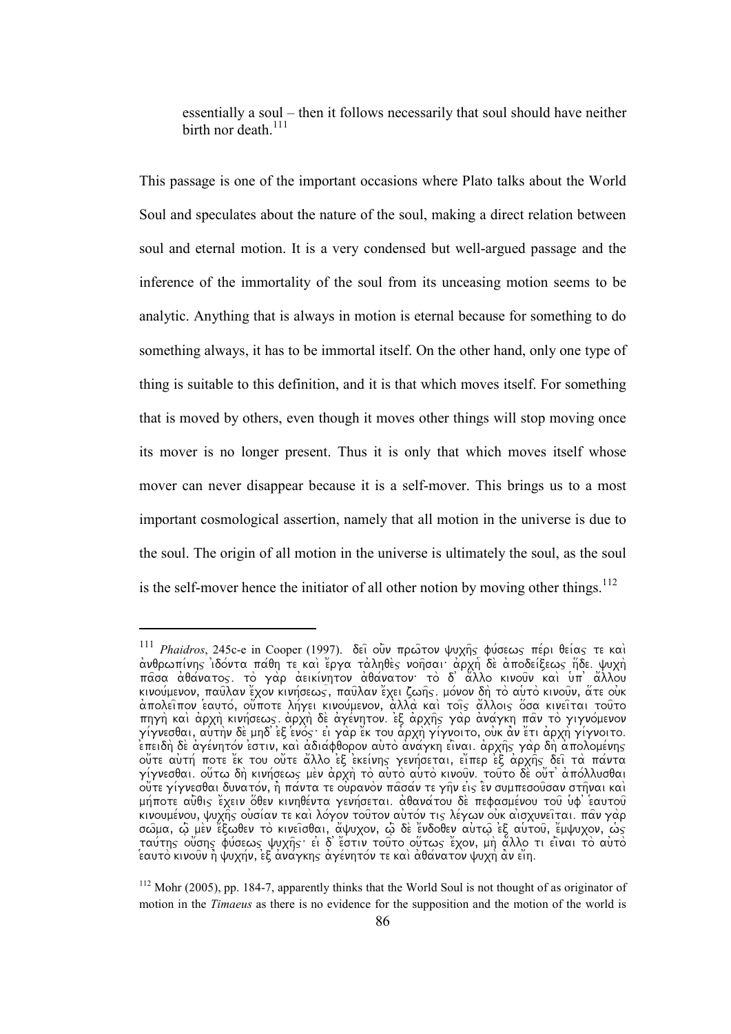essentially a soul – then it follows necessarily that soul should have neither birth nor death  $^{111}$ 

This passage is one of the important occasions where Plato talks about the World Soul and speculates about the nature of the soul, making a direct relation between soul and eternal motion. It is a very condensed but well-argued passage and the inference of the immortality of the soul from its unceasing motion seems to be analytic. Anything that is always in motion is eternal because for something to do something always, it has to be immortal itself. On the other hand, only one type of thing is suitable to this definition, and it is that which moves itself. For something that is moved by others, even though it moves other things will stop moving once its mover is no longer present. Thus it is only that which moves itself whose mover can never disappear because it is a self-mover. This brings us to a most important cosmological assertion, namely that all motion in the universe is due to the soul. The origin of all motion in the universe is ultimately the soul, as the soul is the self-mover hence the initiator of all other notion by moving other things.<sup>112</sup>

<sup>111</sup> *Phaidros*, 245c-e in Cooper (1997). δεί ούν πρώτον ψυχής φύσεως πέρι θείας τε και  $\alpha$ νθρωπίνης *iδόντα πάθη τε κα*ι έργα ταληθες νοησαι· αρχή δε αποδείξεως ήδε. ψυχη *π*ασα αθάνατος. το γαρ αεικίνητον αθάνατον το δ' άλλο κινούν και υπ' άλλου *kinou/menon, pau=lan e)/xon kinh/sewj<sup>+</sup>, pau=lan e)/xei zwh=j. mo/non dh\ to\ au(to\ kinou=n, a(/te ou)k a)polei=pon e(auto/, ou)/pote lh/gei kinou/menon, a)lla\ kai\ toi=j a)/lloij o(/sa kinei=tai tou=to phgh\ kai\ a)rxh\ kinh/sewj. a)rxh\ de\ a)ge/nhton. e)c a)rxh=j ga\r a)na/gkh pa=n to\ gigno/menon*   $\gamma$ ίγνεσθαι, αυτήν δε<sup>ι</sup>μηδ<sup>7</sup>εξ ενός: ει γαρ εκ του άρχη γίγνοιτο, ουκ αν ετι αρχή γίγνοιτο. *e)peidh\ de\ a)ge/nhto/n e)stin, kai\ a)dia/fqoron au)to\ a)na/gkh ei)=nai. a)rxh=j ga\r dh\ a)polome/nhj ou)/te au)th/ pote e)/k tou ou)/te a)/llo e)c e)kei/nhj genh/setai, ei)/per e)c a)rxh=j dei= ta\ pa/nta*   $\gamma$ ίγνεσθαι. ούτω δη κινήσεως μεν αρχη το αυτό αυτό κινουν. τουτο δε ούτ' απόλλυσθαι *ou)/te gi/gnesqai dunato/n, h)\ pa/nta te ou)rano\n pa=sa/n te gh=n ei)j e(\n sumpesou=san sth=nai kai\*  μήποτε αύθις έχειν όθεν κινηθέντα γενήσεται. αθανάτου δε πεφασμένου του υφ' εαυτου *kivouμένου, ψυχης ουσίαν τε και λόγον το*υτον αυτόν τις λέγων ουκ αισχυνειται. παν γαρ *sw=ma, w(=| me\n e)/cwqen to\ kinei=sqai, a)/yuxon, w(=| de\ e)/ndoqen au)tw=| e)c au(tou=, e)/myuxon, w(j tau/thj ou)/shj fu/sewj yuxh=j: ei) d' e)/stin tou=to ou(/twj e)/xon, mh\ a)/llo ti ei)=nai to\ au)to\*   $\int$ εαυτο κινοῦν ή ψυχήν, εξ αναγκης αγένητον τε και αθανατον ψυχή αν είη.

<sup>&</sup>lt;sup>112</sup> Mohr (2005), pp. 184-7, apparently thinks that the World Soul is not thought of as originator of motion in the *Timaeus* as there is no evidence for the supposition and the motion of the world is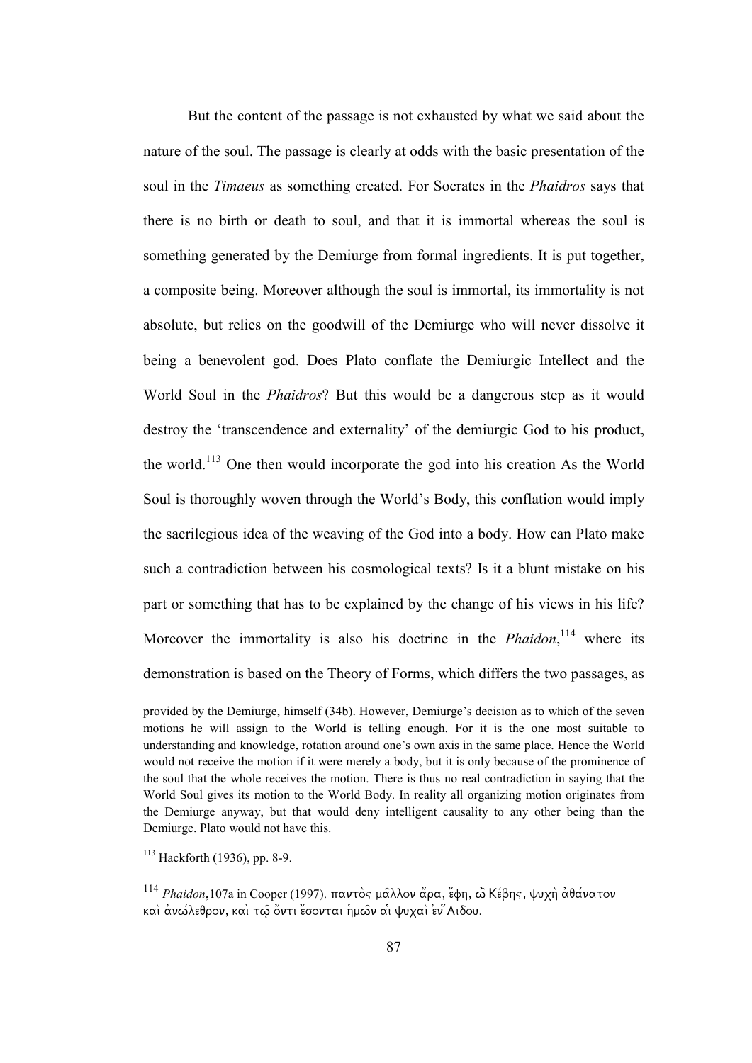But the content of the passage is not exhausted by what we said about the nature of the soul. The passage is clearly at odds with the basic presentation of the soul in the *Timaeus* as something created. For Socrates in the *Phaidros* says that there is no birth or death to soul, and that it is immortal whereas the soul is something generated by the Demiurge from formal ingredients. It is put together, a composite being. Moreover although the soul is immortal, its immortality is not absolute, but relies on the goodwill of the Demiurge who will never dissolve it being a benevolent god. Does Plato conflate the Demiurgic Intellect and the World Soul in the *Phaidros*? But this would be a dangerous step as it would destroy the 'transcendence and externality' of the demiurgic God to his product, the world.<sup>113</sup> One then would incorporate the god into his creation As the World Soul is thoroughly woven through the World's Body, this conflation would imply the sacrilegious idea of the weaving of the God into a body. How can Plato make such a contradiction between his cosmological texts? Is it a blunt mistake on his part or something that has to be explained by the change of his views in his life? Moreover the immortality is also his doctrine in the *Phaidon*<sup>114</sup>, where its demonstration is based on the Theory of Forms, which differs the two passages, as

provided by the Demiurge, himself (34b). However, Demiurge's decision as to which of the seven motions he will assign to the World is telling enough. For it is the one most suitable to understanding and knowledge, rotation around one's own axis in the same place. Hence the World would not receive the motion if it were merely a body, but it is only because of the prominence of the soul that the whole receives the motion. There is thus no real contradiction in saying that the World Soul gives its motion to the World Body. In reality all organizing motion originates from the Demiurge anyway, but that would deny intelligent causality to any other being than the Demiurge. Plato would not have this.

<sup>113</sup> Hackforth (1936), pp. 8-9.

<sup>&</sup>lt;sup>114</sup> *Phaidon*,107a in Cooper (1997). παντὸς μαλλον ἄρα, ἔφη, ώ Κέβης, ψυχὴ ἀθάνατον *kai\ a)nw/leqron, kai\ tw=| o)/nti e)/sontai h(mw=n ai( yuxai\ e)n (/Aidou.*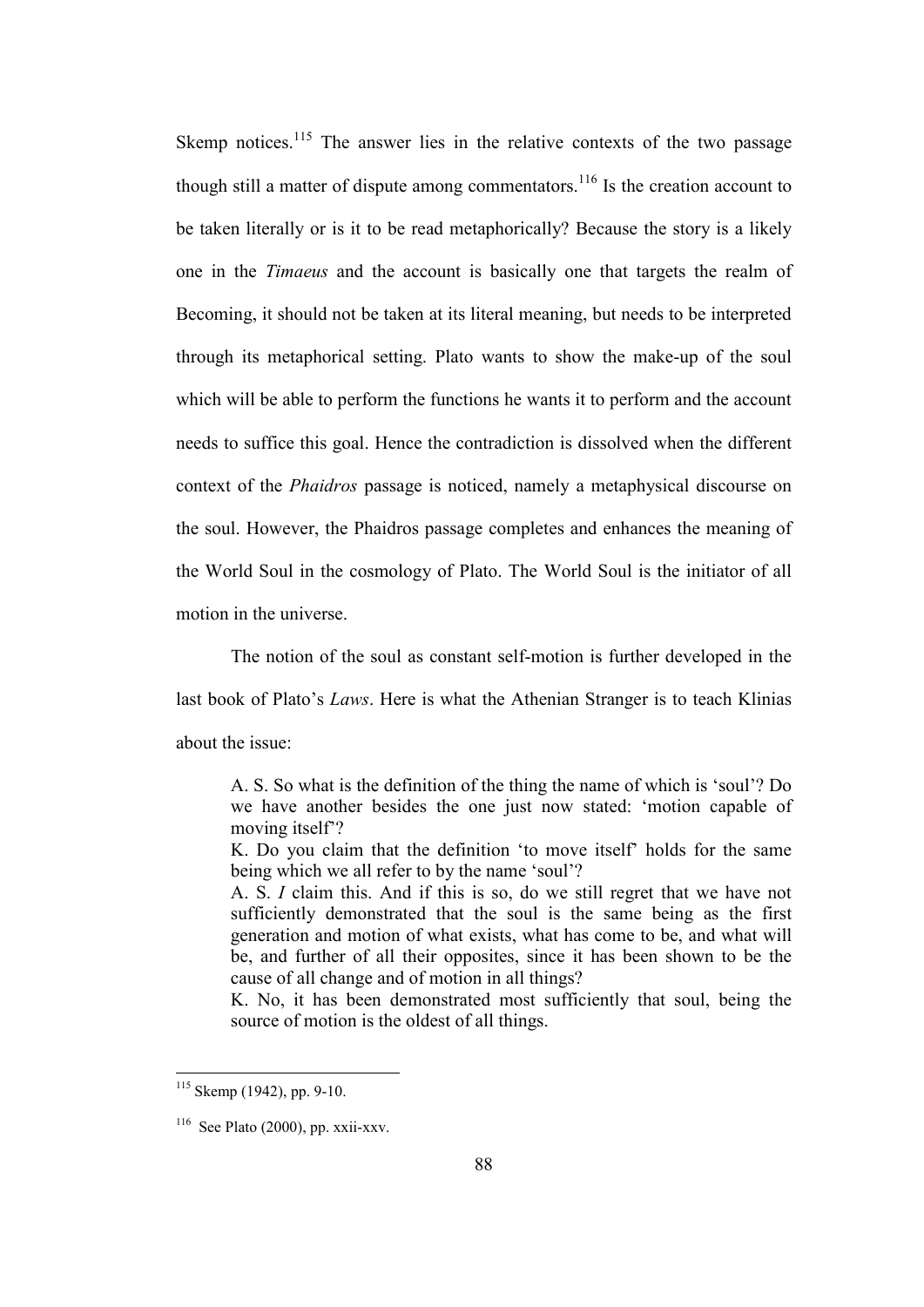Skemp notices.<sup>115</sup> The answer lies in the relative contexts of the two passage though still a matter of dispute among commentators.<sup>116</sup> Is the creation account to be taken literally or is it to be read metaphorically? Because the story is a likely one in the *Timaeus* and the account is basically one that targets the realm of Becoming, it should not be taken at its literal meaning, but needs to be interpreted through its metaphorical setting. Plato wants to show the make-up of the soul which will be able to perform the functions he wants it to perform and the account needs to suffice this goal. Hence the contradiction is dissolved when the different context of the *Phaidros* passage is noticed, namely a metaphysical discourse on the soul. However, the Phaidros passage completes and enhances the meaning of the World Soul in the cosmology of Plato. The World Soul is the initiator of all motion in the universe.

 The notion of the soul as constant self-motion is further developed in the last book of Plato's *Laws*. Here is what the Athenian Stranger is to teach Klinias about the issue:

A. S. So what is the definition of the thing the name of which is 'soul'? Do we have another besides the one just now stated: 'motion capable of moving itself'?

K. Do you claim that the definition 'to move itself' holds for the same being which we all refer to by the name 'soul'?

A. S. *I* claim this. And if this is so, do we still regret that we have not sufficiently demonstrated that the soul is the same being as the first generation and motion of what exists, what has come to be, and what will be, and further of all their opposites, since it has been shown to be the cause of all change and of motion in all things?

K. No, it has been demonstrated most sufficiently that soul, being the source of motion is the oldest of all things.

l

 $115$  Skemp (1942), pp. 9-10.

<sup>116</sup> See Plato (2000), pp. xxii-xxv.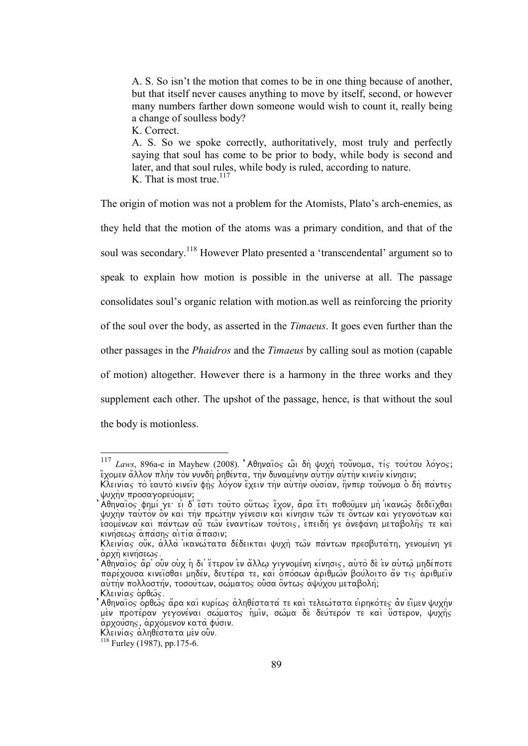A. S. So isn't the motion that comes to be in one thing because of another, but that itself never causes anything to move by itself, second, or however many numbers farther down someone would wish to count it, really being a change of soulless body?

K. Correct.

A. S. So we spoke correctly, authoritatively, most truly and perfectly saying that soul has come to be prior to body, while body is second and later, and that soul rules, while body is ruled, according to nature. K. That is most true.<sup>117</sup>

The origin of motion was not a problem for the Atomists, Plato's arch-enemies, as

they held that the motion of the atoms was a primary condition, and that of the soul was secondary.<sup>118</sup> However Plato presented a 'transcendental' argument so to speak to explain how motion is possible in the universe at all. The passage consolidates soul's organic relation with motion.as well as reinforcing the priority of the soul over the body, as asserted in the *Timaeus*. It goes even further than the other passages in the *Phaidros* and the *Timaeus* by calling soul as motion (capable of motion) altogether. However there is a harmony in the three works and they supplement each other. The upshot of the passage, hence, is that without the soul the body is motionless.

<sup>117</sup> *Laws*, 896a-c in Mayhew (2008). 'Αθηναΐος ωτ δή ψυχή τοὔνομα, τίς τούτου λόγος;  $\widetilde{\epsilon}$ χομεν ἄλλον πλὴν τὸν νυνδὴ ῥηθέντα, τὴν δυναμένην αὐτὴν αὑτὴν κινεῖν κίνησιν;

*Kλεινίας τὸ* εαυτὸ κινεῖν φὴς λόγον ἔχειν τὴν αὐτὴν οὐσίαν, ἥνπερ τοὔνομα ὃ δὴ πάντες *yuxh\n prosagoreu/omen;* 

*<sup>)</sup>Aqhnai=oj ) fhmi/ ge: ei) d' e)/sti tou=to ou(/twj e)/xon, a)=ra e)/ti poqou=men mh\ i(kanw=j dedei=xqai yuxh\n tau)to\n o)\n kai\ th\n prw/thn ge/nesin kai\ ki/nhsin tw=n te o)/ntwn kai\ gegono/twn kai\ e)some/nwn kai\ pa/ntwn au)= tw=n e)nanti/wn tou/toij, e)peidh/ ge a)nefa/nh metabolh=j te kai\ kinh/sewj a(pa/shj ai)ti/a a(/pasin;* 

*Kλεινίας ούκ, άλλα ικανώτατα δέδεικται ψυχή τών πάντων πρεσβυτάτη, γενομένη γε*  $\acute{\alpha}$ ρχὴ κινήσεως.  $\,$ 

*<sup>)</sup>Aqhnai=oj )a)=r' ou)=n ou)x h( di' e(/teron e)n a)/llw| gignome/nh ki/nhsij, au)to\ de\ e)n au(tw=| mhde/pote παρέχουσα κινεισθαι μηδέν, δευτέρα τε, και οπόσων αριθμών βούλοιτο αν τις αριθμειν au)th\n pollosth/n, tosou/twn, sw/matoj ou)=sa o)/ntwj a)yu/xou metabolh/; Kλεινίας ορθώς.* 

*Aθηναΐος ορθώς άρα και κυρίως αληθέστατά τε και τελεώτατα ειρηκότες αν είμεν ψυχην* μεν προτέραν γεγονέναι σωματος ημιν, σωμα δε δεύτερον τε και ύστερον, ψυχης  $\alpha$ ρχούσης, αρχόμενον κατα φύσιν.

*Kλεινίας άληθέστατα μεν ούν.* 

 $118$  Furley (1987), pp.175-6.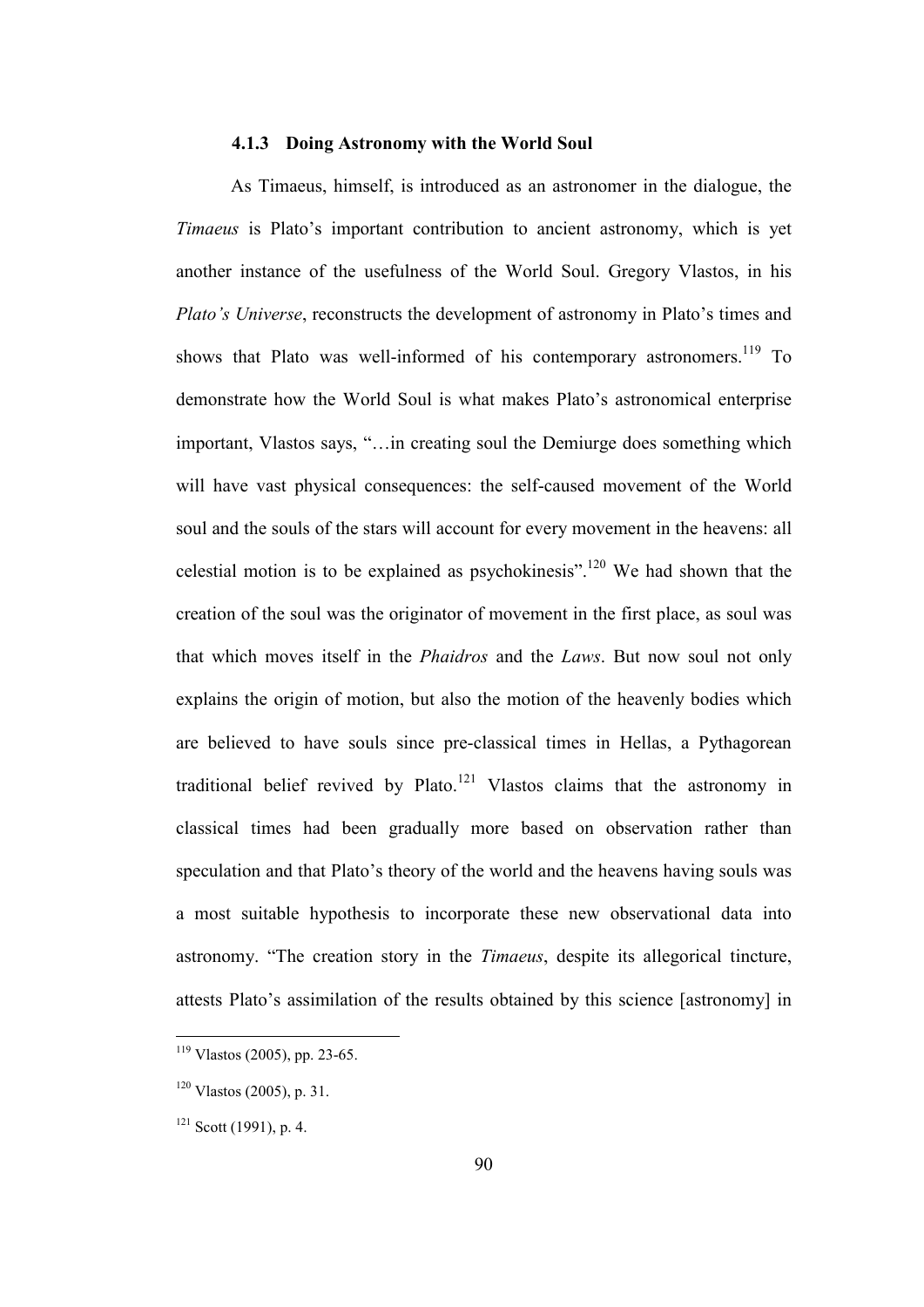#### **4.1.3 Doing Astronomy with the World Soul**

As Timaeus, himself, is introduced as an astronomer in the dialogue, the *Timaeus* is Plato's important contribution to ancient astronomy, which is yet another instance of the usefulness of the World Soul. Gregory Vlastos, in his *Plato's Universe*, reconstructs the development of astronomy in Plato's times and shows that Plato was well-informed of his contemporary astronomers.<sup>119</sup> To demonstrate how the World Soul is what makes Plato's astronomical enterprise important, Vlastos says, "…in creating soul the Demiurge does something which will have vast physical consequences: the self-caused movement of the World soul and the souls of the stars will account for every movement in the heavens: all celestial motion is to be explained as psychokinesis".<sup>120</sup> We had shown that the creation of the soul was the originator of movement in the first place, as soul was that which moves itself in the *Phaidros* and the *Laws*. But now soul not only explains the origin of motion, but also the motion of the heavenly bodies which are believed to have souls since pre-classical times in Hellas, a Pythagorean traditional belief revived by Plato.<sup>121</sup> Vlastos claims that the astronomy in classical times had been gradually more based on observation rather than speculation and that Plato's theory of the world and the heavens having souls was a most suitable hypothesis to incorporate these new observational data into astronomy. "The creation story in the *Timaeus*, despite its allegorical tincture, attests Plato's assimilation of the results obtained by this science [astronomy] in

 $119$  Vlastos (2005), pp. 23-65.

 $120$  Vlastos (2005), p. 31.

 $121$  Scott (1991), p. 4.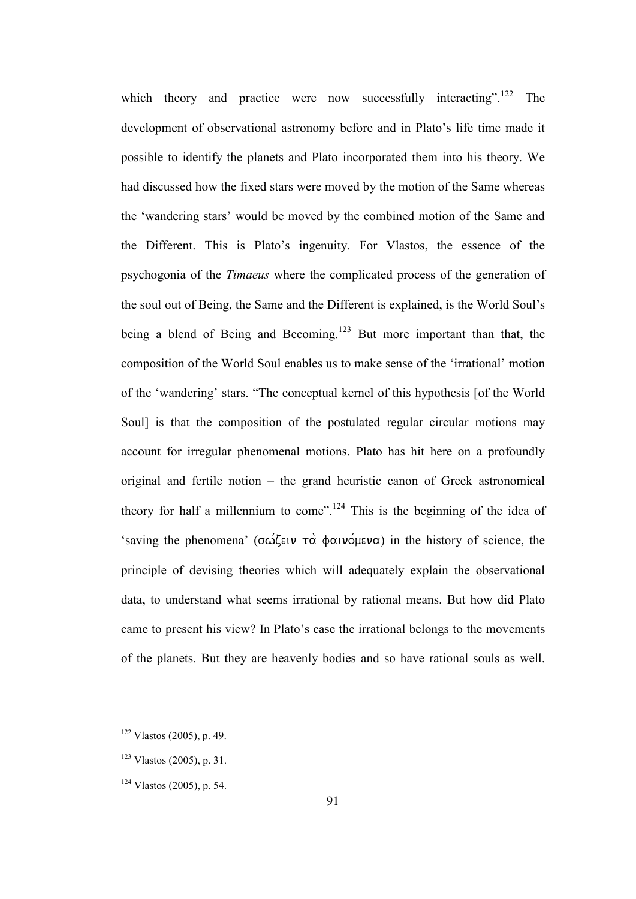which theory and practice were now successfully interacting".<sup>122</sup> The development of observational astronomy before and in Plato's life time made it possible to identify the planets and Plato incorporated them into his theory. We had discussed how the fixed stars were moved by the motion of the Same whereas the 'wandering stars' would be moved by the combined motion of the Same and the Different. This is Plato's ingenuity. For Vlastos, the essence of the psychogonia of the *Timaeus* where the complicated process of the generation of the soul out of Being, the Same and the Different is explained, is the World Soul's being a blend of Being and Becoming.<sup>123</sup> But more important than that, the composition of the World Soul enables us to make sense of the 'irrational' motion of the 'wandering' stars. "The conceptual kernel of this hypothesis [of the World Soul] is that the composition of the postulated regular circular motions may account for irregular phenomenal motions. Plato has hit here on a profoundly original and fertile notion – the grand heuristic canon of Greek astronomical theory for half a millennium to come".<sup>124</sup> This is the beginning of the idea of 'saving the phenomena' ( $\sigma \omega \zeta \in V$   $\pi \alpha$   $\phi \alpha \nu \omega \equiv \pi$ ) in the history of science, the principle of devising theories which will adequately explain the observational data, to understand what seems irrational by rational means. But how did Plato came to present his view? In Plato's case the irrational belongs to the movements of the planets. But they are heavenly bodies and so have rational souls as well.

<sup>&</sup>lt;sup>122</sup> Vlastos (2005), p. 49.

 $123$  Vlastos (2005), p. 31.

<sup>124</sup> Vlastos (2005), p. 54.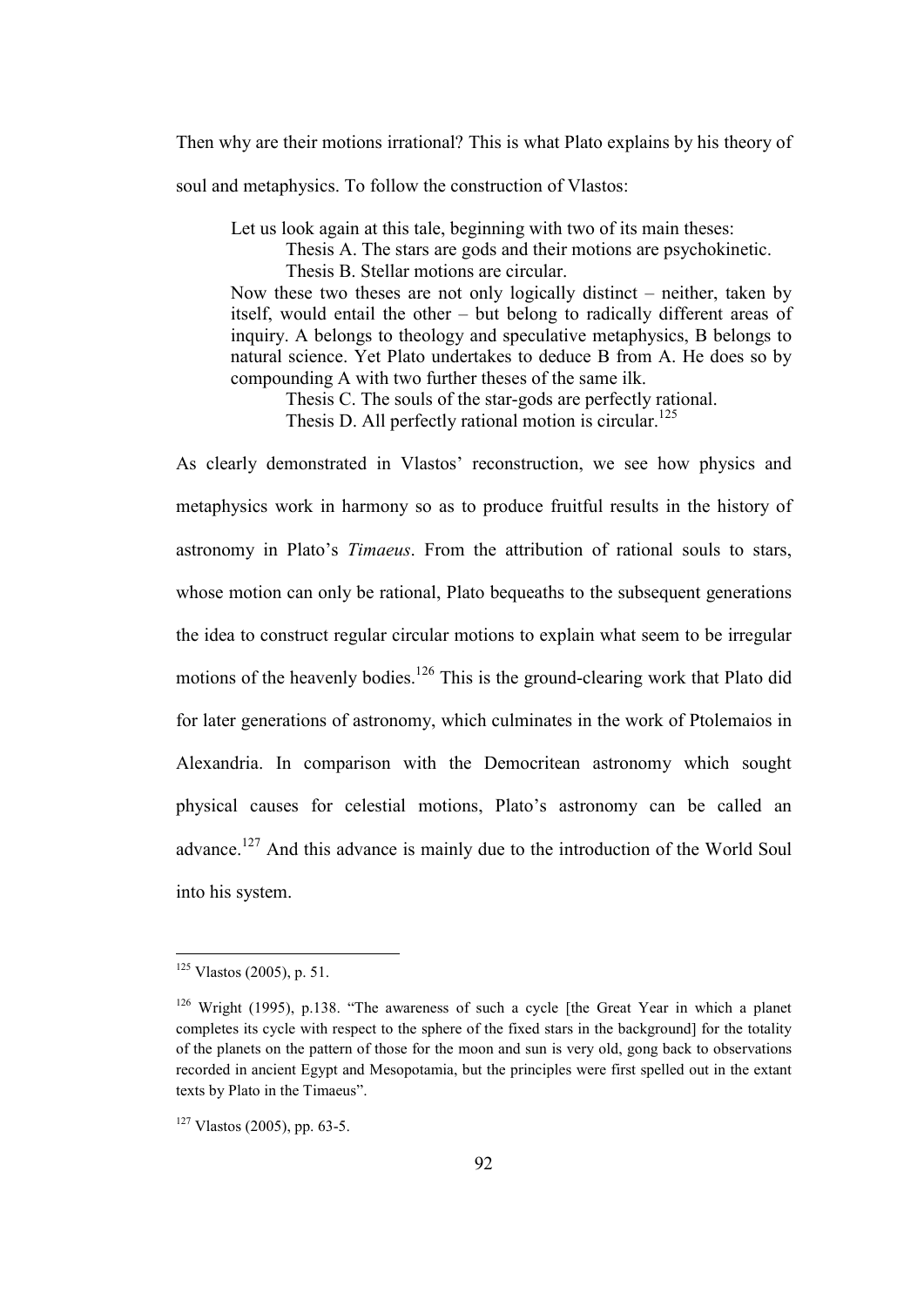Then why are their motions irrational? This is what Plato explains by his theory of soul and metaphysics. To follow the construction of Vlastos:

Let us look again at this tale, beginning with two of its main theses:

 Thesis A. The stars are gods and their motions are psychokinetic. Thesis B. Stellar motions are circular.

Now these two theses are not only logically distinct – neither, taken by itself, would entail the other – but belong to radically different areas of inquiry. A belongs to theology and speculative metaphysics, B belongs to natural science. Yet Plato undertakes to deduce B from A. He does so by compounding A with two further theses of the same ilk.

 Thesis C. The souls of the star-gods are perfectly rational. Thesis D. All perfectly rational motion is circular.<sup>125</sup>

As clearly demonstrated in Vlastos' reconstruction, we see how physics and metaphysics work in harmony so as to produce fruitful results in the history of astronomy in Plato's *Timaeus*. From the attribution of rational souls to stars, whose motion can only be rational, Plato bequeaths to the subsequent generations the idea to construct regular circular motions to explain what seem to be irregular motions of the heavenly bodies.<sup>126</sup> This is the ground-clearing work that Plato did for later generations of astronomy, which culminates in the work of Ptolemaios in Alexandria. In comparison with the Democritean astronomy which sought physical causes for celestial motions, Plato's astronomy can be called an advance.<sup>127</sup> And this advance is mainly due to the introduction of the World Soul into his system.

<sup>&</sup>lt;sup>125</sup> Vlastos (2005), p. 51.

<sup>126</sup> Wright (1995), p.138. "The awareness of such a cycle [the Great Year in which a planet completes its cycle with respect to the sphere of the fixed stars in the background] for the totality of the planets on the pattern of those for the moon and sun is very old, gong back to observations recorded in ancient Egypt and Mesopotamia, but the principles were first spelled out in the extant texts by Plato in the Timaeus".

<sup>127</sup> Vlastos (2005), pp. 63-5.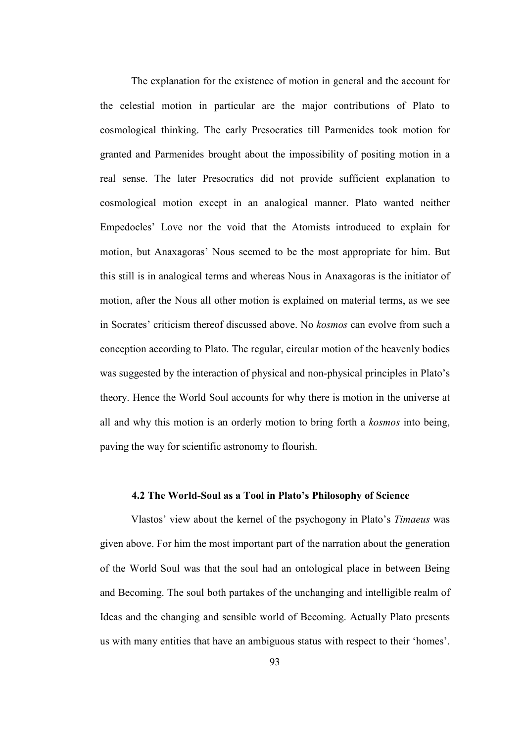The explanation for the existence of motion in general and the account for the celestial motion in particular are the major contributions of Plato to cosmological thinking. The early Presocratics till Parmenides took motion for granted and Parmenides brought about the impossibility of positing motion in a real sense. The later Presocratics did not provide sufficient explanation to cosmological motion except in an analogical manner. Plato wanted neither Empedocles' Love nor the void that the Atomists introduced to explain for motion, but Anaxagoras' Nous seemed to be the most appropriate for him. But this still is in analogical terms and whereas Nous in Anaxagoras is the initiator of motion, after the Nous all other motion is explained on material terms, as we see in Socrates' criticism thereof discussed above. No *kosmos* can evolve from such a conception according to Plato. The regular, circular motion of the heavenly bodies was suggested by the interaction of physical and non-physical principles in Plato's theory. Hence the World Soul accounts for why there is motion in the universe at all and why this motion is an orderly motion to bring forth a *kosmos* into being, paving the way for scientific astronomy to flourish.

## **4.2 The World-Soul as a Tool in Plato's Philosophy of Science**

Vlastos' view about the kernel of the psychogony in Plato's *Timaeus* was given above. For him the most important part of the narration about the generation of the World Soul was that the soul had an ontological place in between Being and Becoming. The soul both partakes of the unchanging and intelligible realm of Ideas and the changing and sensible world of Becoming. Actually Plato presents us with many entities that have an ambiguous status with respect to their 'homes'.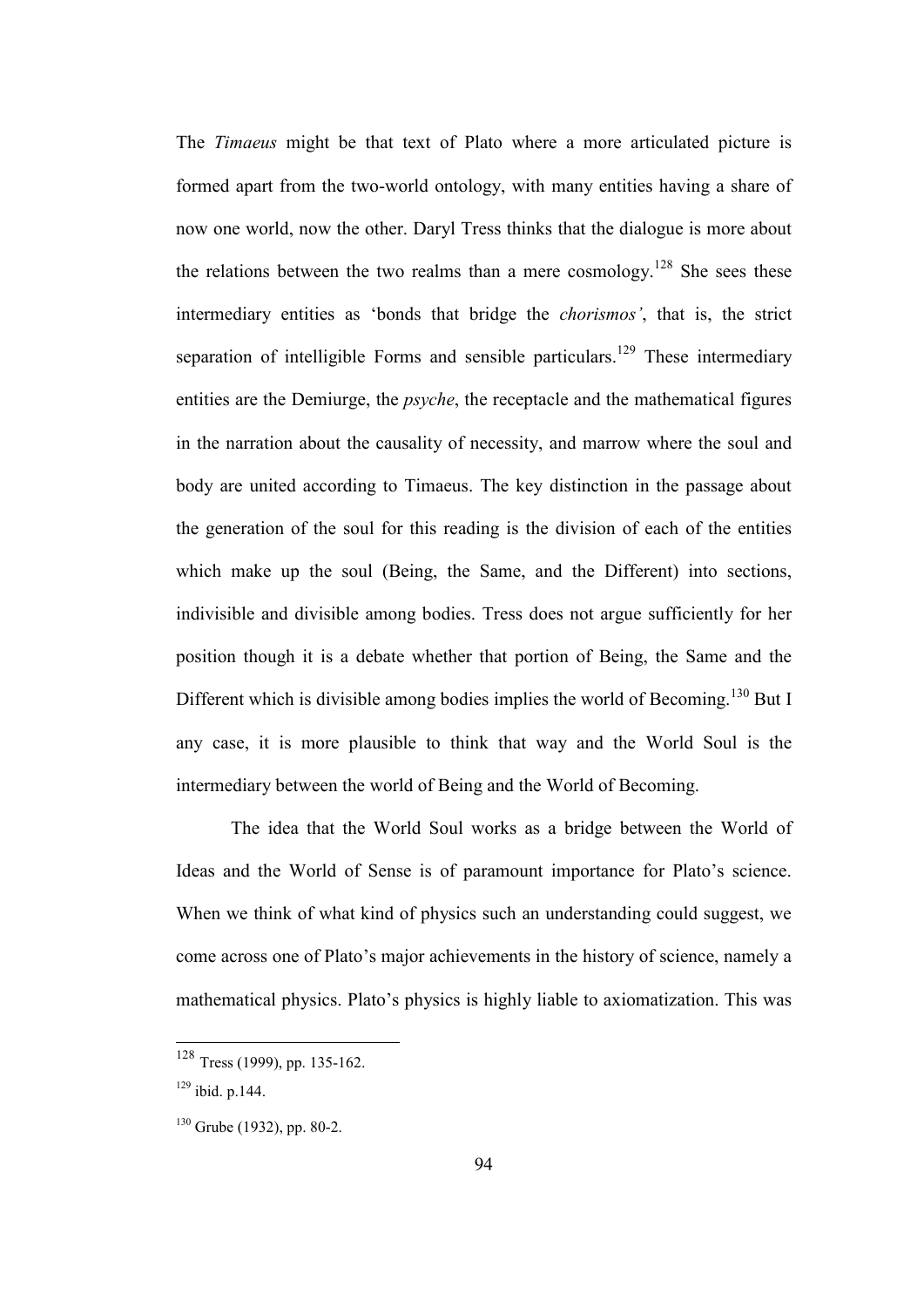The *Timaeus* might be that text of Plato where a more articulated picture is formed apart from the two-world ontology, with many entities having a share of now one world, now the other. Daryl Tress thinks that the dialogue is more about the relations between the two realms than a mere cosmology.<sup>128</sup> She sees these intermediary entities as 'bonds that bridge the *chorismos'*, that is, the strict separation of intelligible Forms and sensible particulars.<sup>129</sup> These intermediary entities are the Demiurge, the *psyche*, the receptacle and the mathematical figures in the narration about the causality of necessity, and marrow where the soul and body are united according to Timaeus. The key distinction in the passage about the generation of the soul for this reading is the division of each of the entities which make up the soul (Being, the Same, and the Different) into sections, indivisible and divisible among bodies. Tress does not argue sufficiently for her position though it is a debate whether that portion of Being, the Same and the Different which is divisible among bodies implies the world of Becoming.<sup>130</sup> But I any case, it is more plausible to think that way and the World Soul is the intermediary between the world of Being and the World of Becoming.

 The idea that the World Soul works as a bridge between the World of Ideas and the World of Sense is of paramount importance for Plato's science. When we think of what kind of physics such an understanding could suggest, we come across one of Plato's major achievements in the history of science, namely a mathematical physics. Plato's physics is highly liable to axiomatization. This was

<sup>128</sup> Tress (1999), pp. 135-162.

<sup>129</sup> ibid. p.144.

 $130$  Grube (1932), pp. 80-2.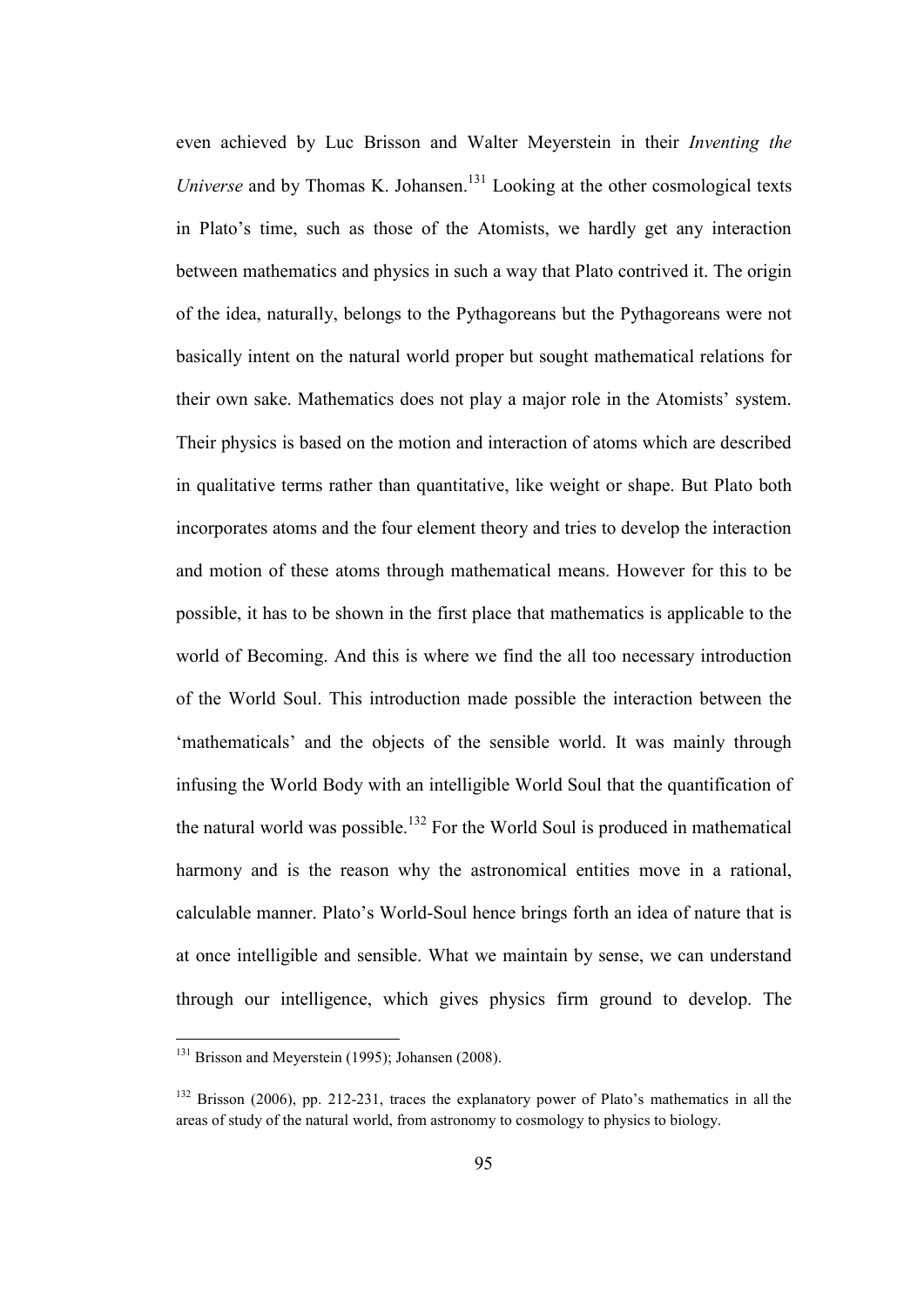even achieved by Luc Brisson and Walter Meyerstein in their *Inventing the Universe* and by Thomas K. Johansen.<sup>131</sup> Looking at the other cosmological texts in Plato's time, such as those of the Atomists, we hardly get any interaction between mathematics and physics in such a way that Plato contrived it. The origin of the idea, naturally, belongs to the Pythagoreans but the Pythagoreans were not basically intent on the natural world proper but sought mathematical relations for their own sake. Mathematics does not play a major role in the Atomists' system. Their physics is based on the motion and interaction of atoms which are described in qualitative terms rather than quantitative, like weight or shape. But Plato both incorporates atoms and the four element theory and tries to develop the interaction and motion of these atoms through mathematical means. However for this to be possible, it has to be shown in the first place that mathematics is applicable to the world of Becoming. And this is where we find the all too necessary introduction of the World Soul. This introduction made possible the interaction between the 'mathematicals' and the objects of the sensible world. It was mainly through infusing the World Body with an intelligible World Soul that the quantification of the natural world was possible.<sup>132</sup> For the World Soul is produced in mathematical harmony and is the reason why the astronomical entities move in a rational, calculable manner. Plato's World-Soul hence brings forth an idea of nature that is at once intelligible and sensible. What we maintain by sense, we can understand through our intelligence, which gives physics firm ground to develop. The

<sup>&</sup>lt;sup>131</sup> Brisson and Meyerstein (1995); Johansen (2008).

<sup>&</sup>lt;sup>132</sup> Brisson (2006), pp. 212-231, traces the explanatory power of Plato's mathematics in all the areas of study of the natural world, from astronomy to cosmology to physics to biology.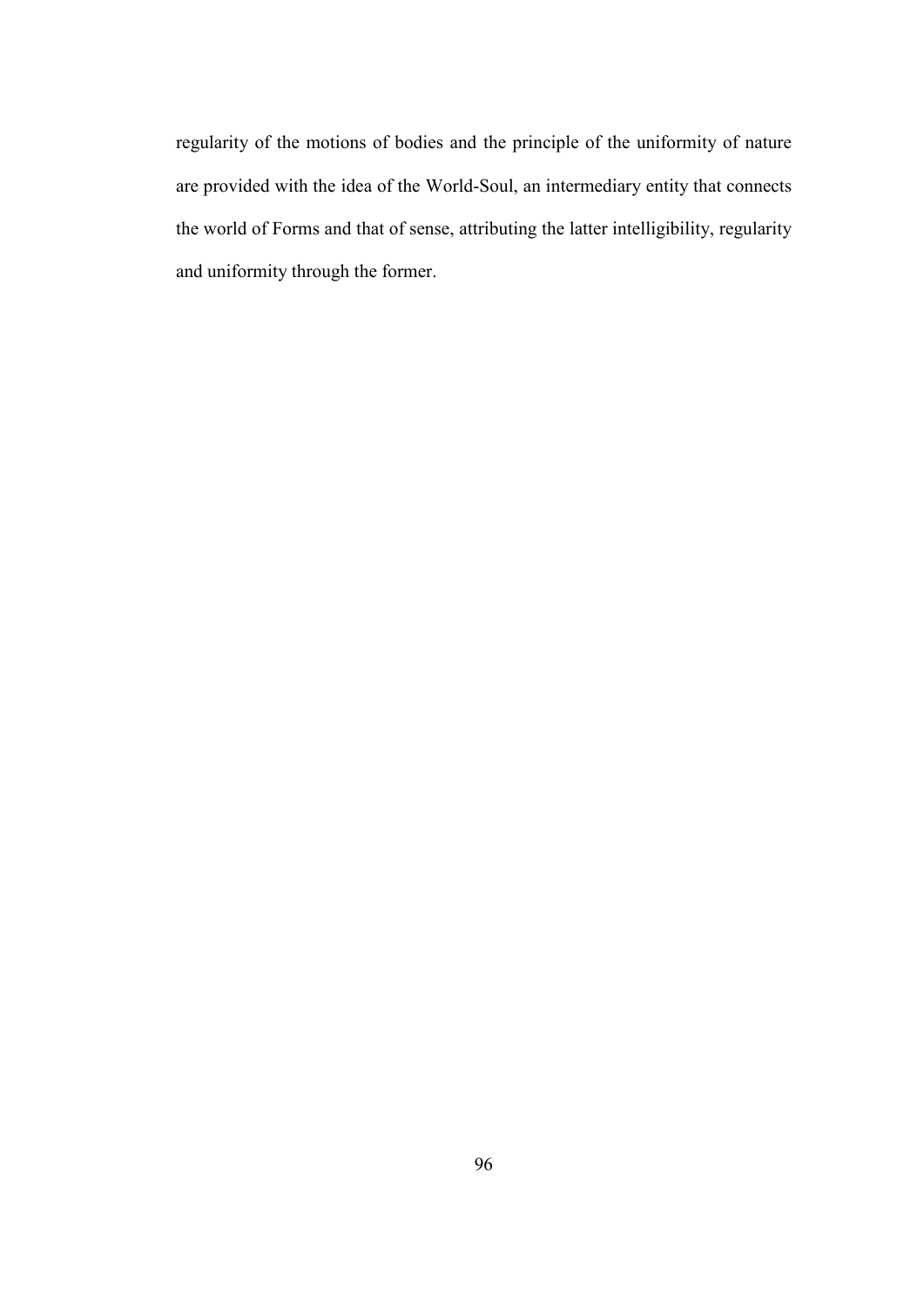regularity of the motions of bodies and the principle of the uniformity of nature are provided with the idea of the World-Soul, an intermediary entity that connects the world of Forms and that of sense, attributing the latter intelligibility, regularity and uniformity through the former.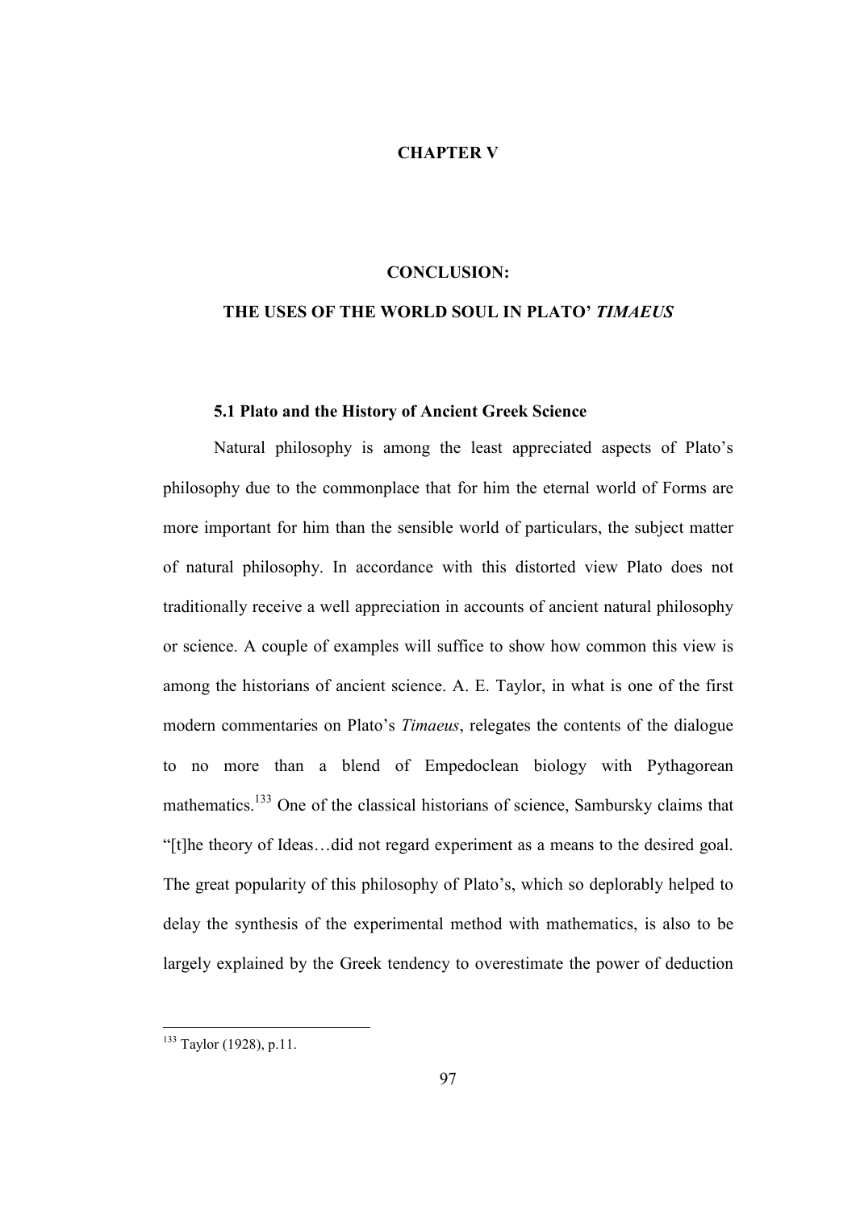## **CHAPTER V**

#### **CONCLUSION:**

## **THE USES OF THE WORLD SOUL IN PLATO'** *TIMAEUS*

#### **5.1 Plato and the History of Ancient Greek Science**

Natural philosophy is among the least appreciated aspects of Plato's philosophy due to the commonplace that for him the eternal world of Forms are more important for him than the sensible world of particulars, the subject matter of natural philosophy. In accordance with this distorted view Plato does not traditionally receive a well appreciation in accounts of ancient natural philosophy or science. A couple of examples will suffice to show how common this view is among the historians of ancient science. A. E. Taylor, in what is one of the first modern commentaries on Plato's *Timaeus*, relegates the contents of the dialogue to no more than a blend of Empedoclean biology with Pythagorean mathematics.<sup>133</sup> One of the classical historians of science, Sambursky claims that "[t]he theory of Ideas…did not regard experiment as a means to the desired goal. The great popularity of this philosophy of Plato's, which so deplorably helped to delay the synthesis of the experimental method with mathematics, is also to be largely explained by the Greek tendency to overestimate the power of deduction

<sup>&</sup>lt;sup>133</sup> Taylor (1928), p.11.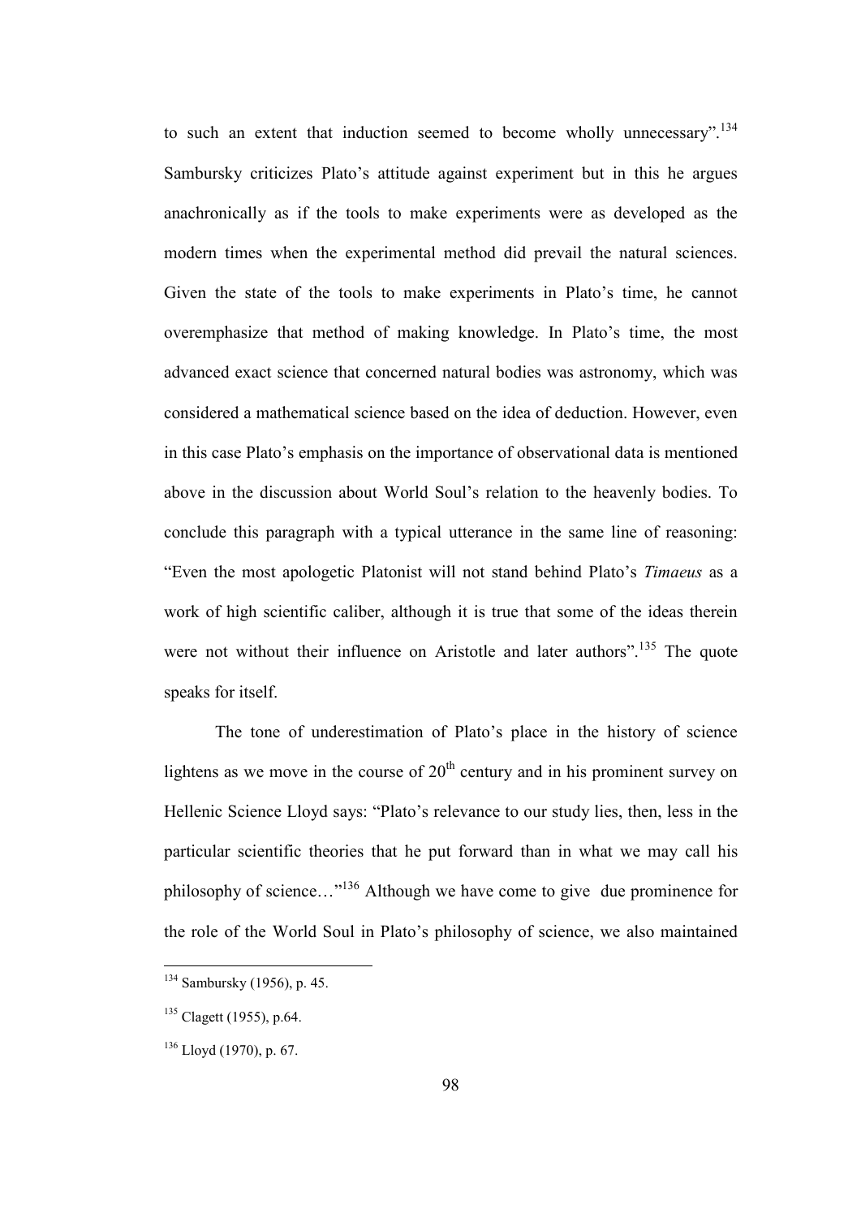to such an extent that induction seemed to become wholly unnecessary".<sup>134</sup> Sambursky criticizes Plato's attitude against experiment but in this he argues anachronically as if the tools to make experiments were as developed as the modern times when the experimental method did prevail the natural sciences. Given the state of the tools to make experiments in Plato's time, he cannot overemphasize that method of making knowledge. In Plato's time, the most advanced exact science that concerned natural bodies was astronomy, which was considered a mathematical science based on the idea of deduction. However, even in this case Plato's emphasis on the importance of observational data is mentioned above in the discussion about World Soul's relation to the heavenly bodies. To conclude this paragraph with a typical utterance in the same line of reasoning: "Even the most apologetic Platonist will not stand behind Plato's *Timaeus* as a work of high scientific caliber, although it is true that some of the ideas therein were not without their influence on Aristotle and later authors".<sup>135</sup> The quote speaks for itself.

The tone of underestimation of Plato's place in the history of science lightens as we move in the course of  $20<sup>th</sup>$  century and in his prominent survey on Hellenic Science Lloyd says: "Plato's relevance to our study lies, then, less in the particular scientific theories that he put forward than in what we may call his philosophy of science…"<sup>136</sup> Although we have come to give due prominence for the role of the World Soul in Plato's philosophy of science, we also maintained

<sup>&</sup>lt;sup>134</sup> Sambursky (1956), p. 45.

<sup>&</sup>lt;sup>135</sup> Clagett (1955), p.64.

 $136$  Lloyd (1970), p. 67.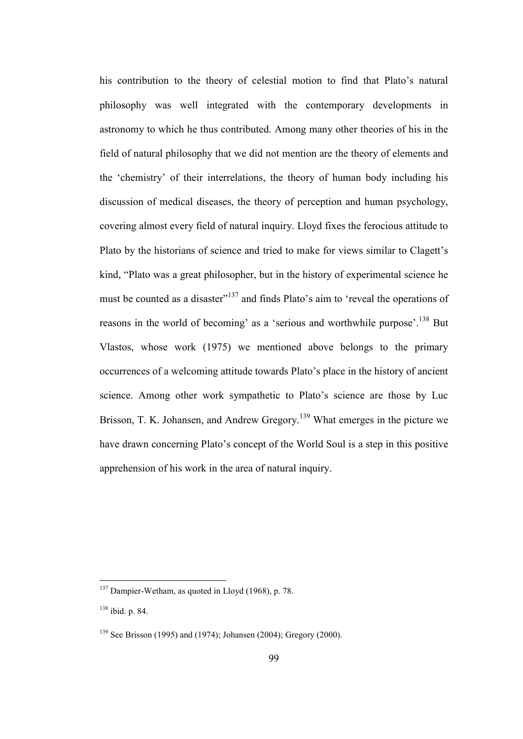his contribution to the theory of celestial motion to find that Plato's natural philosophy was well integrated with the contemporary developments in astronomy to which he thus contributed. Among many other theories of his in the field of natural philosophy that we did not mention are the theory of elements and the 'chemistry' of their interrelations, the theory of human body including his discussion of medical diseases, the theory of perception and human psychology, covering almost every field of natural inquiry. Lloyd fixes the ferocious attitude to Plato by the historians of science and tried to make for views similar to Clagett's kind, "Plato was a great philosopher, but in the history of experimental science he must be counted as a disaster"<sup>137</sup> and finds Plato's aim to 'reveal the operations of reasons in the world of becoming' as a 'serious and worthwhile purpose'.<sup>138</sup> But Vlastos, whose work (1975) we mentioned above belongs to the primary occurrences of a welcoming attitude towards Plato's place in the history of ancient science. Among other work sympathetic to Plato's science are those by Luc Brisson, T. K. Johansen, and Andrew Gregory.<sup>139</sup> What emerges in the picture we have drawn concerning Plato's concept of the World Soul is a step in this positive apprehension of his work in the area of natural inquiry.

<sup>&</sup>lt;sup>137</sup> Dampier-Wetham, as quoted in Lloyd (1968), p. 78.

<sup>138</sup> ibid. p. 84.

<sup>139</sup> See Brisson (1995) and (1974); Johansen (2004); Gregory (2000).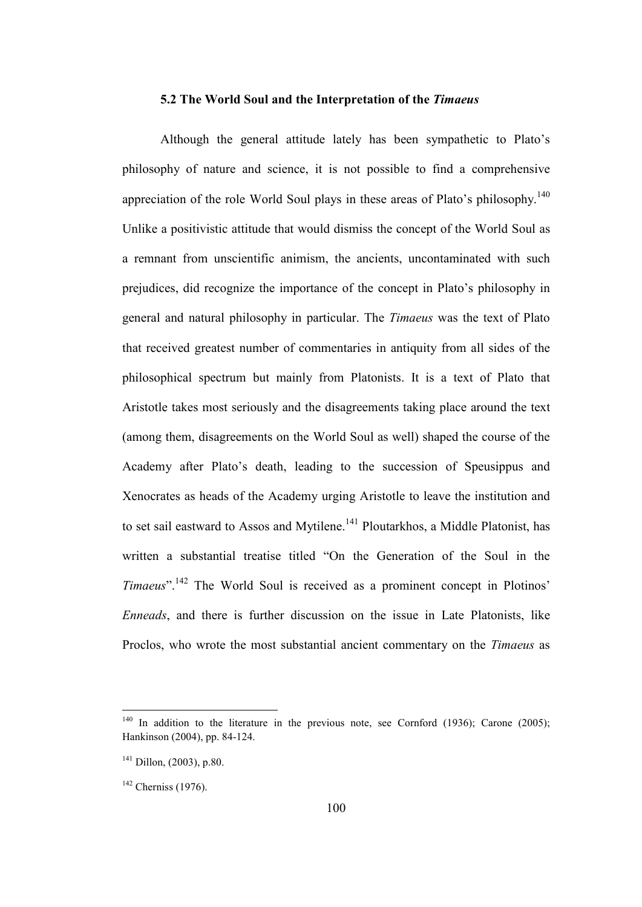## **5.2 The World Soul and the Interpretation of the** *Timaeus*

Although the general attitude lately has been sympathetic to Plato's philosophy of nature and science, it is not possible to find a comprehensive appreciation of the role World Soul plays in these areas of Plato's philosophy.<sup>140</sup> Unlike a positivistic attitude that would dismiss the concept of the World Soul as a remnant from unscientific animism, the ancients, uncontaminated with such prejudices, did recognize the importance of the concept in Plato's philosophy in general and natural philosophy in particular. The *Timaeus* was the text of Plato that received greatest number of commentaries in antiquity from all sides of the philosophical spectrum but mainly from Platonists. It is a text of Plato that Aristotle takes most seriously and the disagreements taking place around the text (among them, disagreements on the World Soul as well) shaped the course of the Academy after Plato's death, leading to the succession of Speusippus and Xenocrates as heads of the Academy urging Aristotle to leave the institution and to set sail eastward to Assos and Mytilene.<sup>141</sup> Ploutarkhos, a Middle Platonist, has written a substantial treatise titled "On the Generation of the Soul in the *Timaeus*".<sup>142</sup> The World Soul is received as a prominent concept in Plotinos' *Enneads*, and there is further discussion on the issue in Late Platonists, like Proclos, who wrote the most substantial ancient commentary on the *Timaeus* as

 $140$  In addition to the literature in the previous note, see Cornford (1936); Carone (2005); Hankinson (2004), pp. 84-124.

 $141$  Dillon, (2003), p.80.

 $142$  Cherniss (1976).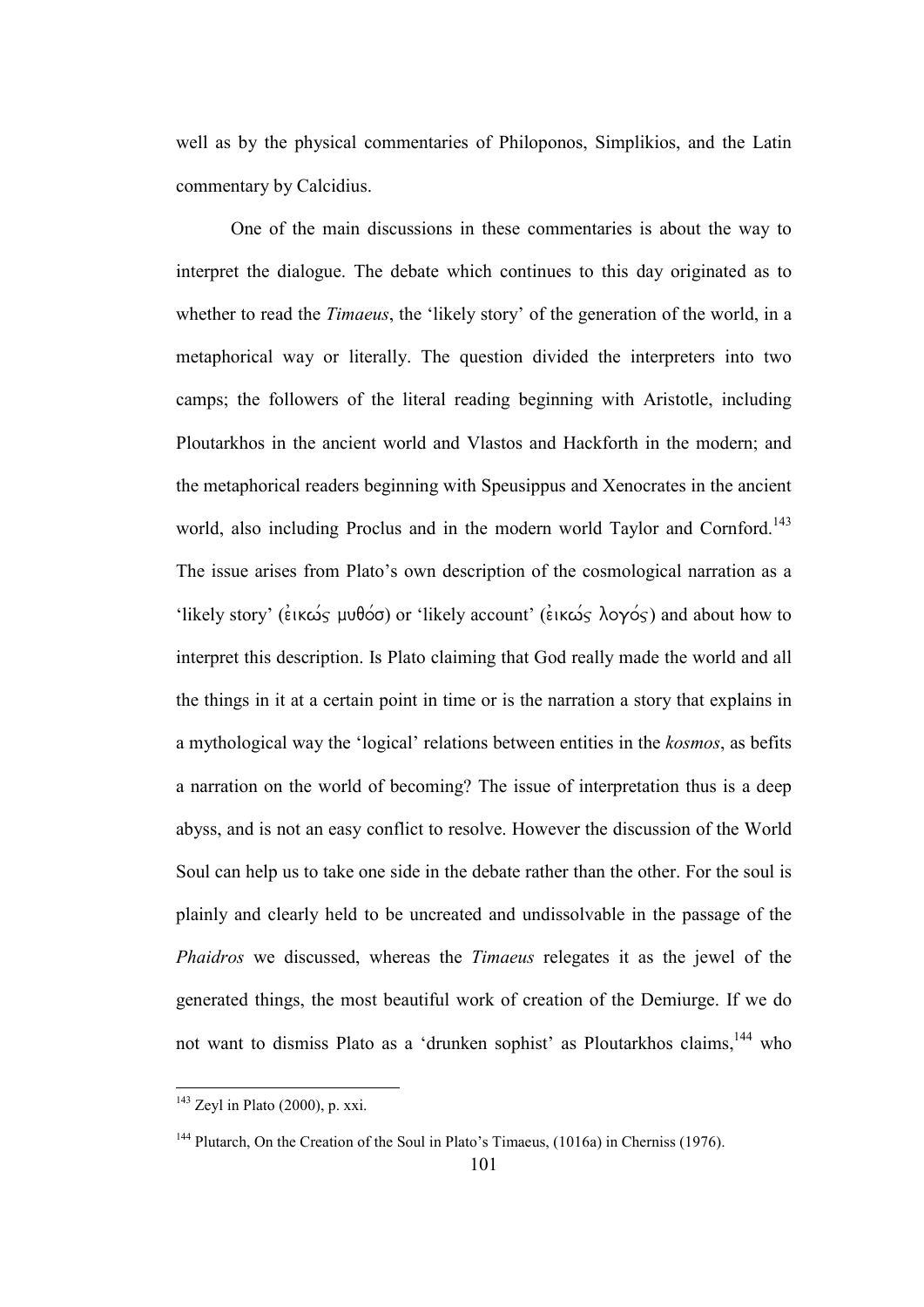well as by the physical commentaries of Philoponos, Simplikios, and the Latin commentary by Calcidius.

One of the main discussions in these commentaries is about the way to interpret the dialogue. The debate which continues to this day originated as to whether to read the *Timaeus*, the 'likely story' of the generation of the world, in a metaphorical way or literally. The question divided the interpreters into two camps; the followers of the literal reading beginning with Aristotle, including Ploutarkhos in the ancient world and Vlastos and Hackforth in the modern; and the metaphorical readers beginning with Speusippus and Xenocrates in the ancient world, also including Proclus and in the modern world Taylor and Cornford.<sup>143</sup> The issue arises from Plato's own description of the cosmological narration as a 'likely story' (εικώς μυθόσ) or 'likely account' (εικώς λογός) and about how to interpret this description. Is Plato claiming that God really made the world and all the things in it at a certain point in time or is the narration a story that explains in a mythological way the 'logical' relations between entities in the *kosmos*, as befits a narration on the world of becoming? The issue of interpretation thus is a deep abyss, and is not an easy conflict to resolve. However the discussion of the World Soul can help us to take one side in the debate rather than the other. For the soul is plainly and clearly held to be uncreated and undissolvable in the passage of the *Phaidros* we discussed, whereas the *Timaeus* relegates it as the jewel of the generated things, the most beautiful work of creation of the Demiurge. If we do not want to dismiss Plato as a 'drunken sophist' as Ploutarkhos claims,<sup>144</sup> who

 $143$  Zeyl in Plato (2000), p. xxi.

<sup>&</sup>lt;sup>144</sup> Plutarch, On the Creation of the Soul in Plato's Timaeus, (1016a) in Cherniss (1976).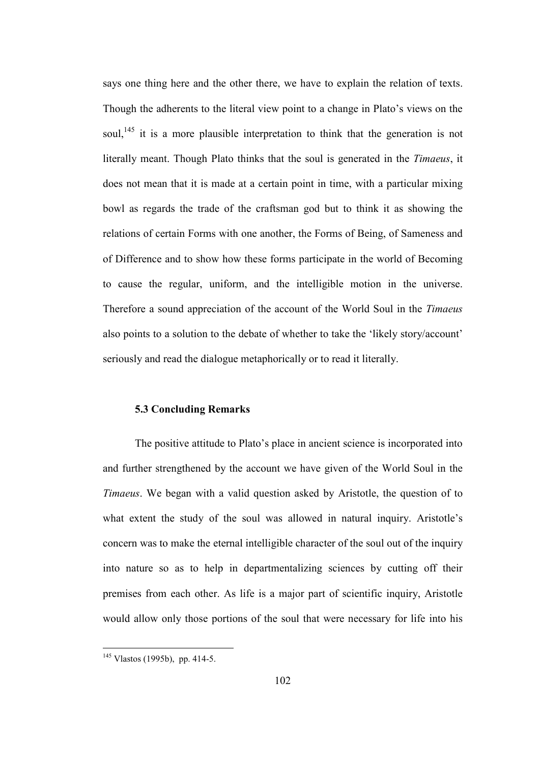says one thing here and the other there, we have to explain the relation of texts. Though the adherents to the literal view point to a change in Plato's views on the soul,<sup>145</sup> it is a more plausible interpretation to think that the generation is not literally meant. Though Plato thinks that the soul is generated in the *Timaeus*, it does not mean that it is made at a certain point in time, with a particular mixing bowl as regards the trade of the craftsman god but to think it as showing the relations of certain Forms with one another, the Forms of Being, of Sameness and of Difference and to show how these forms participate in the world of Becoming to cause the regular, uniform, and the intelligible motion in the universe. Therefore a sound appreciation of the account of the World Soul in the *Timaeus* also points to a solution to the debate of whether to take the 'likely story/account' seriously and read the dialogue metaphorically or to read it literally.

## **5.3 Concluding Remarks**

The positive attitude to Plato's place in ancient science is incorporated into and further strengthened by the account we have given of the World Soul in the *Timaeus*. We began with a valid question asked by Aristotle, the question of to what extent the study of the soul was allowed in natural inquiry. Aristotle's concern was to make the eternal intelligible character of the soul out of the inquiry into nature so as to help in departmentalizing sciences by cutting off their premises from each other. As life is a major part of scientific inquiry, Aristotle would allow only those portions of the soul that were necessary for life into his

<sup>&</sup>lt;sup>145</sup> Vlastos (1995b), pp. 414-5.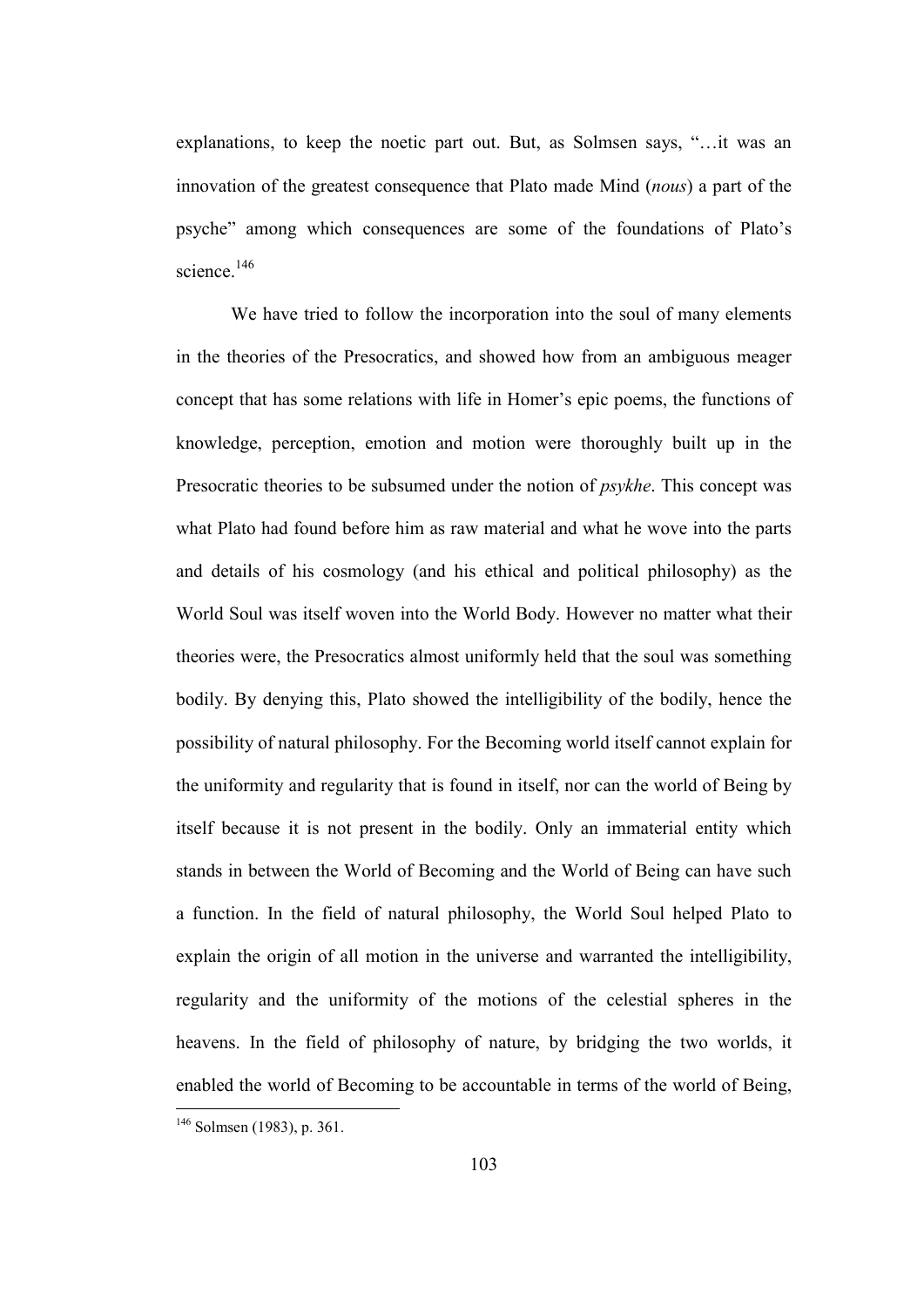explanations, to keep the noetic part out. But, as Solmsen says, "…it was an innovation of the greatest consequence that Plato made Mind (*nous*) a part of the psyche" among which consequences are some of the foundations of Plato's science.<sup>146</sup>

We have tried to follow the incorporation into the soul of many elements in the theories of the Presocratics, and showed how from an ambiguous meager concept that has some relations with life in Homer's epic poems, the functions of knowledge, perception, emotion and motion were thoroughly built up in the Presocratic theories to be subsumed under the notion of *psykhe*. This concept was what Plato had found before him as raw material and what he wove into the parts and details of his cosmology (and his ethical and political philosophy) as the World Soul was itself woven into the World Body. However no matter what their theories were, the Presocratics almost uniformly held that the soul was something bodily. By denying this, Plato showed the intelligibility of the bodily, hence the possibility of natural philosophy. For the Becoming world itself cannot explain for the uniformity and regularity that is found in itself, nor can the world of Being by itself because it is not present in the bodily. Only an immaterial entity which stands in between the World of Becoming and the World of Being can have such a function. In the field of natural philosophy, the World Soul helped Plato to explain the origin of all motion in the universe and warranted the intelligibility, regularity and the uniformity of the motions of the celestial spheres in the heavens. In the field of philosophy of nature, by bridging the two worlds, it enabled the world of Becoming to be accountable in terms of the world of Being,

<sup>&</sup>lt;sup>146</sup> Solmsen (1983), p. 361.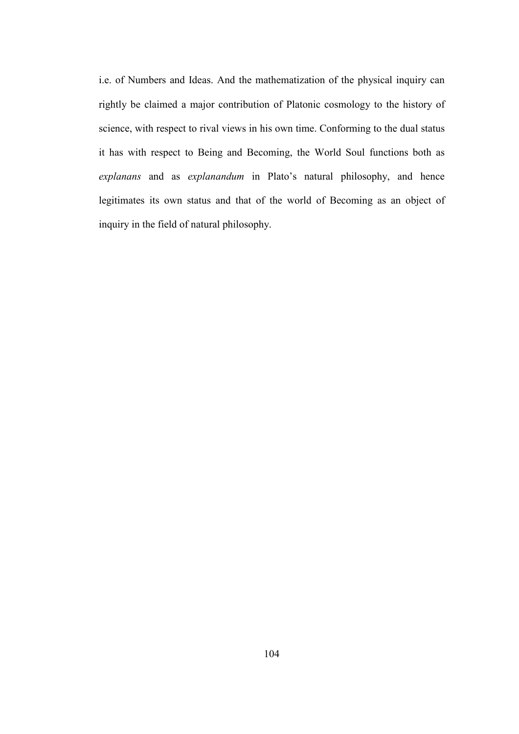i.e. of Numbers and Ideas. And the mathematization of the physical inquiry can rightly be claimed a major contribution of Platonic cosmology to the history of science, with respect to rival views in his own time. Conforming to the dual status it has with respect to Being and Becoming, the World Soul functions both as *explanans* and as *explanandum* in Plato's natural philosophy, and hence legitimates its own status and that of the world of Becoming as an object of inquiry in the field of natural philosophy.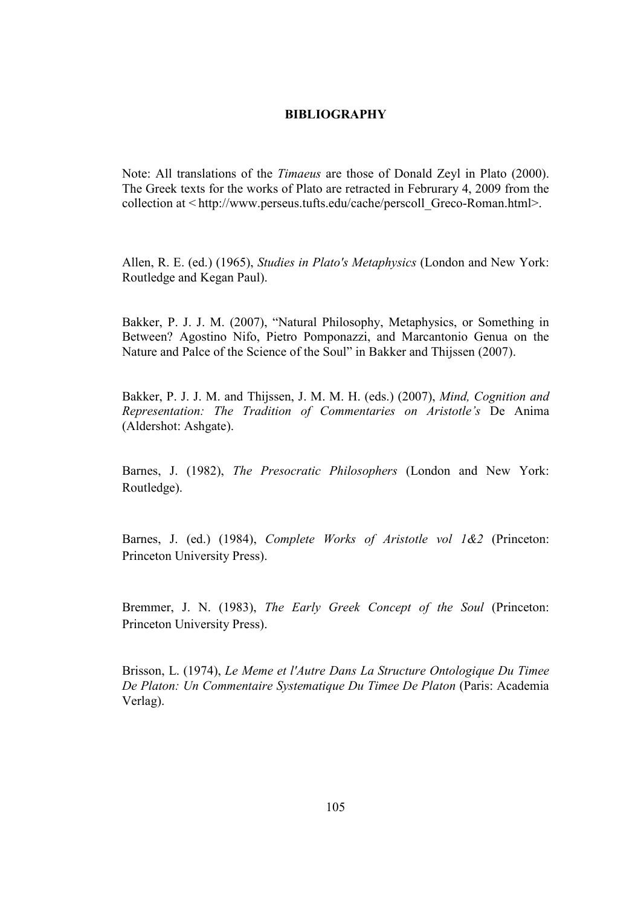## **BIBLIOGRAPHY**

Note: All translations of the *Timaeus* are those of Donald Zeyl in Plato (2000). The Greek texts for the works of Plato are retracted in Februrary 4, 2009 from the collection at < http://www.perseus.tufts.edu/cache/perscoll\_Greco-Roman.html>.

Allen, R. E. (ed.) (1965), *Studies in Plato's Metaphysics* (London and New York: Routledge and Kegan Paul).

Bakker, P. J. J. M. (2007), "Natural Philosophy, Metaphysics, or Something in Between? Agostino Nifo, Pietro Pomponazzi, and Marcantonio Genua on the Nature and Palce of the Science of the Soul" in Bakker and Thijssen (2007).

Bakker, P. J. J. M. and Thijssen, J. M. M. H. (eds.) (2007), *Mind, Cognition and Representation: The Tradition of Commentaries on Aristotle's* De Anima (Aldershot: Ashgate).

Barnes, J. (1982), *The Presocratic Philosophers* (London and New York: Routledge).

Barnes, J. (ed.) (1984), *Complete Works of Aristotle vol 1&2* (Princeton: Princeton University Press).

Bremmer, J. N. (1983), *The Early Greek Concept of the Soul* (Princeton: Princeton University Press).

Brisson, L. (1974), *Le Meme et l'Autre Dans La Structure Ontologique Du Timee De Platon: Un Commentaire Systematique Du Timee De Platon* (Paris: Academia Verlag).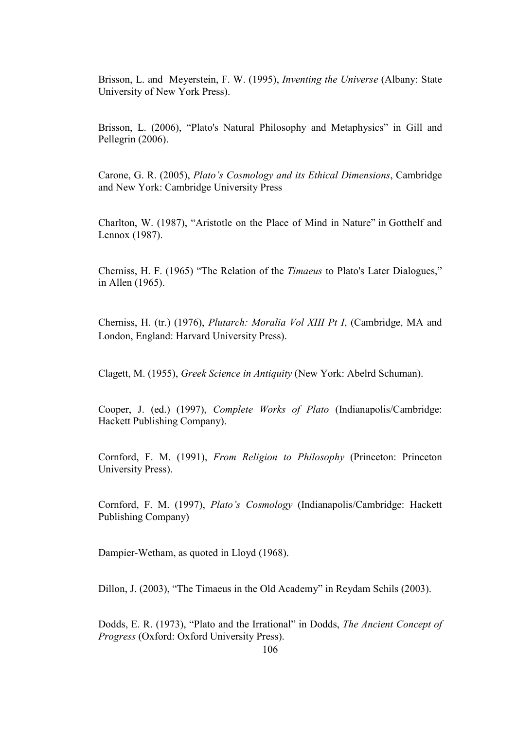Brisson, L. and Meyerstein, F. W. (1995), *Inventing the Universe* (Albany: State University of New York Press).

Brisson, L. (2006), "Plato's Natural Philosophy and Metaphysics" in Gill and Pellegrin (2006).

Carone, G. R. (2005), *Plato's Cosmology and its Ethical Dimensions*, Cambridge and New York: Cambridge University Press

Charlton, W. (1987), "Aristotle on the Place of Mind in Nature" in Gotthelf and Lennox (1987).

Cherniss, H. F. (1965) "The Relation of the *Timaeus* to Plato's Later Dialogues," in Allen (1965).

Cherniss, H. (tr.) (1976), *Plutarch: Moralia Vol XIII Pt I*, (Cambridge, MA and London, England: Harvard University Press).

Clagett, M. (1955), *Greek Science in Antiquity* (New York: Abelrd Schuman).

Cooper, J. (ed.) (1997), *Complete Works of Plato* (Indianapolis/Cambridge: Hackett Publishing Company).

Cornford, F. M. (1991), *From Religion to Philosophy* (Princeton: Princeton University Press).

Cornford, F. M. (1997), *Plato's Cosmology* (Indianapolis/Cambridge: Hackett Publishing Company)

Dampier-Wetham, as quoted in Lloyd (1968).

Dillon, J. (2003), "The Timaeus in the Old Academy" in Reydam Schils (2003).

Dodds, E. R. (1973), "Plato and the Irrational" in Dodds, *The Ancient Concept of Progress* (Oxford: Oxford University Press).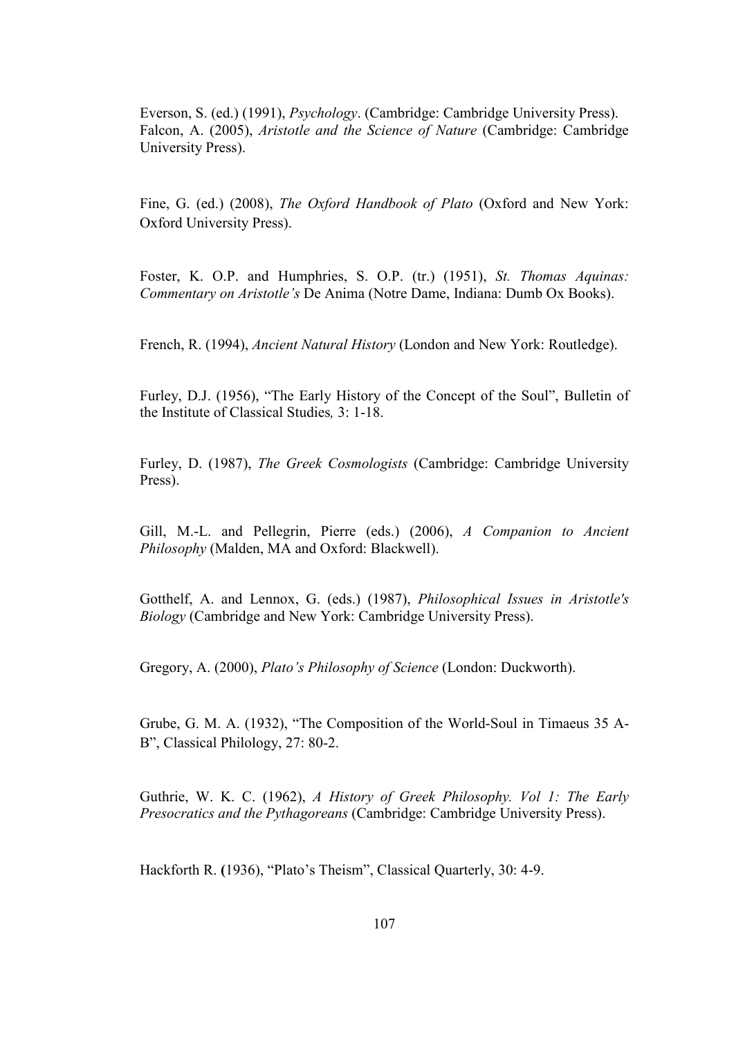Everson, S. (ed.) (1991), *Psychology*. (Cambridge: Cambridge University Press). Falcon, A. (2005), *Aristotle and the Science of Nature* (Cambridge: Cambridge University Press).

Fine, G. (ed.) (2008), *The Oxford Handbook of Plato* (Oxford and New York: Oxford University Press).

Foster, K. O.P. and Humphries, S. O.P. (tr.) (1951), *St. Thomas Aquinas: Commentary on Aristotle's* De Anima (Notre Dame, Indiana: Dumb Ox Books).

French, R. (1994), *Ancient Natural History* (London and New York: Routledge).

Furley, D.J. (1956), "The Early History of the Concept of the Soul", Bulletin of the Institute of Classical Studies*,* 3: 1-18.

Furley, D. (1987), *The Greek Cosmologists* (Cambridge: Cambridge University Press).

Gill, M.-L. and Pellegrin, Pierre (eds.) (2006), *A Companion to Ancient Philosophy* (Malden, MA and Oxford: Blackwell).

Gotthelf, A. and Lennox, G. (eds.) (1987), *Philosophical Issues in Aristotle's Biology* (Cambridge and New York: Cambridge University Press).

Gregory, A. (2000), *Plato's Philosophy of Science* (London: Duckworth).

Grube, G. M. A. (1932), "The Composition of the World-Soul in Timaeus 35 A-B", Classical Philology, 27: 80-2.

Guthrie, W. K. C. (1962), *A History of Greek Philosophy. Vol 1: The Early Presocratics and the Pythagoreans* (Cambridge: Cambridge University Press).

Hackforth R. **(**1936), "Plato's Theism", Classical Quarterly, 30: 4-9.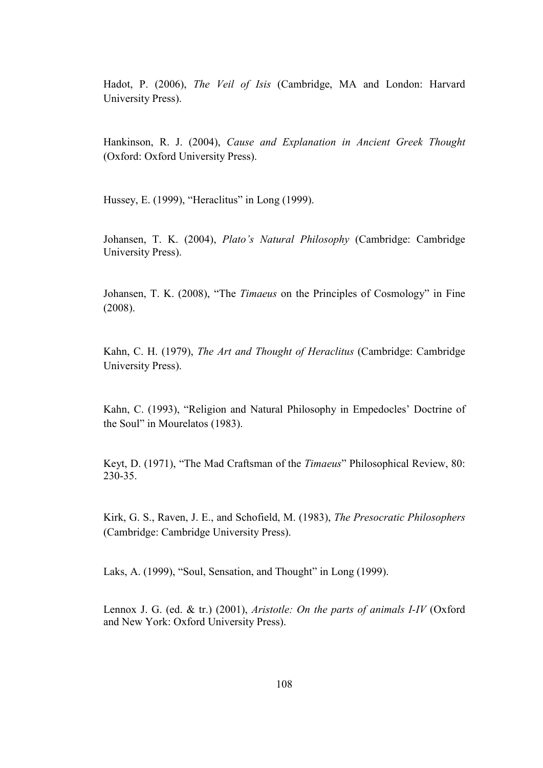Hadot, P. (2006), *The Veil of Isis* (Cambridge, MA and London: Harvard University Press).

Hankinson, R. J. (2004), *Cause and Explanation in Ancient Greek Thought* (Oxford: Oxford University Press).

Hussey, E. (1999), "Heraclitus" in Long (1999).

Johansen, T. K. (2004), *Plato's Natural Philosophy* (Cambridge: Cambridge University Press).

Johansen, T. K. (2008), "The *Timaeus* on the Principles of Cosmology" in Fine (2008).

Kahn, C. H. (1979), *The Art and Thought of Heraclitus* (Cambridge: Cambridge University Press).

Kahn, C. (1993), "Religion and Natural Philosophy in Empedocles' Doctrine of the Soul" in Mourelatos (1983).

Keyt, D. (1971), "The Mad Craftsman of the *Timaeus*" Philosophical Review, 80: 230-35.

Kirk, G. S., Raven, J. E., and Schofield, M. (1983), *The Presocratic Philosophers* (Cambridge: Cambridge University Press).

Laks, A. (1999), "Soul, Sensation, and Thought" in Long (1999).

Lennox J. G. (ed. & tr.) (2001), *Aristotle: On the parts of animals I-IV* (Oxford and New York: Oxford University Press).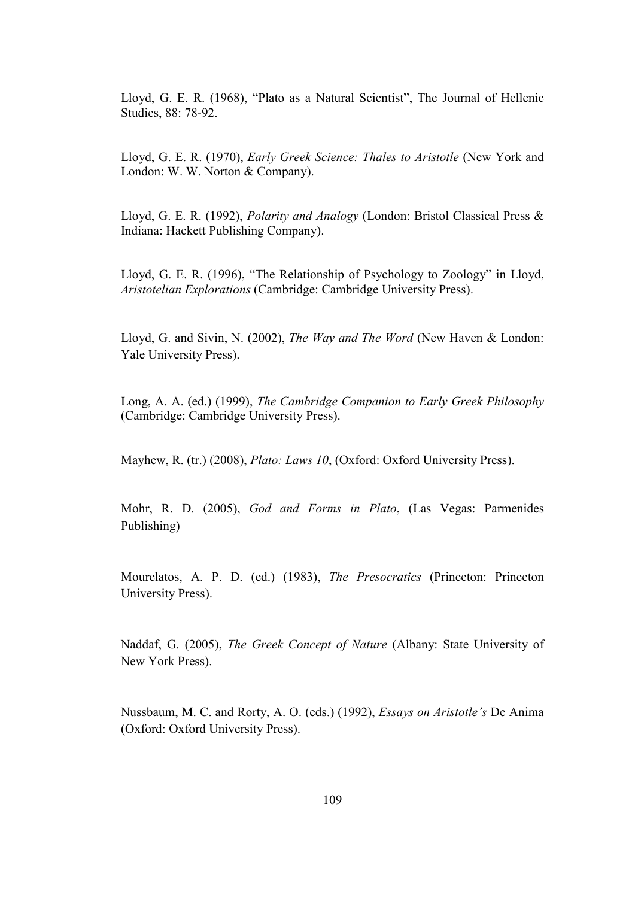Lloyd, G. E. R. (1968), "Plato as a Natural Scientist", The Journal of Hellenic Studies, 88: 78-92.

Lloyd, G. E. R. (1970), *Early Greek Science: Thales to Aristotle* (New York and London: W. W. Norton & Company).

Lloyd, G. E. R. (1992), *Polarity and Analogy* (London: Bristol Classical Press & Indiana: Hackett Publishing Company).

Lloyd, G. E. R. (1996), "The Relationship of Psychology to Zoology" in Lloyd, *Aristotelian Explorations* (Cambridge: Cambridge University Press).

Lloyd, G. and Sivin, N. (2002), *The Way and The Word* (New Haven & London: Yale University Press).

Long, A. A. (ed.) (1999), *The Cambridge Companion to Early Greek Philosophy* (Cambridge: Cambridge University Press).

Mayhew, R. (tr.) (2008), *Plato: Laws 10*, (Oxford: Oxford University Press).

Mohr, R. D. (2005), *God and Forms in Plato*, (Las Vegas: Parmenides Publishing)

Mourelatos, A. P. D. (ed.) (1983), *The Presocratics* (Princeton: Princeton University Press).

Naddaf, G. (2005), *The Greek Concept of Nature* (Albany: State University of New York Press).

Nussbaum, M. C. and Rorty, A. O. (eds.) (1992), *Essays on Aristotle's* De Anima (Oxford: Oxford University Press).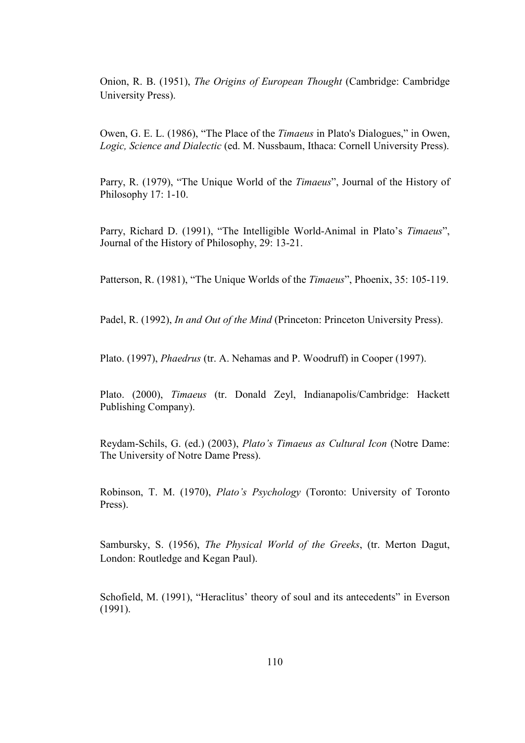Onion, R. B. (1951), *The Origins of European Thought* (Cambridge: Cambridge University Press).

Owen, G. E. L. (1986), "The Place of the *Timaeus* in Plato's Dialogues," in Owen, *Logic, Science and Dialectic* (ed. M. Nussbaum, Ithaca: Cornell University Press).

Parry, R. (1979), "The Unique World of the *Timaeus*", Journal of the History of Philosophy 17: 1-10.

Parry, Richard D. (1991), "The Intelligible World-Animal in Plato's *Timaeus*", Journal of the History of Philosophy, 29: 13-21.

Patterson, R. (1981), "The Unique Worlds of the *Timaeus*", Phoenix, 35: 105-119.

Padel, R. (1992), *In and Out of the Mind* (Princeton: Princeton University Press).

Plato. (1997), *Phaedrus* (tr. A. Nehamas and P. Woodruff) in Cooper (1997).

Plato. (2000), *Timaeus* (tr. Donald Zeyl, Indianapolis/Cambridge: Hackett Publishing Company).

Reydam-Schils, G. (ed.) (2003), *Plato's Timaeus as Cultural Icon* (Notre Dame: The University of Notre Dame Press).

Robinson, T. M. (1970), *Plato's Psychology* (Toronto: University of Toronto Press).

Sambursky, S. (1956), *The Physical World of the Greeks*, (tr. Merton Dagut, London: Routledge and Kegan Paul).

Schofield, M. (1991), "Heraclitus' theory of soul and its antecedents" in Everson (1991).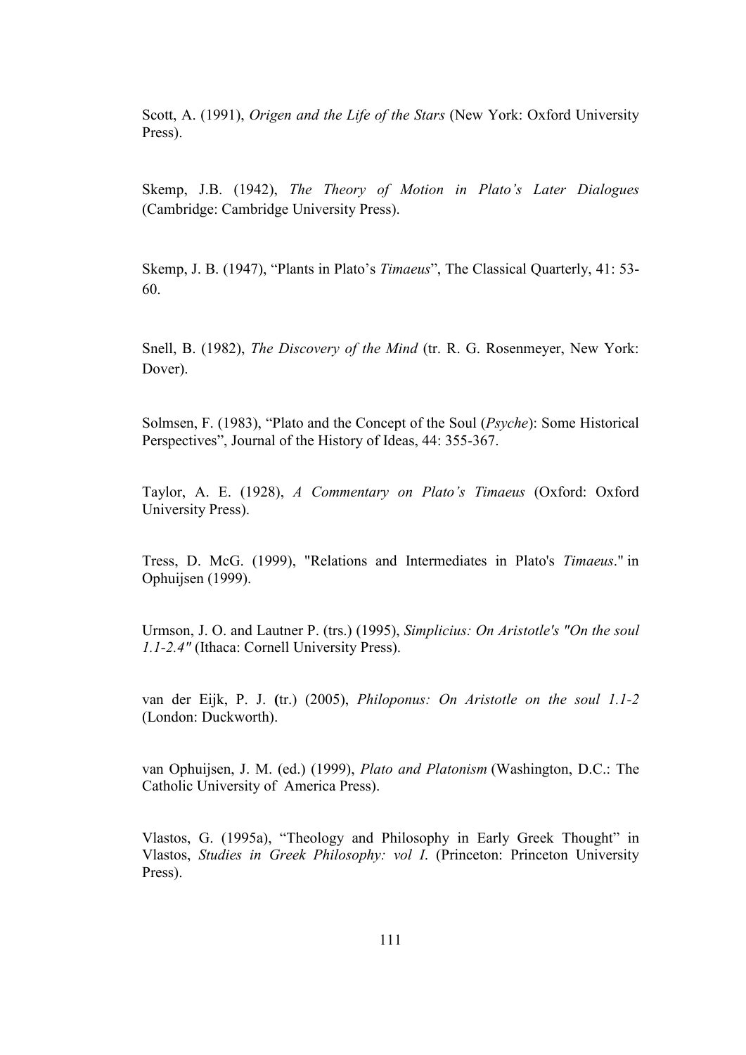Scott, A. (1991), *Origen and the Life of the Stars* (New York: Oxford University Press).

Skemp, J.B. (1942), *The Theory of Motion in Plato's Later Dialogues* (Cambridge: Cambridge University Press).

Skemp, J. B. (1947), "Plants in Plato's *Timaeus*", The Classical Quarterly, 41: 53- 60.

Snell, B. (1982), *The Discovery of the Mind* (tr. R. G. Rosenmeyer, New York: Dover).

Solmsen, F. (1983), "Plato and the Concept of the Soul (*Psyche*): Some Historical Perspectives", Journal of the History of Ideas, 44: 355-367.

Taylor, A. E. (1928), *A Commentary on Plato's Timaeus* (Oxford: Oxford University Press).

Tress, D. McG. (1999), "Relations and Intermediates in Plato's *Timaeus*." in Ophuijsen (1999).

Urmson, J. O. and Lautner P. (trs.) (1995), *Simplicius: On Aristotle's "On the soul 1.1-2.4"* (Ithaca: Cornell University Press).

van der Eijk, P. J. **(**tr.) (2005), *Philoponus: On Aristotle on the soul 1.1-2* (London: Duckworth).

van Ophuijsen, J. M. (ed.) (1999), *Plato and Platonism* (Washington, D.C.: The Catholic University of America Press).

Vlastos, G. (1995a), "Theology and Philosophy in Early Greek Thought" in Vlastos, *Studies in Greek Philosophy: vol I*. (Princeton: Princeton University Press).